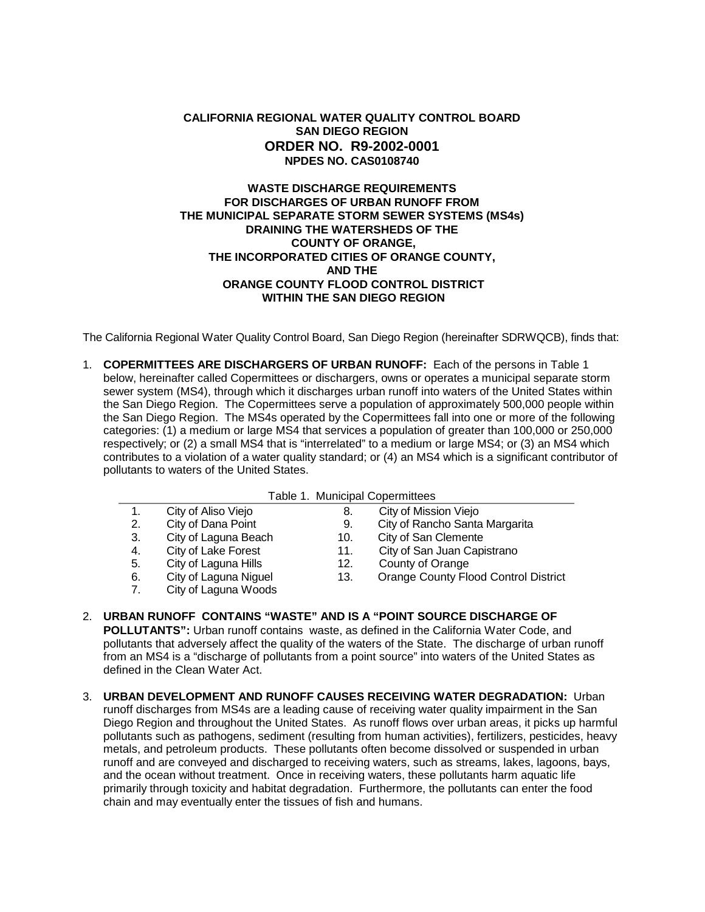**CALIFORNIA REGIONAL WATER QUALITY CONTROL BOARD**
**SAN DIEGO REGION**

# ORDER NO. R9-2002-0001

**NPDES NO. CAS0108740**

**WASTE DISCHARGE REQUIREMENTS**
**FOR DISCHARGES OF URBAN RUNOFF FROM**
**THE MUNICIPAL SEPARATE STORM SEWER SYSTEMS (MS4s)**
**DRAINING THE WATERSHEDS OF THE**
**COUNTY OF ORANGE,**
**THE INCORPORATED CITIES OF ORANGE COUNTY,**
**AND THE**
**ORANGE COUNTY FLOOD CONTROL DISTRICT**
**WITHIN THE SAN DIEGO REGION**

The California Regional Water Quality Control Board, San Diego Region (hereinafter SDRWQCB), finds that:

1. **COPERMITTEES ARE DISCHARGERS OF URBAN RUNOFF:** Each of the persons in Table 1 below, hereinafter called Copermittees or dischargers, owns or operates a municipal separate storm sewer system (MS4), through which it discharges urban runoff into waters of the United States within the San Diego Region. The Copermittees serve a population of approximately 500,000 people within the San Diego Region. The MS4s operated by the Copermittees fall into one or more of the following categories: (1) a medium or large MS4 that services a population of greater than 100,000 or 250,000 respectively; or (2) a small MS4 that is "interrelated" to a medium or large MS4; or (3) an MS4 which contributes to a violation of a water quality standard; or (4) an MS4 which is a significant contributor of pollutants to waters of the United States.

Table 1. Municipal Copermittees

| | | | |
|---|---|---|---|
| 1. | City of Aliso Viejo | 8. | City of Mission Viejo |
| 2. | City of Dana Point | 9. | City of Rancho Santa Margarita |
| 3. | City of Laguna Beach | 10. | City of San Clemente |
| 4. | City of Lake Forest | 11. | City of San Juan Capistrano |
| 5. | City of Laguna Hills | 12. | County of Orange |
| 6. | City of Laguna Niguel | 13. | Orange County Flood Control District |
| 7. | City of Laguna Woods | | |

2. **URBAN RUNOFF CONTAINS "WASTE" AND IS A "POINT SOURCE DISCHARGE OF POLLUTANTS":** Urban runoff contains waste, as defined in the California Water Code, and pollutants that adversely affect the quality of the waters of the State. The discharge of urban runoff from an MS4 is a "discharge of pollutants from a point source" into waters of the United States as defined in the Clean Water Act.

3. **URBAN DEVELOPMENT AND RUNOFF CAUSES RECEIVING WATER DEGRADATION:** Urban runoff discharges from MS4s are a leading cause of receiving water quality impairment in the San Diego Region and throughout the United States. As runoff flows over urban areas, it picks up harmful pollutants such as pathogens, sediment (resulting from human activities), fertilizers, pesticides, heavy metals, and petroleum products. These pollutants often become dissolved or suspended in urban runoff and are conveyed and discharged to receiving waters, such as streams, lakes, lagoons, bays, and the ocean without treatment. Once in receiving waters, these pollutants harm aquatic life primarily through toxicity and habitat degradation. Furthermore, the pollutants can enter the food chain and may eventually enter the tissues of fish and humans.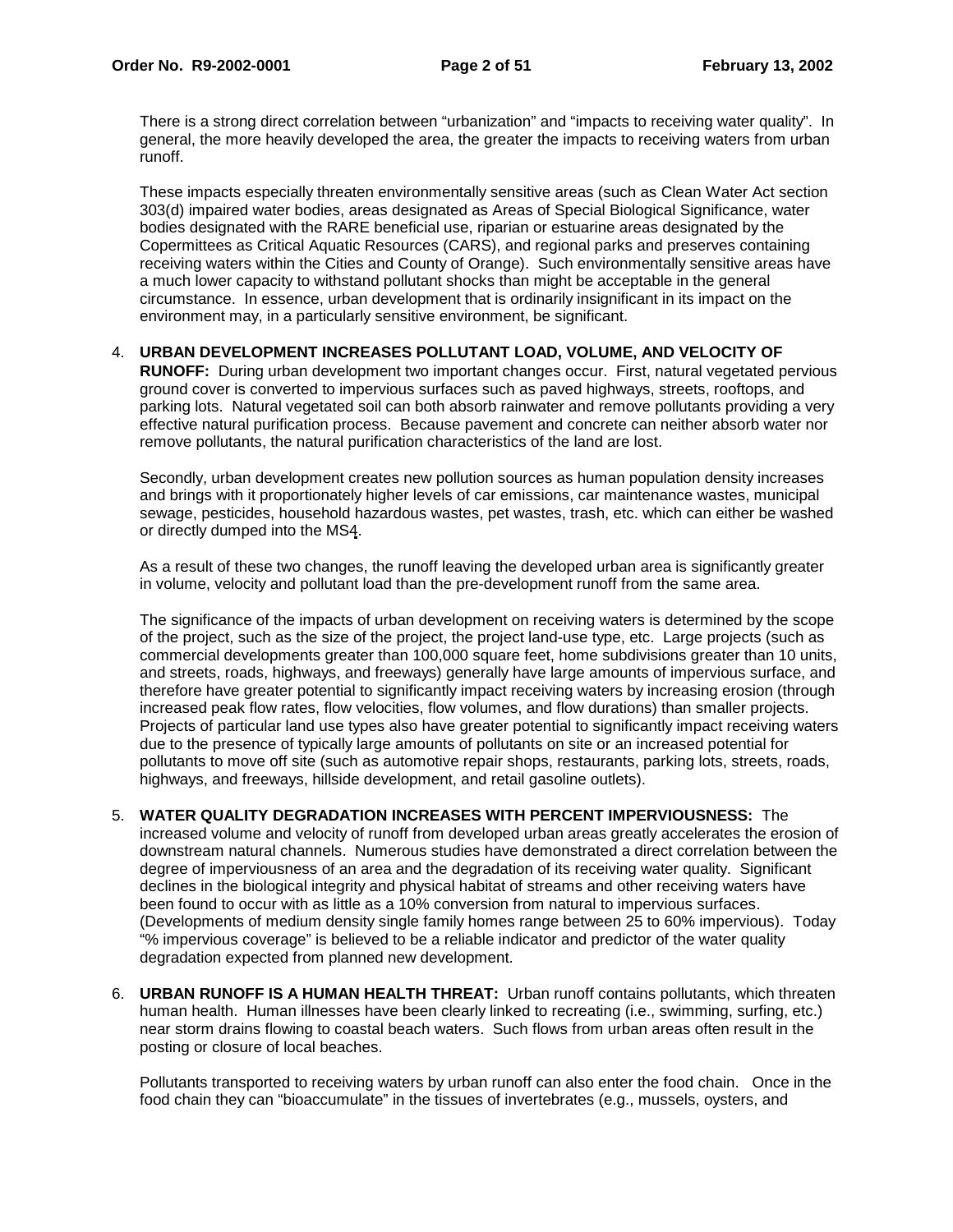There is a strong direct correlation between "urbanization" and "impacts to receiving water quality". In general, the more heavily developed the area, the greater the impacts to receiving waters from urban runoff.

These impacts especially threaten environmentally sensitive areas (such as Clean Water Act section 303(d) impaired water bodies, areas designated as Areas of Special Biological Significance, water bodies designated with the RARE beneficial use, riparian or estuarine areas designated by the Copermittees as Critical Aquatic Resources (CARS), and regional parks and preserves containing receiving waters within the Cities and County of Orange). Such environmentally sensitive areas have a much lower capacity to withstand pollutant shocks than might be acceptable in the general circumstance. In essence, urban development that is ordinarily insignificant in its impact on the environment may, in a particularly sensitive environment, be significant.

4. **URBAN DEVELOPMENT INCREASES POLLUTANT LOAD, VOLUME, AND VELOCITY OF RUNOFF:** During urban development two important changes occur. First, natural vegetated pervious ground cover is converted to impervious surfaces such as paved highways, streets, rooftops, and parking lots. Natural vegetated soil can both absorb rainwater and remove pollutants providing a very effective natural purification process. Because pavement and concrete can neither absorb water nor remove pollutants, the natural purification characteristics of the land are lost.

   Secondly, urban development creates new pollution sources as human population density increases and brings with it proportionately higher levels of car emissions, car maintenance wastes, municipal sewage, pesticides, household hazardous wastes, pet wastes, trash, etc. which can either be washed or directly dumped into the MS4.

   As a result of these two changes, the runoff leaving the developed urban area is significantly greater in volume, velocity and pollutant load than the pre-development runoff from the same area.

   The significance of the impacts of urban development on receiving waters is determined by the scope of the project, such as the size of the project, the project land-use type, etc. Large projects (such as commercial developments greater than 100,000 square feet, home subdivisions greater than 10 units, and streets, roads, highways, and freeways) generally have large amounts of impervious surface, and therefore have greater potential to significantly impact receiving waters by increasing erosion (through increased peak flow rates, flow velocities, flow volumes, and flow durations) than smaller projects. Projects of particular land use types also have greater potential to significantly impact receiving waters due to the presence of typically large amounts of pollutants on site or an increased potential for pollutants to move off site (such as automotive repair shops, restaurants, parking lots, streets, roads, highways, and freeways, hillside development, and retail gasoline outlets).

5. **WATER QUALITY DEGRADATION INCREASES WITH PERCENT IMPERVIOUSNESS:** The increased volume and velocity of runoff from developed urban areas greatly accelerates the erosion of downstream natural channels. Numerous studies have demonstrated a direct correlation between the degree of imperviousness of an area and the degradation of its receiving water quality. Significant declines in the biological integrity and physical habitat of streams and other receiving waters have been found to occur with as little as a 10% conversion from natural to impervious surfaces. (Developments of medium density single family homes range between 25 to 60% impervious). Today "% impervious coverage" is believed to be a reliable indicator and predictor of the water quality degradation expected from planned new development.

6. **URBAN RUNOFF IS A HUMAN HEALTH THREAT:** Urban runoff contains pollutants, which threaten human health. Human illnesses have been clearly linked to recreating (i.e., swimming, surfing, etc.) near storm drains flowing to coastal beach waters. Such flows from urban areas often result in the posting or closure of local beaches.

   Pollutants transported to receiving waters by urban runoff can also enter the food chain. Once in the food chain they can "bioaccumulate" in the tissues of invertebrates (e.g., mussels, oysters, and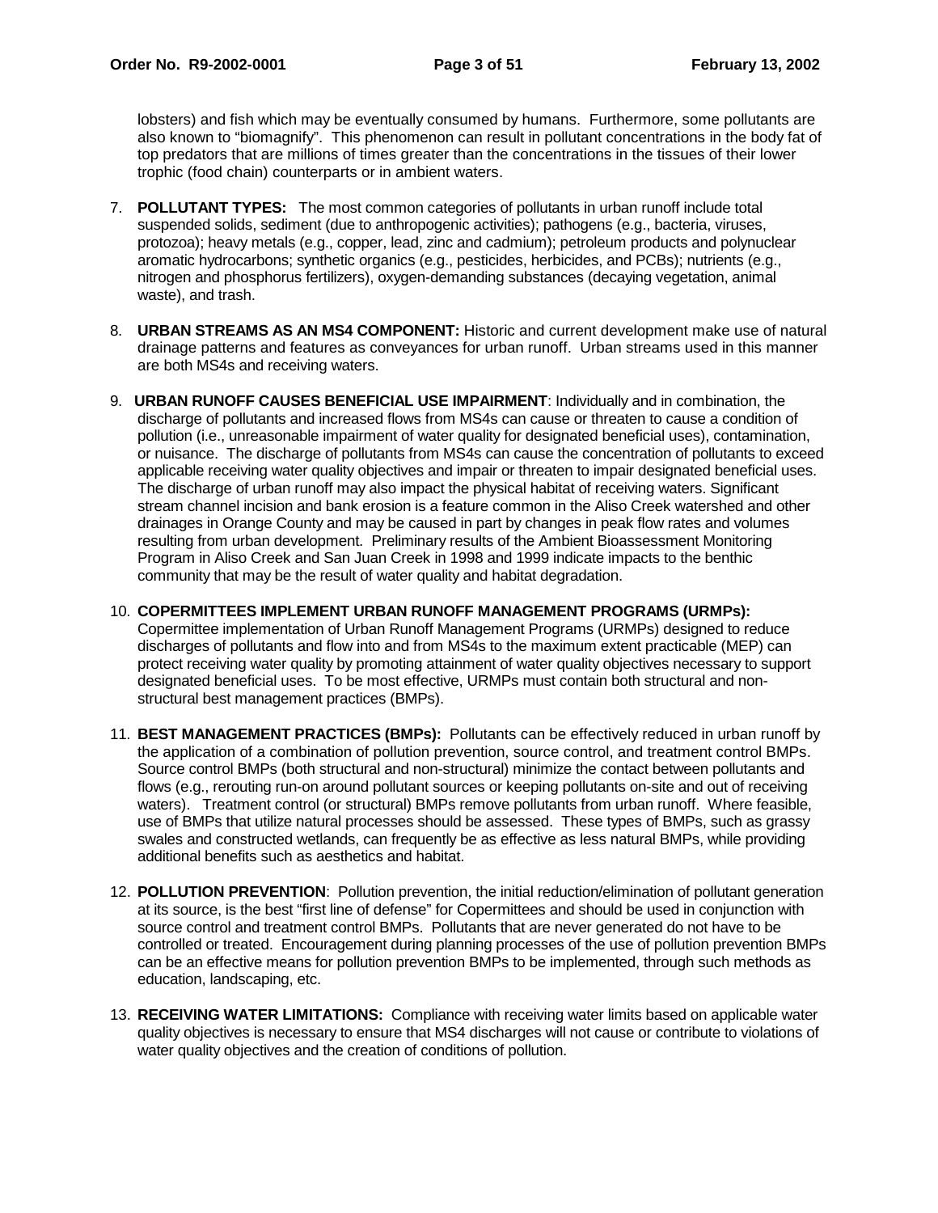lobsters) and fish which may be eventually consumed by humans. Furthermore, some pollutants are also known to "biomagnify". This phenomenon can result in pollutant concentrations in the body fat of top predators that are millions of times greater than the concentrations in the tissues of their lower trophic (food chain) counterparts or in ambient waters.

7. **POLLUTANT TYPES:** The most common categories of pollutants in urban runoff include total suspended solids, sediment (due to anthropogenic activities); pathogens (e.g., bacteria, viruses, protozoa); heavy metals (e.g., copper, lead, zinc and cadmium); petroleum products and polynuclear aromatic hydrocarbons; synthetic organics (e.g., pesticides, herbicides, and PCBs); nutrients (e.g., nitrogen and phosphorus fertilizers), oxygen-demanding substances (decaying vegetation, animal waste), and trash.

8. **URBAN STREAMS AS AN MS4 COMPONENT:** Historic and current development make use of natural drainage patterns and features as conveyances for urban runoff. Urban streams used in this manner are both MS4s and receiving waters.

9. **URBAN RUNOFF CAUSES BENEFICIAL USE IMPAIRMENT**: Individually and in combination, the discharge of pollutants and increased flows from MS4s can cause or threaten to cause a condition of pollution (i.e., unreasonable impairment of water quality for designated beneficial uses), contamination, or nuisance. The discharge of pollutants from MS4s can cause the concentration of pollutants to exceed applicable receiving water quality objectives and impair or threaten to impair designated beneficial uses. The discharge of urban runoff may also impact the physical habitat of receiving waters. Significant stream channel incision and bank erosion is a feature common in the Aliso Creek watershed and other drainages in Orange County and may be caused in part by changes in peak flow rates and volumes resulting from urban development. Preliminary results of the Ambient Bioassessment Monitoring Program in Aliso Creek and San Juan Creek in 1998 and 1999 indicate impacts to the benthic community that may be the result of water quality and habitat degradation.

10. **COPERMITTEES IMPLEMENT URBAN RUNOFF MANAGEMENT PROGRAMS (URMPs):** Copermittee implementation of Urban Runoff Management Programs (URMPs) designed to reduce discharges of pollutants and flow into and from MS4s to the maximum extent practicable (MEP) can protect receiving water quality by promoting attainment of water quality objectives necessary to support designated beneficial uses. To be most effective, URMPs must contain both structural and non-structural best management practices (BMPs).

11. **BEST MANAGEMENT PRACTICES (BMPs):** Pollutants can be effectively reduced in urban runoff by the application of a combination of pollution prevention, source control, and treatment control BMPs. Source control BMPs (both structural and non-structural) minimize the contact between pollutants and flows (e.g., rerouting run-on around pollutant sources or keeping pollutants on-site and out of receiving waters). Treatment control (or structural) BMPs remove pollutants from urban runoff. Where feasible, use of BMPs that utilize natural processes should be assessed. These types of BMPs, such as grassy swales and constructed wetlands, can frequently be as effective as less natural BMPs, while providing additional benefits such as aesthetics and habitat.

12. **POLLUTION PREVENTION**: Pollution prevention, the initial reduction/elimination of pollutant generation at its source, is the best "first line of defense" for Copermittees and should be used in conjunction with source control and treatment control BMPs. Pollutants that are never generated do not have to be controlled or treated. Encouragement during planning processes of the use of pollution prevention BMPs can be an effective means for pollution prevention BMPs to be implemented, through such methods as education, landscaping, etc.

13. **RECEIVING WATER LIMITATIONS:** Compliance with receiving water limits based on applicable water quality objectives is necessary to ensure that MS4 discharges will not cause or contribute to violations of water quality objectives and the creation of conditions of pollution.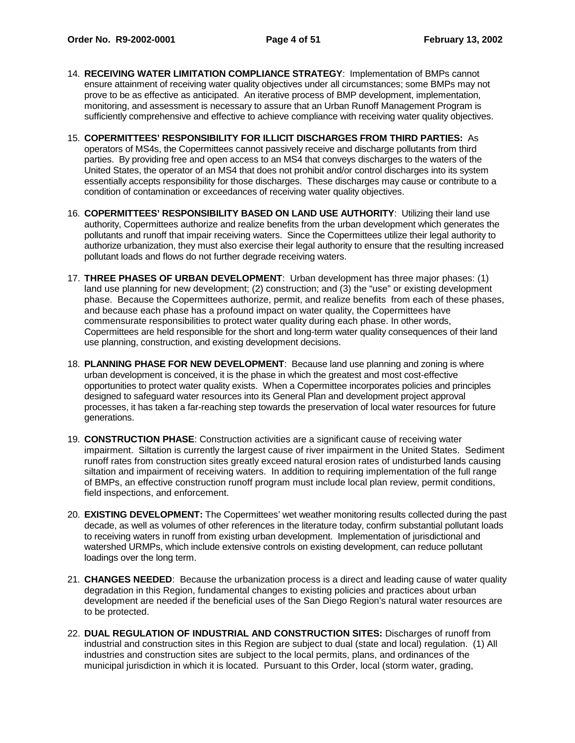14. **RECEIVING WATER LIMITATION COMPLIANCE STRATEGY**: Implementation of BMPs cannot ensure attainment of receiving water quality objectives under all circumstances; some BMPs may not prove to be as effective as anticipated. An iterative process of BMP development, implementation, monitoring, and assessment is necessary to assure that an Urban Runoff Management Program is sufficiently comprehensive and effective to achieve compliance with receiving water quality objectives.

15. **COPERMITTEES' RESPONSIBILITY FOR ILLICIT DISCHARGES FROM THIRD PARTIES:** As operators of MS4s, the Copermittees cannot passively receive and discharge pollutants from third parties. By providing free and open access to an MS4 that conveys discharges to the waters of the United States, the operator of an MS4 that does not prohibit and/or control discharges into its system essentially accepts responsibility for those discharges. These discharges may cause or contribute to a condition of contamination or exceedances of receiving water quality objectives.

16. **COPERMITTEES' RESPONSIBILITY BASED ON LAND USE AUTHORITY**: Utilizing their land use authority, Copermittees authorize and realize benefits from the urban development which generates the pollutants and runoff that impair receiving waters. Since the Copermittees utilize their legal authority to authorize urbanization, they must also exercise their legal authority to ensure that the resulting increased pollutant loads and flows do not further degrade receiving waters.

17. **THREE PHASES OF URBAN DEVELOPMENT**: Urban development has three major phases: (1) land use planning for new development; (2) construction; and (3) the "use" or existing development phase. Because the Copermittees authorize, permit, and realize benefits from each of these phases, and because each phase has a profound impact on water quality, the Copermittees have commensurate responsibilities to protect water quality during each phase. In other words, Copermittees are held responsible for the short and long-term water quality consequences of their land use planning, construction, and existing development decisions.

18. **PLANNING PHASE FOR NEW DEVELOPMENT**: Because land use planning and zoning is where urban development is conceived, it is the phase in which the greatest and most cost-effective opportunities to protect water quality exists. When a Copermittee incorporates policies and principles designed to safeguard water resources into its General Plan and development project approval processes, it has taken a far-reaching step towards the preservation of local water resources for future generations.

19. **CONSTRUCTION PHASE**: Construction activities are a significant cause of receiving water impairment. Siltation is currently the largest cause of river impairment in the United States. Sediment runoff rates from construction sites greatly exceed natural erosion rates of undisturbed lands causing siltation and impairment of receiving waters. In addition to requiring implementation of the full range of BMPs, an effective construction runoff program must include local plan review, permit conditions, field inspections, and enforcement.

20. **EXISTING DEVELOPMENT:** The Copermittees' wet weather monitoring results collected during the past decade, as well as volumes of other references in the literature today, confirm substantial pollutant loads to receiving waters in runoff from existing urban development. Implementation of jurisdictional and watershed URMPs, which include extensive controls on existing development, can reduce pollutant loadings over the long term.

21. **CHANGES NEEDED**: Because the urbanization process is a direct and leading cause of water quality degradation in this Region, fundamental changes to existing policies and practices about urban development are needed if the beneficial uses of the San Diego Region's natural water resources are to be protected.

22. **DUAL REGULATION OF INDUSTRIAL AND CONSTRUCTION SITES:** Discharges of runoff from industrial and construction sites in this Region are subject to dual (state and local) regulation. (1) All industries and construction sites are subject to the local permits, plans, and ordinances of the municipal jurisdiction in which it is located. Pursuant to this Order, local (storm water, grading,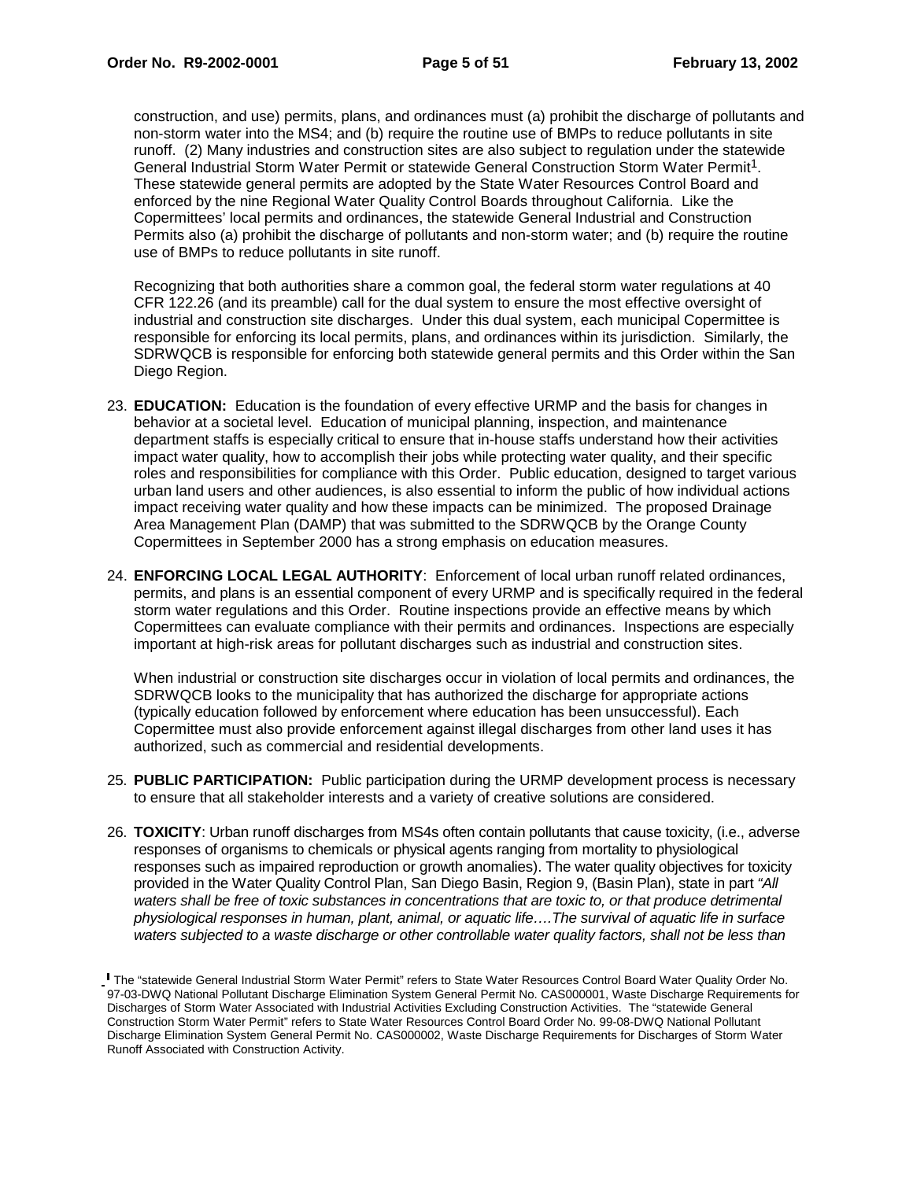construction, and use) permits, plans, and ordinances must (a) prohibit the discharge of pollutants and non-storm water into the MS4; and (b) require the routine use of BMPs to reduce pollutants in site runoff. (2) Many industries and construction sites are also subject to regulation under the statewide General Industrial Storm Water Permit or statewide General Construction Storm Water Permit[1]. These statewide general permits are adopted by the State Water Resources Control Board and enforced by the nine Regional Water Quality Control Boards throughout California. Like the Copermittees' local permits and ordinances, the statewide General Industrial and Construction Permits also (a) prohibit the discharge of pollutants and non-storm water; and (b) require the routine use of BMPs to reduce pollutants in site runoff.

Recognizing that both authorities share a common goal, the federal storm water regulations at 40 CFR 122.26 (and its preamble) call for the dual system to ensure the most effective oversight of industrial and construction site discharges. Under this dual system, each municipal Copermittee is responsible for enforcing its local permits, plans, and ordinances within its jurisdiction. Similarly, the SDRWQCB is responsible for enforcing both statewide general permits and this Order within the San Diego Region.

23. **EDUCATION:** Education is the foundation of every effective URMP and the basis for changes in behavior at a societal level. Education of municipal planning, inspection, and maintenance department staffs is especially critical to ensure that in-house staffs understand how their activities impact water quality, how to accomplish their jobs while protecting water quality, and their specific roles and responsibilities for compliance with this Order. Public education, designed to target various urban land users and other audiences, is also essential to inform the public of how individual actions impact receiving water quality and how these impacts can be minimized. The proposed Drainage Area Management Plan (DAMP) that was submitted to the SDRWQCB by the Orange County Copermittees in September 2000 has a strong emphasis on education measures.

24. **ENFORCING LOCAL LEGAL AUTHORITY**: Enforcement of local urban runoff related ordinances, permits, and plans is an essential component of every URMP and is specifically required in the federal storm water regulations and this Order. Routine inspections provide an effective means by which Copermittees can evaluate compliance with their permits and ordinances. Inspections are especially important at high-risk areas for pollutant discharges such as industrial and construction sites.

    When industrial or construction site discharges occur in violation of local permits and ordinances, the SDRWQCB looks to the municipality that has authorized the discharge for appropriate actions (typically education followed by enforcement where education has been unsuccessful). Each Copermittee must also provide enforcement against illegal discharges from other land uses it has authorized, such as commercial and residential developments.

25. **PUBLIC PARTICIPATION:** Public participation during the URMP development process is necessary to ensure that all stakeholder interests and a variety of creative solutions are considered.

26. **TOXICITY**: Urban runoff discharges from MS4s often contain pollutants that cause toxicity, (i.e., adverse responses of organisms to chemicals or physical agents ranging from mortality to physiological responses such as impaired reproduction or growth anomalies). The water quality objectives for toxicity provided in the Water Quality Control Plan, San Diego Basin, Region 9, (Basin Plan), state in part *"All waters shall be free of toxic substances in concentrations that are toxic to, or that produce detrimental physiological responses in human, plant, animal, or aquatic life….The survival of aquatic life in surface waters subjected to a waste discharge or other controllable water quality factors, shall not be less than*

[1] The "statewide General Industrial Storm Water Permit" refers to State Water Resources Control Board Water Quality Order No. 97-03-DWQ National Pollutant Discharge Elimination System General Permit No. CAS000001, Waste Discharge Requirements for Discharges of Storm Water Associated with Industrial Activities Excluding Construction Activities. The "statewide General Construction Storm Water Permit" refers to State Water Resources Control Board Order No. 99-08-DWQ National Pollutant Discharge Elimination System General Permit No. CAS000002, Waste Discharge Requirements for Discharges of Storm Water Runoff Associated with Construction Activity.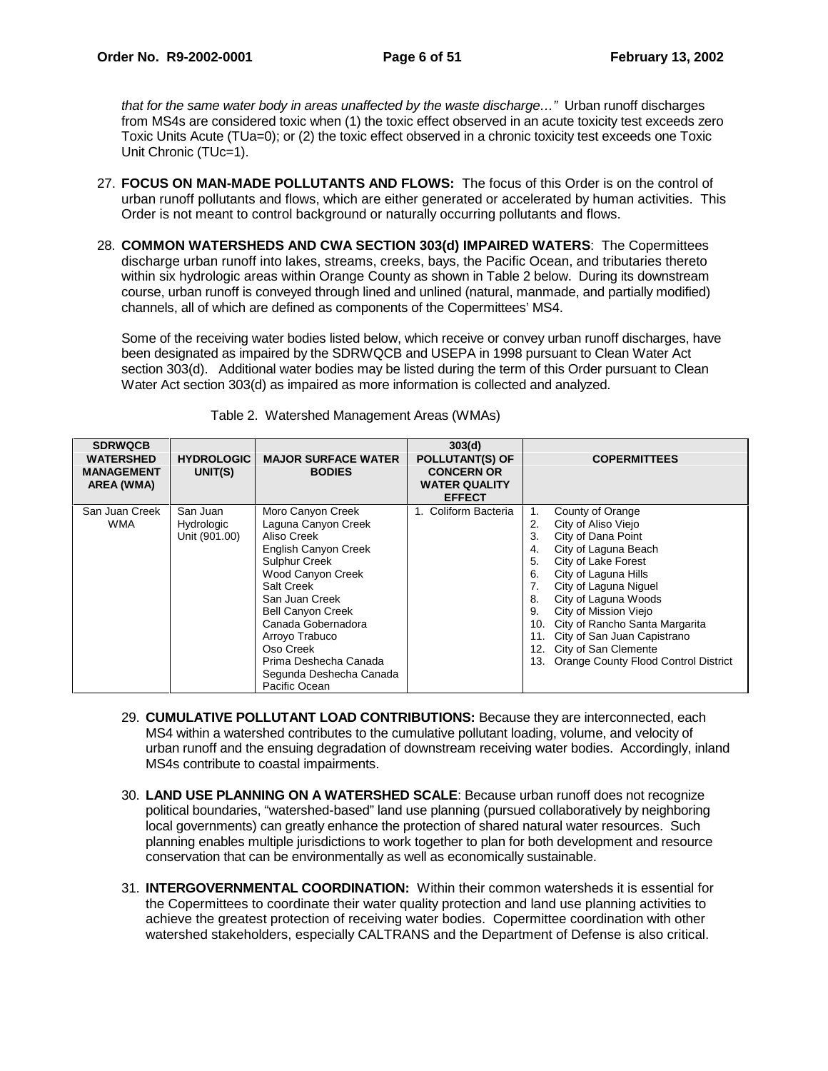*that for the same water body in areas unaffected by the waste discharge…"* Urban runoff discharges from MS4s are considered toxic when (1) the toxic effect observed in an acute toxicity test exceeds zero Toxic Units Acute (TUa=0); or (2) the toxic effect observed in a chronic toxicity test exceeds one Toxic Unit Chronic (TUc=1).

27. **FOCUS ON MAN-MADE POLLUTANTS AND FLOWS:** The focus of this Order is on the control of urban runoff pollutants and flows, which are either generated or accelerated by human activities. This Order is not meant to control background or naturally occurring pollutants and flows.

28. **COMMON WATERSHEDS AND CWA SECTION 303(d) IMPAIRED WATERS**: The Copermittees discharge urban runoff into lakes, streams, creeks, bays, the Pacific Ocean, and tributaries thereto within six hydrologic areas within Orange County as shown in Table 2 below. During its downstream course, urban runoff is conveyed through lined and unlined (natural, manmade, and partially modified) channels, all of which are defined as components of the Copermittees' MS4.

    Some of the receiving water bodies listed below, which receive or convey urban runoff discharges, have been designated as impaired by the SDRWQCB and USEPA in 1998 pursuant to Clean Water Act section 303(d). Additional water bodies may be listed during the term of this Order pursuant to Clean Water Act section 303(d) as impaired as more information is collected and analyzed.

Table 2. Watershed Management Areas (WMAs)

| SDRWQCB WATERSHED MANAGEMENT AREA (WMA) | HYDROLOGIC UNIT(S) | MAJOR SURFACE WATER BODIES | 303(d) POLLUTANT(S) OF CONCERN OR WATER QUALITY EFFECT | COPERMITTEES |
|---|---|---|---|---|
| San Juan Creek WMA | San Juan Hydrologic Unit (901.00) | Moro Canyon Creek<br>Laguna Canyon Creek<br>Aliso Creek<br>English Canyon Creek<br>Sulphur Creek<br>Wood Canyon Creek<br>Salt Creek<br>San Juan Creek<br>Bell Canyon Creek<br>Canada Gobernadora<br>Arroyo Trabuco<br>Oso Creek<br>Prima Deshecha Canada<br>Segunda Deshecha Canada<br>Pacific Ocean | 1. Coliform Bacteria | 1. County of Orange<br>2. City of Aliso Viejo<br>3. City of Dana Point<br>4. City of Laguna Beach<br>5. City of Lake Forest<br>6. City of Laguna Hills<br>7. City of Laguna Niguel<br>8. City of Laguna Woods<br>9. City of Mission Viejo<br>10. City of Rancho Santa Margarita<br>11. City of San Juan Capistrano<br>12. City of San Clemente<br>13. Orange County Flood Control District |

29. **CUMULATIVE POLLUTANT LOAD CONTRIBUTIONS:** Because they are interconnected, each MS4 within a watershed contributes to the cumulative pollutant loading, volume, and velocity of urban runoff and the ensuing degradation of downstream receiving water bodies. Accordingly, inland MS4s contribute to coastal impairments.

30. **LAND USE PLANNING ON A WATERSHED SCALE**: Because urban runoff does not recognize political boundaries, "watershed-based" land use planning (pursued collaboratively by neighboring local governments) can greatly enhance the protection of shared natural water resources. Such planning enables multiple jurisdictions to work together to plan for both development and resource conservation that can be environmentally as well as economically sustainable.

31. **INTERGOVERNMENTAL COORDINATION:** Within their common watersheds it is essential for the Copermittees to coordinate their water quality protection and land use planning activities to achieve the greatest protection of receiving water bodies. Copermittee coordination with other watershed stakeholders, especially CALTRANS and the Department of Defense is also critical.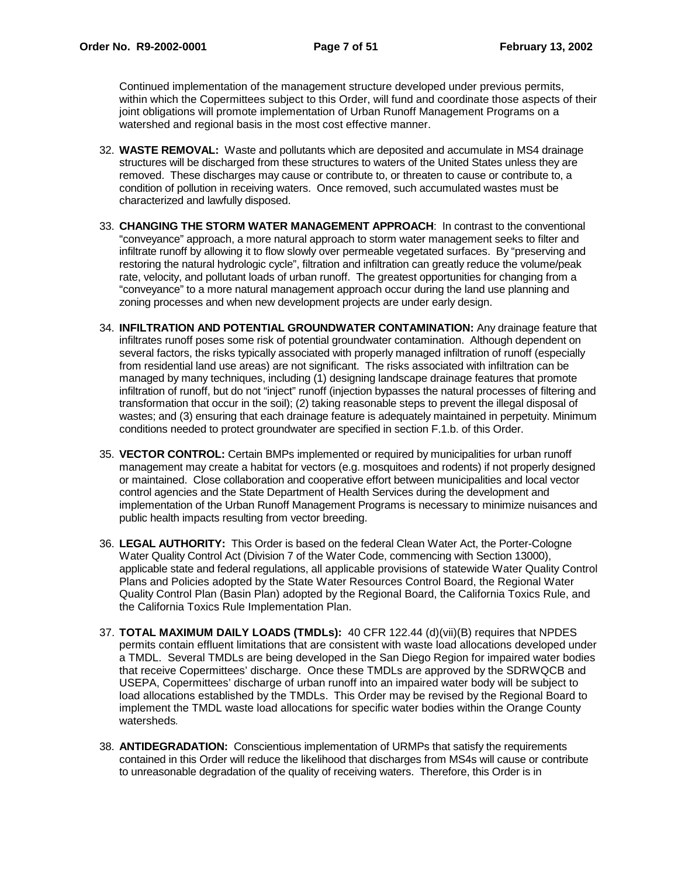Continued implementation of the management structure developed under previous permits, within which the Copermittees subject to this Order, will fund and coordinate those aspects of their joint obligations will promote implementation of Urban Runoff Management Programs on a watershed and regional basis in the most cost effective manner.

32. **WASTE REMOVAL:** Waste and pollutants which are deposited and accumulate in MS4 drainage structures will be discharged from these structures to waters of the United States unless they are removed. These discharges may cause or contribute to, or threaten to cause or contribute to, a condition of pollution in receiving waters. Once removed, such accumulated wastes must be characterized and lawfully disposed.

33. **CHANGING THE STORM WATER MANAGEMENT APPROACH**: In contrast to the conventional "conveyance" approach, a more natural approach to storm water management seeks to filter and infiltrate runoff by allowing it to flow slowly over permeable vegetated surfaces. By "preserving and restoring the natural hydrologic cycle", filtration and infiltration can greatly reduce the volume/peak rate, velocity, and pollutant loads of urban runoff. The greatest opportunities for changing from a "conveyance" to a more natural management approach occur during the land use planning and zoning processes and when new development projects are under early design.

34. **INFILTRATION AND POTENTIAL GROUNDWATER CONTAMINATION:** Any drainage feature that infiltrates runoff poses some risk of potential groundwater contamination. Although dependent on several factors, the risks typically associated with properly managed infiltration of runoff (especially from residential land use areas) are not significant. The risks associated with infiltration can be managed by many techniques, including (1) designing landscape drainage features that promote infiltration of runoff, but do not "inject" runoff (injection bypasses the natural processes of filtering and transformation that occur in the soil); (2) taking reasonable steps to prevent the illegal disposal of wastes; and (3) ensuring that each drainage feature is adequately maintained in perpetuity. Minimum conditions needed to protect groundwater are specified in section F.1.b. of this Order.

35. **VECTOR CONTROL:** Certain BMPs implemented or required by municipalities for urban runoff management may create a habitat for vectors (e.g. mosquitoes and rodents) if not properly designed or maintained. Close collaboration and cooperative effort between municipalities and local vector control agencies and the State Department of Health Services during the development and implementation of the Urban Runoff Management Programs is necessary to minimize nuisances and public health impacts resulting from vector breeding.

36. **LEGAL AUTHORITY:** This Order is based on the federal Clean Water Act, the Porter-Cologne Water Quality Control Act (Division 7 of the Water Code, commencing with Section 13000), applicable state and federal regulations, all applicable provisions of statewide Water Quality Control Plans and Policies adopted by the State Water Resources Control Board, the Regional Water Quality Control Plan (Basin Plan) adopted by the Regional Board, the California Toxics Rule, and the California Toxics Rule Implementation Plan.

37. **TOTAL MAXIMUM DAILY LOADS (TMDLs):** 40 CFR 122.44 (d)(vii)(B) requires that NPDES permits contain effluent limitations that are consistent with waste load allocations developed under a TMDL. Several TMDLs are being developed in the San Diego Region for impaired water bodies that receive Copermittees' discharge. Once these TMDLs are approved by the SDRWQCB and USEPA, Copermittees' discharge of urban runoff into an impaired water body will be subject to load allocations established by the TMDLs. This Order may be revised by the Regional Board to implement the TMDL waste load allocations for specific water bodies within the Orange County watersheds.

38. **ANTIDEGRADATION:** Conscientious implementation of URMPs that satisfy the requirements contained in this Order will reduce the likelihood that discharges from MS4s will cause or contribute to unreasonable degradation of the quality of receiving waters. Therefore, this Order is in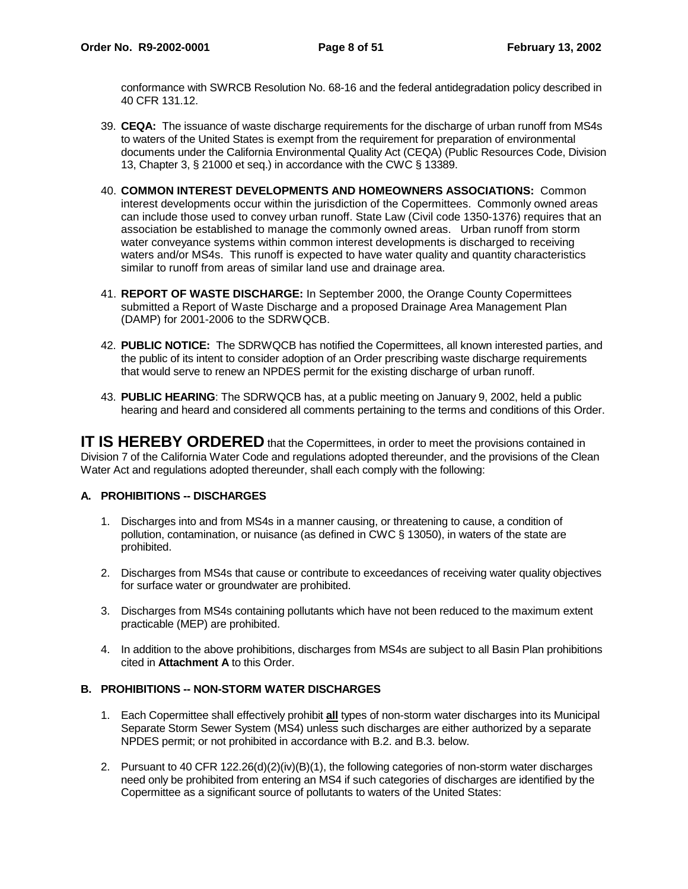conformance with SWRCB Resolution No. 68-16 and the federal antidegradation policy described in 40 CFR 131.12.

39. **CEQA:** The issuance of waste discharge requirements for the discharge of urban runoff from MS4s to waters of the United States is exempt from the requirement for preparation of environmental documents under the California Environmental Quality Act (CEQA) (Public Resources Code, Division 13, Chapter 3, § 21000 et seq.) in accordance with the CWC § 13389.

40. **COMMON INTEREST DEVELOPMENTS AND HOMEOWNERS ASSOCIATIONS:** Common interest developments occur within the jurisdiction of the Copermittees. Commonly owned areas can include those used to convey urban runoff. State Law (Civil code 1350-1376) requires that an association be established to manage the commonly owned areas. Urban runoff from storm water conveyance systems within common interest developments is discharged to receiving waters and/or MS4s. This runoff is expected to have water quality and quantity characteristics similar to runoff from areas of similar land use and drainage area.

41. **REPORT OF WASTE DISCHARGE:** In September 2000, the Orange County Copermittees submitted a Report of Waste Discharge and a proposed Drainage Area Management Plan (DAMP) for 2001-2006 to the SDRWQCB.

42. **PUBLIC NOTICE:** The SDRWQCB has notified the Copermittees, all known interested parties, and the public of its intent to consider adoption of an Order prescribing waste discharge requirements that would serve to renew an NPDES permit for the existing discharge of urban runoff.

43. **PUBLIC HEARING**: The SDRWQCB has, at a public meeting on January 9, 2002, held a public hearing and heard and considered all comments pertaining to the terms and conditions of this Order.

**IT IS HEREBY ORDERED** that the Copermittees, in order to meet the provisions contained in Division 7 of the California Water Code and regulations adopted thereunder, and the provisions of the Clean Water Act and regulations adopted thereunder, shall each comply with the following:

### A. PROHIBITIONS -- DISCHARGES

1. Discharges into and from MS4s in a manner causing, or threatening to cause, a condition of pollution, contamination, or nuisance (as defined in CWC § 13050), in waters of the state are prohibited.

2. Discharges from MS4s that cause or contribute to exceedances of receiving water quality objectives for surface water or groundwater are prohibited.

3. Discharges from MS4s containing pollutants which have not been reduced to the maximum extent practicable (MEP) are prohibited.

4. In addition to the above prohibitions, discharges from MS4s are subject to all Basin Plan prohibitions cited in **Attachment A** to this Order.

### B. PROHIBITIONS -- NON-STORM WATER DISCHARGES

1. Each Copermittee shall effectively prohibit **all** types of non-storm water discharges into its Municipal Separate Storm Sewer System (MS4) unless such discharges are either authorized by a separate NPDES permit; or not prohibited in accordance with B.2. and B.3. below.

2. Pursuant to 40 CFR 122.26(d)(2)(iv)(B)(1), the following categories of non-storm water discharges need only be prohibited from entering an MS4 if such categories of discharges are identified by the Copermittee as a significant source of pollutants to waters of the United States: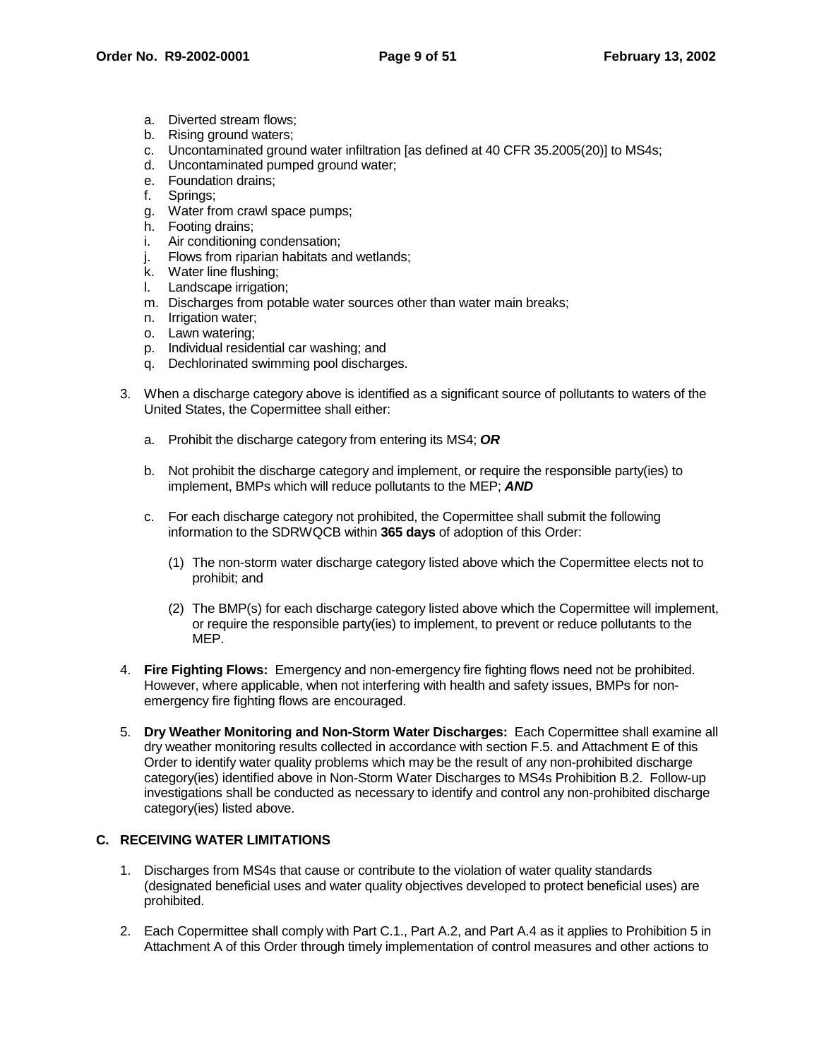a. Diverted stream flows;
b. Rising ground waters;
c. Uncontaminated ground water infiltration [as defined at 40 CFR 35.2005(20)] to MS4s;
d. Uncontaminated pumped ground water;
e. Foundation drains;
f. Springs;
g. Water from crawl space pumps;
h. Footing drains;
i. Air conditioning condensation;
j. Flows from riparian habitats and wetlands;
k. Water line flushing;
l. Landscape irrigation;
m. Discharges from potable water sources other than water main breaks;
n. Irrigation water;
o. Lawn watering;
p. Individual residential car washing; and
q. Dechlorinated swimming pool discharges.

3. When a discharge category above is identified as a significant source of pollutants to waters of the United States, the Copermittee shall either:

   a. Prohibit the discharge category from entering its MS4; ***OR***

   b. Not prohibit the discharge category and implement, or require the responsible party(ies) to implement, BMPs which will reduce pollutants to the MEP; ***AND***

   c. For each discharge category not prohibited, the Copermittee shall submit the following information to the SDRWQCB within **365 days** of adoption of this Order:

      (1) The non-storm water discharge category listed above which the Copermittee elects not to prohibit; and

      (2) The BMP(s) for each discharge category listed above which the Copermittee will implement, or require the responsible party(ies) to implement, to prevent or reduce pollutants to the MEP.

4. **Fire Fighting Flows:** Emergency and non-emergency fire fighting flows need not be prohibited. However, where applicable, when not interfering with health and safety issues, BMPs for non-emergency fire fighting flows are encouraged.

5. **Dry Weather Monitoring and Non-Storm Water Discharges:** Each Copermittee shall examine all dry weather monitoring results collected in accordance with section F.5. and Attachment E of this Order to identify water quality problems which may be the result of any non-prohibited discharge category(ies) identified above in Non-Storm Water Discharges to MS4s Prohibition B.2. Follow-up investigations shall be conducted as necessary to identify and control any non-prohibited discharge category(ies) listed above.

## C. RECEIVING WATER LIMITATIONS

1. Discharges from MS4s that cause or contribute to the violation of water quality standards (designated beneficial uses and water quality objectives developed to protect beneficial uses) are prohibited.

2. Each Copermittee shall comply with Part C.1., Part A.2, and Part A.4 as it applies to Prohibition 5 in Attachment A of this Order through timely implementation of control measures and other actions to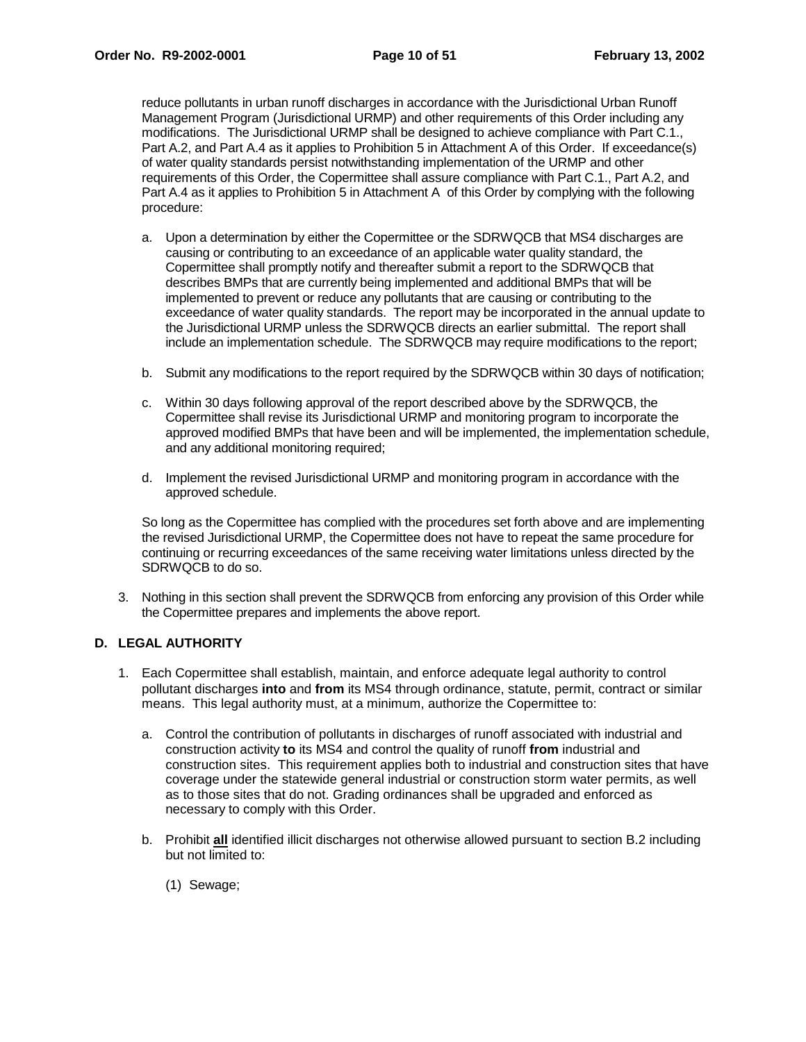reduce pollutants in urban runoff discharges in accordance with the Jurisdictional Urban Runoff Management Program (Jurisdictional URMP) and other requirements of this Order including any modifications. The Jurisdictional URMP shall be designed to achieve compliance with Part C.1., Part A.2, and Part A.4 as it applies to Prohibition 5 in Attachment A of this Order. If exceedance(s) of water quality standards persist notwithstanding implementation of the URMP and other requirements of this Order, the Copermittee shall assure compliance with Part C.1., Part A.2, and Part A.4 as it applies to Prohibition 5 in Attachment A of this Order by complying with the following procedure:

a. Upon a determination by either the Copermittee or the SDRWQCB that MS4 discharges are causing or contributing to an exceedance of an applicable water quality standard, the Copermittee shall promptly notify and thereafter submit a report to the SDRWQCB that describes BMPs that are currently being implemented and additional BMPs that will be implemented to prevent or reduce any pollutants that are causing or contributing to the exceedance of water quality standards. The report may be incorporated in the annual update to the Jurisdictional URMP unless the SDRWQCB directs an earlier submittal. The report shall include an implementation schedule. The SDRWQCB may require modifications to the report;

b. Submit any modifications to the report required by the SDRWQCB within 30 days of notification;

c. Within 30 days following approval of the report described above by the SDRWQCB, the Copermittee shall revise its Jurisdictional URMP and monitoring program to incorporate the approved modified BMPs that have been and will be implemented, the implementation schedule, and any additional monitoring required;

d. Implement the revised Jurisdictional URMP and monitoring program in accordance with the approved schedule.

So long as the Copermittee has complied with the procedures set forth above and are implementing the revised Jurisdictional URMP, the Copermittee does not have to repeat the same procedure for continuing or recurring exceedances of the same receiving water limitations unless directed by the SDRWQCB to do so.

3. Nothing in this section shall prevent the SDRWQCB from enforcing any provision of this Order while the Copermittee prepares and implements the above report.

## D. LEGAL AUTHORITY

1. Each Copermittee shall establish, maintain, and enforce adequate legal authority to control pollutant discharges **into** and **from** its MS4 through ordinance, statute, permit, contract or similar means. This legal authority must, at a minimum, authorize the Copermittee to:

   a. Control the contribution of pollutants in discharges of runoff associated with industrial and construction activity **to** its MS4 and control the quality of runoff **from** industrial and construction sites. This requirement applies both to industrial and construction sites that have coverage under the statewide general industrial or construction storm water permits, as well as to those sites that do not. Grading ordinances shall be upgraded and enforced as necessary to comply with this Order.

   b. Prohibit **all** identified illicit discharges not otherwise allowed pursuant to section B.2 including but not limited to:

      (1) Sewage;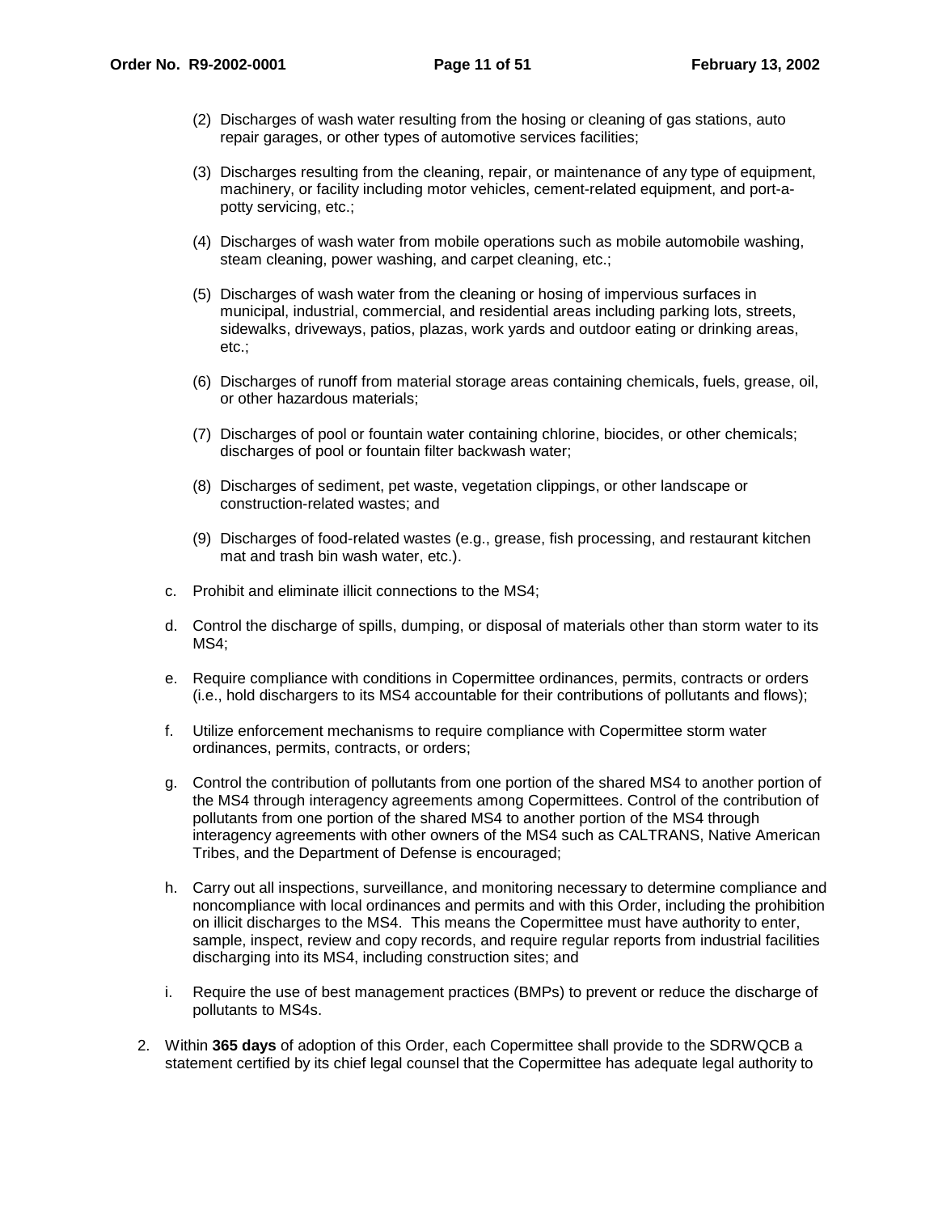(2) Discharges of wash water resulting from the hosing or cleaning of gas stations, auto repair garages, or other types of automotive services facilities;

(3) Discharges resulting from the cleaning, repair, or maintenance of any type of equipment, machinery, or facility including motor vehicles, cement-related equipment, and port-a-potty servicing, etc.;

(4) Discharges of wash water from mobile operations such as mobile automobile washing, steam cleaning, power washing, and carpet cleaning, etc.;

(5) Discharges of wash water from the cleaning or hosing of impervious surfaces in municipal, industrial, commercial, and residential areas including parking lots, streets, sidewalks, driveways, patios, plazas, work yards and outdoor eating or drinking areas, etc.;

(6) Discharges of runoff from material storage areas containing chemicals, fuels, grease, oil, or other hazardous materials;

(7) Discharges of pool or fountain water containing chlorine, biocides, or other chemicals; discharges of pool or fountain filter backwash water;

(8) Discharges of sediment, pet waste, vegetation clippings, or other landscape or construction-related wastes; and

(9) Discharges of food-related wastes (e.g., grease, fish processing, and restaurant kitchen mat and trash bin wash water, etc.).

c. Prohibit and eliminate illicit connections to the MS4;

d. Control the discharge of spills, dumping, or disposal of materials other than storm water to its MS4;

e. Require compliance with conditions in Copermittee ordinances, permits, contracts or orders (i.e., hold dischargers to its MS4 accountable for their contributions of pollutants and flows);

f. Utilize enforcement mechanisms to require compliance with Copermittee storm water ordinances, permits, contracts, or orders;

g. Control the contribution of pollutants from one portion of the shared MS4 to another portion of the MS4 through interagency agreements among Copermittees. Control of the contribution of pollutants from one portion of the shared MS4 to another portion of the MS4 through interagency agreements with other owners of the MS4 such as CALTRANS, Native American Tribes, and the Department of Defense is encouraged;

h. Carry out all inspections, surveillance, and monitoring necessary to determine compliance and noncompliance with local ordinances and permits and with this Order, including the prohibition on illicit discharges to the MS4. This means the Copermittee must have authority to enter, sample, inspect, review and copy records, and require regular reports from industrial facilities discharging into its MS4, including construction sites; and

i. Require the use of best management practices (BMPs) to prevent or reduce the discharge of pollutants to MS4s.

2. Within **365 days** of adoption of this Order, each Copermittee shall provide to the SDRWQCB a statement certified by its chief legal counsel that the Copermittee has adequate legal authority to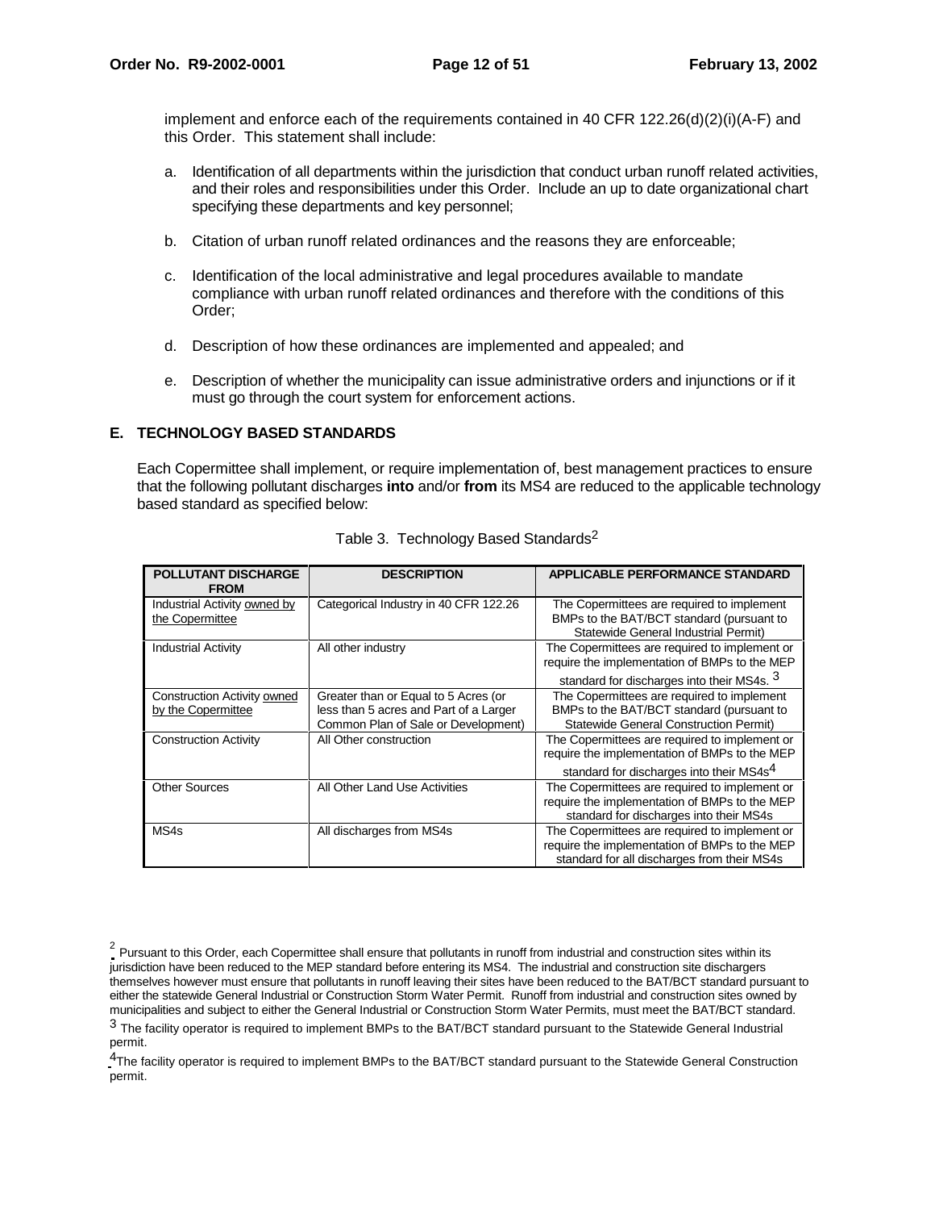implement and enforce each of the requirements contained in 40 CFR 122.26(d)(2)(i)(A-F) and this Order. This statement shall include:

a. Identification of all departments within the jurisdiction that conduct urban runoff related activities, and their roles and responsibilities under this Order. Include an up to date organizational chart specifying these departments and key personnel;

b. Citation of urban runoff related ordinances and the reasons they are enforceable;

c. Identification of the local administrative and legal procedures available to mandate compliance with urban runoff related ordinances and therefore with the conditions of this Order;

d. Description of how these ordinances are implemented and appealed; and

e. Description of whether the municipality can issue administrative orders and injunctions or if it must go through the court system for enforcement actions.

## E. TECHNOLOGY BASED STANDARDS

Each Copermittee shall implement, or require implementation of, best management practices to ensure that the following pollutant discharges **into** and/or **from** its MS4 are reduced to the applicable technology based standard as specified below:

Table 3. Technology Based Standards[2]

| POLLUTANT DISCHARGE FROM | DESCRIPTION | APPLICABLE PERFORMANCE STANDARD |
|---|---|---|
| Industrial Activity <u>owned by the Copermittee</u> | Categorical Industry in 40 CFR 122.26 | The Copermittees are required to implement BMPs to the BAT/BCT standard (pursuant to Statewide General Industrial Permit) |
| Industrial Activity | All other industry | The Copermittees are required to implement or require the implementation of BMPs to the MEP standard for discharges into their MS4s. [3] |
| Construction Activity <u>owned by the Copermittee</u> | Greater than or Equal to 5 Acres (or less than 5 acres and Part of a Larger Common Plan of Sale or Development) | The Copermittees are required to implement BMPs to the BAT/BCT standard (pursuant to Statewide General Construction Permit) |
| Construction Activity | All Other construction | The Copermittees are required to implement or require the implementation of BMPs to the MEP standard for discharges into their MS4s[4] |
| Other Sources | All Other Land Use Activities | The Copermittees are required to implement or require the implementation of BMPs to the MEP standard for discharges into their MS4s |
| MS4s | All discharges from MS4s | The Copermittees are required to implement or require the implementation of BMPs to the MEP standard for all discharges from their MS4s |

[2] Pursuant to this Order, each Copermittee shall ensure that pollutants in runoff from industrial and construction sites within its jurisdiction have been reduced to the MEP standard before entering its MS4. The industrial and construction site dischargers themselves however must ensure that pollutants in runoff leaving their sites have been reduced to the BAT/BCT standard pursuant to either the statewide General Industrial or Construction Storm Water Permit. Runoff from industrial and construction sites owned by municipalities and subject to either the General Industrial or Construction Storm Water Permits, must meet the BAT/BCT standard.

[3] The facility operator is required to implement BMPs to the BAT/BCT standard pursuant to the Statewide General Industrial permit.

[4] The facility operator is required to implement BMPs to the BAT/BCT standard pursuant to the Statewide General Construction permit.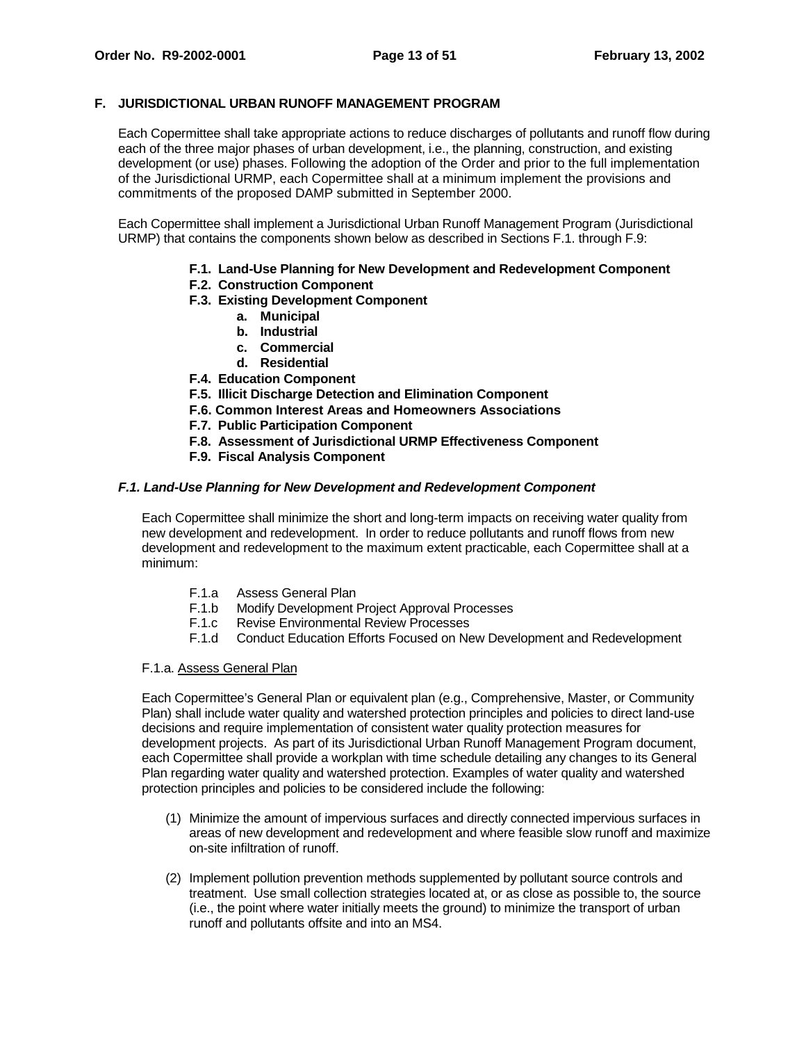## F. JURISDICTIONAL URBAN RUNOFF MANAGEMENT PROGRAM

Each Copermittee shall take appropriate actions to reduce discharges of pollutants and runoff flow during each of the three major phases of urban development, i.e., the planning, construction, and existing development (or use) phases. Following the adoption of the Order and prior to the full implementation of the Jurisdictional URMP, each Copermittee shall at a minimum implement the provisions and commitments of the proposed DAMP submitted in September 2000.

Each Copermittee shall implement a Jurisdictional Urban Runoff Management Program (Jurisdictional URMP) that contains the components shown below as described in Sections F.1. through F.9:

- **F.1. Land-Use Planning for New Development and Redevelopment Component**
- **F.2. Construction Component**
- **F.3. Existing Development Component**
  - **a. Municipal**
  - **b. Industrial**
  - **c. Commercial**
  - **d. Residential**
- **F.4. Education Component**
- **F.5. Illicit Discharge Detection and Elimination Component**
- **F.6. Common Interest Areas and Homeowners Associations**
- **F.7. Public Participation Component**
- **F.8. Assessment of Jurisdictional URMP Effectiveness Component**
- **F.9. Fiscal Analysis Component**

### *F.1. Land-Use Planning for New Development and Redevelopment Component*

Each Copermittee shall minimize the short and long-term impacts on receiving water quality from new development and redevelopment. In order to reduce pollutants and runoff flows from new development and redevelopment to the maximum extent practicable, each Copermittee shall at a minimum:

- F.1.a Assess General Plan
- F.1.b Modify Development Project Approval Processes
- F.1.c Revise Environmental Review Processes
- F.1.d Conduct Education Efforts Focused on New Development and Redevelopment

F.1.a. Assess General Plan

Each Copermittee's General Plan or equivalent plan (e.g., Comprehensive, Master, or Community Plan) shall include water quality and watershed protection principles and policies to direct land-use decisions and require implementation of consistent water quality protection measures for development projects. As part of its Jurisdictional Urban Runoff Management Program document, each Copermittee shall provide a workplan with time schedule detailing any changes to its General Plan regarding water quality and watershed protection. Examples of water quality and watershed protection principles and policies to be considered include the following:

(1) Minimize the amount of impervious surfaces and directly connected impervious surfaces in areas of new development and redevelopment and where feasible slow runoff and maximize on-site infiltration of runoff.

(2) Implement pollution prevention methods supplemented by pollutant source controls and treatment. Use small collection strategies located at, or as close as possible to, the source (i.e., the point where water initially meets the ground) to minimize the transport of urban runoff and pollutants offsite and into an MS4.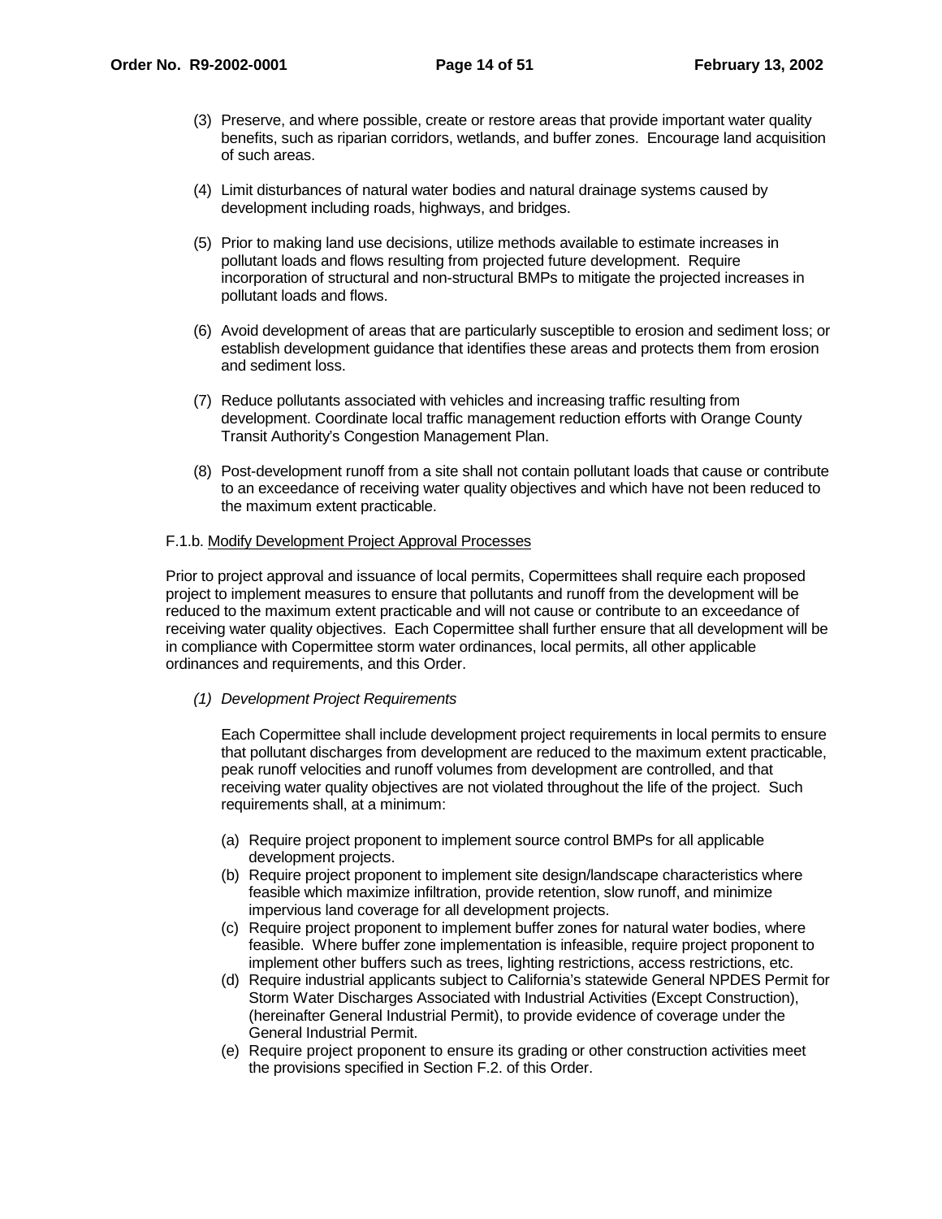(3) Preserve, and where possible, create or restore areas that provide important water quality benefits, such as riparian corridors, wetlands, and buffer zones. Encourage land acquisition of such areas.

(4) Limit disturbances of natural water bodies and natural drainage systems caused by development including roads, highways, and bridges.

(5) Prior to making land use decisions, utilize methods available to estimate increases in pollutant loads and flows resulting from projected future development. Require incorporation of structural and non-structural BMPs to mitigate the projected increases in pollutant loads and flows.

(6) Avoid development of areas that are particularly susceptible to erosion and sediment loss; or establish development guidance that identifies these areas and protects them from erosion and sediment loss.

(7) Reduce pollutants associated with vehicles and increasing traffic resulting from development. Coordinate local traffic management reduction efforts with Orange County Transit Authority's Congestion Management Plan.

(8) Post-development runoff from a site shall not contain pollutant loads that cause or contribute to an exceedance of receiving water quality objectives and which have not been reduced to the maximum extent practicable.

F.1.b. Modify Development Project Approval Processes

Prior to project approval and issuance of local permits, Copermittees shall require each proposed project to implement measures to ensure that pollutants and runoff from the development will be reduced to the maximum extent practicable and will not cause or contribute to an exceedance of receiving water quality objectives. Each Copermittee shall further ensure that all development will be in compliance with Copermittee storm water ordinances, local permits, all other applicable ordinances and requirements, and this Order.

*(1) Development Project Requirements*

Each Copermittee shall include development project requirements in local permits to ensure that pollutant discharges from development are reduced to the maximum extent practicable, peak runoff velocities and runoff volumes from development are controlled, and that receiving water quality objectives are not violated throughout the life of the project. Such requirements shall, at a minimum:

(a) Require project proponent to implement source control BMPs for all applicable development projects.
(b) Require project proponent to implement site design/landscape characteristics where feasible which maximize infiltration, provide retention, slow runoff, and minimize impervious land coverage for all development projects.
(c) Require project proponent to implement buffer zones for natural water bodies, where feasible. Where buffer zone implementation is infeasible, require project proponent to implement other buffers such as trees, lighting restrictions, access restrictions, etc.
(d) Require industrial applicants subject to California's statewide General NPDES Permit for Storm Water Discharges Associated with Industrial Activities (Except Construction), (hereinafter General Industrial Permit), to provide evidence of coverage under the General Industrial Permit.
(e) Require project proponent to ensure its grading or other construction activities meet the provisions specified in Section F.2. of this Order.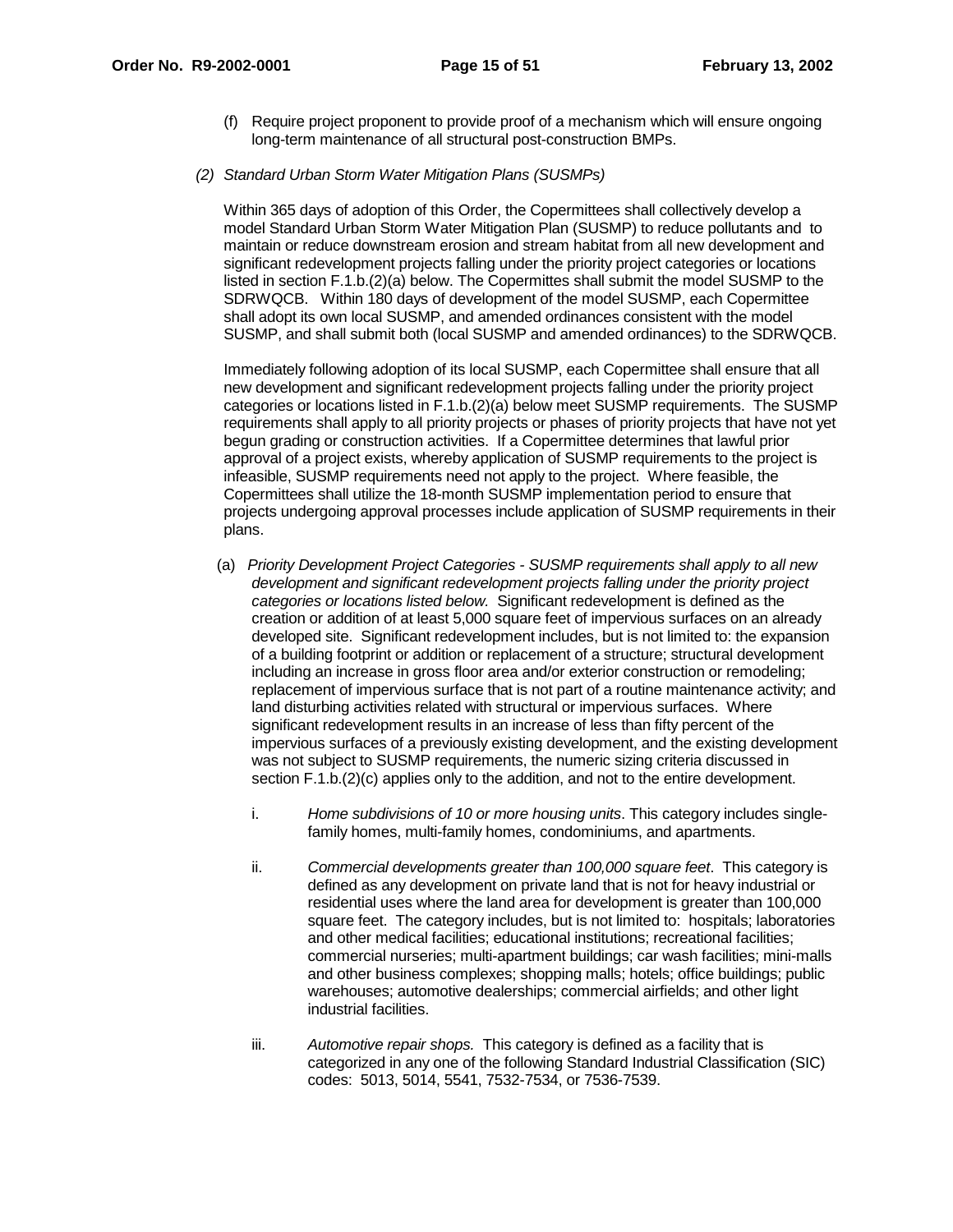(f) Require project proponent to provide proof of a mechanism which will ensure ongoing long-term maintenance of all structural post-construction BMPs.

*(2) Standard Urban Storm Water Mitigation Plans (SUSMPs)*

Within 365 days of adoption of this Order, the Copermittees shall collectively develop a model Standard Urban Storm Water Mitigation Plan (SUSMP) to reduce pollutants and to maintain or reduce downstream erosion and stream habitat from all new development and significant redevelopment projects falling under the priority project categories or locations listed in section F.1.b.(2)(a) below. The Copermittes shall submit the model SUSMP to the SDRWQCB. Within 180 days of development of the model SUSMP, each Copermittee shall adopt its own local SUSMP, and amended ordinances consistent with the model SUSMP, and shall submit both (local SUSMP and amended ordinances) to the SDRWQCB.

Immediately following adoption of its local SUSMP, each Copermittee shall ensure that all new development and significant redevelopment projects falling under the priority project categories or locations listed in F.1.b.(2)(a) below meet SUSMP requirements. The SUSMP requirements shall apply to all priority projects or phases of priority projects that have not yet begun grading or construction activities. If a Copermittee determines that lawful prior approval of a project exists, whereby application of SUSMP requirements to the project is infeasible, SUSMP requirements need not apply to the project. Where feasible, the Copermittees shall utilize the 18-month SUSMP implementation period to ensure that projects undergoing approval processes include application of SUSMP requirements in their plans.

(a) *Priority Development Project Categories - SUSMP requirements shall apply to all new development and significant redevelopment projects falling under the priority project categories or locations listed below.* Significant redevelopment is defined as the creation or addition of at least 5,000 square feet of impervious surfaces on an already developed site. Significant redevelopment includes, but is not limited to: the expansion of a building footprint or addition or replacement of a structure; structural development including an increase in gross floor area and/or exterior construction or remodeling; replacement of impervious surface that is not part of a routine maintenance activity; and land disturbing activities related with structural or impervious surfaces. Where significant redevelopment results in an increase of less than fifty percent of the impervious surfaces of a previously existing development, and the existing development was not subject to SUSMP requirements, the numeric sizing criteria discussed in section F.1.b.(2)(c) applies only to the addition, and not to the entire development.

i. *Home subdivisions of 10 or more housing units*. This category includes single-family homes, multi-family homes, condominiums, and apartments.

ii. *Commercial developments greater than 100,000 square feet*. This category is defined as any development on private land that is not for heavy industrial or residential uses where the land area for development is greater than 100,000 square feet. The category includes, but is not limited to: hospitals; laboratories and other medical facilities; educational institutions; recreational facilities; commercial nurseries; multi-apartment buildings; car wash facilities; mini-malls and other business complexes; shopping malls; hotels; office buildings; public warehouses; automotive dealerships; commercial airfields; and other light industrial facilities.

iii. *Automotive repair shops.* This category is defined as a facility that is categorized in any one of the following Standard Industrial Classification (SIC) codes: 5013, 5014, 5541, 7532-7534, or 7536-7539.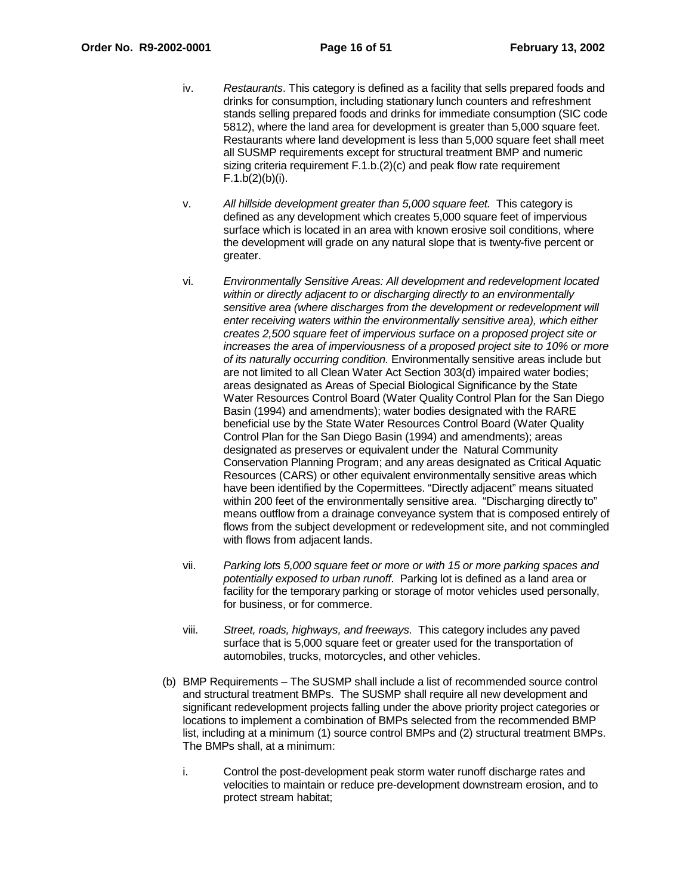iv. *Restaurants*. This category is defined as a facility that sells prepared foods and drinks for consumption, including stationary lunch counters and refreshment stands selling prepared foods and drinks for immediate consumption (SIC code 5812), where the land area for development is greater than 5,000 square feet. Restaurants where land development is less than 5,000 square feet shall meet all SUSMP requirements except for structural treatment BMP and numeric sizing criteria requirement F.1.b.(2)(c) and peak flow rate requirement F.1.b(2)(b)(i).

v. *All hillside development greater than 5,000 square feet.* This category is defined as any development which creates 5,000 square feet of impervious surface which is located in an area with known erosive soil conditions, where the development will grade on any natural slope that is twenty-five percent or greater.

vi. *Environmentally Sensitive Areas: All development and redevelopment located within or directly adjacent to or discharging directly to an environmentally sensitive area (where discharges from the development or redevelopment will enter receiving waters within the environmentally sensitive area), which either creates 2,500 square feet of impervious surface on a proposed project site or increases the area of imperviousness of a proposed project site to 10% or more of its naturally occurring condition.* Environmentally sensitive areas include but are not limited to all Clean Water Act Section 303(d) impaired water bodies; areas designated as Areas of Special Biological Significance by the State Water Resources Control Board (Water Quality Control Plan for the San Diego Basin (1994) and amendments); water bodies designated with the RARE beneficial use by the State Water Resources Control Board (Water Quality Control Plan for the San Diego Basin (1994) and amendments); areas designated as preserves or equivalent under the Natural Community Conservation Planning Program; and any areas designated as Critical Aquatic Resources (CARS) or other equivalent environmentally sensitive areas which have been identified by the Copermittees. "Directly adjacent" means situated within 200 feet of the environmentally sensitive area. "Discharging directly to" means outflow from a drainage conveyance system that is composed entirely of flows from the subject development or redevelopment site, and not commingled with flows from adjacent lands.

vii. *Parking lots 5,000 square feet or more or with 15 or more parking spaces and potentially exposed to urban runoff*. Parking lot is defined as a land area or facility for the temporary parking or storage of motor vehicles used personally, for business, or for commerce.

viii. *Street, roads, highways, and freeways.* This category includes any paved surface that is 5,000 square feet or greater used for the transportation of automobiles, trucks, motorcycles, and other vehicles.

(b) BMP Requirements – The SUSMP shall include a list of recommended source control and structural treatment BMPs. The SUSMP shall require all new development and significant redevelopment projects falling under the above priority project categories or locations to implement a combination of BMPs selected from the recommended BMP list, including at a minimum (1) source control BMPs and (2) structural treatment BMPs. The BMPs shall, at a minimum:

i. Control the post-development peak storm water runoff discharge rates and velocities to maintain or reduce pre-development downstream erosion, and to protect stream habitat;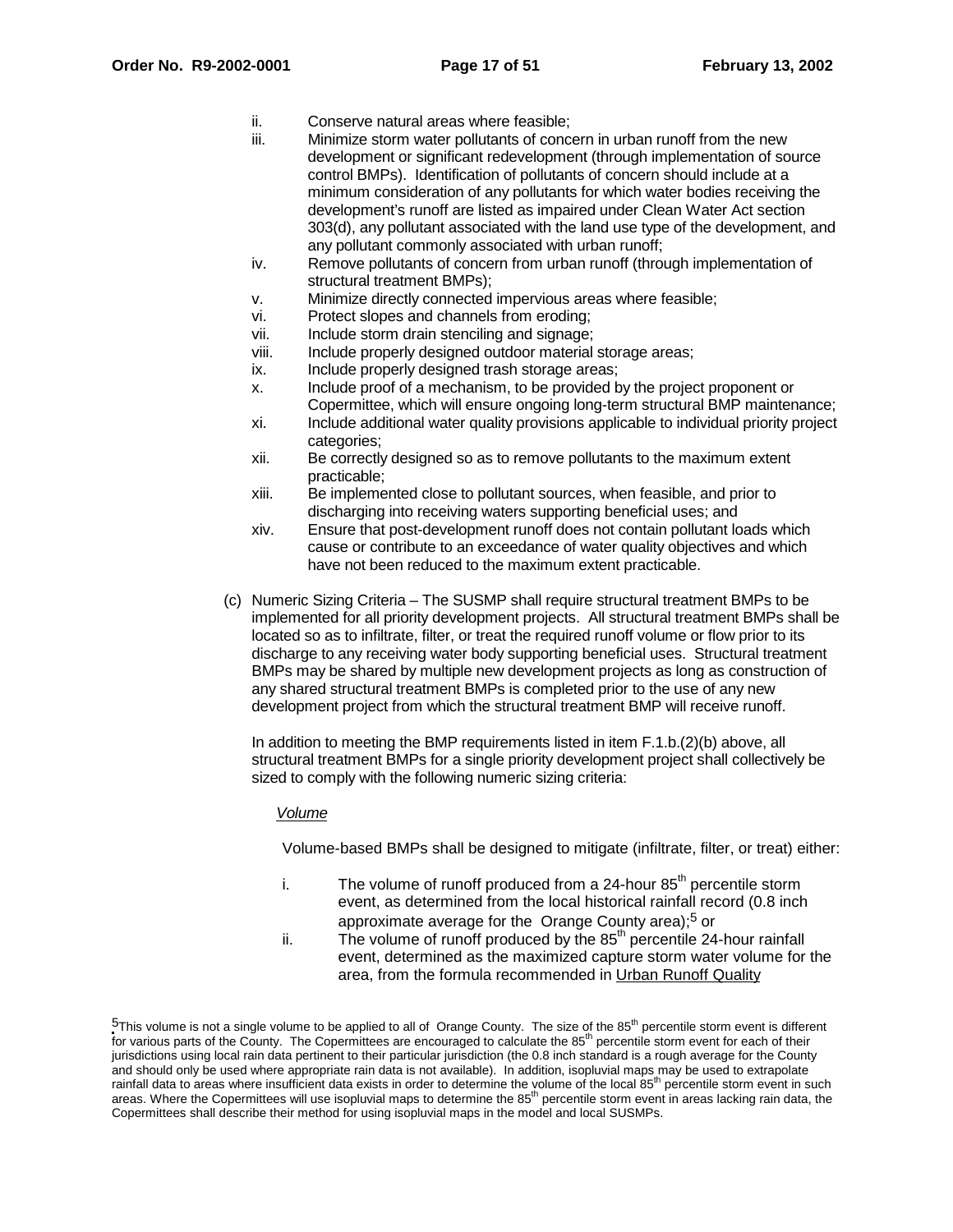ii. Conserve natural areas where feasible;

iii. Minimize storm water pollutants of concern in urban runoff from the new development or significant redevelopment (through implementation of source control BMPs). Identification of pollutants of concern should include at a minimum consideration of any pollutants for which water bodies receiving the development's runoff are listed as impaired under Clean Water Act section 303(d), any pollutant associated with the land use type of the development, and any pollutant commonly associated with urban runoff;

iv. Remove pollutants of concern from urban runoff (through implementation of structural treatment BMPs);

v. Minimize directly connected impervious areas where feasible;

vi. Protect slopes and channels from eroding;

vii. Include storm drain stenciling and signage;

viii. Include properly designed outdoor material storage areas;

ix. Include properly designed trash storage areas;

x. Include proof of a mechanism, to be provided by the project proponent or Copermittee, which will ensure ongoing long-term structural BMP maintenance;

xi. Include additional water quality provisions applicable to individual priority project categories;

xii. Be correctly designed so as to remove pollutants to the maximum extent practicable;

xiii. Be implemented close to pollutant sources, when feasible, and prior to discharging into receiving waters supporting beneficial uses; and

xiv. Ensure that post-development runoff does not contain pollutant loads which cause or contribute to an exceedance of water quality objectives and which have not been reduced to the maximum extent practicable.

(c) Numeric Sizing Criteria – The SUSMP shall require structural treatment BMPs to be implemented for all priority development projects. All structural treatment BMPs shall be located so as to infiltrate, filter, or treat the required runoff volume or flow prior to its discharge to any receiving water body supporting beneficial uses. Structural treatment BMPs may be shared by multiple new development projects as long as construction of any shared structural treatment BMPs is completed prior to the use of any new development project from which the structural treatment BMP will receive runoff.

In addition to meeting the BMP requirements listed in item F.1.b.(2)(b) above, all structural treatment BMPs for a single priority development project shall collectively be sized to comply with the following numeric sizing criteria:

*Volume*

Volume-based BMPs shall be designed to mitigate (infiltrate, filter, or treat) either:

i. The volume of runoff produced from a 24-hour 85th percentile storm event, as determined from the local historical rainfall record (0.8 inch approximate average for the Orange County area);[5] or

ii. The volume of runoff produced by the 85th percentile 24-hour rainfall event, determined as the maximized capture storm water volume for the area, from the formula recommended in Urban Runoff Quality

[5] This volume is not a single volume to be applied to all of Orange County. The size of the 85th percentile storm event is different for various parts of the County. The Copermittees are encouraged to calculate the 85th percentile storm event for each of their jurisdictions using local rain data pertinent to their particular jurisdiction (the 0.8 inch standard is a rough average for the County and should only be used where appropriate rain data is not available). In addition, isopluvial maps may be used to extrapolate rainfall data to areas where insufficient data exists in order to determine the volume of the local 85th percentile storm event in such areas. Where the Copermittees will use isopluvial maps to determine the 85th percentile storm event in areas lacking rain data, the Copermittees shall describe their method for using isopluvial maps in the model and local SUSMPs.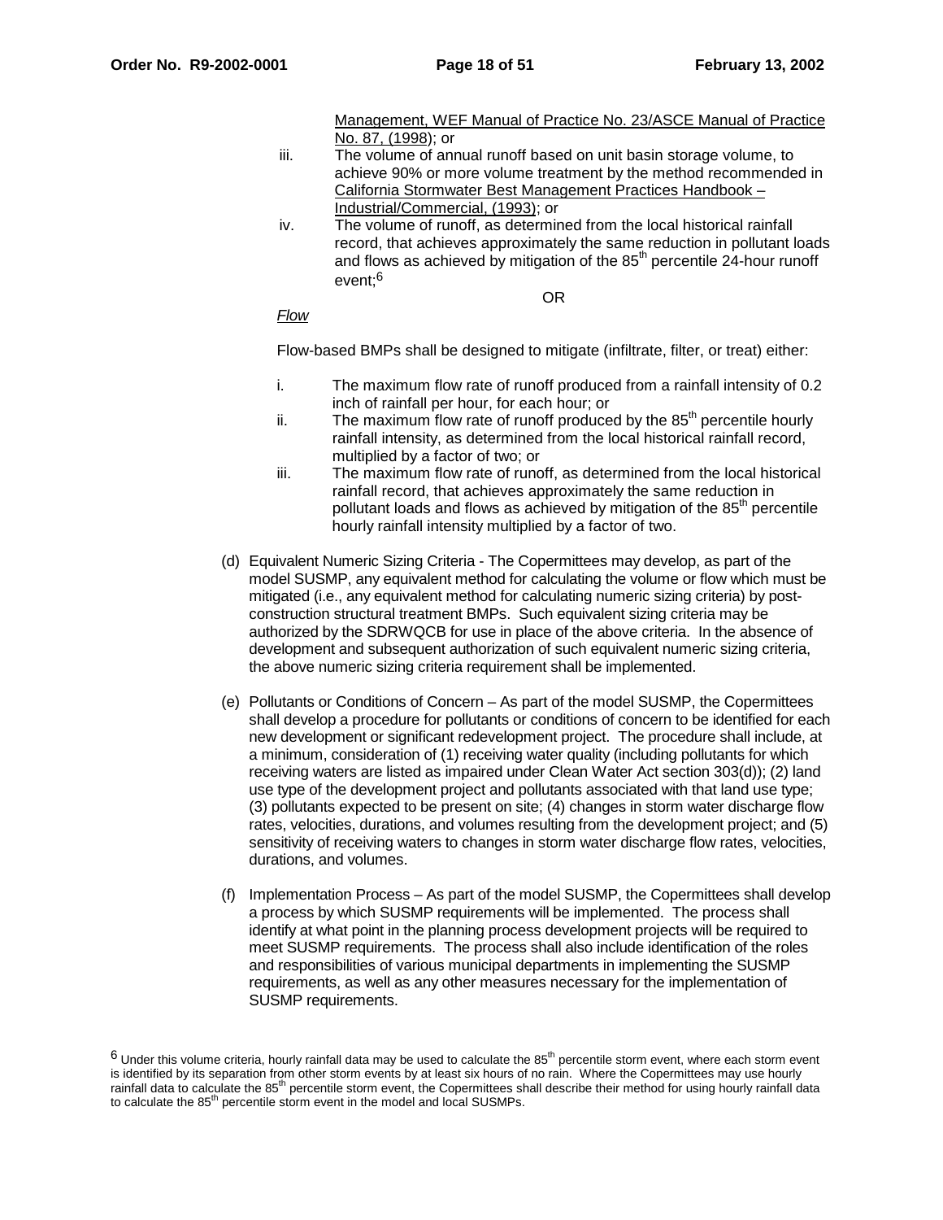Management, WEF Manual of Practice No. 23/ASCE Manual of Practice No. 87, (1998); or

iii. The volume of annual runoff based on unit basin storage volume, to achieve 90% or more volume treatment by the method recommended in California Stormwater Best Management Practices Handbook – Industrial/Commercial, (1993); or

iv. The volume of runoff, as determined from the local historical rainfall record, that achieves approximately the same reduction in pollutant loads and flows as achieved by mitigation of the 85th percentile 24-hour runoff event;[6]

OR

*Flow*

Flow-based BMPs shall be designed to mitigate (infiltrate, filter, or treat) either:

i. The maximum flow rate of runoff produced from a rainfall intensity of 0.2 inch of rainfall per hour, for each hour; or

ii. The maximum flow rate of runoff produced by the 85th percentile hourly rainfall intensity, as determined from the local historical rainfall record, multiplied by a factor of two; or

iii. The maximum flow rate of runoff, as determined from the local historical rainfall record, that achieves approximately the same reduction in pollutant loads and flows as achieved by mitigation of the 85th percentile hourly rainfall intensity multiplied by a factor of two.

(d) Equivalent Numeric Sizing Criteria - The Copermittees may develop, as part of the model SUSMP, any equivalent method for calculating the volume or flow which must be mitigated (i.e., any equivalent method for calculating numeric sizing criteria) by post-construction structural treatment BMPs. Such equivalent sizing criteria may be authorized by the SDRWQCB for use in place of the above criteria. In the absence of development and subsequent authorization of such equivalent numeric sizing criteria, the above numeric sizing criteria requirement shall be implemented.

(e) Pollutants or Conditions of Concern – As part of the model SUSMP, the Copermittees shall develop a procedure for pollutants or conditions of concern to be identified for each new development or significant redevelopment project. The procedure shall include, at a minimum, consideration of (1) receiving water quality (including pollutants for which receiving waters are listed as impaired under Clean Water Act section 303(d)); (2) land use type of the development project and pollutants associated with that land use type; (3) pollutants expected to be present on site; (4) changes in storm water discharge flow rates, velocities, durations, and volumes resulting from the development project; and (5) sensitivity of receiving waters to changes in storm water discharge flow rates, velocities, durations, and volumes.

(f) Implementation Process – As part of the model SUSMP, the Copermittees shall develop a process by which SUSMP requirements will be implemented. The process shall identify at what point in the planning process development projects will be required to meet SUSMP requirements. The process shall also include identification of the roles and responsibilities of various municipal departments in implementing the SUSMP requirements, as well as any other measures necessary for the implementation of SUSMP requirements.

[6] Under this volume criteria, hourly rainfall data may be used to calculate the 85th percentile storm event, where each storm event is identified by its separation from other storm events by at least six hours of no rain. Where the Copermittees may use hourly rainfall data to calculate the 85th percentile storm event, the Copermittees shall describe their method for using hourly rainfall data to calculate the 85th percentile storm event in the model and local SUSMPs.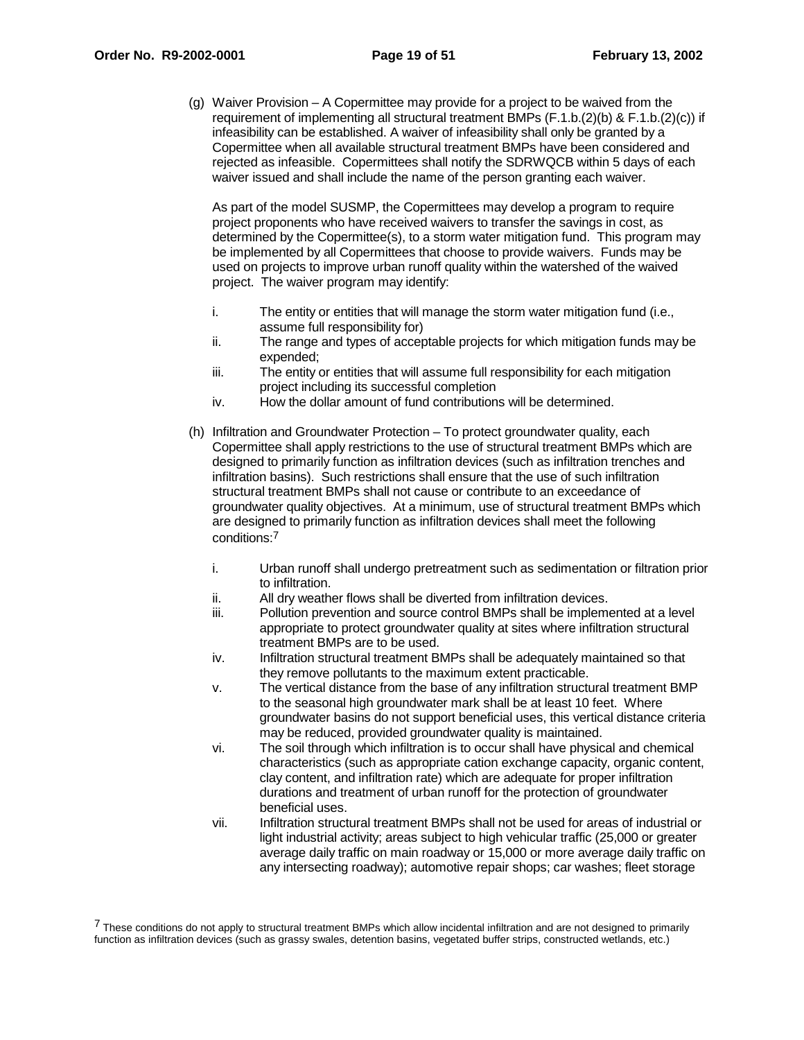(g) Waiver Provision – A Copermittee may provide for a project to be waived from the requirement of implementing all structural treatment BMPs (F.1.b.(2)(b) & F.1.b.(2)(c)) if infeasibility can be established. A waiver of infeasibility shall only be granted by a Copermittee when all available structural treatment BMPs have been considered and rejected as infeasible. Copermittees shall notify the SDRWQCB within 5 days of each waiver issued and shall include the name of the person granting each waiver.

As part of the model SUSMP, the Copermittees may develop a program to require project proponents who have received waivers to transfer the savings in cost, as determined by the Copermittee(s), to a storm water mitigation fund. This program may be implemented by all Copermittees that choose to provide waivers. Funds may be used on projects to improve urban runoff quality within the watershed of the waived project. The waiver program may identify:

i. The entity or entities that will manage the storm water mitigation fund (i.e., assume full responsibility for)
ii. The range and types of acceptable projects for which mitigation funds may be expended;
iii. The entity or entities that will assume full responsibility for each mitigation project including its successful completion
iv. How the dollar amount of fund contributions will be determined.

(h) Infiltration and Groundwater Protection – To protect groundwater quality, each Copermittee shall apply restrictions to the use of structural treatment BMPs which are designed to primarily function as infiltration devices (such as infiltration trenches and infiltration basins). Such restrictions shall ensure that the use of such infiltration structural treatment BMPs shall not cause or contribute to an exceedance of groundwater quality objectives. At a minimum, use of structural treatment BMPs which are designed to primarily function as infiltration devices shall meet the following conditions:[7]

i. Urban runoff shall undergo pretreatment such as sedimentation or filtration prior to infiltration.
ii. All dry weather flows shall be diverted from infiltration devices.
iii. Pollution prevention and source control BMPs shall be implemented at a level appropriate to protect groundwater quality at sites where infiltration structural treatment BMPs are to be used.
iv. Infiltration structural treatment BMPs shall be adequately maintained so that they remove pollutants to the maximum extent practicable.
v. The vertical distance from the base of any infiltration structural treatment BMP to the seasonal high groundwater mark shall be at least 10 feet. Where groundwater basins do not support beneficial uses, this vertical distance criteria may be reduced, provided groundwater quality is maintained.
vi. The soil through which infiltration is to occur shall have physical and chemical characteristics (such as appropriate cation exchange capacity, organic content, clay content, and infiltration rate) which are adequate for proper infiltration durations and treatment of urban runoff for the protection of groundwater beneficial uses.
vii. Infiltration structural treatment BMPs shall not be used for areas of industrial or light industrial activity; areas subject to high vehicular traffic (25,000 or greater average daily traffic on main roadway or 15,000 or more average daily traffic on any intersecting roadway); automotive repair shops; car washes; fleet storage

[7] These conditions do not apply to structural treatment BMPs which allow incidental infiltration and are not designed to primarily function as infiltration devices (such as grassy swales, detention basins, vegetated buffer strips, constructed wetlands, etc.)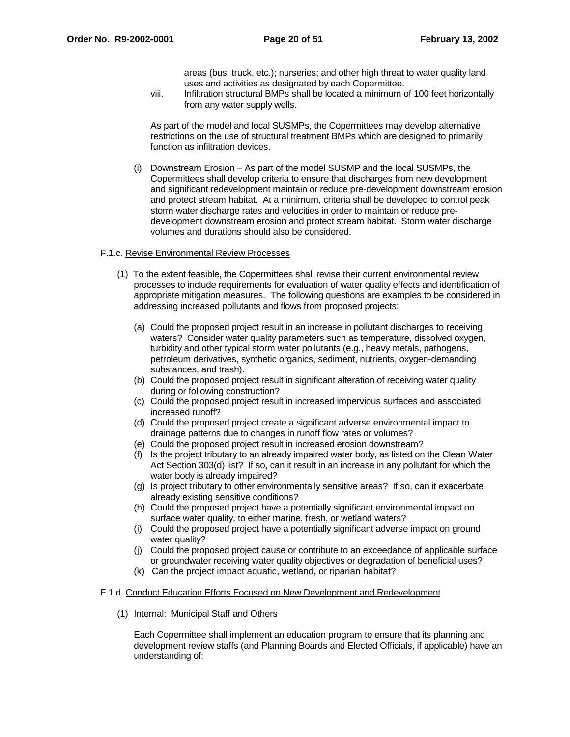areas (bus, truck, etc.); nurseries; and other high threat to water quality land uses and activities as designated by each Copermittee.

viii. Infiltration structural BMPs shall be located a minimum of 100 feet horizontally from any water supply wells.

As part of the model and local SUSMPs, the Copermittees may develop alternative restrictions on the use of structural treatment BMPs which are designed to primarily function as infiltration devices.

(i) Downstream Erosion – As part of the model SUSMP and the local SUSMPs, the Copermittees shall develop criteria to ensure that discharges from new development and significant redevelopment maintain or reduce pre-development downstream erosion and protect stream habitat. At a minimum, criteria shall be developed to control peak storm water discharge rates and velocities in order to maintain or reduce pre-development downstream erosion and protect stream habitat. Storm water discharge volumes and durations should also be considered.

F.1.c. <u>Revise Environmental Review Processes</u>

(1) To the extent feasible, the Copermittees shall revise their current environmental review processes to include requirements for evaluation of water quality effects and identification of appropriate mitigation measures. The following questions are examples to be considered in addressing increased pollutants and flows from proposed projects:

(a) Could the proposed project result in an increase in pollutant discharges to receiving waters? Consider water quality parameters such as temperature, dissolved oxygen, turbidity and other typical storm water pollutants (e.g., heavy metals, pathogens, petroleum derivatives, synthetic organics, sediment, nutrients, oxygen-demanding substances, and trash).
(b) Could the proposed project result in significant alteration of receiving water quality during or following construction?
(c) Could the proposed project result in increased impervious surfaces and associated increased runoff?
(d) Could the proposed project create a significant adverse environmental impact to drainage patterns due to changes in runoff flow rates or volumes?
(e) Could the proposed project result in increased erosion downstream?
(f) Is the project tributary to an already impaired water body, as listed on the Clean Water Act Section 303(d) list? If so, can it result in an increase in any pollutant for which the water body is already impaired?
(g) Is project tributary to other environmentally sensitive areas? If so, can it exacerbate already existing sensitive conditions?
(h) Could the proposed project have a potentially significant environmental impact on surface water quality, to either marine, fresh, or wetland waters?
(i) Could the proposed project have a potentially significant adverse impact on ground water quality?
(j) Could the proposed project cause or contribute to an exceedance of applicable surface or groundwater receiving water quality objectives or degradation of beneficial uses?
(k) Can the project impact aquatic, wetland, or riparian habitat?

F.1.d. <u>Conduct Education Efforts Focused on New Development and Redevelopment</u>

(1) Internal: Municipal Staff and Others

Each Copermittee shall implement an education program to ensure that its planning and development review staffs (and Planning Boards and Elected Officials, if applicable) have an understanding of: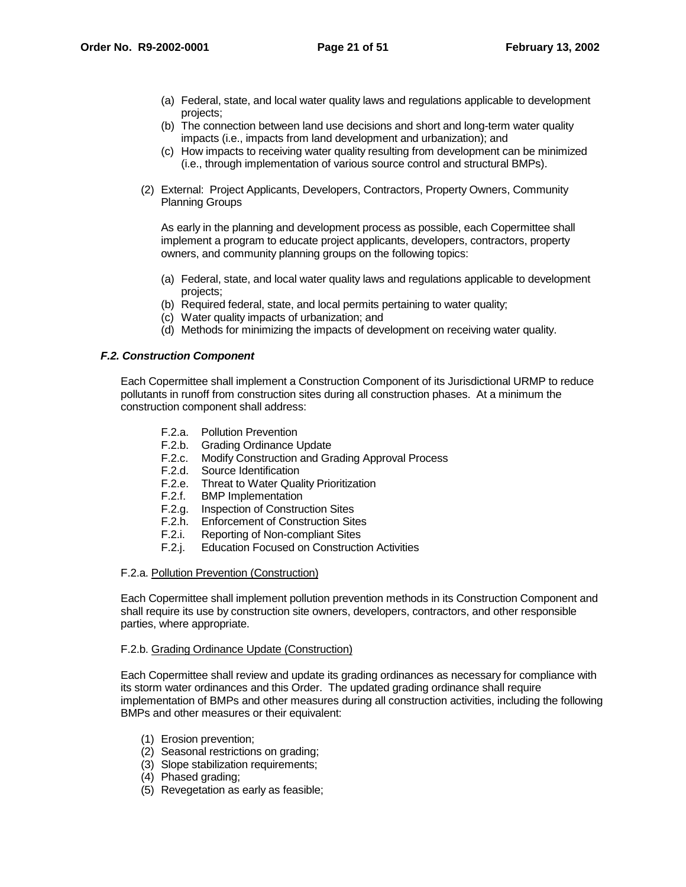(a) Federal, state, and local water quality laws and regulations applicable to development projects;
(b) The connection between land use decisions and short and long-term water quality impacts (i.e., impacts from land development and urbanization); and
(c) How impacts to receiving water quality resulting from development can be minimized (i.e., through implementation of various source control and structural BMPs).

(2) External: Project Applicants, Developers, Contractors, Property Owners, Community Planning Groups

As early in the planning and development process as possible, each Copermittee shall implement a program to educate project applicants, developers, contractors, property owners, and community planning groups on the following topics:

(a) Federal, state, and local water quality laws and regulations applicable to development projects;
(b) Required federal, state, and local permits pertaining to water quality;
(c) Water quality impacts of urbanization; and
(d) Methods for minimizing the impacts of development on receiving water quality.

### ***F.2. Construction Component***

Each Copermittee shall implement a Construction Component of its Jurisdictional URMP to reduce pollutants in runoff from construction sites during all construction phases. At a minimum the construction component shall address:

- F.2.a. Pollution Prevention
- F.2.b. Grading Ordinance Update
- F.2.c. Modify Construction and Grading Approval Process
- F.2.d. Source Identification
- F.2.e. Threat to Water Quality Prioritization
- F.2.f. BMP Implementation
- F.2.g. Inspection of Construction Sites
- F.2.h. Enforcement of Construction Sites
- F.2.i. Reporting of Non-compliant Sites
- F.2.j. Education Focused on Construction Activities

F.2.a. <u>Pollution Prevention (Construction)</u>

Each Copermittee shall implement pollution prevention methods in its Construction Component and shall require its use by construction site owners, developers, contractors, and other responsible parties, where appropriate.

F.2.b. <u>Grading Ordinance Update (Construction)</u>

Each Copermittee shall review and update its grading ordinances as necessary for compliance with its storm water ordinances and this Order. The updated grading ordinance shall require implementation of BMPs and other measures during all construction activities, including the following BMPs and other measures or their equivalent:

(1) Erosion prevention;
(2) Seasonal restrictions on grading;
(3) Slope stabilization requirements;
(4) Phased grading;
(5) Revegetation as early as feasible;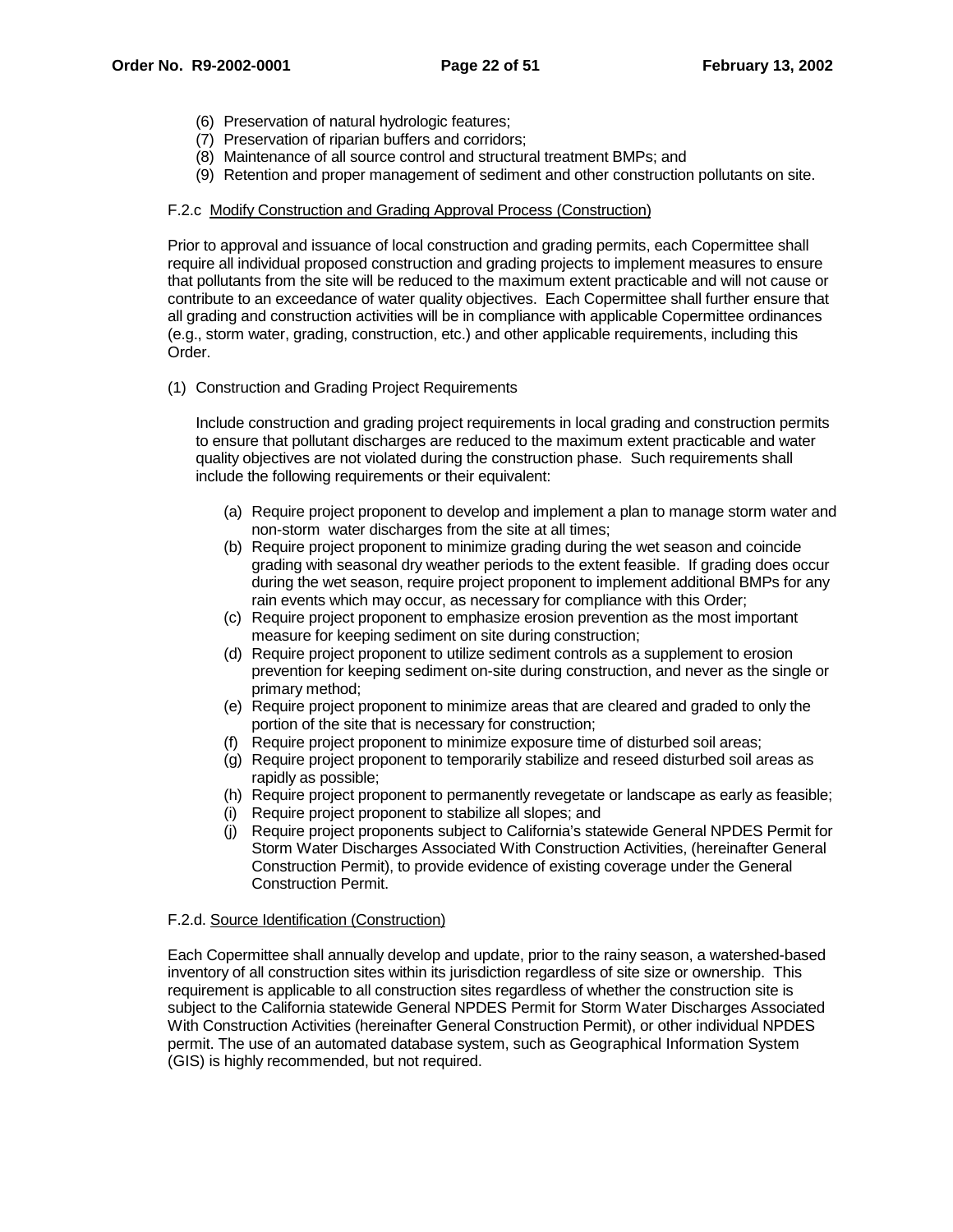(6) Preservation of natural hydrologic features;
(7) Preservation of riparian buffers and corridors;
(8) Maintenance of all source control and structural treatment BMPs; and
(9) Retention and proper management of sediment and other construction pollutants on site.

F.2.c <u>Modify Construction and Grading Approval Process (Construction)</u>

Prior to approval and issuance of local construction and grading permits, each Copermittee shall require all individual proposed construction and grading projects to implement measures to ensure that pollutants from the site will be reduced to the maximum extent practicable and will not cause or contribute to an exceedance of water quality objectives. Each Copermittee shall further ensure that all grading and construction activities will be in compliance with applicable Copermittee ordinances (e.g., storm water, grading, construction, etc.) and other applicable requirements, including this Order.

(1) Construction and Grading Project Requirements

Include construction and grading project requirements in local grading and construction permits to ensure that pollutant discharges are reduced to the maximum extent practicable and water quality objectives are not violated during the construction phase. Such requirements shall include the following requirements or their equivalent:

(a) Require project proponent to develop and implement a plan to manage storm water and non-storm water discharges from the site at all times;
(b) Require project proponent to minimize grading during the wet season and coincide grading with seasonal dry weather periods to the extent feasible. If grading does occur during the wet season, require project proponent to implement additional BMPs for any rain events which may occur, as necessary for compliance with this Order;
(c) Require project proponent to emphasize erosion prevention as the most important measure for keeping sediment on site during construction;
(d) Require project proponent to utilize sediment controls as a supplement to erosion prevention for keeping sediment on-site during construction, and never as the single or primary method;
(e) Require project proponent to minimize areas that are cleared and graded to only the portion of the site that is necessary for construction;
(f) Require project proponent to minimize exposure time of disturbed soil areas;
(g) Require project proponent to temporarily stabilize and reseed disturbed soil areas as rapidly as possible;
(h) Require project proponent to permanently revegetate or landscape as early as feasible;
(i) Require project proponent to stabilize all slopes; and
(j) Require project proponents subject to California's statewide General NPDES Permit for Storm Water Discharges Associated With Construction Activities, (hereinafter General Construction Permit), to provide evidence of existing coverage under the General Construction Permit.

F.2.d. <u>Source Identification (Construction)</u>

Each Copermittee shall annually develop and update, prior to the rainy season, a watershed-based inventory of all construction sites within its jurisdiction regardless of site size or ownership. This requirement is applicable to all construction sites regardless of whether the construction site is subject to the California statewide General NPDES Permit for Storm Water Discharges Associated With Construction Activities (hereinafter General Construction Permit), or other individual NPDES permit. The use of an automated database system, such as Geographical Information System (GIS) is highly recommended, but not required.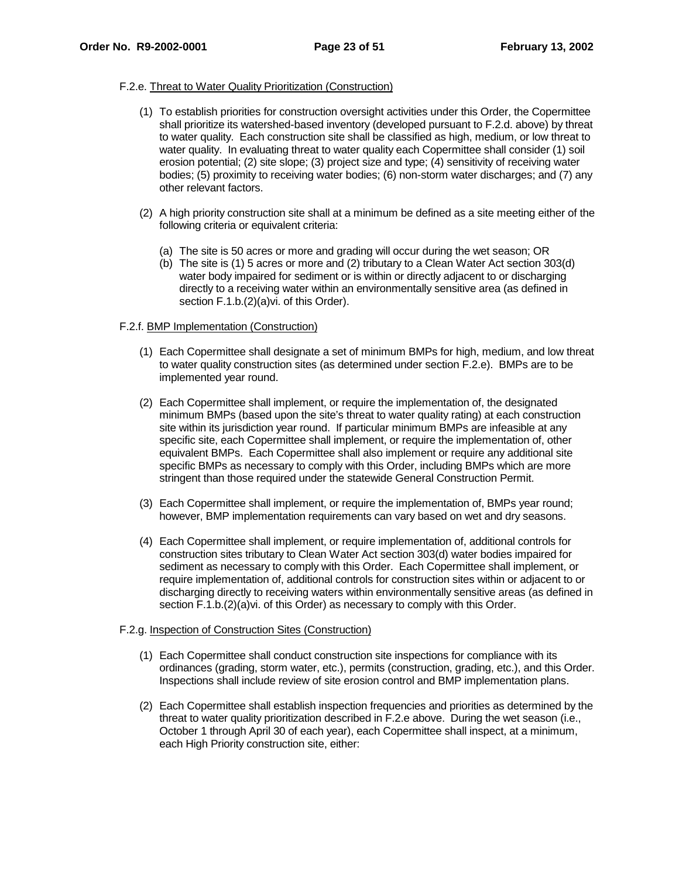F.2.e. Threat to Water Quality Prioritization (Construction)

(1) To establish priorities for construction oversight activities under this Order, the Copermittee shall prioritize its watershed-based inventory (developed pursuant to F.2.d. above) by threat to water quality. Each construction site shall be classified as high, medium, or low threat to water quality. In evaluating threat to water quality each Copermittee shall consider (1) soil erosion potential; (2) site slope; (3) project size and type; (4) sensitivity of receiving water bodies; (5) proximity to receiving water bodies; (6) non-storm water discharges; and (7) any other relevant factors.

(2) A high priority construction site shall at a minimum be defined as a site meeting either of the following criteria or equivalent criteria:

   (a) The site is 50 acres or more and grading will occur during the wet season; OR
   (b) The site is (1) 5 acres or more and (2) tributary to a Clean Water Act section 303(d) water body impaired for sediment or is within or directly adjacent to or discharging directly to a receiving water within an environmentally sensitive area (as defined in section F.1.b.(2)(a)vi. of this Order).

F.2.f. BMP Implementation (Construction)

(1) Each Copermittee shall designate a set of minimum BMPs for high, medium, and low threat to water quality construction sites (as determined under section F.2.e). BMPs are to be implemented year round.

(2) Each Copermittee shall implement, or require the implementation of, the designated minimum BMPs (based upon the site's threat to water quality rating) at each construction site within its jurisdiction year round. If particular minimum BMPs are infeasible at any specific site, each Copermittee shall implement, or require the implementation of, other equivalent BMPs. Each Copermittee shall also implement or require any additional site specific BMPs as necessary to comply with this Order, including BMPs which are more stringent than those required under the statewide General Construction Permit.

(3) Each Copermittee shall implement, or require the implementation of, BMPs year round; however, BMP implementation requirements can vary based on wet and dry seasons.

(4) Each Copermittee shall implement, or require implementation of, additional controls for construction sites tributary to Clean Water Act section 303(d) water bodies impaired for sediment as necessary to comply with this Order. Each Copermittee shall implement, or require implementation of, additional controls for construction sites within or adjacent to or discharging directly to receiving waters within environmentally sensitive areas (as defined in section F.1.b.(2)(a)vi. of this Order) as necessary to comply with this Order.

F.2.g. Inspection of Construction Sites (Construction)

(1) Each Copermittee shall conduct construction site inspections for compliance with its ordinances (grading, storm water, etc.), permits (construction, grading, etc.), and this Order. Inspections shall include review of site erosion control and BMP implementation plans.

(2) Each Copermittee shall establish inspection frequencies and priorities as determined by the threat to water quality prioritization described in F.2.e above. During the wet season (i.e., October 1 through April 30 of each year), each Copermittee shall inspect, at a minimum, each High Priority construction site, either: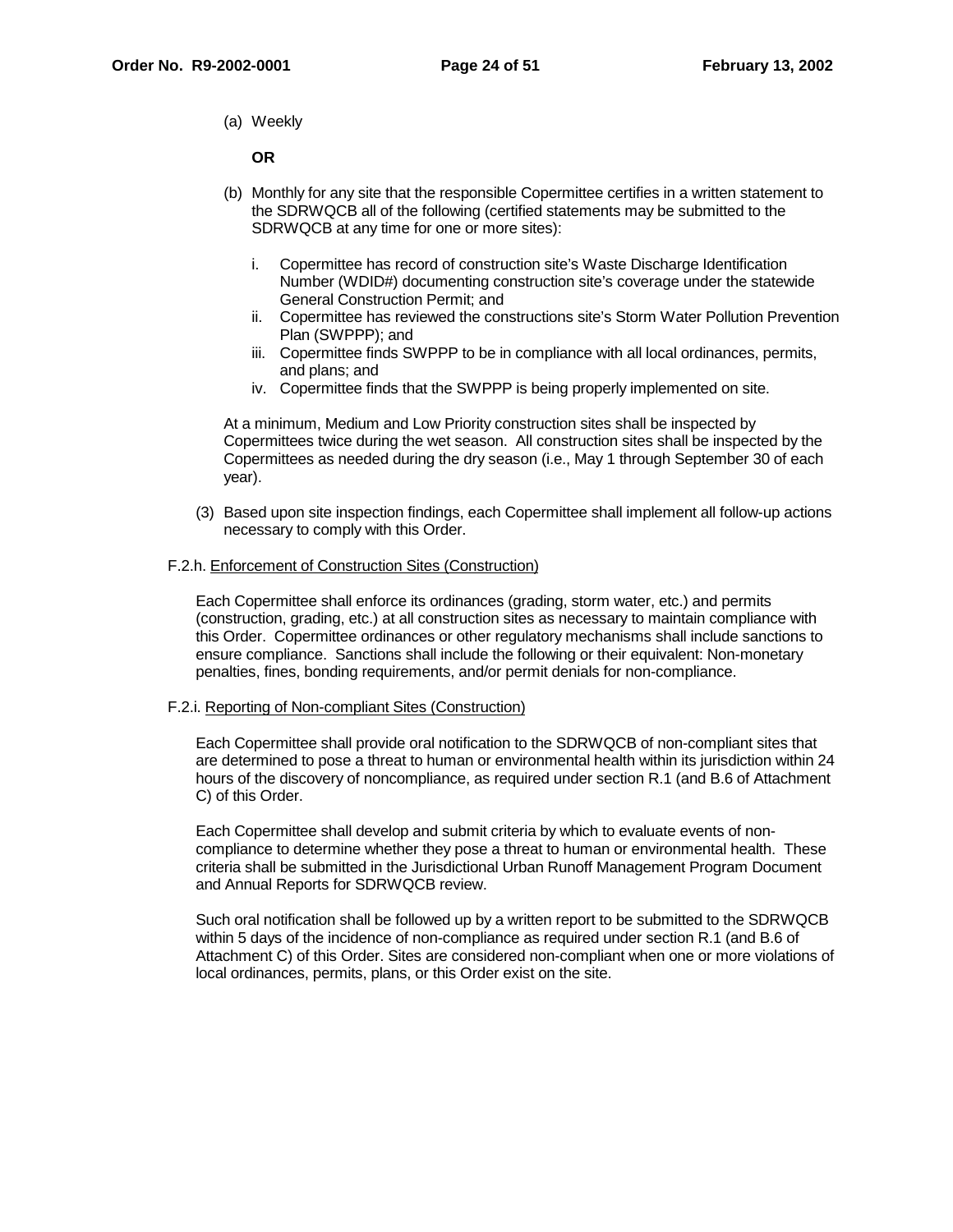(a) Weekly

**OR**

(b) Monthly for any site that the responsible Copermittee certifies in a written statement to the SDRWQCB all of the following (certified statements may be submitted to the SDRWQCB at any time for one or more sites):

   i. Copermittee has record of construction site's Waste Discharge Identification Number (WDID#) documenting construction site's coverage under the statewide General Construction Permit; and
   ii. Copermittee has reviewed the constructions site's Storm Water Pollution Prevention Plan (SWPPP); and
   iii. Copermittee finds SWPPP to be in compliance with all local ordinances, permits, and plans; and
   iv. Copermittee finds that the SWPPP is being properly implemented on site.

At a minimum, Medium and Low Priority construction sites shall be inspected by Copermittees twice during the wet season. All construction sites shall be inspected by the Copermittees as needed during the dry season (i.e., May 1 through September 30 of each year).

(3) Based upon site inspection findings, each Copermittee shall implement all follow-up actions necessary to comply with this Order.

F.2.h. Enforcement of Construction Sites (Construction)

Each Copermittee shall enforce its ordinances (grading, storm water, etc.) and permits (construction, grading, etc.) at all construction sites as necessary to maintain compliance with this Order. Copermittee ordinances or other regulatory mechanisms shall include sanctions to ensure compliance. Sanctions shall include the following or their equivalent: Non-monetary penalties, fines, bonding requirements, and/or permit denials for non-compliance.

F.2.i. Reporting of Non-compliant Sites (Construction)

Each Copermittee shall provide oral notification to the SDRWQCB of non-compliant sites that are determined to pose a threat to human or environmental health within its jurisdiction within 24 hours of the discovery of noncompliance, as required under section R.1 (and B.6 of Attachment C) of this Order.

Each Copermittee shall develop and submit criteria by which to evaluate events of non-compliance to determine whether they pose a threat to human or environmental health. These criteria shall be submitted in the Jurisdictional Urban Runoff Management Program Document and Annual Reports for SDRWQCB review.

Such oral notification shall be followed up by a written report to be submitted to the SDRWQCB within 5 days of the incidence of non-compliance as required under section R.1 (and B.6 of Attachment C) of this Order. Sites are considered non-compliant when one or more violations of local ordinances, permits, plans, or this Order exist on the site.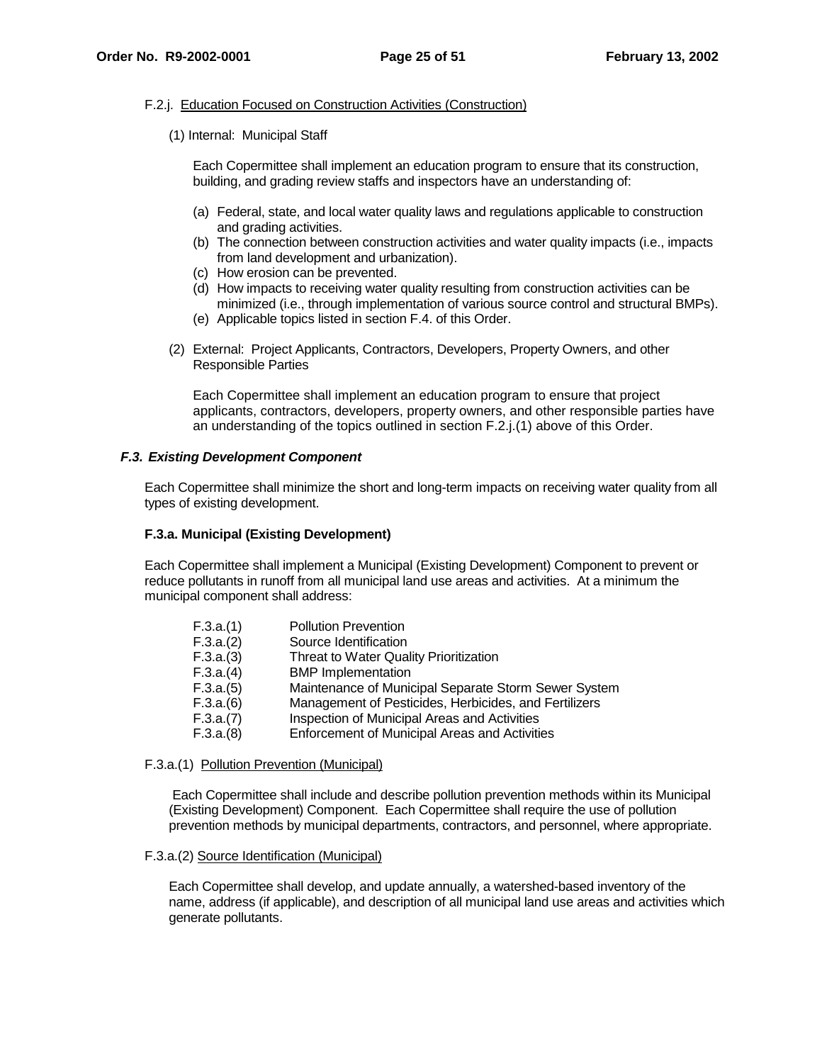F.2.j. Education Focused on Construction Activities (Construction)

(1) Internal: Municipal Staff

Each Copermittee shall implement an education program to ensure that its construction, building, and grading review staffs and inspectors have an understanding of:

(a) Federal, state, and local water quality laws and regulations applicable to construction and grading activities.
(b) The connection between construction activities and water quality impacts (i.e., impacts from land development and urbanization).
(c) How erosion can be prevented.
(d) How impacts to receiving water quality resulting from construction activities can be minimized (i.e., through implementation of various source control and structural BMPs).
(e) Applicable topics listed in section F.4. of this Order.

(2) External: Project Applicants, Contractors, Developers, Property Owners, and other Responsible Parties

Each Copermittee shall implement an education program to ensure that project applicants, contractors, developers, property owners, and other responsible parties have an understanding of the topics outlined in section F.2.j.(1) above of this Order.

### *F.3. Existing Development Component*

Each Copermittee shall minimize the short and long-term impacts on receiving water quality from all types of existing development.

#### F.3.a. Municipal (Existing Development)

Each Copermittee shall implement a Municipal (Existing Development) Component to prevent or reduce pollutants in runoff from all municipal land use areas and activities. At a minimum the municipal component shall address:

- F.3.a.(1) Pollution Prevention
- F.3.a.(2) Source Identification
- F.3.a.(3) Threat to Water Quality Prioritization
- F.3.a.(4) BMP Implementation
- F.3.a.(5) Maintenance of Municipal Separate Storm Sewer System
- F.3.a.(6) Management of Pesticides, Herbicides, and Fertilizers
- F.3.a.(7) Inspection of Municipal Areas and Activities
- F.3.a.(8) Enforcement of Municipal Areas and Activities

F.3.a.(1) Pollution Prevention (Municipal)

Each Copermittee shall include and describe pollution prevention methods within its Municipal (Existing Development) Component. Each Copermittee shall require the use of pollution prevention methods by municipal departments, contractors, and personnel, where appropriate.

F.3.a.(2) Source Identification (Municipal)

Each Copermittee shall develop, and update annually, a watershed-based inventory of the name, address (if applicable), and description of all municipal land use areas and activities which generate pollutants.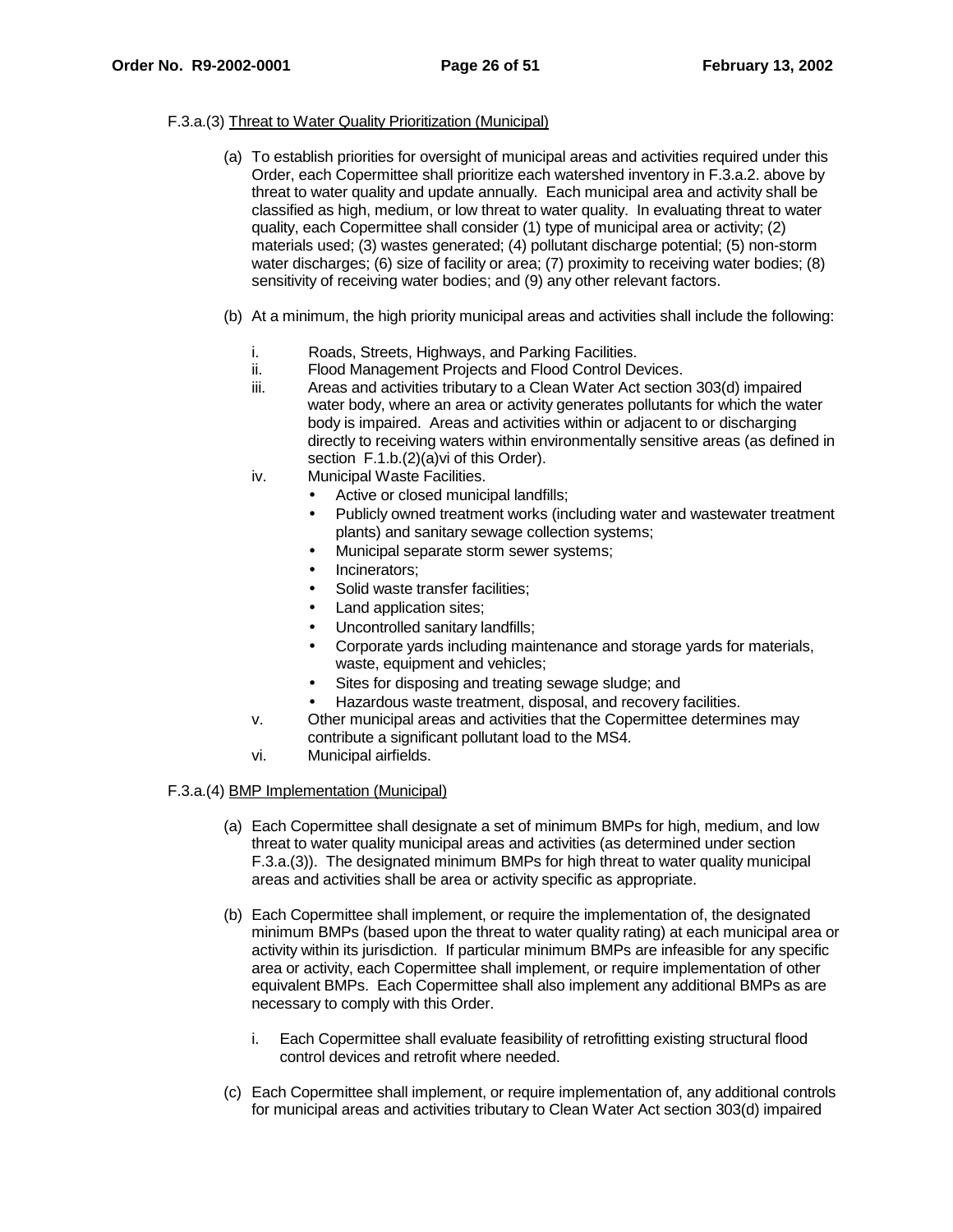F.3.a.(3) Threat to Water Quality Prioritization (Municipal)

(a) To establish priorities for oversight of municipal areas and activities required under this Order, each Copermittee shall prioritize each watershed inventory in F.3.a.2. above by threat to water quality and update annually. Each municipal area and activity shall be classified as high, medium, or low threat to water quality. In evaluating threat to water quality, each Copermittee shall consider (1) type of municipal area or activity; (2) materials used; (3) wastes generated; (4) pollutant discharge potential; (5) non-storm water discharges; (6) size of facility or area; (7) proximity to receiving water bodies; (8) sensitivity of receiving water bodies; and (9) any other relevant factors.

(b) At a minimum, the high priority municipal areas and activities shall include the following:

i. Roads, Streets, Highways, and Parking Facilities.

ii. Flood Management Projects and Flood Control Devices.

iii. Areas and activities tributary to a Clean Water Act section 303(d) impaired water body, where an area or activity generates pollutants for which the water body is impaired. Areas and activities within or adjacent to or discharging directly to receiving waters within environmentally sensitive areas (as defined in section F.1.b.(2)(a)vi of this Order).

iv. Municipal Waste Facilities.
- Active or closed municipal landfills;
- Publicly owned treatment works (including water and wastewater treatment plants) and sanitary sewage collection systems;
- Municipal separate storm sewer systems;
- Incinerators;
- Solid waste transfer facilities;
- Land application sites;
- Uncontrolled sanitary landfills;
- Corporate yards including maintenance and storage yards for materials, waste, equipment and vehicles;
- Sites for disposing and treating sewage sludge; and
- Hazardous waste treatment, disposal, and recovery facilities.

v. Other municipal areas and activities that the Copermittee determines may contribute a significant pollutant load to the MS4.

vi. Municipal airfields.

F.3.a.(4) BMP Implementation (Municipal)

(a) Each Copermittee shall designate a set of minimum BMPs for high, medium, and low threat to water quality municipal areas and activities (as determined under section F.3.a.(3)). The designated minimum BMPs for high threat to water quality municipal areas and activities shall be area or activity specific as appropriate.

(b) Each Copermittee shall implement, or require the implementation of, the designated minimum BMPs (based upon the threat to water quality rating) at each municipal area or activity within its jurisdiction. If particular minimum BMPs are infeasible for any specific area or activity, each Copermittee shall implement, or require implementation of other equivalent BMPs. Each Copermittee shall also implement any additional BMPs as are necessary to comply with this Order.

i. Each Copermittee shall evaluate feasibility of retrofitting existing structural flood control devices and retrofit where needed.

(c) Each Copermittee shall implement, or require implementation of, any additional controls for municipal areas and activities tributary to Clean Water Act section 303(d) impaired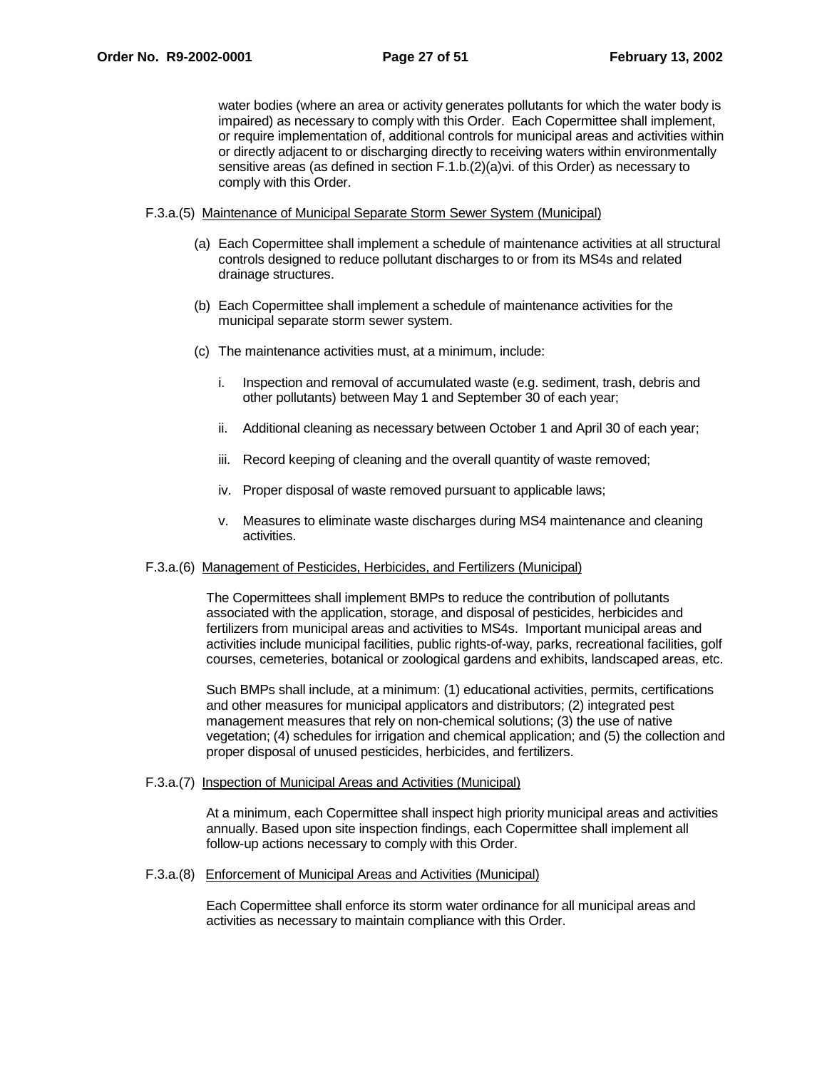water bodies (where an area or activity generates pollutants for which the water body is impaired) as necessary to comply with this Order. Each Copermittee shall implement, or require implementation of, additional controls for municipal areas and activities within or directly adjacent to or discharging directly to receiving waters within environmentally sensitive areas (as defined in section F.1.b.(2)(a)vi. of this Order) as necessary to comply with this Order.

F.3.a.(5) Maintenance of Municipal Separate Storm Sewer System (Municipal)

(a) Each Copermittee shall implement a schedule of maintenance activities at all structural controls designed to reduce pollutant discharges to or from its MS4s and related drainage structures.

(b) Each Copermittee shall implement a schedule of maintenance activities for the municipal separate storm sewer system.

(c) The maintenance activities must, at a minimum, include:

i. Inspection and removal of accumulated waste (e.g. sediment, trash, debris and other pollutants) between May 1 and September 30 of each year;

ii. Additional cleaning as necessary between October 1 and April 30 of each year;

iii. Record keeping of cleaning and the overall quantity of waste removed;

iv. Proper disposal of waste removed pursuant to applicable laws;

v. Measures to eliminate waste discharges during MS4 maintenance and cleaning activities.

F.3.a.(6) Management of Pesticides, Herbicides, and Fertilizers (Municipal)

The Copermittees shall implement BMPs to reduce the contribution of pollutants associated with the application, storage, and disposal of pesticides, herbicides and fertilizers from municipal areas and activities to MS4s. Important municipal areas and activities include municipal facilities, public rights-of-way, parks, recreational facilities, golf courses, cemeteries, botanical or zoological gardens and exhibits, landscaped areas, etc.

Such BMPs shall include, at a minimum: (1) educational activities, permits, certifications and other measures for municipal applicators and distributors; (2) integrated pest management measures that rely on non-chemical solutions; (3) the use of native vegetation; (4) schedules for irrigation and chemical application; and (5) the collection and proper disposal of unused pesticides, herbicides, and fertilizers.

F.3.a.(7) Inspection of Municipal Areas and Activities (Municipal)

At a minimum, each Copermittee shall inspect high priority municipal areas and activities annually. Based upon site inspection findings, each Copermittee shall implement all follow-up actions necessary to comply with this Order.

F.3.a.(8) Enforcement of Municipal Areas and Activities (Municipal)

Each Copermittee shall enforce its storm water ordinance for all municipal areas and activities as necessary to maintain compliance with this Order.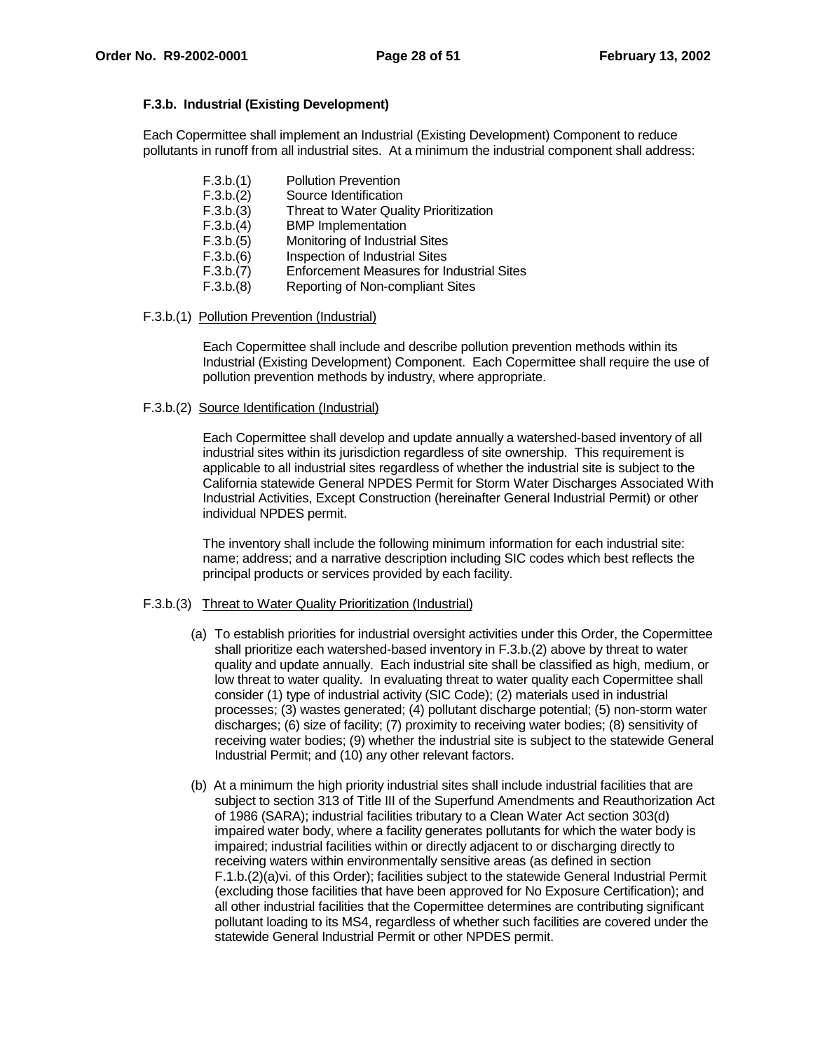### F.3.b. Industrial (Existing Development)

Each Copermittee shall implement an Industrial (Existing Development) Component to reduce pollutants in runoff from all industrial sites. At a minimum the industrial component shall address:

- F.3.b.(1) Pollution Prevention
- F.3.b.(2) Source Identification
- F.3.b.(3) Threat to Water Quality Prioritization
- F.3.b.(4) BMP Implementation
- F.3.b.(5) Monitoring of Industrial Sites
- F.3.b.(6) Inspection of Industrial Sites
- F.3.b.(7) Enforcement Measures for Industrial Sites
- F.3.b.(8) Reporting of Non-compliant Sites

F.3.b.(1) <u>Pollution Prevention (Industrial)</u>

Each Copermittee shall include and describe pollution prevention methods within its Industrial (Existing Development) Component. Each Copermittee shall require the use of pollution prevention methods by industry, where appropriate.

F.3.b.(2) <u>Source Identification (Industrial)</u>

Each Copermittee shall develop and update annually a watershed-based inventory of all industrial sites within its jurisdiction regardless of site ownership. This requirement is applicable to all industrial sites regardless of whether the industrial site is subject to the California statewide General NPDES Permit for Storm Water Discharges Associated With Industrial Activities, Except Construction (hereinafter General Industrial Permit) or other individual NPDES permit.

The inventory shall include the following minimum information for each industrial site: name; address; and a narrative description including SIC codes which best reflects the principal products or services provided by each facility.

F.3.b.(3) <u>Threat to Water Quality Prioritization (Industrial)</u>

(a) To establish priorities for industrial oversight activities under this Order, the Copermittee shall prioritize each watershed-based inventory in F.3.b.(2) above by threat to water quality and update annually. Each industrial site shall be classified as high, medium, or low threat to water quality. In evaluating threat to water quality each Copermittee shall consider (1) type of industrial activity (SIC Code); (2) materials used in industrial processes; (3) wastes generated; (4) pollutant discharge potential; (5) non-storm water discharges; (6) size of facility; (7) proximity to receiving water bodies; (8) sensitivity of receiving water bodies; (9) whether the industrial site is subject to the statewide General Industrial Permit; and (10) any other relevant factors.

(b) At a minimum the high priority industrial sites shall include industrial facilities that are subject to section 313 of Title III of the Superfund Amendments and Reauthorization Act of 1986 (SARA); industrial facilities tributary to a Clean Water Act section 303(d) impaired water body, where a facility generates pollutants for which the water body is impaired; industrial facilities within or directly adjacent to or discharging directly to receiving waters within environmentally sensitive areas (as defined in section F.1.b.(2)(a)vi. of this Order); facilities subject to the statewide General Industrial Permit (excluding those facilities that have been approved for No Exposure Certification); and all other industrial facilities that the Copermittee determines are contributing significant pollutant loading to its MS4, regardless of whether such facilities are covered under the statewide General Industrial Permit or other NPDES permit.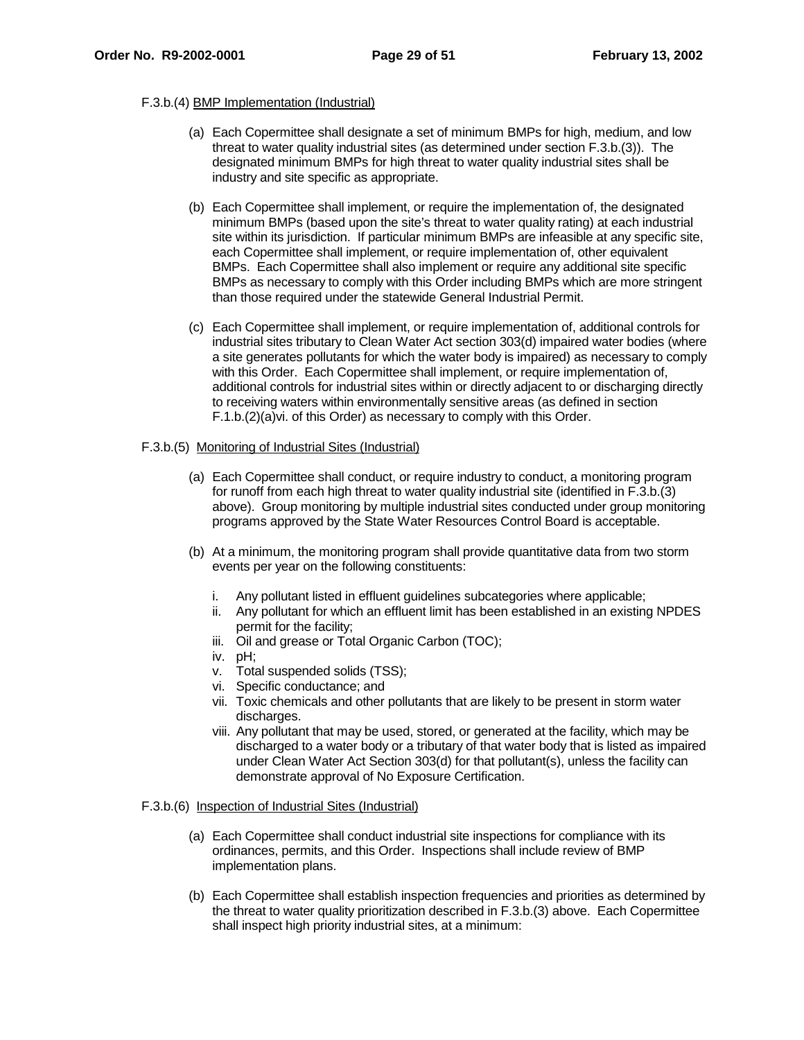F.3.b.(4) BMP Implementation (Industrial)

(a) Each Copermittee shall designate a set of minimum BMPs for high, medium, and low threat to water quality industrial sites (as determined under section F.3.b.(3)). The designated minimum BMPs for high threat to water quality industrial sites shall be industry and site specific as appropriate.

(b) Each Copermittee shall implement, or require the implementation of, the designated minimum BMPs (based upon the site's threat to water quality rating) at each industrial site within its jurisdiction. If particular minimum BMPs are infeasible at any specific site, each Copermittee shall implement, or require implementation of, other equivalent BMPs. Each Copermittee shall also implement or require any additional site specific BMPs as necessary to comply with this Order including BMPs which are more stringent than those required under the statewide General Industrial Permit.

(c) Each Copermittee shall implement, or require implementation of, additional controls for industrial sites tributary to Clean Water Act section 303(d) impaired water bodies (where a site generates pollutants for which the water body is impaired) as necessary to comply with this Order. Each Copermittee shall implement, or require implementation of, additional controls for industrial sites within or directly adjacent to or discharging directly to receiving waters within environmentally sensitive areas (as defined in section F.1.b.(2)(a)vi. of this Order) as necessary to comply with this Order.

F.3.b.(5) Monitoring of Industrial Sites (Industrial)

(a) Each Copermittee shall conduct, or require industry to conduct, a monitoring program for runoff from each high threat to water quality industrial site (identified in F.3.b.(3) above). Group monitoring by multiple industrial sites conducted under group monitoring programs approved by the State Water Resources Control Board is acceptable.

(b) At a minimum, the monitoring program shall provide quantitative data from two storm events per year on the following constituents:

i. Any pollutant listed in effluent guidelines subcategories where applicable;
ii. Any pollutant for which an effluent limit has been established in an existing NPDES permit for the facility;
iii. Oil and grease or Total Organic Carbon (TOC);
iv. pH;
v. Total suspended solids (TSS);
vi. Specific conductance; and
vii. Toxic chemicals and other pollutants that are likely to be present in storm water discharges.
viii. Any pollutant that may be used, stored, or generated at the facility, which may be discharged to a water body or a tributary of that water body that is listed as impaired under Clean Water Act Section 303(d) for that pollutant(s), unless the facility can demonstrate approval of No Exposure Certification.

F.3.b.(6) Inspection of Industrial Sites (Industrial)

(a) Each Copermittee shall conduct industrial site inspections for compliance with its ordinances, permits, and this Order. Inspections shall include review of BMP implementation plans.

(b) Each Copermittee shall establish inspection frequencies and priorities as determined by the threat to water quality prioritization described in F.3.b.(3) above. Each Copermittee shall inspect high priority industrial sites, at a minimum: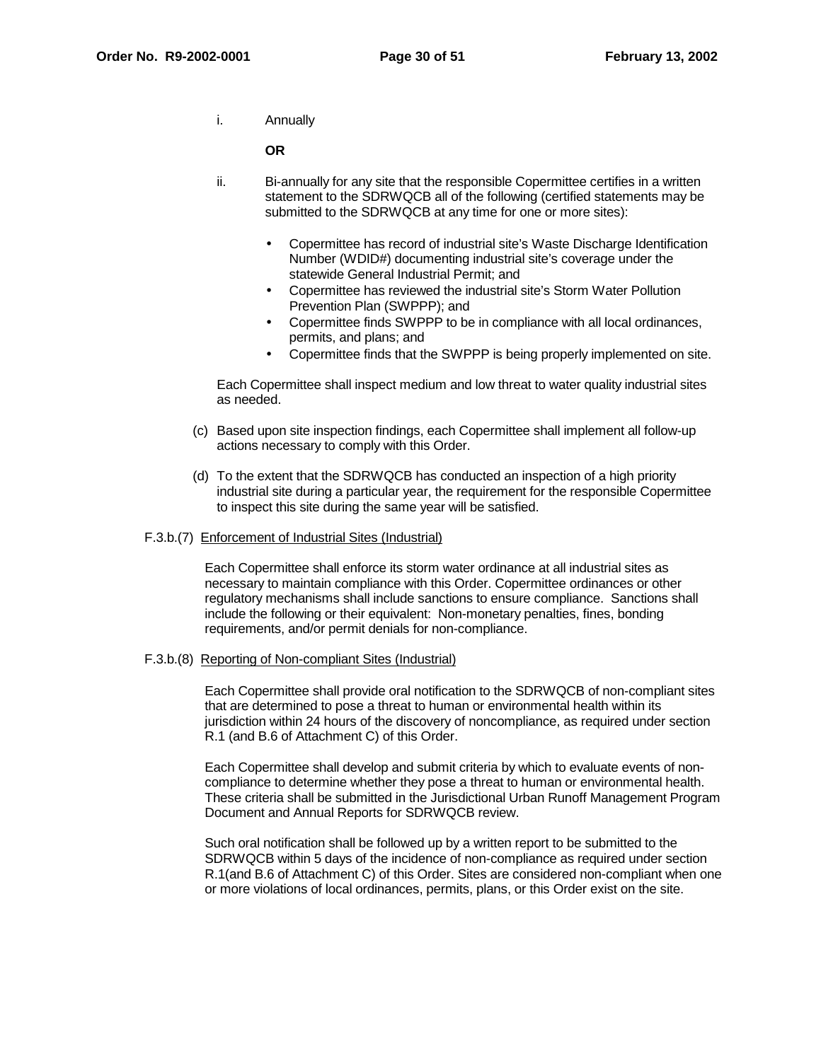i. Annually

**OR**

ii. Bi-annually for any site that the responsible Copermittee certifies in a written statement to the SDRWQCB all of the following (certified statements may be submitted to the SDRWQCB at any time for one or more sites):

- Copermittee has record of industrial site's Waste Discharge Identification Number (WDID#) documenting industrial site's coverage under the statewide General Industrial Permit; and
- Copermittee has reviewed the industrial site's Storm Water Pollution Prevention Plan (SWPPP); and
- Copermittee finds SWPPP to be in compliance with all local ordinances, permits, and plans; and
- Copermittee finds that the SWPPP is being properly implemented on site.

Each Copermittee shall inspect medium and low threat to water quality industrial sites as needed.

(c) Based upon site inspection findings, each Copermittee shall implement all follow-up actions necessary to comply with this Order.

(d) To the extent that the SDRWQCB has conducted an inspection of a high priority industrial site during a particular year, the requirement for the responsible Copermittee to inspect this site during the same year will be satisfied.

F.3.b.(7) Enforcement of Industrial Sites (Industrial)

Each Copermittee shall enforce its storm water ordinance at all industrial sites as necessary to maintain compliance with this Order. Copermittee ordinances or other regulatory mechanisms shall include sanctions to ensure compliance. Sanctions shall include the following or their equivalent: Non-monetary penalties, fines, bonding requirements, and/or permit denials for non-compliance.

F.3.b.(8) Reporting of Non-compliant Sites (Industrial)

Each Copermittee shall provide oral notification to the SDRWQCB of non-compliant sites that are determined to pose a threat to human or environmental health within its jurisdiction within 24 hours of the discovery of noncompliance, as required under section R.1 (and B.6 of Attachment C) of this Order.

Each Copermittee shall develop and submit criteria by which to evaluate events of non-compliance to determine whether they pose a threat to human or environmental health. These criteria shall be submitted in the Jurisdictional Urban Runoff Management Program Document and Annual Reports for SDRWQCB review.

Such oral notification shall be followed up by a written report to be submitted to the SDRWQCB within 5 days of the incidence of non-compliance as required under section R.1(and B.6 of Attachment C) of this Order. Sites are considered non-compliant when one or more violations of local ordinances, permits, plans, or this Order exist on the site.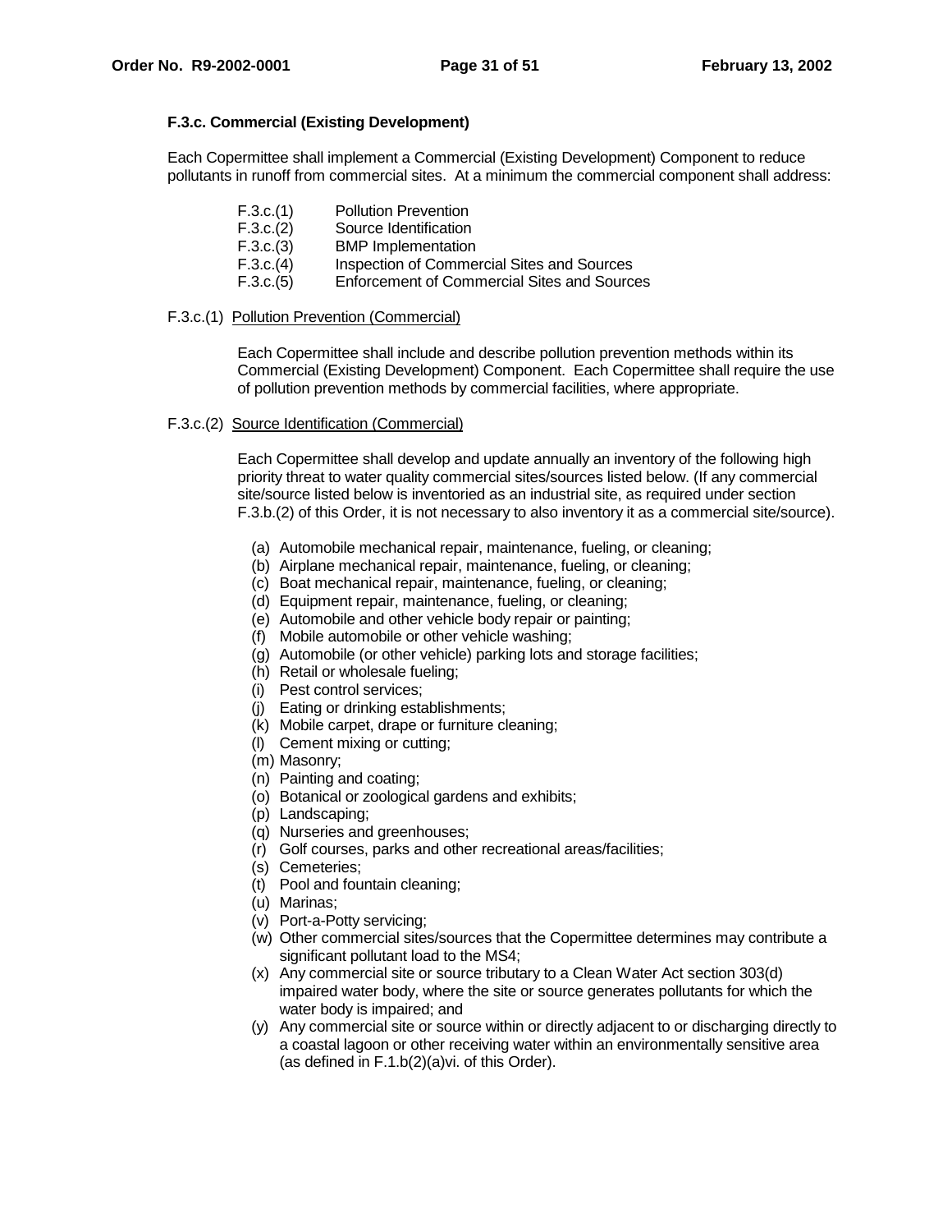### F.3.c. Commercial (Existing Development)

Each Copermittee shall implement a Commercial (Existing Development) Component to reduce pollutants in runoff from commercial sites. At a minimum the commercial component shall address:

- F.3.c.(1) Pollution Prevention
- F.3.c.(2) Source Identification
- F.3.c.(3) BMP Implementation
- F.3.c.(4) Inspection of Commercial Sites and Sources
- F.3.c.(5) Enforcement of Commercial Sites and Sources

F.3.c.(1) Pollution Prevention (Commercial)

Each Copermittee shall include and describe pollution prevention methods within its Commercial (Existing Development) Component. Each Copermittee shall require the use of pollution prevention methods by commercial facilities, where appropriate.

F.3.c.(2) Source Identification (Commercial)

Each Copermittee shall develop and update annually an inventory of the following high priority threat to water quality commercial sites/sources listed below. (If any commercial site/source listed below is inventoried as an industrial site, as required under section F.3.b.(2) of this Order, it is not necessary to also inventory it as a commercial site/source).

(a) Automobile mechanical repair, maintenance, fueling, or cleaning;
(b) Airplane mechanical repair, maintenance, fueling, or cleaning;
(c) Boat mechanical repair, maintenance, fueling, or cleaning;
(d) Equipment repair, maintenance, fueling, or cleaning;
(e) Automobile and other vehicle body repair or painting;
(f) Mobile automobile or other vehicle washing;
(g) Automobile (or other vehicle) parking lots and storage facilities;
(h) Retail or wholesale fueling;
(i) Pest control services;
(j) Eating or drinking establishments;
(k) Mobile carpet, drape or furniture cleaning;
(l) Cement mixing or cutting;
(m) Masonry;
(n) Painting and coating;
(o) Botanical or zoological gardens and exhibits;
(p) Landscaping;
(q) Nurseries and greenhouses;
(r) Golf courses, parks and other recreational areas/facilities;
(s) Cemeteries;
(t) Pool and fountain cleaning;
(u) Marinas;
(v) Port-a-Potty servicing;
(w) Other commercial sites/sources that the Copermittee determines may contribute a significant pollutant load to the MS4;
(x) Any commercial site or source tributary to a Clean Water Act section 303(d) impaired water body, where the site or source generates pollutants for which the water body is impaired; and
(y) Any commercial site or source within or directly adjacent to or discharging directly to a coastal lagoon or other receiving water within an environmentally sensitive area (as defined in F.1.b(2)(a)vi. of this Order).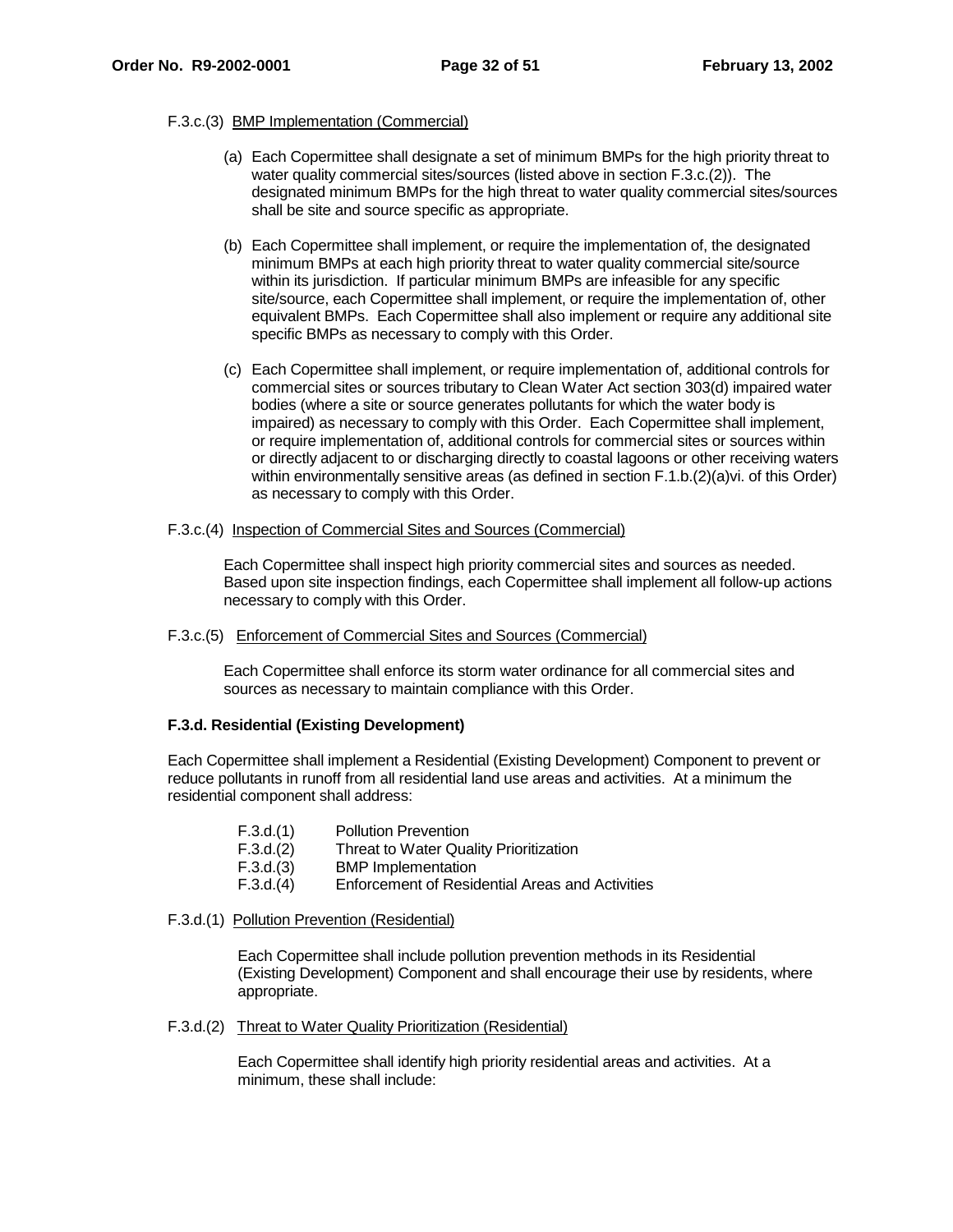F.3.c.(3) <u>BMP Implementation (Commercial)</u>

(a) Each Copermittee shall designate a set of minimum BMPs for the high priority threat to water quality commercial sites/sources (listed above in section F.3.c.(2)). The designated minimum BMPs for the high threat to water quality commercial sites/sources shall be site and source specific as appropriate.

(b) Each Copermittee shall implement, or require the implementation of, the designated minimum BMPs at each high priority threat to water quality commercial site/source within its jurisdiction. If particular minimum BMPs are infeasible for any specific site/source, each Copermittee shall implement, or require the implementation of, other equivalent BMPs. Each Copermittee shall also implement or require any additional site specific BMPs as necessary to comply with this Order.

(c) Each Copermittee shall implement, or require implementation of, additional controls for commercial sites or sources tributary to Clean Water Act section 303(d) impaired water bodies (where a site or source generates pollutants for which the water body is impaired) as necessary to comply with this Order. Each Copermittee shall implement, or require implementation of, additional controls for commercial sites or sources within or directly adjacent to or discharging directly to coastal lagoons or other receiving waters within environmentally sensitive areas (as defined in section F.1.b.(2)(a)vi. of this Order) as necessary to comply with this Order.

F.3.c.(4) <u>Inspection of Commercial Sites and Sources (Commercial)</u>

Each Copermittee shall inspect high priority commercial sites and sources as needed. Based upon site inspection findings, each Copermittee shall implement all follow-up actions necessary to comply with this Order.

F.3.c.(5) <u>Enforcement of Commercial Sites and Sources (Commercial)</u>

Each Copermittee shall enforce its storm water ordinance for all commercial sites and sources as necessary to maintain compliance with this Order.

**F.3.d. Residential (Existing Development)**

Each Copermittee shall implement a Residential (Existing Development) Component to prevent or reduce pollutants in runoff from all residential land use areas and activities. At a minimum the residential component shall address:

- F.3.d.(1) Pollution Prevention
- F.3.d.(2) Threat to Water Quality Prioritization
- F.3.d.(3) BMP Implementation
- F.3.d.(4) Enforcement of Residential Areas and Activities

F.3.d.(1) <u>Pollution Prevention (Residential)</u>

Each Copermittee shall include pollution prevention methods in its Residential (Existing Development) Component and shall encourage their use by residents, where appropriate.

F.3.d.(2) <u>Threat to Water Quality Prioritization (Residential)</u>

Each Copermittee shall identify high priority residential areas and activities. At a minimum, these shall include: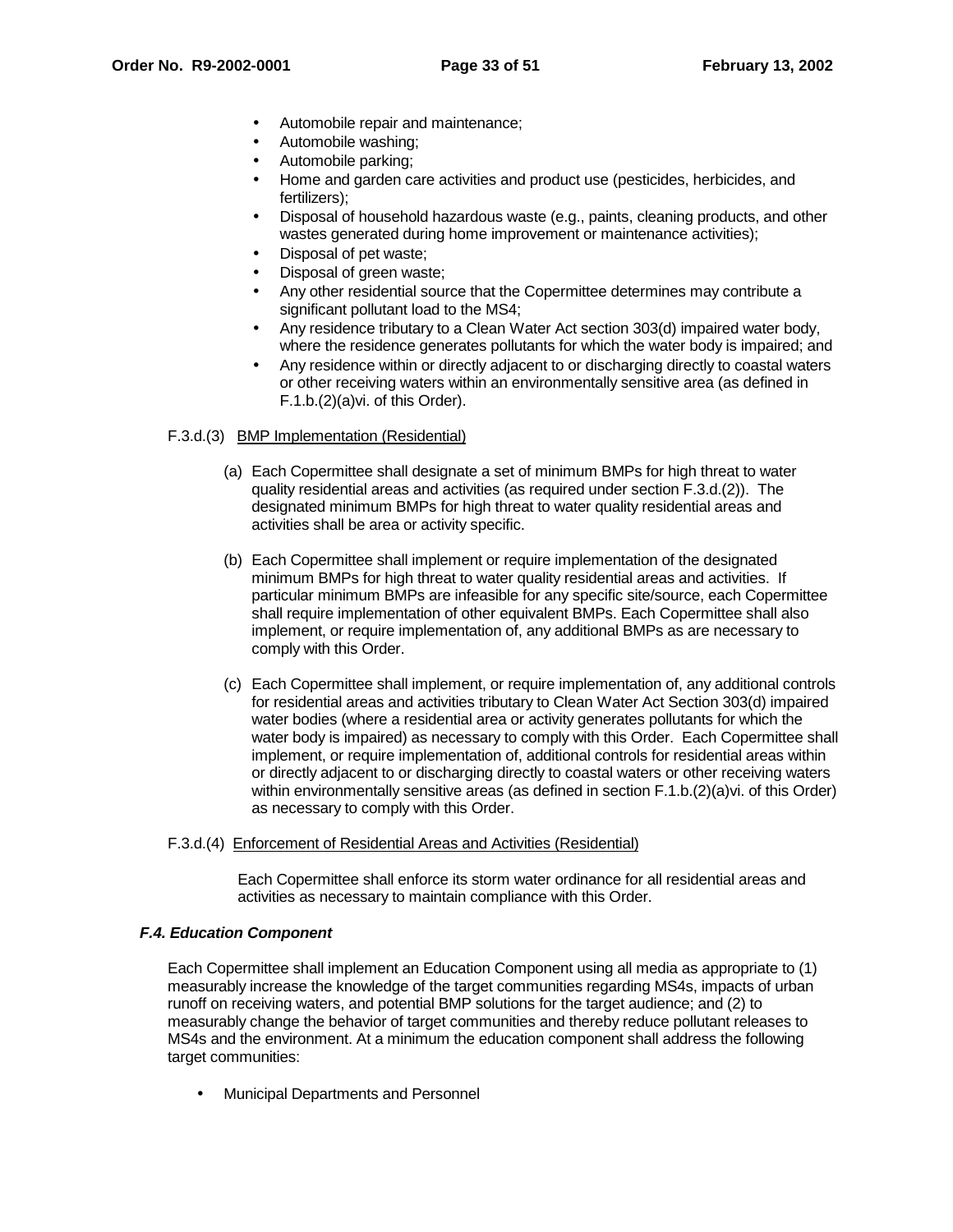- Automobile repair and maintenance;
- Automobile washing;
- Automobile parking;
- Home and garden care activities and product use (pesticides, herbicides, and fertilizers);
- Disposal of household hazardous waste (e.g., paints, cleaning products, and other wastes generated during home improvement or maintenance activities);
- Disposal of pet waste;
- Disposal of green waste;
- Any other residential source that the Copermittee determines may contribute a significant pollutant load to the MS4;
- Any residence tributary to a Clean Water Act section 303(d) impaired water body, where the residence generates pollutants for which the water body is impaired; and
- Any residence within or directly adjacent to or discharging directly to coastal waters or other receiving waters within an environmentally sensitive area (as defined in F.1.b.(2)(a)vi. of this Order).

F.3.d.(3) BMP Implementation (Residential)

(a) Each Copermittee shall designate a set of minimum BMPs for high threat to water quality residential areas and activities (as required under section F.3.d.(2)). The designated minimum BMPs for high threat to water quality residential areas and activities shall be area or activity specific.

(b) Each Copermittee shall implement or require implementation of the designated minimum BMPs for high threat to water quality residential areas and activities. If particular minimum BMPs are infeasible for any specific site/source, each Copermittee shall require implementation of other equivalent BMPs. Each Copermittee shall also implement, or require implementation of, any additional BMPs as are necessary to comply with this Order.

(c) Each Copermittee shall implement, or require implementation of, any additional controls for residential areas and activities tributary to Clean Water Act Section 303(d) impaired water bodies (where a residential area or activity generates pollutants for which the water body is impaired) as necessary to comply with this Order. Each Copermittee shall implement, or require implementation of, additional controls for residential areas within or directly adjacent to or discharging directly to coastal waters or other receiving waters within environmentally sensitive areas (as defined in section F.1.b.(2)(a)vi. of this Order) as necessary to comply with this Order.

F.3.d.(4) Enforcement of Residential Areas and Activities (Residential)

Each Copermittee shall enforce its storm water ordinance for all residential areas and activities as necessary to maintain compliance with this Order.

### *F.4. Education Component*

Each Copermittee shall implement an Education Component using all media as appropriate to (1) measurably increase the knowledge of the target communities regarding MS4s, impacts of urban runoff on receiving waters, and potential BMP solutions for the target audience; and (2) to measurably change the behavior of target communities and thereby reduce pollutant releases to MS4s and the environment. At a minimum the education component shall address the following target communities:

- Municipal Departments and Personnel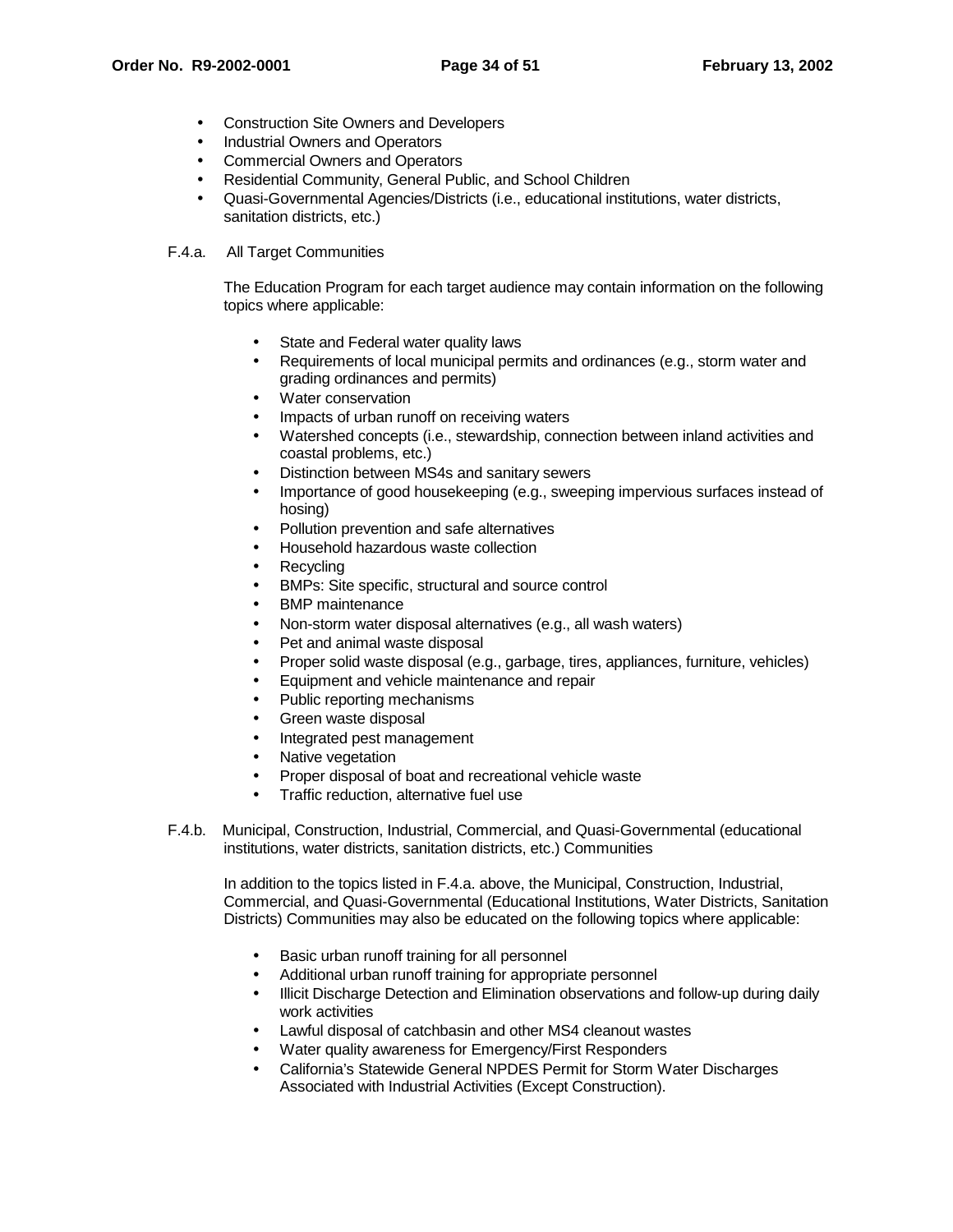- Construction Site Owners and Developers
- Industrial Owners and Operators
- Commercial Owners and Operators
- Residential Community, General Public, and School Children
- Quasi-Governmental Agencies/Districts (i.e., educational institutions, water districts, sanitation districts, etc.)

F.4.a. All Target Communities

The Education Program for each target audience may contain information on the following topics where applicable:

- State and Federal water quality laws
- Requirements of local municipal permits and ordinances (e.g., storm water and grading ordinances and permits)
- Water conservation
- Impacts of urban runoff on receiving waters
- Watershed concepts (i.e., stewardship, connection between inland activities and coastal problems, etc.)
- Distinction between MS4s and sanitary sewers
- Importance of good housekeeping (e.g., sweeping impervious surfaces instead of hosing)
- Pollution prevention and safe alternatives
- Household hazardous waste collection
- Recycling
- BMPs: Site specific, structural and source control
- BMP maintenance
- Non-storm water disposal alternatives (e.g., all wash waters)
- Pet and animal waste disposal
- Proper solid waste disposal (e.g., garbage, tires, appliances, furniture, vehicles)
- Equipment and vehicle maintenance and repair
- Public reporting mechanisms
- Green waste disposal
- Integrated pest management
- Native vegetation
- Proper disposal of boat and recreational vehicle waste
- Traffic reduction, alternative fuel use

F.4.b. Municipal, Construction, Industrial, Commercial, and Quasi-Governmental (educational institutions, water districts, sanitation districts, etc.) Communities

In addition to the topics listed in F.4.a. above, the Municipal, Construction, Industrial, Commercial, and Quasi-Governmental (Educational Institutions, Water Districts, Sanitation Districts) Communities may also be educated on the following topics where applicable:

- Basic urban runoff training for all personnel
- Additional urban runoff training for appropriate personnel
- Illicit Discharge Detection and Elimination observations and follow-up during daily work activities
- Lawful disposal of catchbasin and other MS4 cleanout wastes
- Water quality awareness for Emergency/First Responders
- California's Statewide General NPDES Permit for Storm Water Discharges Associated with Industrial Activities (Except Construction).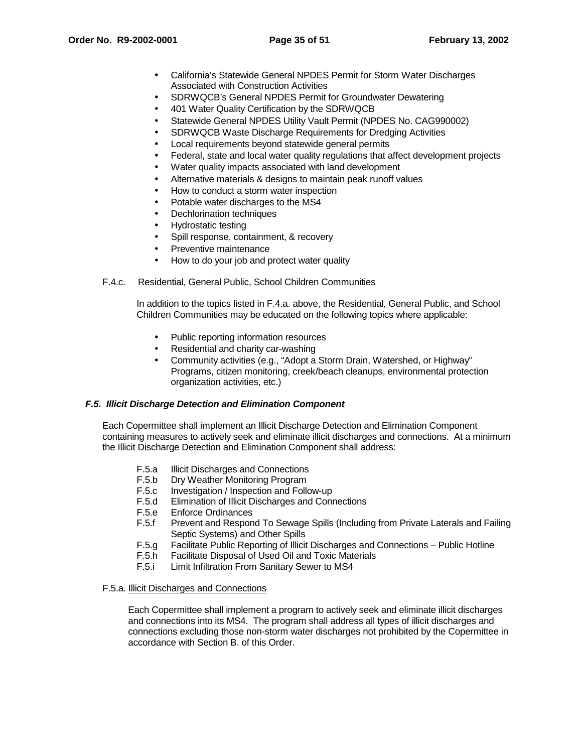- California's Statewide General NPDES Permit for Storm Water Discharges Associated with Construction Activities
- SDRWQCB's General NPDES Permit for Groundwater Dewatering
- 401 Water Quality Certification by the SDRWQCB
- Statewide General NPDES Utility Vault Permit (NPDES No. CAG990002)
- SDRWQCB Waste Discharge Requirements for Dredging Activities
- Local requirements beyond statewide general permits
- Federal, state and local water quality regulations that affect development projects
- Water quality impacts associated with land development
- Alternative materials & designs to maintain peak runoff values
- How to conduct a storm water inspection
- Potable water discharges to the MS4
- Dechlorination techniques
- Hydrostatic testing
- Spill response, containment, & recovery
- Preventive maintenance
- How to do your job and protect water quality

F.4.c. Residential, General Public, School Children Communities

In addition to the topics listed in F.4.a. above, the Residential, General Public, and School Children Communities may be educated on the following topics where applicable:

- Public reporting information resources
- Residential and charity car-washing
- Community activities (e.g., "Adopt a Storm Drain, Watershed, or Highway" Programs, citizen monitoring, creek/beach cleanups, environmental protection organization activities, etc.)

### *F.5. Illicit Discharge Detection and Elimination Component*

Each Copermittee shall implement an Illicit Discharge Detection and Elimination Component containing measures to actively seek and eliminate illicit discharges and connections. At a minimum the Illicit Discharge Detection and Elimination Component shall address:

- F.5.a Illicit Discharges and Connections
- F.5.b Dry Weather Monitoring Program
- F.5.c Investigation / Inspection and Follow-up
- F.5.d Elimination of Illicit Discharges and Connections
- F.5.e Enforce Ordinances
- F.5.f Prevent and Respond To Sewage Spills (Including from Private Laterals and Failing Septic Systems) and Other Spills
- F.5.g Facilitate Public Reporting of Illicit Discharges and Connections – Public Hotline
- F.5.h Facilitate Disposal of Used Oil and Toxic Materials
- F.5.i Limit Infiltration From Sanitary Sewer to MS4

F.5.a. Illicit Discharges and Connections

Each Copermittee shall implement a program to actively seek and eliminate illicit discharges and connections into its MS4. The program shall address all types of illicit discharges and connections excluding those non-storm water discharges not prohibited by the Copermittee in accordance with Section B. of this Order.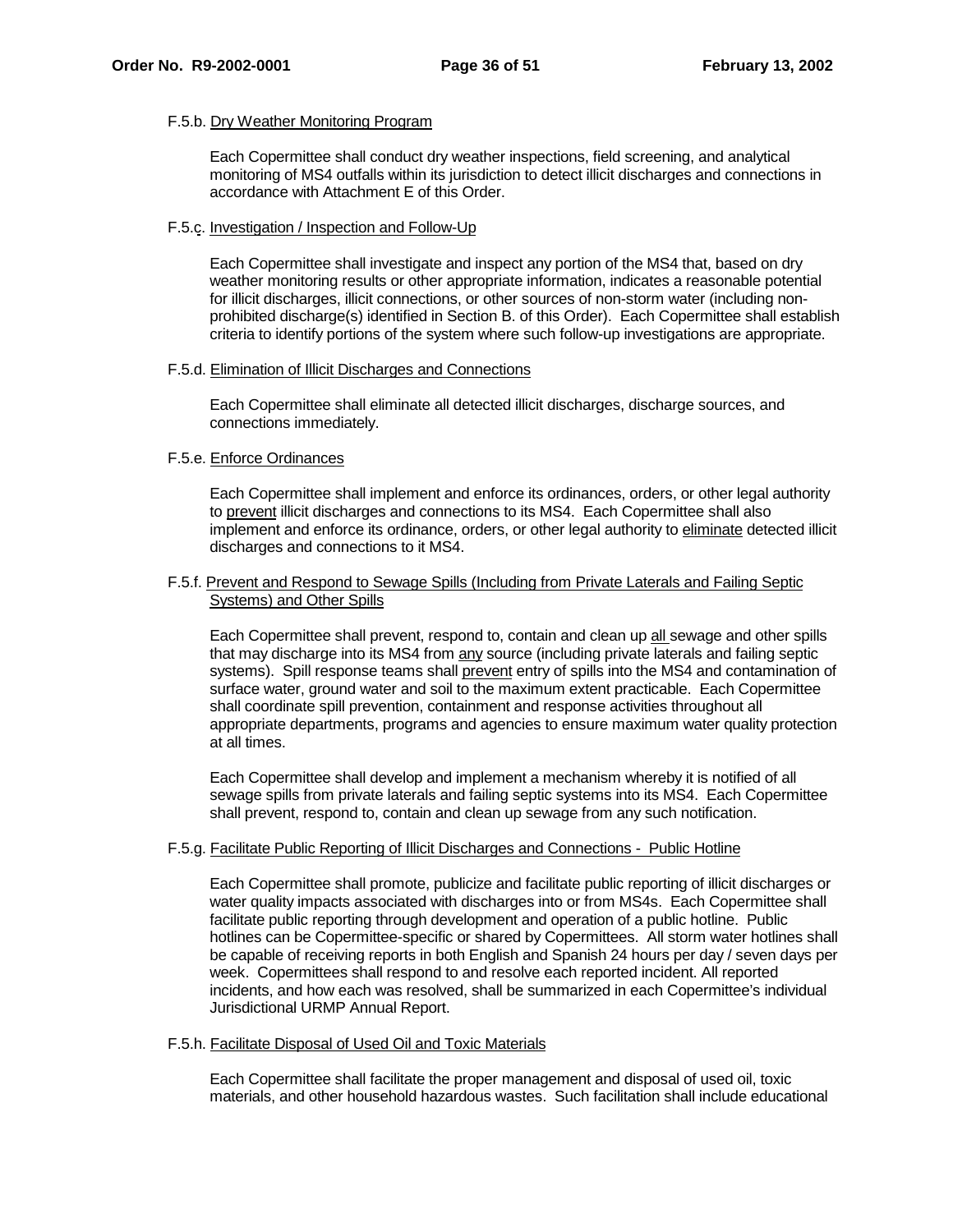F.5.b. Dry Weather Monitoring Program

Each Copermittee shall conduct dry weather inspections, field screening, and analytical monitoring of MS4 outfalls within its jurisdiction to detect illicit discharges and connections in accordance with Attachment E of this Order.

F.5.c. Investigation / Inspection and Follow-Up

Each Copermittee shall investigate and inspect any portion of the MS4 that, based on dry weather monitoring results or other appropriate information, indicates a reasonable potential for illicit discharges, illicit connections, or other sources of non-storm water (including non-prohibited discharge(s) identified in Section B. of this Order). Each Copermittee shall establish criteria to identify portions of the system where such follow-up investigations are appropriate.

F.5.d. Elimination of Illicit Discharges and Connections

Each Copermittee shall eliminate all detected illicit discharges, discharge sources, and connections immediately.

F.5.e. Enforce Ordinances

Each Copermittee shall implement and enforce its ordinances, orders, or other legal authority to prevent illicit discharges and connections to its MS4. Each Copermittee shall also implement and enforce its ordinance, orders, or other legal authority to eliminate detected illicit discharges and connections to it MS4.

F.5.f. Prevent and Respond to Sewage Spills (Including from Private Laterals and Failing Septic Systems) and Other Spills

Each Copermittee shall prevent, respond to, contain and clean up all sewage and other spills that may discharge into its MS4 from any source (including private laterals and failing septic systems). Spill response teams shall prevent entry of spills into the MS4 and contamination of surface water, ground water and soil to the maximum extent practicable. Each Copermittee shall coordinate spill prevention, containment and response activities throughout all appropriate departments, programs and agencies to ensure maximum water quality protection at all times.

Each Copermittee shall develop and implement a mechanism whereby it is notified of all sewage spills from private laterals and failing septic systems into its MS4. Each Copermittee shall prevent, respond to, contain and clean up sewage from any such notification.

F.5.g. Facilitate Public Reporting of Illicit Discharges and Connections - Public Hotline

Each Copermittee shall promote, publicize and facilitate public reporting of illicit discharges or water quality impacts associated with discharges into or from MS4s. Each Copermittee shall facilitate public reporting through development and operation of a public hotline. Public hotlines can be Copermittee-specific or shared by Copermittees. All storm water hotlines shall be capable of receiving reports in both English and Spanish 24 hours per day / seven days per week. Copermittees shall respond to and resolve each reported incident. All reported incidents, and how each was resolved, shall be summarized in each Copermittee's individual Jurisdictional URMP Annual Report.

F.5.h. Facilitate Disposal of Used Oil and Toxic Materials

Each Copermittee shall facilitate the proper management and disposal of used oil, toxic materials, and other household hazardous wastes. Such facilitation shall include educational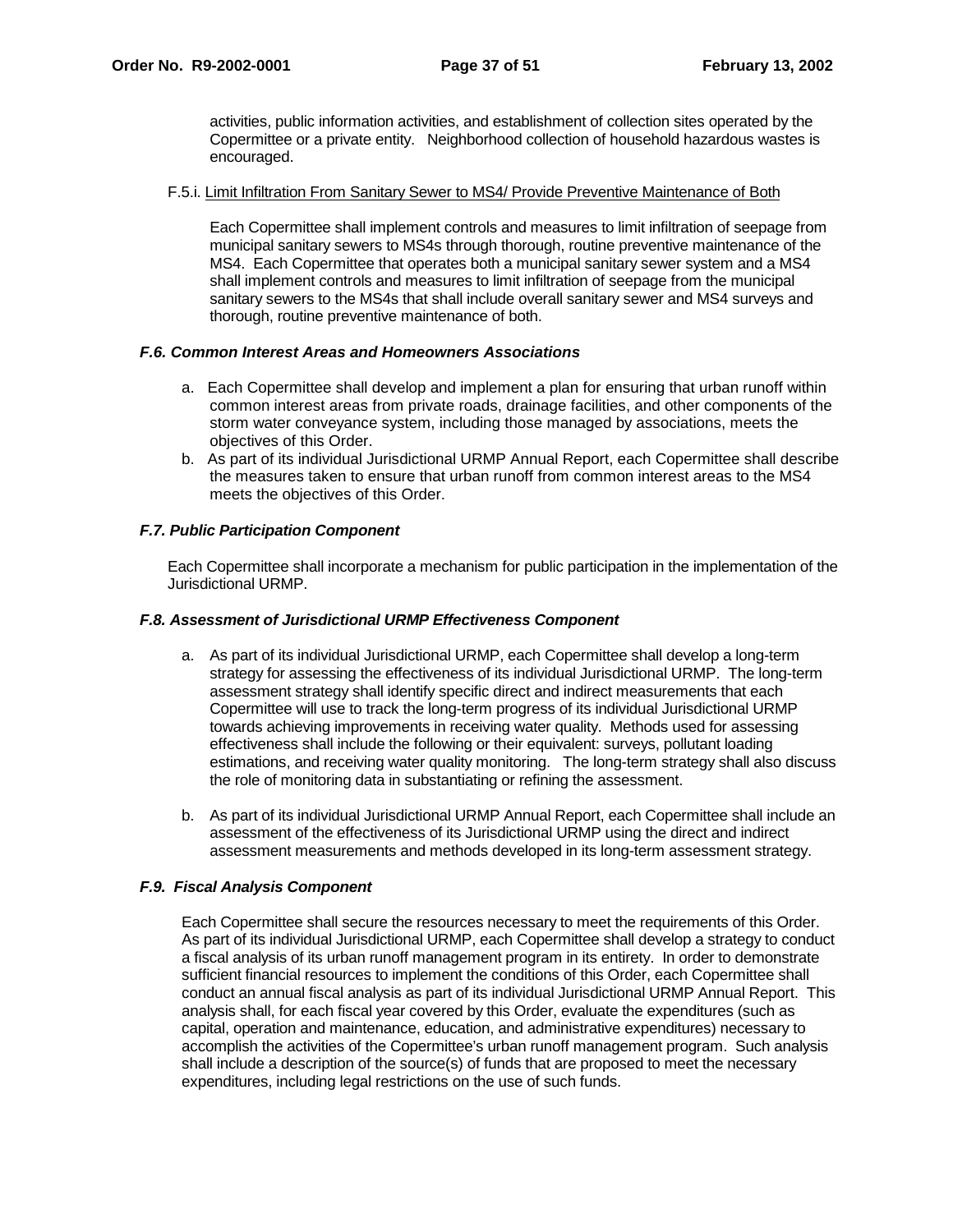activities, public information activities, and establishment of collection sites operated by the Copermittee or a private entity. Neighborhood collection of household hazardous wastes is encouraged.

F.5.i. Limit Infiltration From Sanitary Sewer to MS4/ Provide Preventive Maintenance of Both

Each Copermittee shall implement controls and measures to limit infiltration of seepage from municipal sanitary sewers to MS4s through thorough, routine preventive maintenance of the MS4. Each Copermittee that operates both a municipal sanitary sewer system and a MS4 shall implement controls and measures to limit infiltration of seepage from the municipal sanitary sewers to the MS4s that shall include overall sanitary sewer and MS4 surveys and thorough, routine preventive maintenance of both.

### *F.6. Common Interest Areas and Homeowners Associations*

a. Each Copermittee shall develop and implement a plan for ensuring that urban runoff within common interest areas from private roads, drainage facilities, and other components of the storm water conveyance system, including those managed by associations, meets the objectives of this Order.

b. As part of its individual Jurisdictional URMP Annual Report, each Copermittee shall describe the measures taken to ensure that urban runoff from common interest areas to the MS4 meets the objectives of this Order.

### *F.7. Public Participation Component*

Each Copermittee shall incorporate a mechanism for public participation in the implementation of the Jurisdictional URMP.

### *F.8. Assessment of Jurisdictional URMP Effectiveness Component*

a. As part of its individual Jurisdictional URMP, each Copermittee shall develop a long-term strategy for assessing the effectiveness of its individual Jurisdictional URMP. The long-term assessment strategy shall identify specific direct and indirect measurements that each Copermittee will use to track the long-term progress of its individual Jurisdictional URMP towards achieving improvements in receiving water quality. Methods used for assessing effectiveness shall include the following or their equivalent: surveys, pollutant loading estimations, and receiving water quality monitoring. The long-term strategy shall also discuss the role of monitoring data in substantiating or refining the assessment.

b. As part of its individual Jurisdictional URMP Annual Report, each Copermittee shall include an assessment of the effectiveness of its Jurisdictional URMP using the direct and indirect assessment measurements and methods developed in its long-term assessment strategy.

### *F.9. Fiscal Analysis Component*

Each Copermittee shall secure the resources necessary to meet the requirements of this Order. As part of its individual Jurisdictional URMP, each Copermittee shall develop a strategy to conduct a fiscal analysis of its urban runoff management program in its entirety. In order to demonstrate sufficient financial resources to implement the conditions of this Order, each Copermittee shall conduct an annual fiscal analysis as part of its individual Jurisdictional URMP Annual Report. This analysis shall, for each fiscal year covered by this Order, evaluate the expenditures (such as capital, operation and maintenance, education, and administrative expenditures) necessary to accomplish the activities of the Copermittee's urban runoff management program. Such analysis shall include a description of the source(s) of funds that are proposed to meet the necessary expenditures, including legal restrictions on the use of such funds.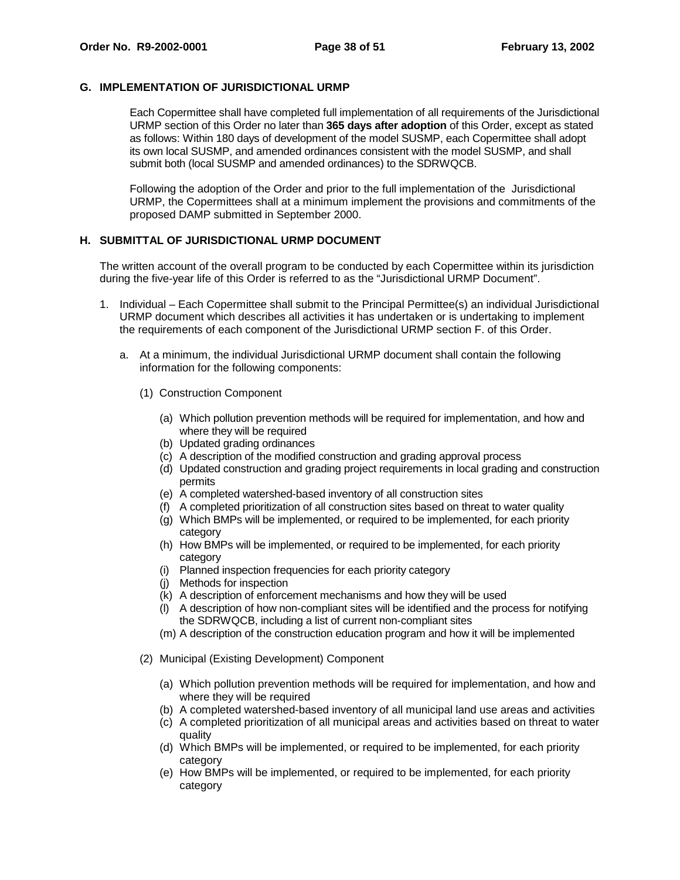## G. IMPLEMENTATION OF JURISDICTIONAL URMP

Each Copermittee shall have completed full implementation of all requirements of the Jurisdictional URMP section of this Order no later than **365 days after adoption** of this Order, except as stated as follows: Within 180 days of development of the model SUSMP, each Copermittee shall adopt its own local SUSMP, and amended ordinances consistent with the model SUSMP, and shall submit both (local SUSMP and amended ordinances) to the SDRWQCB.

Following the adoption of the Order and prior to the full implementation of the Jurisdictional URMP, the Copermittees shall at a minimum implement the provisions and commitments of the proposed DAMP submitted in September 2000.

## H. SUBMITTAL OF JURISDICTIONAL URMP DOCUMENT

The written account of the overall program to be conducted by each Copermittee within its jurisdiction during the five-year life of this Order is referred to as the "Jurisdictional URMP Document".

1. Individual – Each Copermittee shall submit to the Principal Permittee(s) an individual Jurisdictional URMP document which describes all activities it has undertaken or is undertaking to implement the requirements of each component of the Jurisdictional URMP section F. of this Order.

   a. At a minimum, the individual Jurisdictional URMP document shall contain the following information for the following components:

      (1) Construction Component

      - (a) Which pollution prevention methods will be required for implementation, and how and where they will be required
      - (b) Updated grading ordinances
      - (c) A description of the modified construction and grading approval process
      - (d) Updated construction and grading project requirements in local grading and construction permits
      - (e) A completed watershed-based inventory of all construction sites
      - (f) A completed prioritization of all construction sites based on threat to water quality
      - (g) Which BMPs will be implemented, or required to be implemented, for each priority category
      - (h) How BMPs will be implemented, or required to be implemented, for each priority category
      - (i) Planned inspection frequencies for each priority category
      - (j) Methods for inspection
      - (k) A description of enforcement mechanisms and how they will be used
      - (l) A description of how non-compliant sites will be identified and the process for notifying the SDRWQCB, including a list of current non-compliant sites
      - (m) A description of the construction education program and how it will be implemented

      (2) Municipal (Existing Development) Component

      - (a) Which pollution prevention methods will be required for implementation, and how and where they will be required
      - (b) A completed watershed-based inventory of all municipal land use areas and activities
      - (c) A completed prioritization of all municipal areas and activities based on threat to water quality
      - (d) Which BMPs will be implemented, or required to be implemented, for each priority category
      - (e) How BMPs will be implemented, or required to be implemented, for each priority category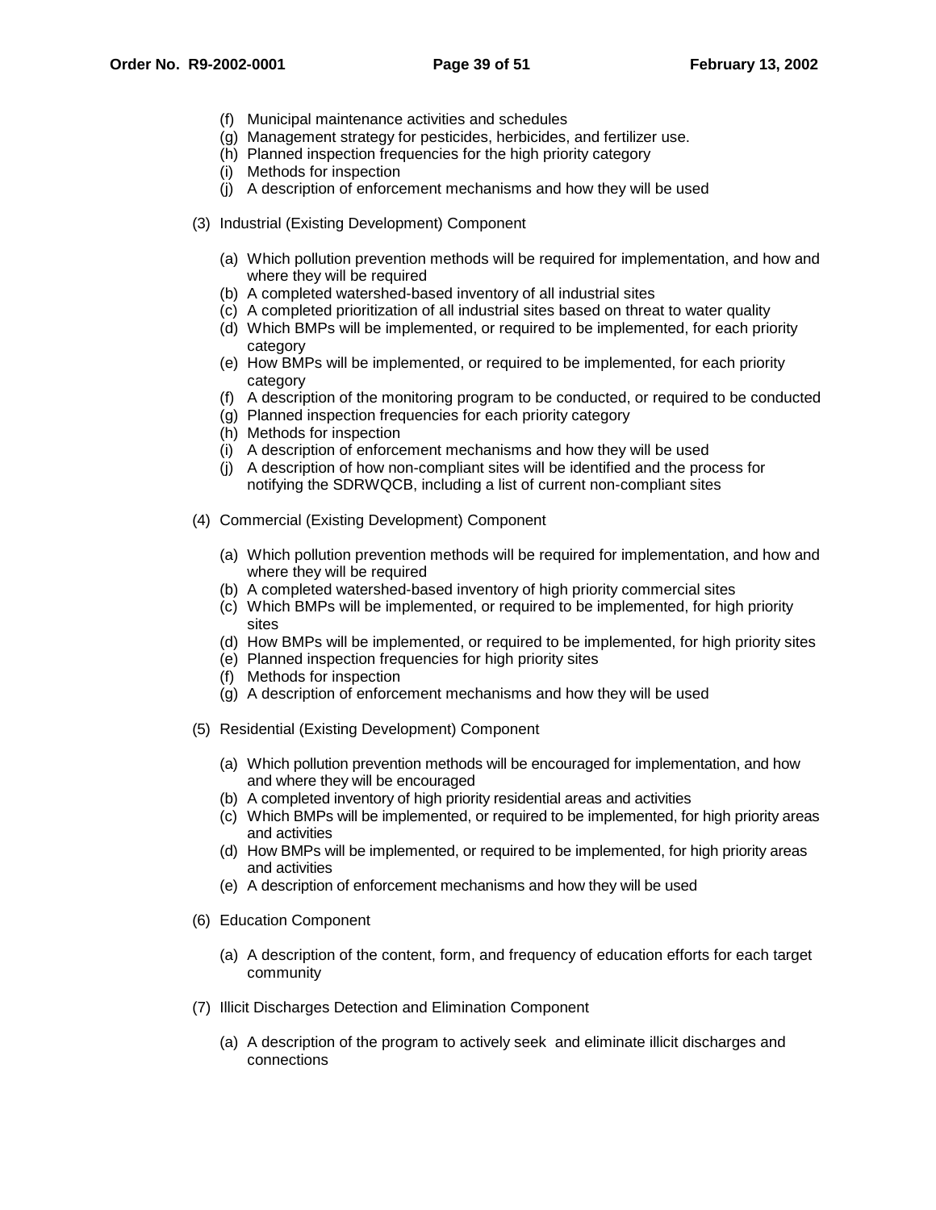(f) Municipal maintenance activities and schedules
(g) Management strategy for pesticides, herbicides, and fertilizer use.
(h) Planned inspection frequencies for the high priority category
(i) Methods for inspection
(j) A description of enforcement mechanisms and how they will be used

(3) Industrial (Existing Development) Component

(a) Which pollution prevention methods will be required for implementation, and how and where they will be required
(b) A completed watershed-based inventory of all industrial sites
(c) A completed prioritization of all industrial sites based on threat to water quality
(d) Which BMPs will be implemented, or required to be implemented, for each priority category
(e) How BMPs will be implemented, or required to be implemented, for each priority category
(f) A description of the monitoring program to be conducted, or required to be conducted
(g) Planned inspection frequencies for each priority category
(h) Methods for inspection
(i) A description of enforcement mechanisms and how they will be used
(j) A description of how non-compliant sites will be identified and the process for notifying the SDRWQCB, including a list of current non-compliant sites

(4) Commercial (Existing Development) Component

(a) Which pollution prevention methods will be required for implementation, and how and where they will be required
(b) A completed watershed-based inventory of high priority commercial sites
(c) Which BMPs will be implemented, or required to be implemented, for high priority sites
(d) How BMPs will be implemented, or required to be implemented, for high priority sites
(e) Planned inspection frequencies for high priority sites
(f) Methods for inspection
(g) A description of enforcement mechanisms and how they will be used

(5) Residential (Existing Development) Component

(a) Which pollution prevention methods will be encouraged for implementation, and how and where they will be encouraged
(b) A completed inventory of high priority residential areas and activities
(c) Which BMPs will be implemented, or required to be implemented, for high priority areas and activities
(d) How BMPs will be implemented, or required to be implemented, for high priority areas and activities
(e) A description of enforcement mechanisms and how they will be used

(6) Education Component

(a) A description of the content, form, and frequency of education efforts for each target community

(7) Illicit Discharges Detection and Elimination Component

(a) A description of the program to actively seek and eliminate illicit discharges and connections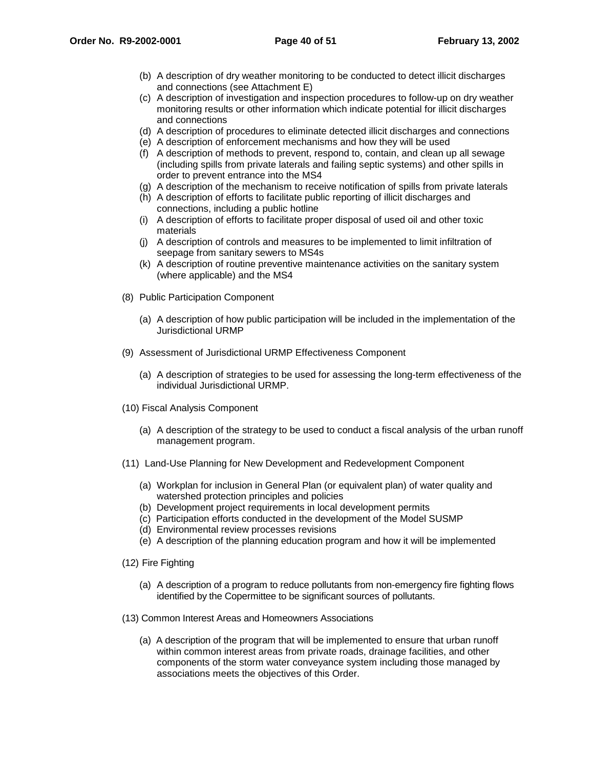(b) A description of dry weather monitoring to be conducted to detect illicit discharges and connections (see Attachment E)

(c) A description of investigation and inspection procedures to follow-up on dry weather monitoring results or other information which indicate potential for illicit discharges and connections

(d) A description of procedures to eliminate detected illicit discharges and connections

(e) A description of enforcement mechanisms and how they will be used

(f) A description of methods to prevent, respond to, contain, and clean up all sewage (including spills from private laterals and failing septic systems) and other spills in order to prevent entrance into the MS4

(g) A description of the mechanism to receive notification of spills from private laterals

(h) A description of efforts to facilitate public reporting of illicit discharges and connections, including a public hotline

(i) A description of efforts to facilitate proper disposal of used oil and other toxic materials

(j) A description of controls and measures to be implemented to limit infiltration of seepage from sanitary sewers to MS4s

(k) A description of routine preventive maintenance activities on the sanitary system (where applicable) and the MS4

(8) Public Participation Component

(a) A description of how public participation will be included in the implementation of the Jurisdictional URMP

(9) Assessment of Jurisdictional URMP Effectiveness Component

(a) A description of strategies to be used for assessing the long-term effectiveness of the individual Jurisdictional URMP.

(10) Fiscal Analysis Component

(a) A description of the strategy to be used to conduct a fiscal analysis of the urban runoff management program.

(11) Land-Use Planning for New Development and Redevelopment Component

(a) Workplan for inclusion in General Plan (or equivalent plan) of water quality and watershed protection principles and policies

(b) Development project requirements in local development permits

(c) Participation efforts conducted in the development of the Model SUSMP

(d) Environmental review processes revisions

(e) A description of the planning education program and how it will be implemented

(12) Fire Fighting

(a) A description of a program to reduce pollutants from non-emergency fire fighting flows identified by the Copermittee to be significant sources of pollutants.

(13) Common Interest Areas and Homeowners Associations

(a) A description of the program that will be implemented to ensure that urban runoff within common interest areas from private roads, drainage facilities, and other components of the storm water conveyance system including those managed by associations meets the objectives of this Order.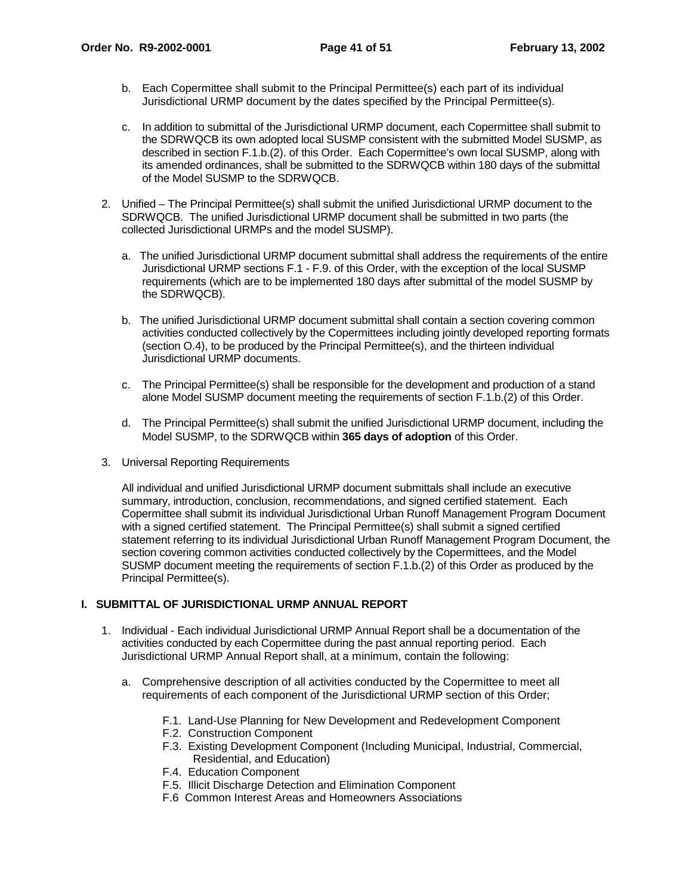b. Each Copermittee shall submit to the Principal Permittee(s) each part of its individual Jurisdictional URMP document by the dates specified by the Principal Permittee(s).

c. In addition to submittal of the Jurisdictional URMP document, each Copermittee shall submit to the SDRWQCB its own adopted local SUSMP consistent with the submitted Model SUSMP, as described in section F.1.b.(2). of this Order. Each Copermittee's own local SUSMP, along with its amended ordinances, shall be submitted to the SDRWQCB within 180 days of the submittal of the Model SUSMP to the SDRWQCB.

2. Unified – The Principal Permittee(s) shall submit the unified Jurisdictional URMP document to the SDRWQCB. The unified Jurisdictional URMP document shall be submitted in two parts (the collected Jurisdictional URMPs and the model SUSMP).

   a. The unified Jurisdictional URMP document submittal shall address the requirements of the entire Jurisdictional URMP sections F.1 - F.9. of this Order, with the exception of the local SUSMP requirements (which are to be implemented 180 days after submittal of the model SUSMP by the SDRWQCB).

   b. The unified Jurisdictional URMP document submittal shall contain a section covering common activities conducted collectively by the Copermittees including jointly developed reporting formats (section O.4), to be produced by the Principal Permittee(s), and the thirteen individual Jurisdictional URMP documents.

   c. The Principal Permittee(s) shall be responsible for the development and production of a stand alone Model SUSMP document meeting the requirements of section F.1.b.(2) of this Order.

   d. The Principal Permittee(s) shall submit the unified Jurisdictional URMP document, including the Model SUSMP, to the SDRWQCB within **365 days of adoption** of this Order.

3. Universal Reporting Requirements

   All individual and unified Jurisdictional URMP document submittals shall include an executive summary, introduction, conclusion, recommendations, and signed certified statement. Each Copermittee shall submit its individual Jurisdictional Urban Runoff Management Program Document with a signed certified statement. The Principal Permittee(s) shall submit a signed certified statement referring to its individual Jurisdictional Urban Runoff Management Program Document, the section covering common activities conducted collectively by the Copermittees, and the Model SUSMP document meeting the requirements of section F.1.b.(2) of this Order as produced by the Principal Permittee(s).

## I. SUBMITTAL OF JURISDICTIONAL URMP ANNUAL REPORT

1. Individual - Each individual Jurisdictional URMP Annual Report shall be a documentation of the activities conducted by each Copermittee during the past annual reporting period. Each Jurisdictional URMP Annual Report shall, at a minimum, contain the following:

   a. Comprehensive description of all activities conducted by the Copermittee to meet all requirements of each component of the Jurisdictional URMP section of this Order;

      F.1. Land-Use Planning for New Development and Redevelopment Component
      F.2. Construction Component
      F.3. Existing Development Component (Including Municipal, Industrial, Commercial, Residential, and Education)
      F.4. Education Component
      F.5. Illicit Discharge Detection and Elimination Component
      F.6 Common Interest Areas and Homeowners Associations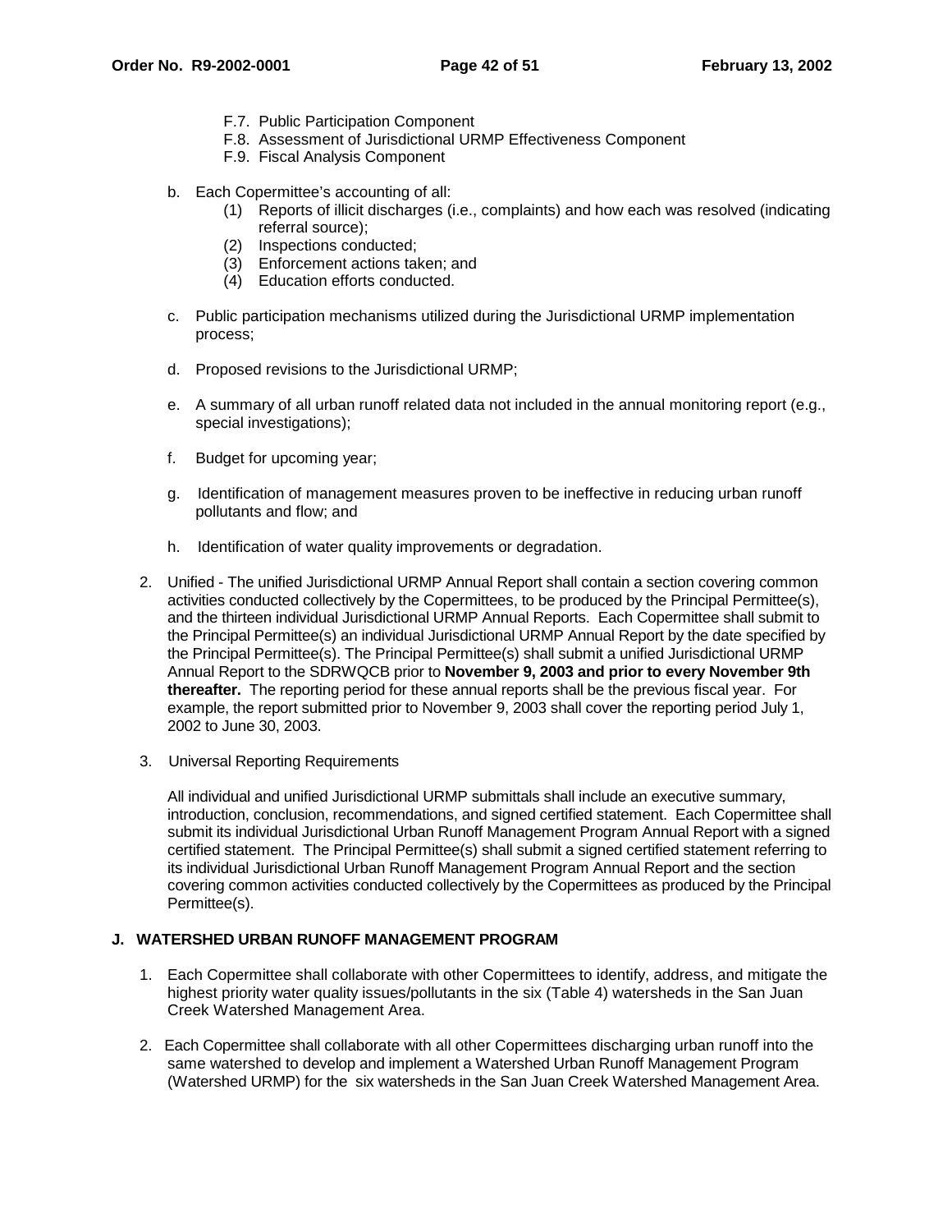F.7. Public Participation Component
F.8. Assessment of Jurisdictional URMP Effectiveness Component
F.9. Fiscal Analysis Component

b. Each Copermittee's accounting of all:
   (1) Reports of illicit discharges (i.e., complaints) and how each was resolved (indicating referral source);
   (2) Inspections conducted;
   (3) Enforcement actions taken; and
   (4) Education efforts conducted.

c. Public participation mechanisms utilized during the Jurisdictional URMP implementation process;

d. Proposed revisions to the Jurisdictional URMP;

e. A summary of all urban runoff related data not included in the annual monitoring report (e.g., special investigations);

f. Budget for upcoming year;

g. Identification of management measures proven to be ineffective in reducing urban runoff pollutants and flow; and

h. Identification of water quality improvements or degradation.

2. Unified - The unified Jurisdictional URMP Annual Report shall contain a section covering common activities conducted collectively by the Copermittees, to be produced by the Principal Permittee(s), and the thirteen individual Jurisdictional URMP Annual Reports. Each Copermittee shall submit to the Principal Permittee(s) an individual Jurisdictional URMP Annual Report by the date specified by the Principal Permittee(s). The Principal Permittee(s) shall submit a unified Jurisdictional URMP Annual Report to the SDRWQCB prior to **November 9, 2003 and prior to every November 9th thereafter.** The reporting period for these annual reports shall be the previous fiscal year. For example, the report submitted prior to November 9, 2003 shall cover the reporting period July 1, 2002 to June 30, 2003.

3. Universal Reporting Requirements

   All individual and unified Jurisdictional URMP submittals shall include an executive summary, introduction, conclusion, recommendations, and signed certified statement. Each Copermittee shall submit its individual Jurisdictional Urban Runoff Management Program Annual Report with a signed certified statement. The Principal Permittee(s) shall submit a signed certified statement referring to its individual Jurisdictional Urban Runoff Management Program Annual Report and the section covering common activities conducted collectively by the Copermittees as produced by the Principal Permittee(s).

## J. WATERSHED URBAN RUNOFF MANAGEMENT PROGRAM

1. Each Copermittee shall collaborate with other Copermittees to identify, address, and mitigate the highest priority water quality issues/pollutants in the six (Table 4) watersheds in the San Juan Creek Watershed Management Area.

2. Each Copermittee shall collaborate with all other Copermittees discharging urban runoff into the same watershed to develop and implement a Watershed Urban Runoff Management Program (Watershed URMP) for the six watersheds in the San Juan Creek Watershed Management Area.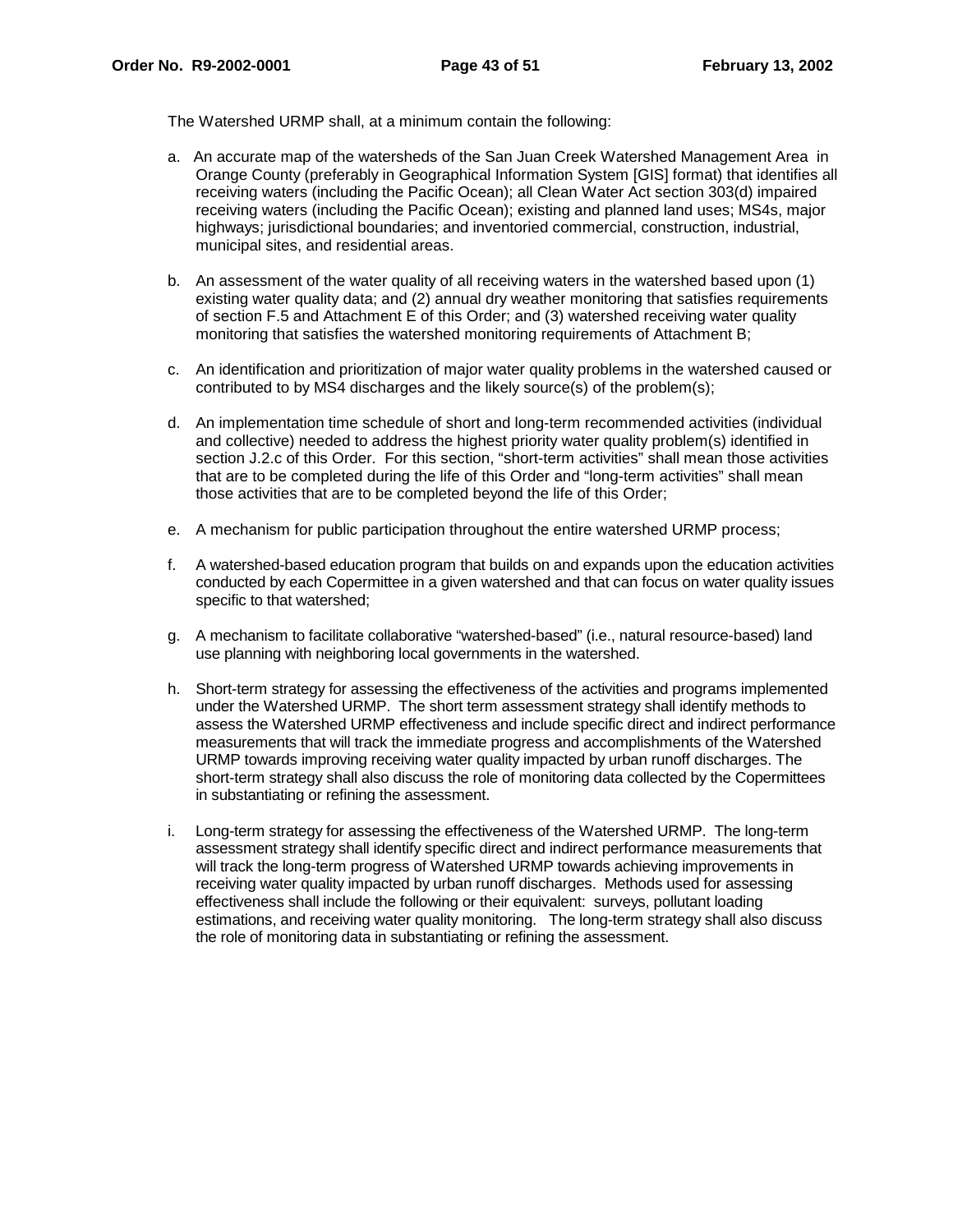The Watershed URMP shall, at a minimum contain the following:

a. An accurate map of the watersheds of the San Juan Creek Watershed Management Area in Orange County (preferably in Geographical Information System [GIS] format) that identifies all receiving waters (including the Pacific Ocean); all Clean Water Act section 303(d) impaired receiving waters (including the Pacific Ocean); existing and planned land uses; MS4s, major highways; jurisdictional boundaries; and inventoried commercial, construction, industrial, municipal sites, and residential areas.

b. An assessment of the water quality of all receiving waters in the watershed based upon (1) existing water quality data; and (2) annual dry weather monitoring that satisfies requirements of section F.5 and Attachment E of this Order; and (3) watershed receiving water quality monitoring that satisfies the watershed monitoring requirements of Attachment B;

c. An identification and prioritization of major water quality problems in the watershed caused or contributed to by MS4 discharges and the likely source(s) of the problem(s);

d. An implementation time schedule of short and long-term recommended activities (individual and collective) needed to address the highest priority water quality problem(s) identified in section J.2.c of this Order. For this section, "short-term activities" shall mean those activities that are to be completed during the life of this Order and "long-term activities" shall mean those activities that are to be completed beyond the life of this Order;

e. A mechanism for public participation throughout the entire watershed URMP process;

f. A watershed-based education program that builds on and expands upon the education activities conducted by each Copermittee in a given watershed and that can focus on water quality issues specific to that watershed;

g. A mechanism to facilitate collaborative "watershed-based" (i.e., natural resource-based) land use planning with neighboring local governments in the watershed.

h. Short-term strategy for assessing the effectiveness of the activities and programs implemented under the Watershed URMP. The short term assessment strategy shall identify methods to assess the Watershed URMP effectiveness and include specific direct and indirect performance measurements that will track the immediate progress and accomplishments of the Watershed URMP towards improving receiving water quality impacted by urban runoff discharges. The short-term strategy shall also discuss the role of monitoring data collected by the Copermittees in substantiating or refining the assessment.

i. Long-term strategy for assessing the effectiveness of the Watershed URMP. The long-term assessment strategy shall identify specific direct and indirect performance measurements that will track the long-term progress of Watershed URMP towards achieving improvements in receiving water quality impacted by urban runoff discharges. Methods used for assessing effectiveness shall include the following or their equivalent: surveys, pollutant loading estimations, and receiving water quality monitoring. The long-term strategy shall also discuss the role of monitoring data in substantiating or refining the assessment.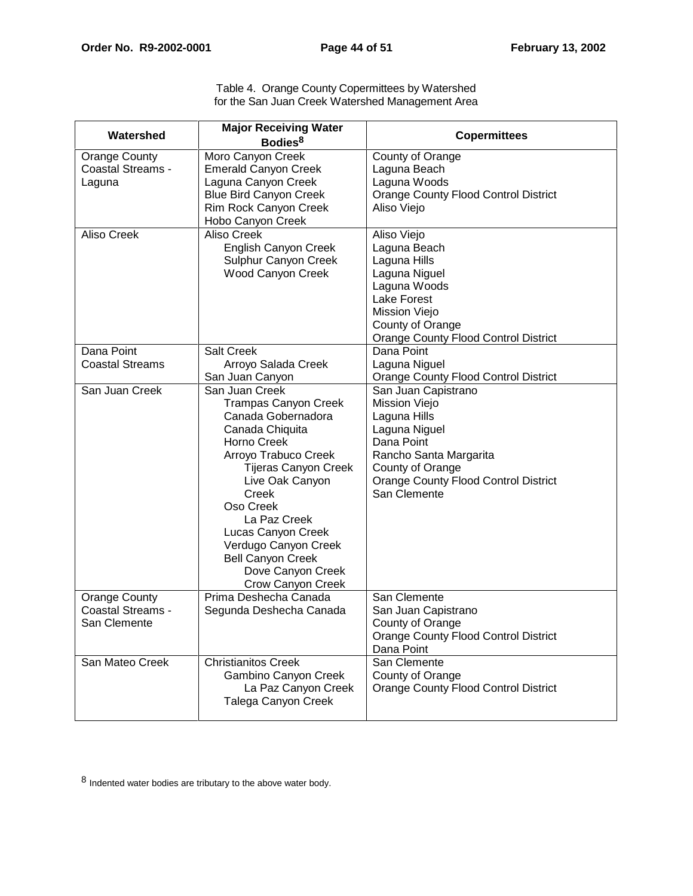Table 4. Orange County Copermittees by Watershed for the San Juan Creek Watershed Management Area

| Watershed | Major Receiving Water Bodies[8] | Copermittees |
|---|---|---|
| Orange County Coastal Streams - Laguna | Moro Canyon Creek<br>Emerald Canyon Creek<br>Laguna Canyon Creek<br>Blue Bird Canyon Creek<br>Rim Rock Canyon Creek<br>Hobo Canyon Creek | County of Orange<br>Laguna Beach<br>Laguna Woods<br>Orange County Flood Control District<br>Aliso Viejo |
| Aliso Creek | Aliso Creek<br>&nbsp;&nbsp;&nbsp;&nbsp;English Canyon Creek<br>&nbsp;&nbsp;&nbsp;&nbsp;Sulphur Canyon Creek<br>&nbsp;&nbsp;&nbsp;&nbsp;Wood Canyon Creek | Aliso Viejo<br>Laguna Beach<br>Laguna Hills<br>Laguna Niguel<br>Laguna Woods<br>Lake Forest<br>Mission Viejo<br>County of Orange<br>Orange County Flood Control District |
| Dana Point Coastal Streams | Salt Creek<br>&nbsp;&nbsp;&nbsp;&nbsp;Arroyo Salada Creek<br>San Juan Canyon | Dana Point<br>Laguna Niguel<br>Orange County Flood Control District |
| San Juan Creek | San Juan Creek<br>&nbsp;&nbsp;&nbsp;&nbsp;Trampas Canyon Creek<br>&nbsp;&nbsp;&nbsp;&nbsp;Canada Gobernadora<br>&nbsp;&nbsp;&nbsp;&nbsp;Canada Chiquita<br>&nbsp;&nbsp;&nbsp;&nbsp;Horno Creek<br>&nbsp;&nbsp;&nbsp;&nbsp;Arroyo Trabuco Creek<br>&nbsp;&nbsp;&nbsp;&nbsp;&nbsp;&nbsp;&nbsp;&nbsp;Tijeras Canyon Creek<br>&nbsp;&nbsp;&nbsp;&nbsp;&nbsp;&nbsp;&nbsp;&nbsp;Live Oak Canyon Creek<br>&nbsp;&nbsp;&nbsp;&nbsp;Oso Creek<br>&nbsp;&nbsp;&nbsp;&nbsp;&nbsp;&nbsp;&nbsp;&nbsp;La Paz Creek<br>&nbsp;&nbsp;&nbsp;&nbsp;Lucas Canyon Creek<br>&nbsp;&nbsp;&nbsp;&nbsp;Verdugo Canyon Creek<br>&nbsp;&nbsp;&nbsp;&nbsp;Bell Canyon Creek<br>&nbsp;&nbsp;&nbsp;&nbsp;&nbsp;&nbsp;&nbsp;&nbsp;Dove Canyon Creek<br>&nbsp;&nbsp;&nbsp;&nbsp;&nbsp;&nbsp;&nbsp;&nbsp;Crow Canyon Creek | San Juan Capistrano<br>Mission Viejo<br>Laguna Hills<br>Laguna Niguel<br>Dana Point<br>Rancho Santa Margarita<br>County of Orange<br>Orange County Flood Control District<br>San Clemente |
| Orange County Coastal Streams - San Clemente | Prima Deshecha Canada<br>Segunda Deshecha Canada | San Clemente<br>San Juan Capistrano<br>County of Orange<br>Orange County Flood Control District<br>Dana Point |
| San Mateo Creek | Christianitos Creek<br>&nbsp;&nbsp;&nbsp;&nbsp;Gambino Canyon Creek<br>&nbsp;&nbsp;&nbsp;&nbsp;&nbsp;&nbsp;&nbsp;&nbsp;La Paz Canyon Creek<br>&nbsp;&nbsp;&nbsp;&nbsp;Talega Canyon Creek | San Clemente<br>County of Orange<br>Orange County Flood Control District |

[8] Indented water bodies are tributary to the above water body.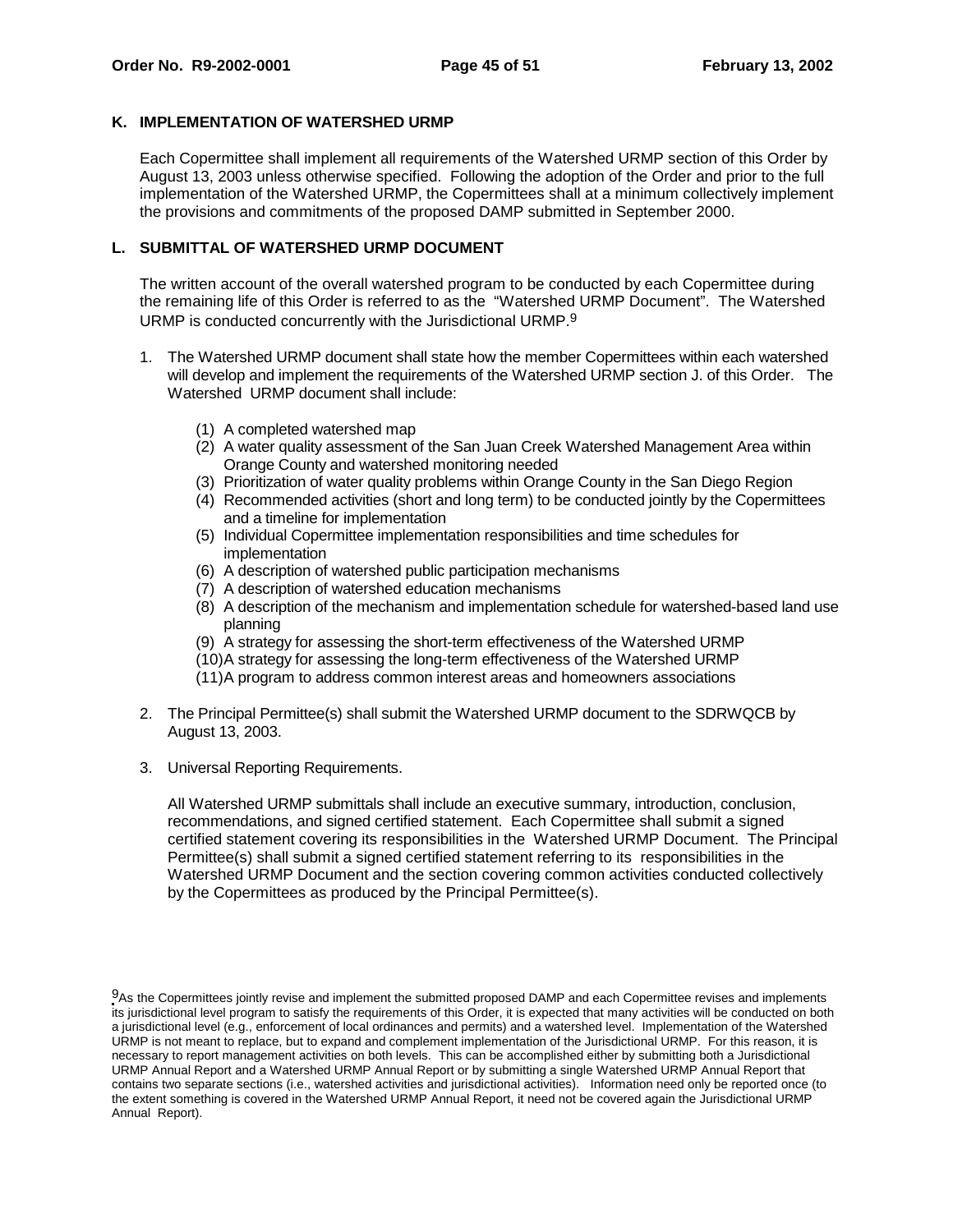## K. IMPLEMENTATION OF WATERSHED URMP

Each Copermittee shall implement all requirements of the Watershed URMP section of this Order by August 13, 2003 unless otherwise specified. Following the adoption of the Order and prior to the full implementation of the Watershed URMP, the Copermittees shall at a minimum collectively implement the provisions and commitments of the proposed DAMP submitted in September 2000.

## L. SUBMITTAL OF WATERSHED URMP DOCUMENT

The written account of the overall watershed program to be conducted by each Copermittee during the remaining life of this Order is referred to as the "Watershed URMP Document". The Watershed URMP is conducted concurrently with the Jurisdictional URMP.[9]

1. The Watershed URMP document shall state how the member Copermittees within each watershed will develop and implement the requirements of the Watershed URMP section J. of this Order. The Watershed URMP document shall include:

   (1) A completed watershed map
   (2) A water quality assessment of the San Juan Creek Watershed Management Area within Orange County and watershed monitoring needed
   (3) Prioritization of water quality problems within Orange County in the San Diego Region
   (4) Recommended activities (short and long term) to be conducted jointly by the Copermittees and a timeline for implementation
   (5) Individual Copermittee implementation responsibilities and time schedules for implementation
   (6) A description of watershed public participation mechanisms
   (7) A description of watershed education mechanisms
   (8) A description of the mechanism and implementation schedule for watershed-based land use planning
   (9) A strategy for assessing the short-term effectiveness of the Watershed URMP
   (10) A strategy for assessing the long-term effectiveness of the Watershed URMP
   (11) A program to address common interest areas and homeowners associations

2. The Principal Permittee(s) shall submit the Watershed URMP document to the SDRWQCB by August 13, 2003.

3. Universal Reporting Requirements.

   All Watershed URMP submittals shall include an executive summary, introduction, conclusion, recommendations, and signed certified statement. Each Copermittee shall submit a signed certified statement covering its responsibilities in the Watershed URMP Document. The Principal Permittee(s) shall submit a signed certified statement referring to its responsibilities in the Watershed URMP Document and the section covering common activities conducted collectively by the Copermittees as produced by the Principal Permittee(s).

---

[9] As the Copermittees jointly revise and implement the submitted proposed DAMP and each Copermittee revises and implements its jurisdictional level program to satisfy the requirements of this Order, it is expected that many activities will be conducted on both a jurisdictional level (e.g., enforcement of local ordinances and permits) and a watershed level. Implementation of the Watershed URMP is not meant to replace, but to expand and complement implementation of the Jurisdictional URMP. For this reason, it is necessary to report management activities on both levels. This can be accomplished either by submitting both a Jurisdictional URMP Annual Report and a Watershed URMP Annual Report or by submitting a single Watershed URMP Annual Report that contains two separate sections (i.e., watershed activities and jurisdictional activities). Information need only be reported once (to the extent something is covered in the Watershed URMP Annual Report, it need not be covered again the Jurisdictional URMP Annual Report).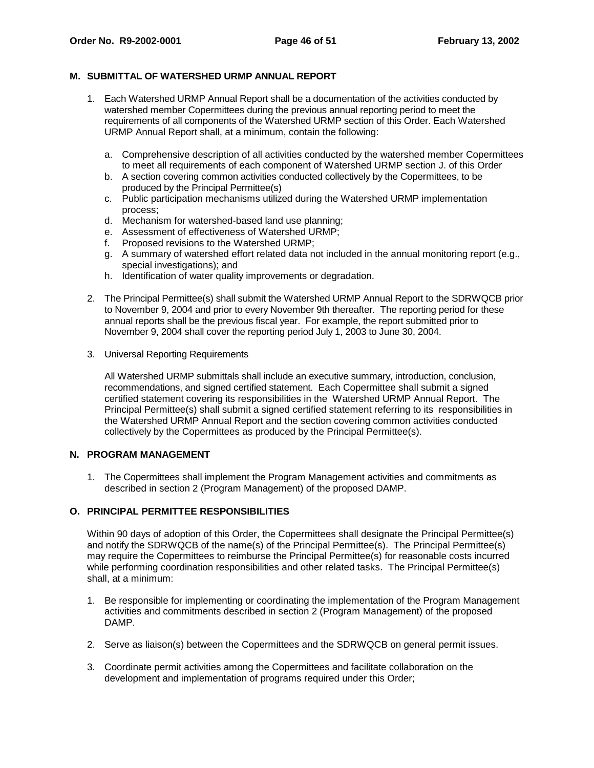## M. SUBMITTAL OF WATERSHED URMP ANNUAL REPORT

1. Each Watershed URMP Annual Report shall be a documentation of the activities conducted by watershed member Copermittees during the previous annual reporting period to meet the requirements of all components of the Watershed URMP section of this Order. Each Watershed URMP Annual Report shall, at a minimum, contain the following:

   a. Comprehensive description of all activities conducted by the watershed member Copermittees to meet all requirements of each component of Watershed URMP section J. of this Order
   b. A section covering common activities conducted collectively by the Copermittees, to be produced by the Principal Permittee(s)
   c. Public participation mechanisms utilized during the Watershed URMP implementation process;
   d. Mechanism for watershed-based land use planning;
   e. Assessment of effectiveness of Watershed URMP;
   f. Proposed revisions to the Watershed URMP;
   g. A summary of watershed effort related data not included in the annual monitoring report (e.g., special investigations); and
   h. Identification of water quality improvements or degradation.

2. The Principal Permittee(s) shall submit the Watershed URMP Annual Report to the SDRWQCB prior to November 9, 2004 and prior to every November 9th thereafter. The reporting period for these annual reports shall be the previous fiscal year. For example, the report submitted prior to November 9, 2004 shall cover the reporting period July 1, 2003 to June 30, 2004.

3. Universal Reporting Requirements

   All Watershed URMP submittals shall include an executive summary, introduction, conclusion, recommendations, and signed certified statement. Each Copermittee shall submit a signed certified statement covering its responsibilities in the Watershed URMP Annual Report. The Principal Permittee(s) shall submit a signed certified statement referring to its responsibilities in the Watershed URMP Annual Report and the section covering common activities conducted collectively by the Copermittees as produced by the Principal Permittee(s).

## N. PROGRAM MANAGEMENT

1. The Copermittees shall implement the Program Management activities and commitments as described in section 2 (Program Management) of the proposed DAMP.

## O. PRINCIPAL PERMITTEE RESPONSIBILITIES

Within 90 days of adoption of this Order, the Copermittees shall designate the Principal Permittee(s) and notify the SDRWQCB of the name(s) of the Principal Permittee(s). The Principal Permittee(s) may require the Copermittees to reimburse the Principal Permittee(s) for reasonable costs incurred while performing coordination responsibilities and other related tasks. The Principal Permittee(s) shall, at a minimum:

1. Be responsible for implementing or coordinating the implementation of the Program Management activities and commitments described in section 2 (Program Management) of the proposed DAMP.

2. Serve as liaison(s) between the Copermittees and the SDRWQCB on general permit issues.

3. Coordinate permit activities among the Copermittees and facilitate collaboration on the development and implementation of programs required under this Order;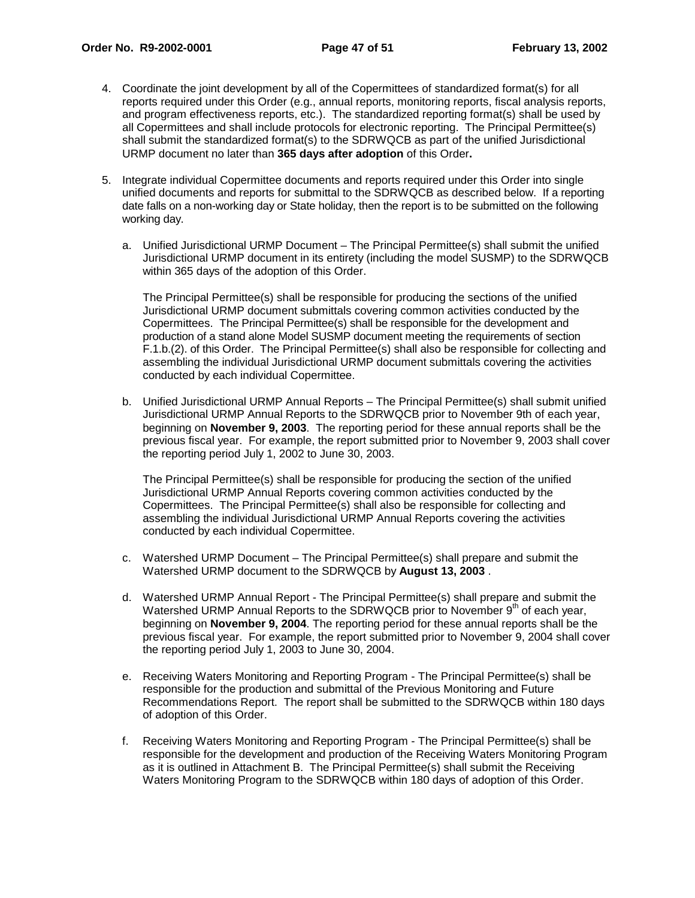4. Coordinate the joint development by all of the Copermittees of standardized format(s) for all reports required under this Order (e.g., annual reports, monitoring reports, fiscal analysis reports, and program effectiveness reports, etc.). The standardized reporting format(s) shall be used by all Copermittees and shall include protocols for electronic reporting. The Principal Permittee(s) shall submit the standardized format(s) to the SDRWQCB as part of the unified Jurisdictional URMP document no later than **365 days after adoption** of this Order**.**

5. Integrate individual Copermittee documents and reports required under this Order into single unified documents and reports for submittal to the SDRWQCB as described below. If a reporting date falls on a non-working day or State holiday, then the report is to be submitted on the following working day.

   a. Unified Jurisdictional URMP Document – The Principal Permittee(s) shall submit the unified Jurisdictional URMP document in its entirety (including the model SUSMP) to the SDRWQCB within 365 days of the adoption of this Order.

      The Principal Permittee(s) shall be responsible for producing the sections of the unified Jurisdictional URMP document submittals covering common activities conducted by the Copermittees. The Principal Permittee(s) shall be responsible for the development and production of a stand alone Model SUSMP document meeting the requirements of section F.1.b.(2). of this Order. The Principal Permittee(s) shall also be responsible for collecting and assembling the individual Jurisdictional URMP document submittals covering the activities conducted by each individual Copermittee.

   b. Unified Jurisdictional URMP Annual Reports – The Principal Permittee(s) shall submit unified Jurisdictional URMP Annual Reports to the SDRWQCB prior to November 9th of each year, beginning on **November 9, 2003**. The reporting period for these annual reports shall be the previous fiscal year. For example, the report submitted prior to November 9, 2003 shall cover the reporting period July 1, 2002 to June 30, 2003.

      The Principal Permittee(s) shall be responsible for producing the section of the unified Jurisdictional URMP Annual Reports covering common activities conducted by the Copermittees. The Principal Permittee(s) shall also be responsible for collecting and assembling the individual Jurisdictional URMP Annual Reports covering the activities conducted by each individual Copermittee.

   c. Watershed URMP Document – The Principal Permittee(s) shall prepare and submit the Watershed URMP document to the SDRWQCB by **August 13, 2003** .

   d. Watershed URMP Annual Report - The Principal Permittee(s) shall prepare and submit the Watershed URMP Annual Reports to the SDRWQCB prior to November 9th of each year, beginning on **November 9, 2004**. The reporting period for these annual reports shall be the previous fiscal year. For example, the report submitted prior to November 9, 2004 shall cover the reporting period July 1, 2003 to June 30, 2004.

   e. Receiving Waters Monitoring and Reporting Program - The Principal Permittee(s) shall be responsible for the production and submittal of the Previous Monitoring and Future Recommendations Report. The report shall be submitted to the SDRWQCB within 180 days of adoption of this Order.

   f. Receiving Waters Monitoring and Reporting Program - The Principal Permittee(s) shall be responsible for the development and production of the Receiving Waters Monitoring Program as it is outlined in Attachment B. The Principal Permittee(s) shall submit the Receiving Waters Monitoring Program to the SDRWQCB within 180 days of adoption of this Order.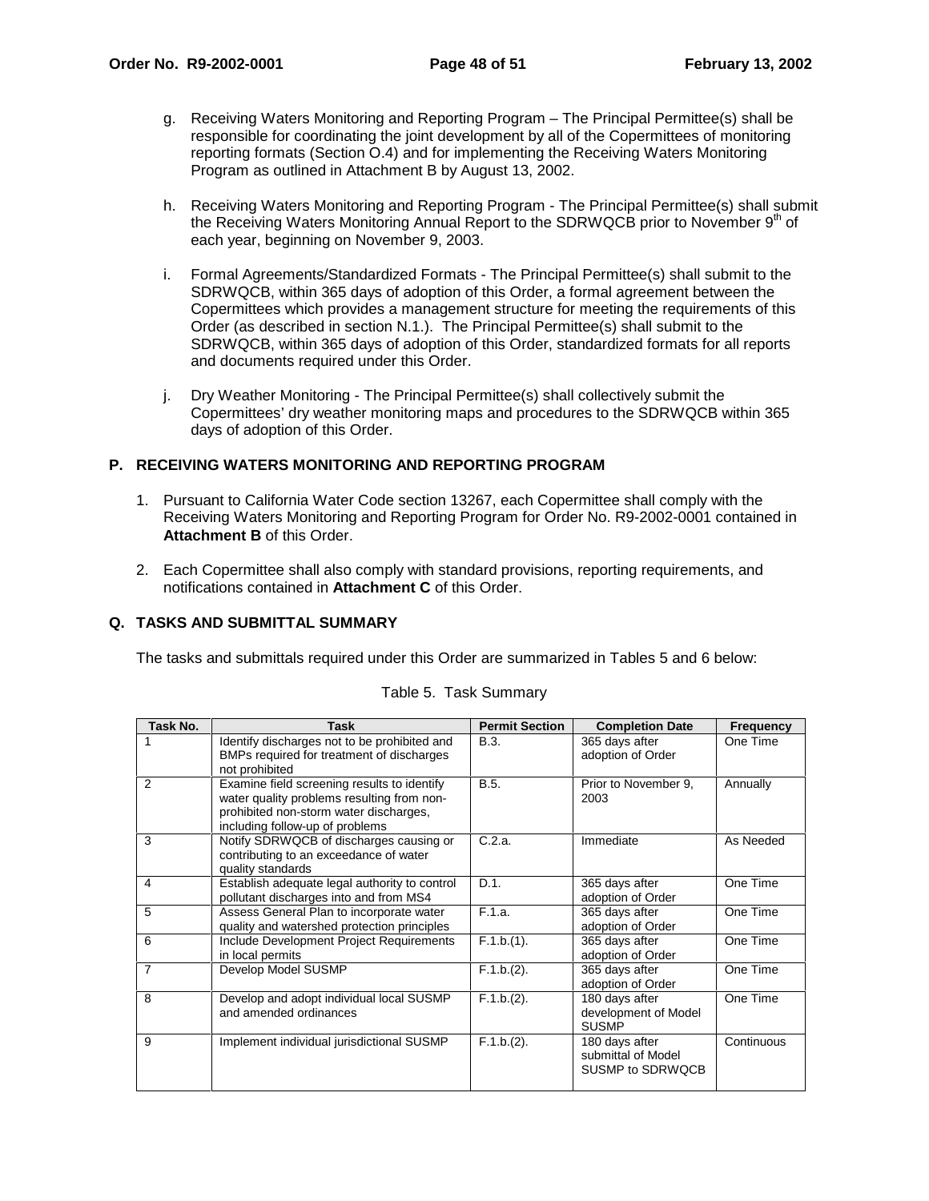g. Receiving Waters Monitoring and Reporting Program – The Principal Permittee(s) shall be responsible for coordinating the joint development by all of the Copermittees of monitoring reporting formats (Section O.4) and for implementing the Receiving Waters Monitoring Program as outlined in Attachment B by August 13, 2002.

h. Receiving Waters Monitoring and Reporting Program - The Principal Permittee(s) shall submit the Receiving Waters Monitoring Annual Report to the SDRWQCB prior to November 9th of each year, beginning on November 9, 2003.

i. Formal Agreements/Standardized Formats - The Principal Permittee(s) shall submit to the SDRWQCB, within 365 days of adoption of this Order, a formal agreement between the Copermittees which provides a management structure for meeting the requirements of this Order (as described in section N.1.). The Principal Permittee(s) shall submit to the SDRWQCB, within 365 days of adoption of this Order, standardized formats for all reports and documents required under this Order.

j. Dry Weather Monitoring - The Principal Permittee(s) shall collectively submit the Copermittees' dry weather monitoring maps and procedures to the SDRWQCB within 365 days of adoption of this Order.

## P. RECEIVING WATERS MONITORING AND REPORTING PROGRAM

1. Pursuant to California Water Code section 13267, each Copermittee shall comply with the Receiving Waters Monitoring and Reporting Program for Order No. R9-2002-0001 contained in **Attachment B** of this Order.

2. Each Copermittee shall also comply with standard provisions, reporting requirements, and notifications contained in **Attachment C** of this Order.

## Q. TASKS AND SUBMITTAL SUMMARY

The tasks and submittals required under this Order are summarized in Tables 5 and 6 below:

Table 5. Task Summary

| Task No. | Task | Permit Section | Completion Date | Frequency |
|---|---|---|---|---|
| 1 | Identify discharges not to be prohibited and BMPs required for treatment of discharges not prohibited | B.3. | 365 days after adoption of Order | One Time |
| 2 | Examine field screening results to identify water quality problems resulting from non-prohibited non-storm water discharges, including follow-up of problems | B.5. | Prior to November 9, 2003 | Annually |
| 3 | Notify SDRWQCB of discharges causing or contributing to an exceedance of water quality standards | C.2.a. | Immediate | As Needed |
| 4 | Establish adequate legal authority to control pollutant discharges into and from MS4 | D.1. | 365 days after adoption of Order | One Time |
| 5 | Assess General Plan to incorporate water quality and watershed protection principles | F.1.a. | 365 days after adoption of Order | One Time |
| 6 | Include Development Project Requirements in local permits | F.1.b.(1). | 365 days after adoption of Order | One Time |
| 7 | Develop Model SUSMP | F.1.b.(2). | 365 days after adoption of Order | One Time |
| 8 | Develop and adopt individual local SUSMP and amended ordinances | F.1.b.(2). | 180 days after development of Model SUSMP | One Time |
| 9 | Implement individual jurisdictional SUSMP | F.1.b.(2). | 180 days after submittal of Model SUSMP to SDRWQCB | Continuous |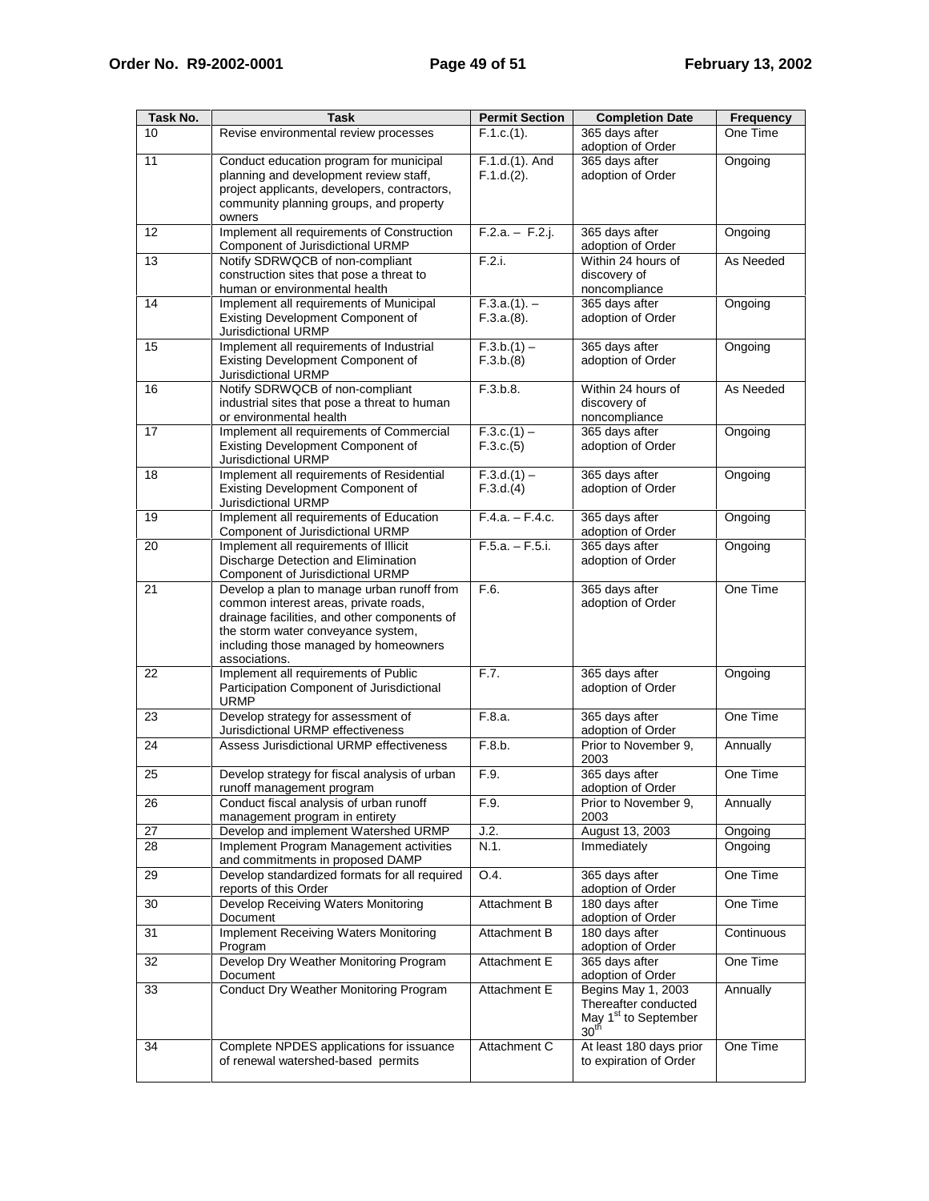| Task No. | Task | Permit Section | Completion Date | Frequency |
|---|---|---|---|---|
| 10 | Revise environmental review processes | F.1.c.(1). | 365 days after adoption of Order | One Time |
| 11 | Conduct education program for municipal planning and development review staff, project applicants, developers, contractors, community planning groups, and property owners | F.1.d.(1). And F.1.d.(2). | 365 days after adoption of Order | Ongoing |
| 12 | Implement all requirements of Construction Component of Jurisdictional URMP | F.2.a. – F.2.j. | 365 days after adoption of Order | Ongoing |
| 13 | Notify SDRWQCB of non-compliant construction sites that pose a threat to human or environmental health | F.2.i. | Within 24 hours of discovery of noncompliance | As Needed |
| 14 | Implement all requirements of Municipal Existing Development Component of Jurisdictional URMP | F.3.a.(1). – F.3.a.(8). | 365 days after adoption of Order | Ongoing |
| 15 | Implement all requirements of Industrial Existing Development Component of Jurisdictional URMP | F.3.b.(1) – F.3.b.(8) | 365 days after adoption of Order | Ongoing |
| 16 | Notify SDRWQCB of non-compliant industrial sites that pose a threat to human or environmental health | F.3.b.8. | Within 24 hours of discovery of noncompliance | As Needed |
| 17 | Implement all requirements of Commercial Existing Development Component of Jurisdictional URMP | F.3.c.(1) – F.3.c.(5) | 365 days after adoption of Order | Ongoing |
| 18 | Implement all requirements of Residential Existing Development Component of Jurisdictional URMP | F.3.d.(1) – F.3.d.(4) | 365 days after adoption of Order | Ongoing |
| 19 | Implement all requirements of Education Component of Jurisdictional URMP | F.4.a. – F.4.c. | 365 days after adoption of Order | Ongoing |
| 20 | Implement all requirements of Illicit Discharge Detection and Elimination Component of Jurisdictional URMP | F.5.a. – F.5.i. | 365 days after adoption of Order | Ongoing |
| 21 | Develop a plan to manage urban runoff from common interest areas, private roads, drainage facilities, and other components of the storm water conveyance system, including those managed by homeowners associations. | F.6. | 365 days after adoption of Order | One Time |
| 22 | Implement all requirements of Public Participation Component of Jurisdictional URMP | F.7. | 365 days after adoption of Order | Ongoing |
| 23 | Develop strategy for assessment of Jurisdictional URMP effectiveness | F.8.a. | 365 days after adoption of Order | One Time |
| 24 | Assess Jurisdictional URMP effectiveness | F.8.b. | Prior to November 9, 2003 | Annually |
| 25 | Develop strategy for fiscal analysis of urban runoff management program | F.9. | 365 days after adoption of Order | One Time |
| 26 | Conduct fiscal analysis of urban runoff management program in entirety | F.9. | Prior to November 9, 2003 | Annually |
| 27 | Develop and implement Watershed URMP | J.2. | August 13, 2003 | Ongoing |
| 28 | Implement Program Management activities and commitments in proposed DAMP | N.1. | Immediately | Ongoing |
| 29 | Develop standardized formats for all required reports of this Order | O.4. | 365 days after adoption of Order | One Time |
| 30 | Develop Receiving Waters Monitoring Document | Attachment B | 180 days after adoption of Order | One Time |
| 31 | Implement Receiving Waters Monitoring Program | Attachment B | 180 days after adoption of Order | Continuous |
| 32 | Develop Dry Weather Monitoring Program Document | Attachment E | 365 days after adoption of Order | One Time |
| 33 | Conduct Dry Weather Monitoring Program | Attachment E | Begins May 1, 2003 Thereafter conducted May 1st to September 30th | Annually |
| 34 | Complete NPDES applications for issuance of renewal watershed-based permits | Attachment C | At least 180 days prior to expiration of Order | One Time |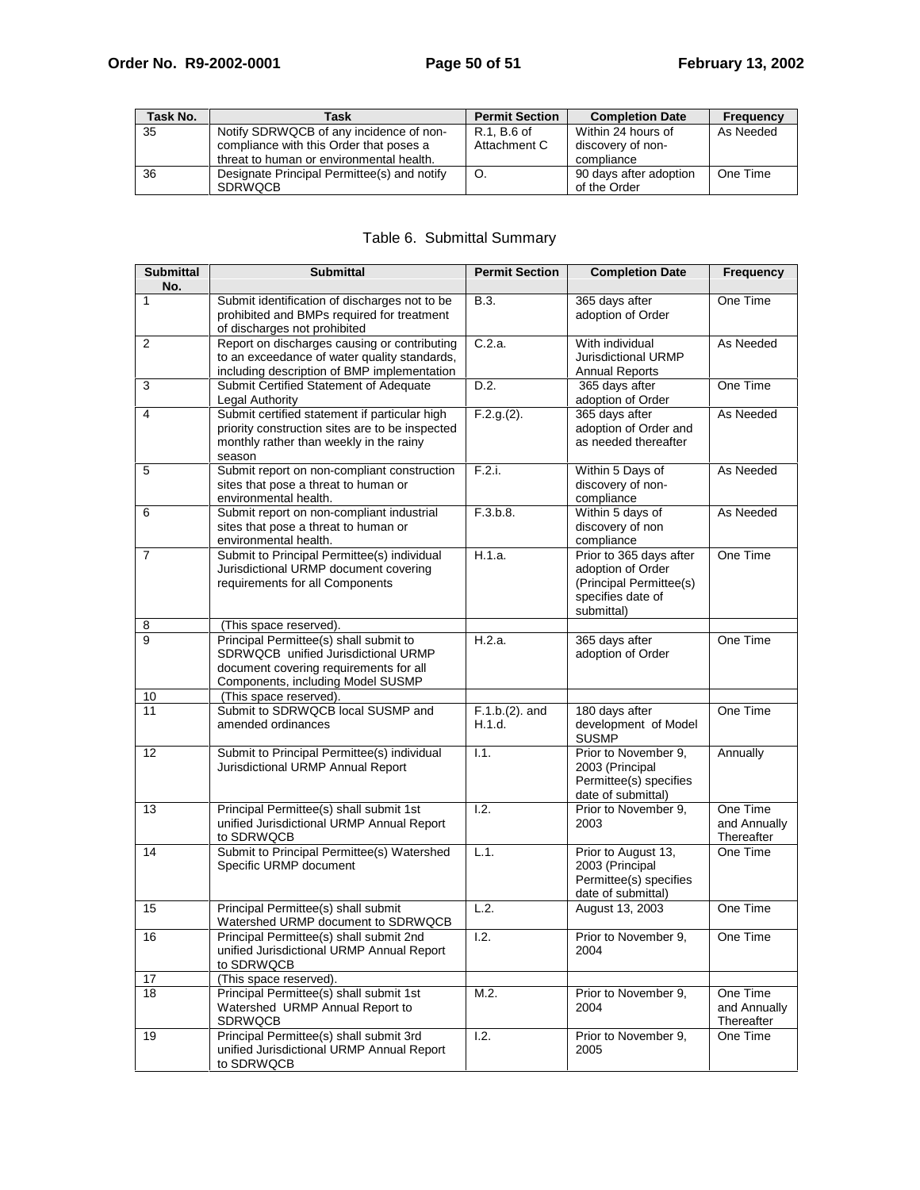| Task No. | Task | Permit Section | Completion Date | Frequency |
|---|---|---|---|---|
| 35 | Notify SDRWQCB of any incidence of non-compliance with this Order that poses a threat to human or environmental health. | R.1, B.6 of Attachment C | Within 24 hours of discovery of non-compliance | As Needed |
| 36 | Designate Principal Permittee(s) and notify SDRWQCB | O. | 90 days after adoption of the Order | One Time |

Table 6. Submittal Summary

| Submittal No. | Submittal | Permit Section | Completion Date | Frequency |
|---|---|---|---|---|
| 1 | Submit identification of discharges not to be prohibited and BMPs required for treatment of discharges not prohibited | B.3. | 365 days after adoption of Order | One Time |
| 2 | Report on discharges causing or contributing to an exceedance of water quality standards, including description of BMP implementation | C.2.a. | With individual Jurisdictional URMP Annual Reports | As Needed |
| 3 | Submit Certified Statement of Adequate Legal Authority | D.2. | 365 days after adoption of Order | One Time |
| 4 | Submit certified statement if particular high priority construction sites are to be inspected monthly rather than weekly in the rainy season | F.2.g.(2). | 365 days after adoption of Order and as needed thereafter | As Needed |
| 5 | Submit report on non-compliant construction sites that pose a threat to human or environmental health. | F.2.i. | Within 5 Days of discovery of non-compliance | As Needed |
| 6 | Submit report on non-compliant industrial sites that pose a threat to human or environmental health. | F.3.b.8. | Within 5 days of discovery of non compliance | As Needed |
| 7 | Submit to Principal Permittee(s) individual Jurisdictional URMP document covering requirements for all Components | H.1.a. | Prior to 365 days after adoption of Order (Principal Permittee(s) specifies date of submittal) | One Time |
| 8 | (This space reserved). | | | |
| 9 | Principal Permittee(s) shall submit to SDRWQCB unified Jurisdictional URMP document covering requirements for all Components, including Model SUSMP | H.2.a. | 365 days after adoption of Order | One Time |
| 10 | (This space reserved). | | | |
| 11 | Submit to SDRWQCB local SUSMP and amended ordinances | F.1.b.(2). and H.1.d. | 180 days after development of Model SUSMP | One Time |
| 12 | Submit to Principal Permittee(s) individual Jurisdictional URMP Annual Report | I.1. | Prior to November 9, 2003 (Principal Permittee(s) specifies date of submittal) | Annually |
| 13 | Principal Permittee(s) shall submit 1st unified Jurisdictional URMP Annual Report to SDRWQCB | I.2. | Prior to November 9, 2003 | One Time and Annually Thereafter |
| 14 | Submit to Principal Permittee(s) Watershed Specific URMP document | L.1. | Prior to August 13, 2003 (Principal Permittee(s) specifies date of submittal) | One Time |
| 15 | Principal Permittee(s) shall submit Watershed URMP document to SDRWQCB | L.2. | August 13, 2003 | One Time |
| 16 | Principal Permittee(s) shall submit 2nd unified Jurisdictional URMP Annual Report to SDRWQCB | I.2. | Prior to November 9, 2004 | One Time |
| 17 | (This space reserved). | | | |
| 18 | Principal Permittee(s) shall submit 1st Watershed URMP Annual Report to SDRWQCB | M.2. | Prior to November 9, 2004 | One Time and Annually Thereafter |
| 19 | Principal Permittee(s) shall submit 3rd unified Jurisdictional URMP Annual Report to SDRWQCB | I.2. | Prior to November 9, 2005 | One Time |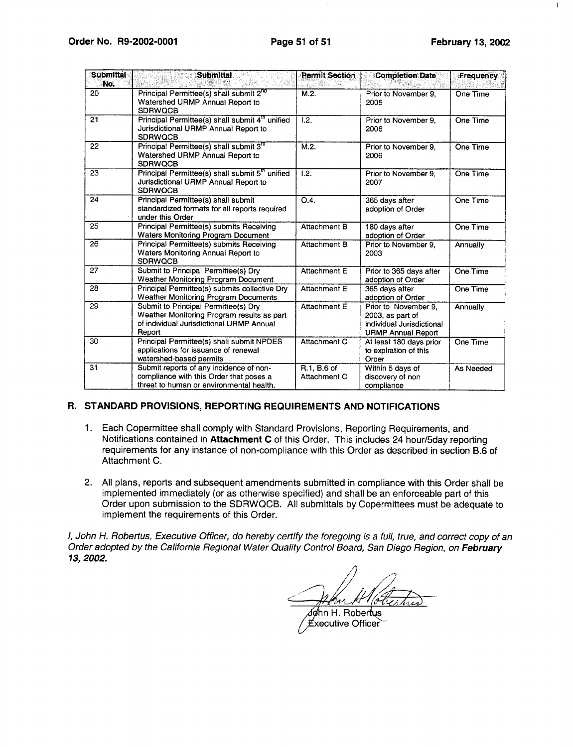| Submittal No. | Submittal | Permit Section | Completion Date | Frequency |
|---|---|---|---|---|
| 20 | Principal Permittee(s) shall submit 2nd Watershed URMP Annual Report to SDRWQCB | M.2. | Prior to November 9, 2005 | One Time |
| 21 | Principal Permittee(s) shall submit 4th unified Jurisdictional URMP Annual Report to SDRWQCB | I.2. | Prior to November 9, 2006 | One Time |
| 22 | Principal Permittee(s) shall submit 3rd Watershed URMP Annual Report to SDRWQCB | M.2. | Prior to November 9, 2006 | One Time |
| 23 | Principal Permittee(s) shall submit 5th unified Jurisdictional URMP Annual Report to SDRWQCB | I.2. | Prior to November 9, 2007 | One Time |
| 24 | Principal Permittee(s) shall submit standardized formats for all reports required under this Order | O.4. | 365 days after adoption of Order | One Time |
| 25 | Principal Permittee(s) submits Receiving Waters Monitoring Program Document | Attachment B | 180 days after adoption of Order | One Time |
| 26 | Principal Permittee(s) submits Receiving Waters Monitoring Annual Report to SDRWQCB | Attachment B | Prior to November 9, 2003 | Annually |
| 27 | Submit to Principal Permittee(s) Dry Weather Monitoring Program Document | Attachment E | Prior to 365 days after adoption of Order | One Time |
| 28 | Principal Permittee(s) submits collective Dry Weather Monitoring Program Documents | Attachment E | 365 days after adoption of Order | One Time |
| 29 | Submit to Principal Permittee(s) Dry Weather Monitoring Program results as part of individual Jurisdictional URMP Annual Report | Attachment E | Prior to November 9, 2003, as part of individual Jurisdictional URMP Annual Report | Annually |
| 30 | Principal Permittee(s) shall submit NPDES applications for issuance of renewal watershed-based permits | Attachment C | At least 180 days prior to expiration of this Order | One Time |
| 31 | Submit reports of any incidence of non-compliance with this Order that poses a threat to human or environmental health. | R.1, B.6 of Attachment C | Within 5 days of discovery of non compliance | As Needed |

## R. STANDARD PROVISIONS, REPORTING REQUIREMENTS AND NOTIFICATIONS

1. Each Copermittee shall comply with Standard Provisions, Reporting Requirements, and Notifications contained in **Attachment C** of this Order. This includes 24 hour/5day reporting requirements for any instance of non-compliance with this Order as described in section B.6 of Attachment C.

2. All plans, reports and subsequent amendments submitted in compliance with this Order shall be implemented immediately (or as otherwise specified) and shall be an enforceable part of this Order upon submission to the SDRWQCB. All submittals by Copermittees must be adequate to implement the requirements of this Order.

*I, John H. Robertus, Executive Officer, do hereby certify the foregoing is a full, true, and correct copy of an Order adopted by the California Regional Water Quality Control Board, San Diego Region, on **February 13, 2002.***

John H. Robertus
Executive Officer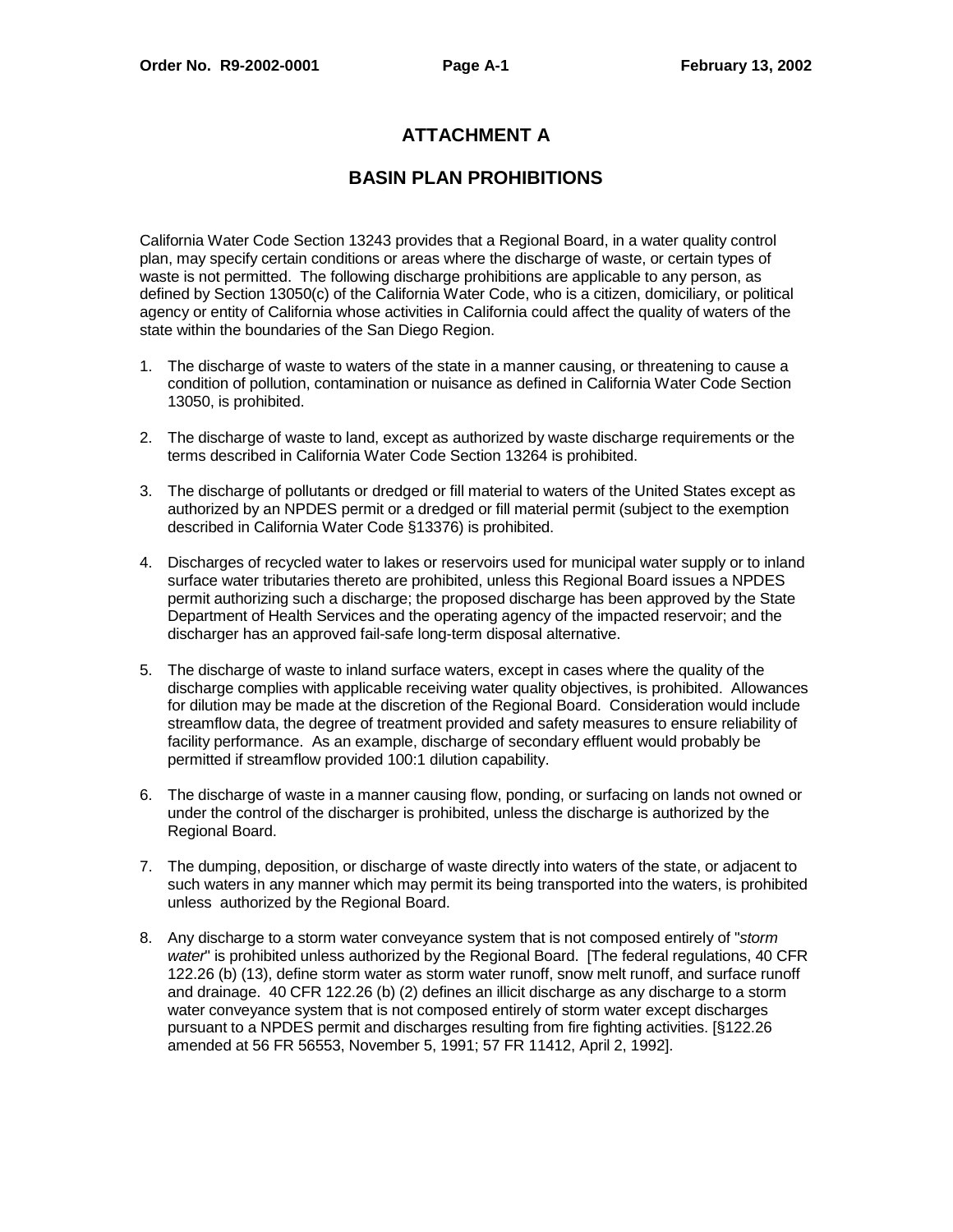# ATTACHMENT A

## BASIN PLAN PROHIBITIONS

California Water Code Section 13243 provides that a Regional Board, in a water quality control plan, may specify certain conditions or areas where the discharge of waste, or certain types of waste is not permitted. The following discharge prohibitions are applicable to any person, as defined by Section 13050(c) of the California Water Code, who is a citizen, domiciliary, or political agency or entity of California whose activities in California could affect the quality of waters of the state within the boundaries of the San Diego Region.

1. The discharge of waste to waters of the state in a manner causing, or threatening to cause a condition of pollution, contamination or nuisance as defined in California Water Code Section 13050, is prohibited.

2. The discharge of waste to land, except as authorized by waste discharge requirements or the terms described in California Water Code Section 13264 is prohibited.

3. The discharge of pollutants or dredged or fill material to waters of the United States except as authorized by an NPDES permit or a dredged or fill material permit (subject to the exemption described in California Water Code §13376) is prohibited.

4. Discharges of recycled water to lakes or reservoirs used for municipal water supply or to inland surface water tributaries thereto are prohibited, unless this Regional Board issues a NPDES permit authorizing such a discharge; the proposed discharge has been approved by the State Department of Health Services and the operating agency of the impacted reservoir; and the discharger has an approved fail-safe long-term disposal alternative.

5. The discharge of waste to inland surface waters, except in cases where the quality of the discharge complies with applicable receiving water quality objectives, is prohibited. Allowances for dilution may be made at the discretion of the Regional Board. Consideration would include streamflow data, the degree of treatment provided and safety measures to ensure reliability of facility performance. As an example, discharge of secondary effluent would probably be permitted if streamflow provided 100:1 dilution capability.

6. The discharge of waste in a manner causing flow, ponding, or surfacing on lands not owned or under the control of the discharger is prohibited, unless the discharge is authorized by the Regional Board.

7. The dumping, deposition, or discharge of waste directly into waters of the state, or adjacent to such waters in any manner which may permit its being transported into the waters, is prohibited unless authorized by the Regional Board.

8. Any discharge to a storm water conveyance system that is not composed entirely of "*storm water*" is prohibited unless authorized by the Regional Board. [The federal regulations, 40 CFR 122.26 (b) (13), define storm water as storm water runoff, snow melt runoff, and surface runoff and drainage. 40 CFR 122.26 (b) (2) defines an illicit discharge as any discharge to a storm water conveyance system that is not composed entirely of storm water except discharges pursuant to a NPDES permit and discharges resulting from fire fighting activities. [§122.26 amended at 56 FR 56553, November 5, 1991; 57 FR 11412, April 2, 1992].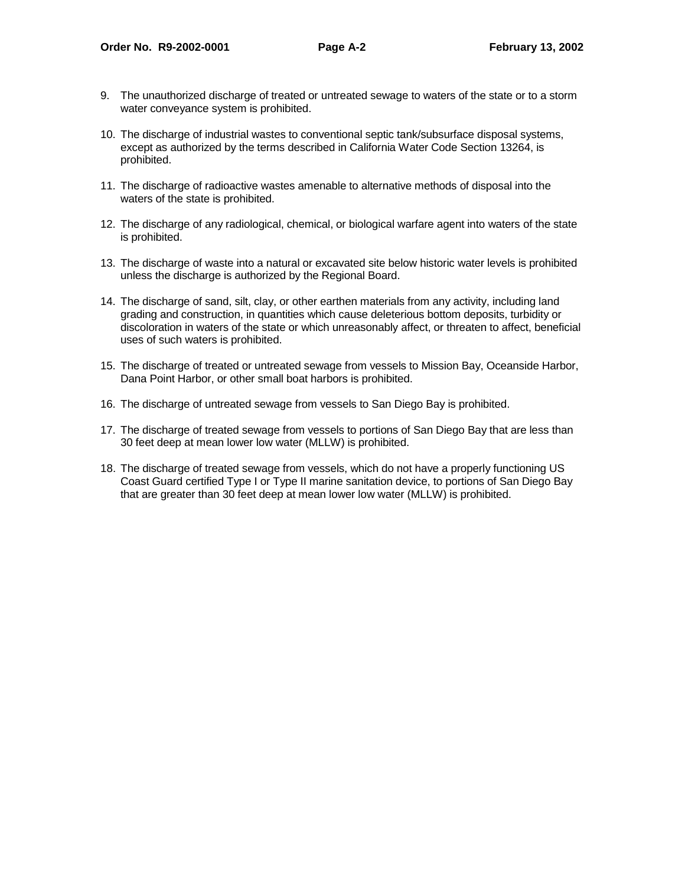9. The unauthorized discharge of treated or untreated sewage to waters of the state or to a storm water conveyance system is prohibited.

10. The discharge of industrial wastes to conventional septic tank/subsurface disposal systems, except as authorized by the terms described in California Water Code Section 13264, is prohibited.

11. The discharge of radioactive wastes amenable to alternative methods of disposal into the waters of the state is prohibited.

12. The discharge of any radiological, chemical, or biological warfare agent into waters of the state is prohibited.

13. The discharge of waste into a natural or excavated site below historic water levels is prohibited unless the discharge is authorized by the Regional Board.

14. The discharge of sand, silt, clay, or other earthen materials from any activity, including land grading and construction, in quantities which cause deleterious bottom deposits, turbidity or discoloration in waters of the state or which unreasonably affect, or threaten to affect, beneficial uses of such waters is prohibited.

15. The discharge of treated or untreated sewage from vessels to Mission Bay, Oceanside Harbor, Dana Point Harbor, or other small boat harbors is prohibited.

16. The discharge of untreated sewage from vessels to San Diego Bay is prohibited.

17. The discharge of treated sewage from vessels to portions of San Diego Bay that are less than 30 feet deep at mean lower low water (MLLW) is prohibited.

18. The discharge of treated sewage from vessels, which do not have a properly functioning US Coast Guard certified Type I or Type II marine sanitation device, to portions of San Diego Bay that are greater than 30 feet deep at mean lower low water (MLLW) is prohibited.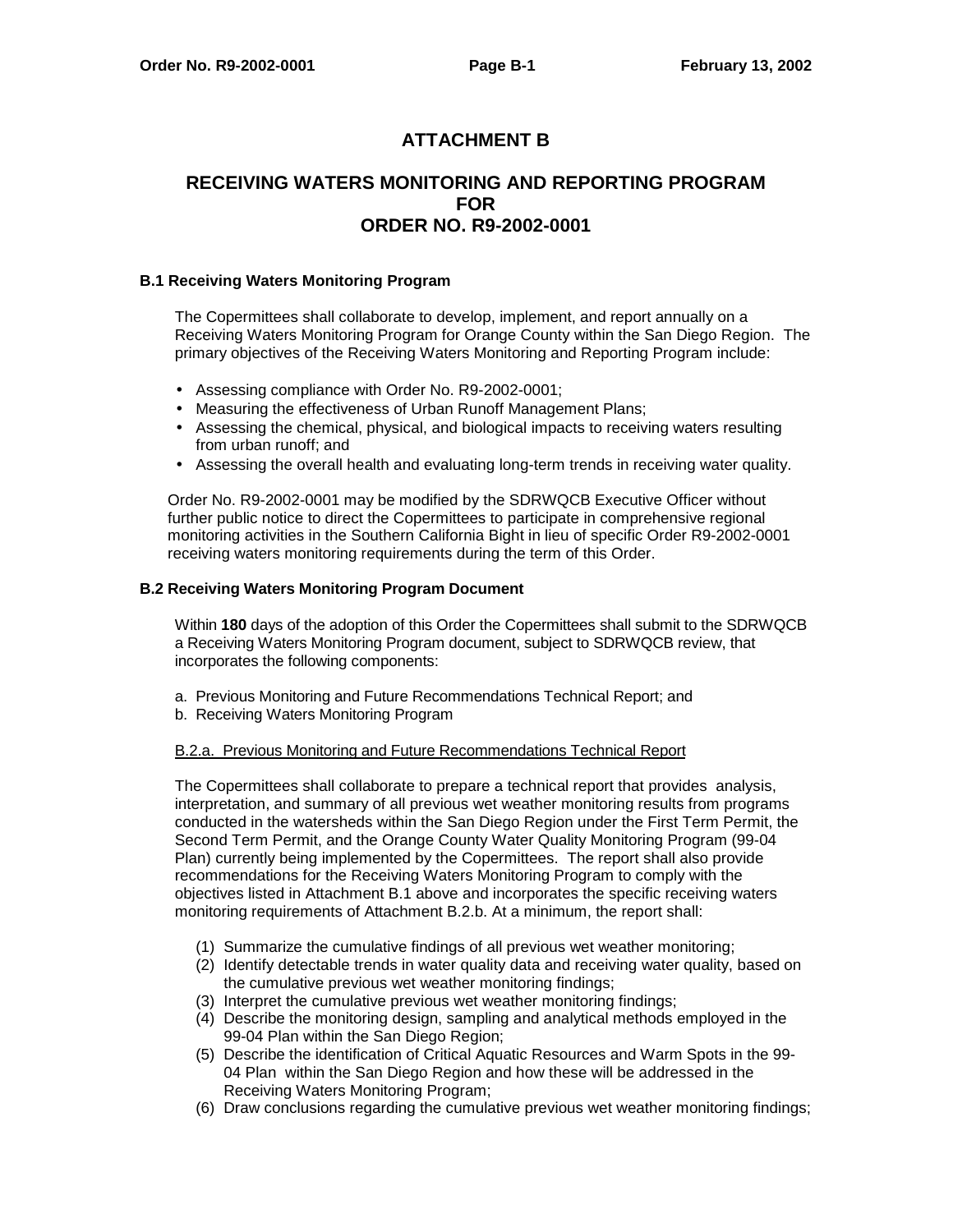# ATTACHMENT B

## RECEIVING WATERS MONITORING AND REPORTING PROGRAM FOR ORDER NO. R9-2002-0001

### B.1 Receiving Waters Monitoring Program

The Copermittees shall collaborate to develop, implement, and report annually on a Receiving Waters Monitoring Program for Orange County within the San Diego Region. The primary objectives of the Receiving Waters Monitoring and Reporting Program include:

- Assessing compliance with Order No. R9-2002-0001;
- Measuring the effectiveness of Urban Runoff Management Plans;
- Assessing the chemical, physical, and biological impacts to receiving waters resulting from urban runoff; and
- Assessing the overall health and evaluating long-term trends in receiving water quality.

Order No. R9-2002-0001 may be modified by the SDRWQCB Executive Officer without further public notice to direct the Copermittees to participate in comprehensive regional monitoring activities in the Southern California Bight in lieu of specific Order R9-2002-0001 receiving waters monitoring requirements during the term of this Order.

### B.2 Receiving Waters Monitoring Program Document

Within **180** days of the adoption of this Order the Copermittees shall submit to the SDRWQCB a Receiving Waters Monitoring Program document, subject to SDRWQCB review, that incorporates the following components:

a. Previous Monitoring and Future Recommendations Technical Report; and
b. Receiving Waters Monitoring Program

<u>B.2.a. Previous Monitoring and Future Recommendations Technical Report</u>

The Copermittees shall collaborate to prepare a technical report that provides analysis, interpretation, and summary of all previous wet weather monitoring results from programs conducted in the watersheds within the San Diego Region under the First Term Permit, the Second Term Permit, and the Orange County Water Quality Monitoring Program (99-04 Plan) currently being implemented by the Copermittees. The report shall also provide recommendations for the Receiving Waters Monitoring Program to comply with the objectives listed in Attachment B.1 above and incorporates the specific receiving waters monitoring requirements of Attachment B.2.b. At a minimum, the report shall:

(1) Summarize the cumulative findings of all previous wet weather monitoring;
(2) Identify detectable trends in water quality data and receiving water quality, based on the cumulative previous wet weather monitoring findings;
(3) Interpret the cumulative previous wet weather monitoring findings;
(4) Describe the monitoring design, sampling and analytical methods employed in the 99-04 Plan within the San Diego Region;
(5) Describe the identification of Critical Aquatic Resources and Warm Spots in the 99-04 Plan within the San Diego Region and how these will be addressed in the Receiving Waters Monitoring Program;
(6) Draw conclusions regarding the cumulative previous wet weather monitoring findings;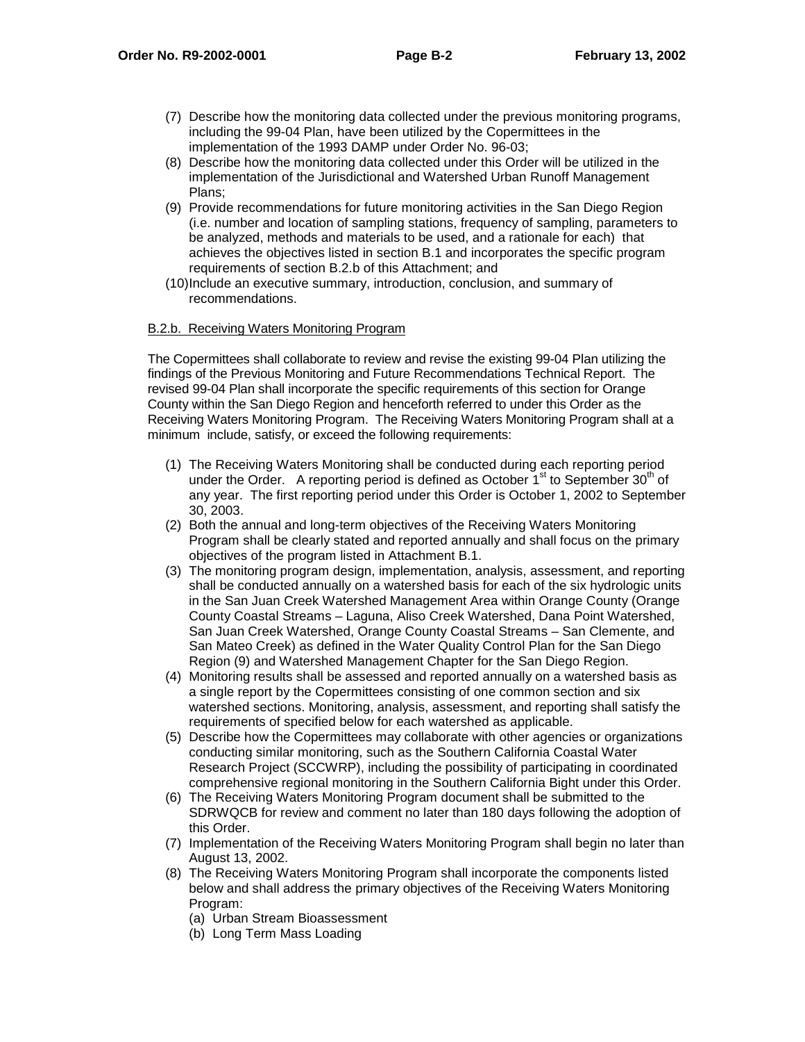(7) Describe how the monitoring data collected under the previous monitoring programs, including the 99-04 Plan, have been utilized by the Copermittees in the implementation of the 1993 DAMP under Order No. 96-03;

(8) Describe how the monitoring data collected under this Order will be utilized in the implementation of the Jurisdictional and Watershed Urban Runoff Management Plans;

(9) Provide recommendations for future monitoring activities in the San Diego Region (i.e. number and location of sampling stations, frequency of sampling, parameters to be analyzed, methods and materials to be used, and a rationale for each) that achieves the objectives listed in section B.1 and incorporates the specific program requirements of section B.2.b of this Attachment; and

(10) Include an executive summary, introduction, conclusion, and summary of recommendations.

B.2.b. Receiving Waters Monitoring Program

The Copermittees shall collaborate to review and revise the existing 99-04 Plan utilizing the findings of the Previous Monitoring and Future Recommendations Technical Report. The revised 99-04 Plan shall incorporate the specific requirements of this section for Orange County within the San Diego Region and henceforth referred to under this Order as the Receiving Waters Monitoring Program. The Receiving Waters Monitoring Program shall at a minimum include, satisfy, or exceed the following requirements:

(1) The Receiving Waters Monitoring shall be conducted during each reporting period under the Order. A reporting period is defined as October 1st to September 30th of any year. The first reporting period under this Order is October 1, 2002 to September 30, 2003.

(2) Both the annual and long-term objectives of the Receiving Waters Monitoring Program shall be clearly stated and reported annually and shall focus on the primary objectives of the program listed in Attachment B.1.

(3) The monitoring program design, implementation, analysis, assessment, and reporting shall be conducted annually on a watershed basis for each of the six hydrologic units in the San Juan Creek Watershed Management Area within Orange County (Orange County Coastal Streams – Laguna, Aliso Creek Watershed, Dana Point Watershed, San Juan Creek Watershed, Orange County Coastal Streams – San Clemente, and San Mateo Creek) as defined in the Water Quality Control Plan for the San Diego Region (9) and Watershed Management Chapter for the San Diego Region.

(4) Monitoring results shall be assessed and reported annually on a watershed basis as a single report by the Copermittees consisting of one common section and six watershed sections. Monitoring, analysis, assessment, and reporting shall satisfy the requirements of specified below for each watershed as applicable.

(5) Describe how the Copermittees may collaborate with other agencies or organizations conducting similar monitoring, such as the Southern California Coastal Water Research Project (SCCWRP), including the possibility of participating in coordinated comprehensive regional monitoring in the Southern California Bight under this Order.

(6) The Receiving Waters Monitoring Program document shall be submitted to the SDRWQCB for review and comment no later than 180 days following the adoption of this Order.

(7) Implementation of the Receiving Waters Monitoring Program shall begin no later than August 13, 2002.

(8) The Receiving Waters Monitoring Program shall incorporate the components listed below and shall address the primary objectives of the Receiving Waters Monitoring Program:
   (a) Urban Stream Bioassessment
   (b) Long Term Mass Loading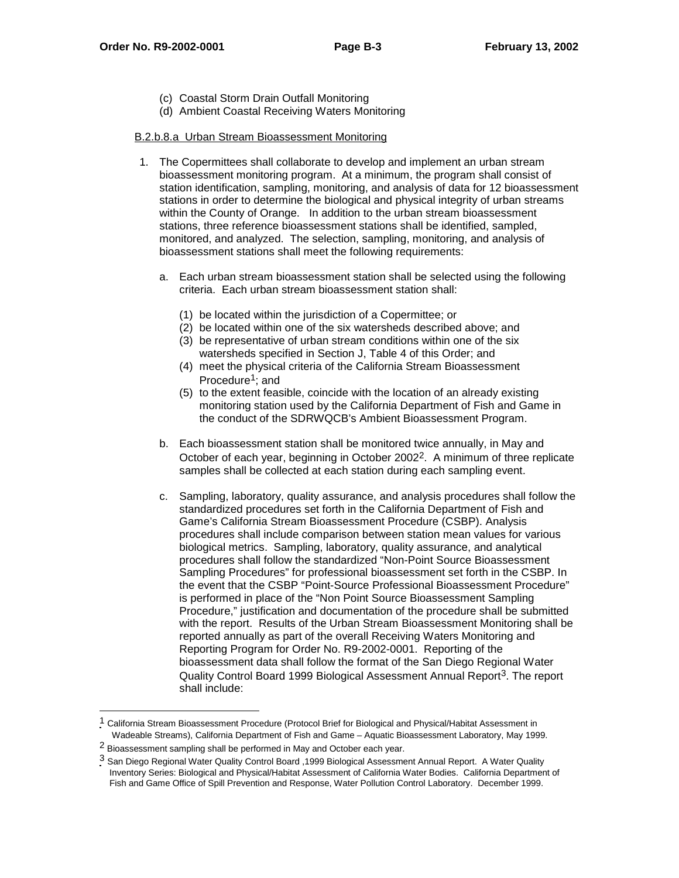(c) Coastal Storm Drain Outfall Monitoring
(d) Ambient Coastal Receiving Waters Monitoring

B.2.b.8.a Urban Stream Bioassessment Monitoring

1. The Copermittees shall collaborate to develop and implement an urban stream bioassessment monitoring program. At a minimum, the program shall consist of station identification, sampling, monitoring, and analysis of data for 12 bioassessment stations in order to determine the biological and physical integrity of urban streams within the County of Orange. In addition to the urban stream bioassessment stations, three reference bioassessment stations shall be identified, sampled, monitored, and analyzed. The selection, sampling, monitoring, and analysis of bioassessment stations shall meet the following requirements:

   a. Each urban stream bioassessment station shall be selected using the following criteria. Each urban stream bioassessment station shall:

      (1) be located within the jurisdiction of a Copermittee; or
      (2) be located within one of the six watersheds described above; and
      (3) be representative of urban stream conditions within one of the six watersheds specified in Section J, Table 4 of this Order; and
      (4) meet the physical criteria of the California Stream Bioassessment Procedure[1]; and
      (5) to the extent feasible, coincide with the location of an already existing monitoring station used by the California Department of Fish and Game in the conduct of the SDRWQCB's Ambient Bioassessment Program.

   b. Each bioassessment station shall be monitored twice annually, in May and October of each year, beginning in October 2002[2]. A minimum of three replicate samples shall be collected at each station during each sampling event.

   c. Sampling, laboratory, quality assurance, and analysis procedures shall follow the standardized procedures set forth in the California Department of Fish and Game's California Stream Bioassessment Procedure (CSBP). Analysis procedures shall include comparison between station mean values for various biological metrics. Sampling, laboratory, quality assurance, and analytical procedures shall follow the standardized "Non-Point Source Bioassessment Sampling Procedures" for professional bioassessment set forth in the CSBP. In the event that the CSBP "Point-Source Professional Bioassessment Procedure" is performed in place of the "Non Point Source Bioassessment Sampling Procedure," justification and documentation of the procedure shall be submitted with the report. Results of the Urban Stream Bioassessment Monitoring shall be reported annually as part of the overall Receiving Waters Monitoring and Reporting Program for Order No. R9-2002-0001. Reporting of the bioassessment data shall follow the format of the San Diego Regional Water Quality Control Board 1999 Biological Assessment Annual Report[3]. The report shall include:

---

[1] California Stream Bioassessment Procedure (Protocol Brief for Biological and Physical/Habitat Assessment in Wadeable Streams), California Department of Fish and Game – Aquatic Bioassessment Laboratory, May 1999.

[2] Bioassessment sampling shall be performed in May and October each year.

[3] San Diego Regional Water Quality Control Board ,1999 Biological Assessment Annual Report. A Water Quality Inventory Series: Biological and Physical/Habitat Assessment of California Water Bodies. California Department of Fish and Game Office of Spill Prevention and Response, Water Pollution Control Laboratory. December 1999.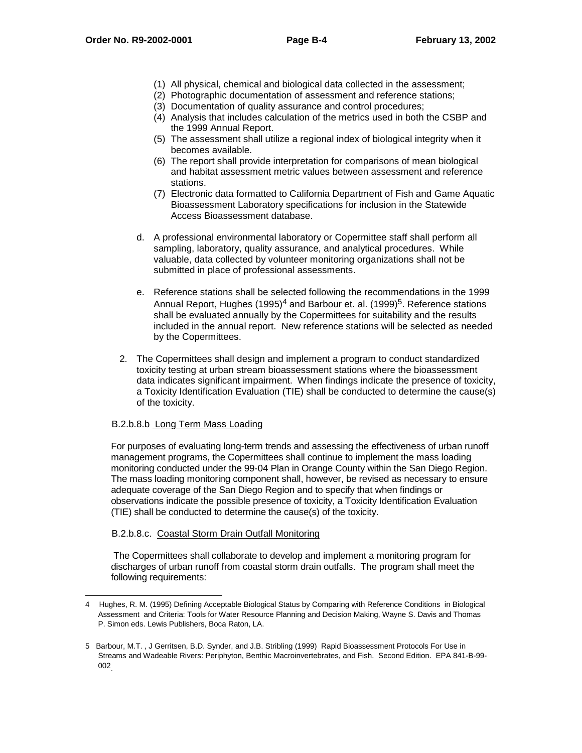(1) All physical, chemical and biological data collected in the assessment;
(2) Photographic documentation of assessment and reference stations;
(3) Documentation of quality assurance and control procedures;
(4) Analysis that includes calculation of the metrics used in both the CSBP and the 1999 Annual Report.
(5) The assessment shall utilize a regional index of biological integrity when it becomes available.
(6) The report shall provide interpretation for comparisons of mean biological and habitat assessment metric values between assessment and reference stations.
(7) Electronic data formatted to California Department of Fish and Game Aquatic Bioassessment Laboratory specifications for inclusion in the Statewide Access Bioassessment database.

d. A professional environmental laboratory or Copermittee staff shall perform all sampling, laboratory, quality assurance, and analytical procedures. While valuable, data collected by volunteer monitoring organizations shall not be submitted in place of professional assessments.

e. Reference stations shall be selected following the recommendations in the 1999 Annual Report, Hughes (1995)[4] and Barbour et. al. (1999)[5]. Reference stations shall be evaluated annually by the Copermittees for suitability and the results included in the annual report. New reference stations will be selected as needed by the Copermittees.

2. The Copermittees shall design and implement a program to conduct standardized toxicity testing at urban stream bioassessment stations where the bioassessment data indicates significant impairment. When findings indicate the presence of toxicity, a Toxicity Identification Evaluation (TIE) shall be conducted to determine the cause(s) of the toxicity.

B.2.b.8.b Long Term Mass Loading

For purposes of evaluating long-term trends and assessing the effectiveness of urban runoff management programs, the Copermittees shall continue to implement the mass loading monitoring conducted under the 99-04 Plan in Orange County within the San Diego Region. The mass loading monitoring component shall, however, be revised as necessary to ensure adequate coverage of the San Diego Region and to specify that when findings or observations indicate the possible presence of toxicity, a Toxicity Identification Evaluation (TIE) shall be conducted to determine the cause(s) of the toxicity.

B.2.b.8.c. Coastal Storm Drain Outfall Monitoring

The Copermittees shall collaborate to develop and implement a monitoring program for discharges of urban runoff from coastal storm drain outfalls. The program shall meet the following requirements:

---

4 Hughes, R. M. (1995) Defining Acceptable Biological Status by Comparing with Reference Conditions in Biological Assessment and Criteria: Tools for Water Resource Planning and Decision Making, Wayne S. Davis and Thomas P. Simon eds. Lewis Publishers, Boca Raton, LA.

5 Barbour, M.T. , J Gerritsen, B.D. Synder, and J.B. Stribling (1999) Rapid Bioassessment Protocols For Use in Streams and Wadeable Rivers: Periphyton, Benthic Macroinvertebrates, and Fish. Second Edition. EPA 841-B-99-002.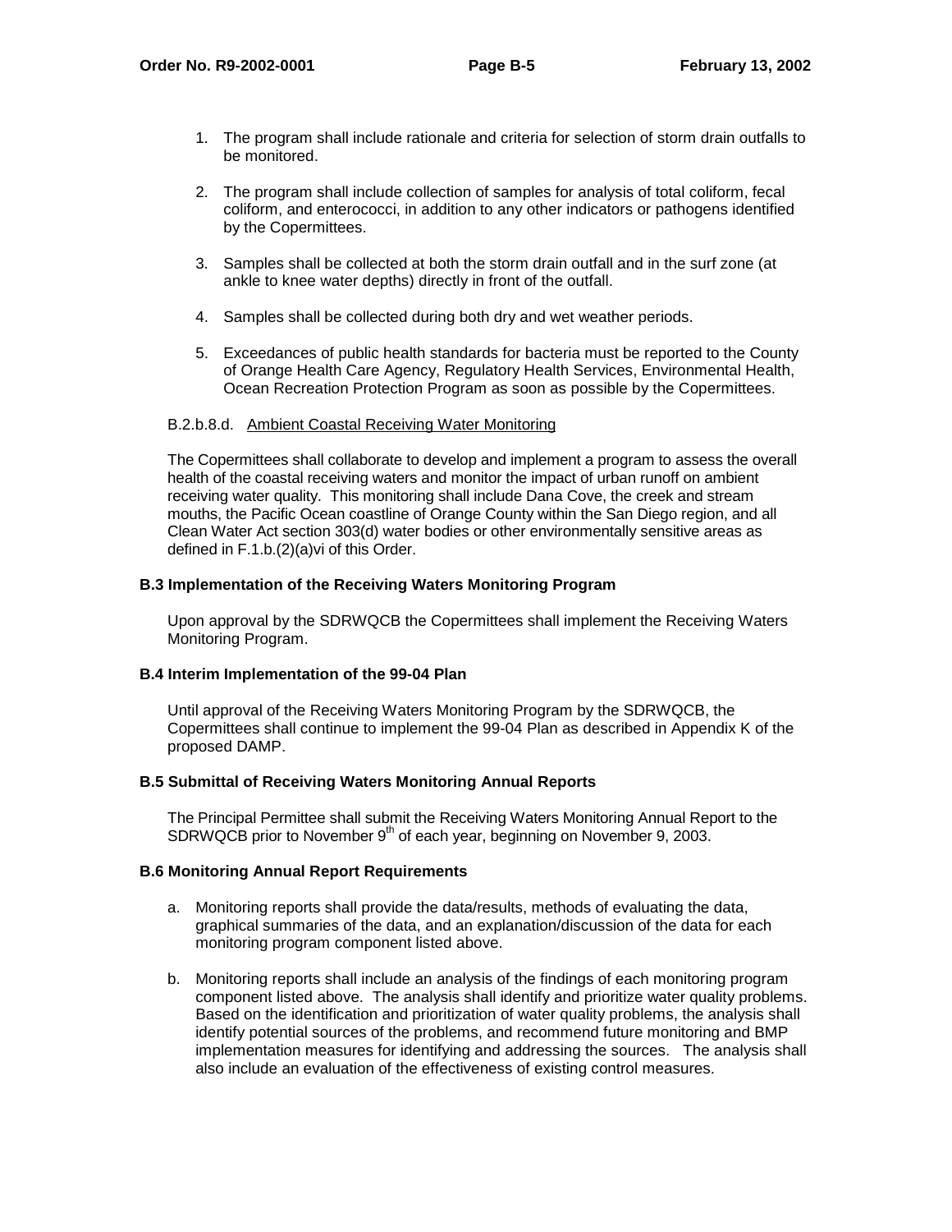1. The program shall include rationale and criteria for selection of storm drain outfalls to be monitored.

2. The program shall include collection of samples for analysis of total coliform, fecal coliform, and enterococci, in addition to any other indicators or pathogens identified by the Copermittees.

3. Samples shall be collected at both the storm drain outfall and in the surf zone (at ankle to knee water depths) directly in front of the outfall.

4. Samples shall be collected during both dry and wet weather periods.

5. Exceedances of public health standards for bacteria must be reported to the County of Orange Health Care Agency, Regulatory Health Services, Environmental Health, Ocean Recreation Protection Program as soon as possible by the Copermittees.

B.2.b.8.d. Ambient Coastal Receiving Water Monitoring

The Copermittees shall collaborate to develop and implement a program to assess the overall health of the coastal receiving waters and monitor the impact of urban runoff on ambient receiving water quality. This monitoring shall include Dana Cove, the creek and stream mouths, the Pacific Ocean coastline of Orange County within the San Diego region, and all Clean Water Act section 303(d) water bodies or other environmentally sensitive areas as defined in F.1.b.(2)(a)vi of this Order.

**B.3 Implementation of the Receiving Waters Monitoring Program**

Upon approval by the SDRWQCB the Copermittees shall implement the Receiving Waters Monitoring Program.

**B.4 Interim Implementation of the 99-04 Plan**

Until approval of the Receiving Waters Monitoring Program by the SDRWQCB, the Copermittees shall continue to implement the 99-04 Plan as described in Appendix K of the proposed DAMP.

**B.5 Submittal of Receiving Waters Monitoring Annual Reports**

The Principal Permittee shall submit the Receiving Waters Monitoring Annual Report to the SDRWQCB prior to November 9th of each year, beginning on November 9, 2003.

**B.6 Monitoring Annual Report Requirements**

a. Monitoring reports shall provide the data/results, methods of evaluating the data, graphical summaries of the data, and an explanation/discussion of the data for each monitoring program component listed above.

b. Monitoring reports shall include an analysis of the findings of each monitoring program component listed above. The analysis shall identify and prioritize water quality problems. Based on the identification and prioritization of water quality problems, the analysis shall identify potential sources of the problems, and recommend future monitoring and BMP implementation measures for identifying and addressing the sources. The analysis shall also include an evaluation of the effectiveness of existing control measures.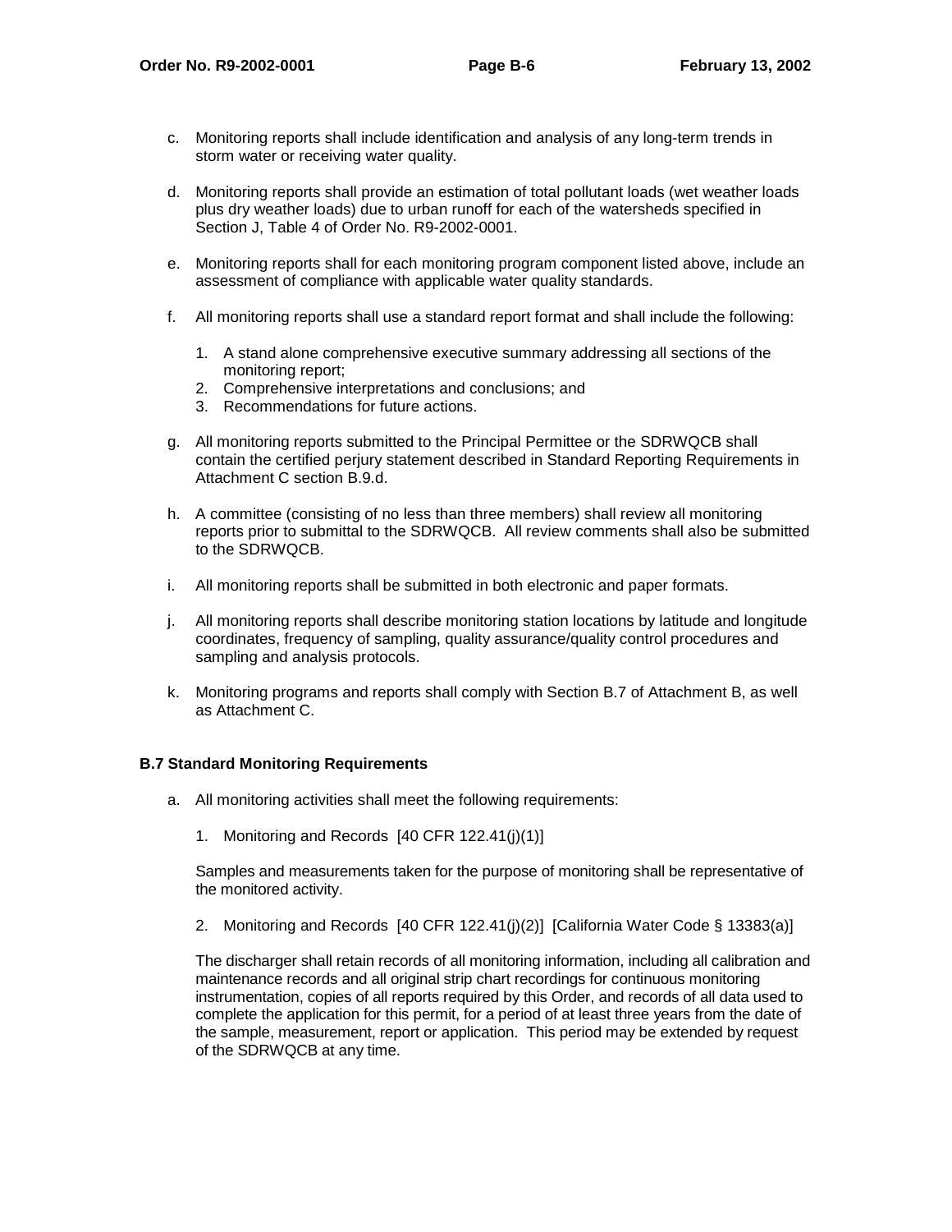c. Monitoring reports shall include identification and analysis of any long-term trends in storm water or receiving water quality.

d. Monitoring reports shall provide an estimation of total pollutant loads (wet weather loads plus dry weather loads) due to urban runoff for each of the watersheds specified in Section J, Table 4 of Order No. R9-2002-0001.

e. Monitoring reports shall for each monitoring program component listed above, include an assessment of compliance with applicable water quality standards.

f. All monitoring reports shall use a standard report format and shall include the following:

   1. A stand alone comprehensive executive summary addressing all sections of the monitoring report;
   2. Comprehensive interpretations and conclusions; and
   3. Recommendations for future actions.

g. All monitoring reports submitted to the Principal Permittee or the SDRWQCB shall contain the certified perjury statement described in Standard Reporting Requirements in Attachment C section B.9.d.

h. A committee (consisting of no less than three members) shall review all monitoring reports prior to submittal to the SDRWQCB. All review comments shall also be submitted to the SDRWQCB.

i. All monitoring reports shall be submitted in both electronic and paper formats.

j. All monitoring reports shall describe monitoring station locations by latitude and longitude coordinates, frequency of sampling, quality assurance/quality control procedures and sampling and analysis protocols.

k. Monitoring programs and reports shall comply with Section B.7 of Attachment B, as well as Attachment C.

### B.7 Standard Monitoring Requirements

a. All monitoring activities shall meet the following requirements:

   1. Monitoring and Records [40 CFR 122.41(j)(1)]

   Samples and measurements taken for the purpose of monitoring shall be representative of the monitored activity.

   2. Monitoring and Records [40 CFR 122.41(j)(2)] [California Water Code § 13383(a)]

   The discharger shall retain records of all monitoring information, including all calibration and maintenance records and all original strip chart recordings for continuous monitoring instrumentation, copies of all reports required by this Order, and records of all data used to complete the application for this permit, for a period of at least three years from the date of the sample, measurement, report or application. This period may be extended by request of the SDRWQCB at any time.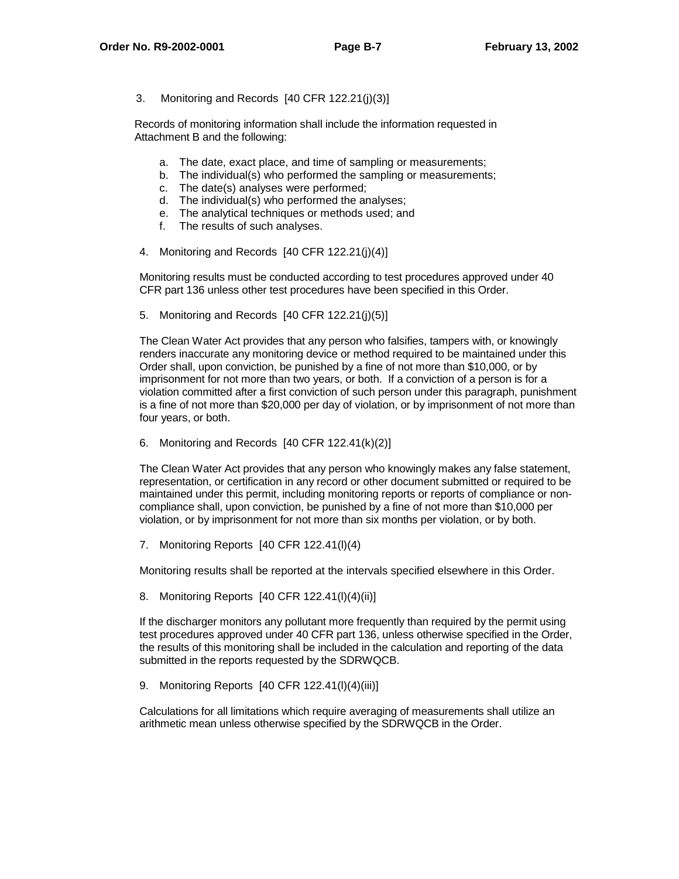3. Monitoring and Records [40 CFR 122.21(j)(3)]

Records of monitoring information shall include the information requested in Attachment B and the following:

a. The date, exact place, and time of sampling or measurements;
b. The individual(s) who performed the sampling or measurements;
c. The date(s) analyses were performed;
d. The individual(s) who performed the analyses;
e. The analytical techniques or methods used; and
f. The results of such analyses.

4. Monitoring and Records [40 CFR 122.21(j)(4)]

Monitoring results must be conducted according to test procedures approved under 40 CFR part 136 unless other test procedures have been specified in this Order.

5. Monitoring and Records [40 CFR 122.21(j)(5)]

The Clean Water Act provides that any person who falsifies, tampers with, or knowingly renders inaccurate any monitoring device or method required to be maintained under this Order shall, upon conviction, be punished by a fine of not more than $10,000, or by imprisonment for not more than two years, or both. If a conviction of a person is for a violation committed after a first conviction of such person under this paragraph, punishment is a fine of not more than $20,000 per day of violation, or by imprisonment of not more than four years, or both.

6. Monitoring and Records [40 CFR 122.41(k)(2)]

The Clean Water Act provides that any person who knowingly makes any false statement, representation, or certification in any record or other document submitted or required to be maintained under this permit, including monitoring reports or reports of compliance or non-compliance shall, upon conviction, be punished by a fine of not more than $10,000 per violation, or by imprisonment for not more than six months per violation, or by both.

7. Monitoring Reports [40 CFR 122.41(l)(4)

Monitoring results shall be reported at the intervals specified elsewhere in this Order.

8. Monitoring Reports [40 CFR 122.41(l)(4)(ii)]

If the discharger monitors any pollutant more frequently than required by the permit using test procedures approved under 40 CFR part 136, unless otherwise specified in the Order, the results of this monitoring shall be included in the calculation and reporting of the data submitted in the reports requested by the SDRWQCB.

9. Monitoring Reports [40 CFR 122.41(l)(4)(iii)]

Calculations for all limitations which require averaging of measurements shall utilize an arithmetic mean unless otherwise specified by the SDRWQCB in the Order.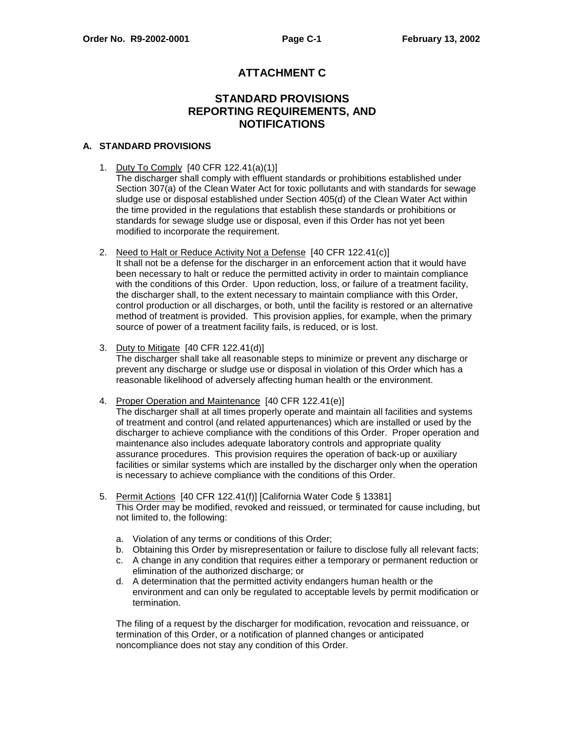# ATTACHMENT C

## STANDARD PROVISIONS REPORTING REQUIREMENTS, AND NOTIFICATIONS

### A. STANDARD PROVISIONS

1. Duty To Comply [40 CFR 122.41(a)(1)]
   The discharger shall comply with effluent standards or prohibitions established under Section 307(a) of the Clean Water Act for toxic pollutants and with standards for sewage sludge use or disposal established under Section 405(d) of the Clean Water Act within the time provided in the regulations that establish these standards or prohibitions or standards for sewage sludge use or disposal, even if this Order has not yet been modified to incorporate the requirement.

2. Need to Halt or Reduce Activity Not a Defense [40 CFR 122.41(c)]
   It shall not be a defense for the discharger in an enforcement action that it would have been necessary to halt or reduce the permitted activity in order to maintain compliance with the conditions of this Order. Upon reduction, loss, or failure of a treatment facility, the discharger shall, to the extent necessary to maintain compliance with this Order, control production or all discharges, or both, until the facility is restored or an alternative method of treatment is provided. This provision applies, for example, when the primary source of power of a treatment facility fails, is reduced, or is lost.

3. Duty to Mitigate [40 CFR 122.41(d)]
   The discharger shall take all reasonable steps to minimize or prevent any discharge or prevent any discharge or sludge use or disposal in violation of this Order which has a reasonable likelihood of adversely affecting human health or the environment.

4. Proper Operation and Maintenance [40 CFR 122.41(e)]
   The discharger shall at all times properly operate and maintain all facilities and systems of treatment and control (and related appurtenances) which are installed or used by the discharger to achieve compliance with the conditions of this Order. Proper operation and maintenance also includes adequate laboratory controls and appropriate quality assurance procedures. This provision requires the operation of back-up or auxiliary facilities or similar systems which are installed by the discharger only when the operation is necessary to achieve compliance with the conditions of this Order.

5. Permit Actions [40 CFR 122.41(f)] [California Water Code § 13381]
   This Order may be modified, revoked and reissued, or terminated for cause including, but not limited to, the following:

   a. Violation of any terms or conditions of this Order;
   b. Obtaining this Order by misrepresentation or failure to disclose fully all relevant facts;
   c. A change in any condition that requires either a temporary or permanent reduction or elimination of the authorized discharge; or
   d. A determination that the permitted activity endangers human health or the environment and can only be regulated to acceptable levels by permit modification or termination.

   The filing of a request by the discharger for modification, revocation and reissuance, or termination of this Order, or a notification of planned changes or anticipated noncompliance does not stay any condition of this Order.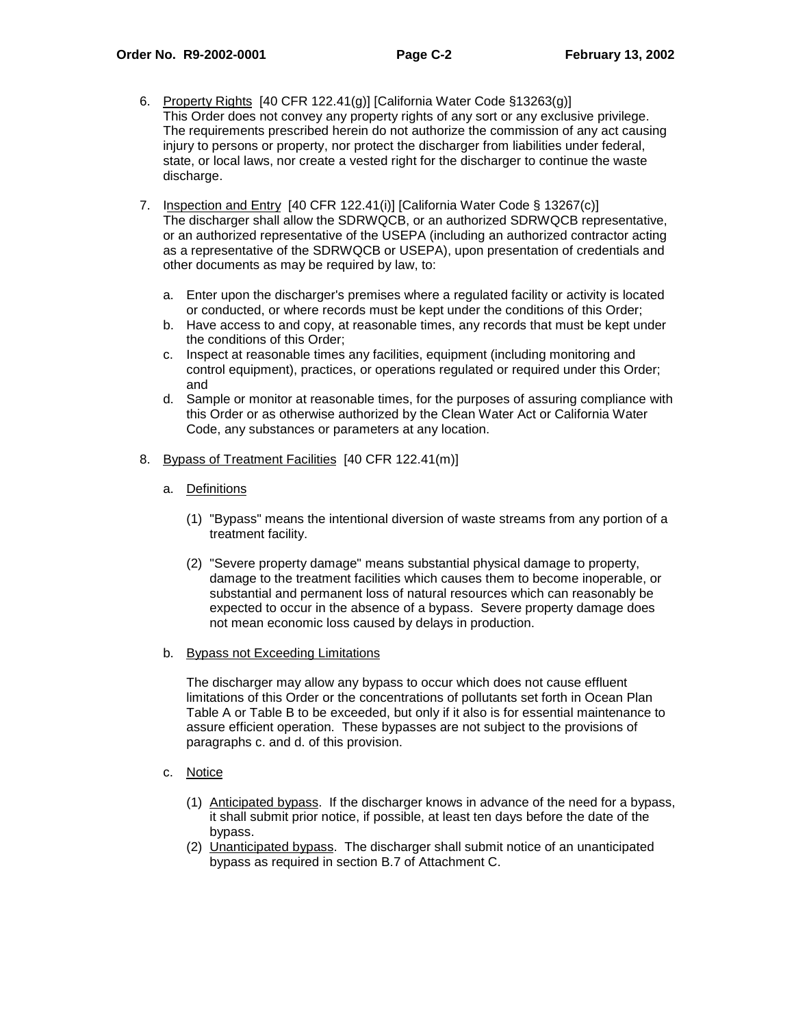6. Property Rights [40 CFR 122.41(g)] [California Water Code §13263(g)]
   This Order does not convey any property rights of any sort or any exclusive privilege. The requirements prescribed herein do not authorize the commission of any act causing injury to persons or property, nor protect the discharger from liabilities under federal, state, or local laws, nor create a vested right for the discharger to continue the waste discharge.

7. Inspection and Entry [40 CFR 122.41(i)] [California Water Code § 13267(c)]
   The discharger shall allow the SDRWQCB, or an authorized SDRWQCB representative, or an authorized representative of the USEPA (including an authorized contractor acting as a representative of the SDRWQCB or USEPA), upon presentation of credentials and other documents as may be required by law, to:

   a. Enter upon the discharger's premises where a regulated facility or activity is located or conducted, or where records must be kept under the conditions of this Order;
   b. Have access to and copy, at reasonable times, any records that must be kept under the conditions of this Order;
   c. Inspect at reasonable times any facilities, equipment (including monitoring and control equipment), practices, or operations regulated or required under this Order; and
   d. Sample or monitor at reasonable times, for the purposes of assuring compliance with this Order or as otherwise authorized by the Clean Water Act or California Water Code, any substances or parameters at any location.

8. Bypass of Treatment Facilities [40 CFR 122.41(m)]

   a. Definitions

      (1) "Bypass" means the intentional diversion of waste streams from any portion of a treatment facility.

      (2) "Severe property damage" means substantial physical damage to property, damage to the treatment facilities which causes them to become inoperable, or substantial and permanent loss of natural resources which can reasonably be expected to occur in the absence of a bypass. Severe property damage does not mean economic loss caused by delays in production.

   b. Bypass not Exceeding Limitations

      The discharger may allow any bypass to occur which does not cause effluent limitations of this Order or the concentrations of pollutants set forth in Ocean Plan Table A or Table B to be exceeded, but only if it also is for essential maintenance to assure efficient operation. These bypasses are not subject to the provisions of paragraphs c. and d. of this provision.

   c. Notice

      (1) Anticipated bypass. If the discharger knows in advance of the need for a bypass, it shall submit prior notice, if possible, at least ten days before the date of the bypass.
      (2) Unanticipated bypass. The discharger shall submit notice of an unanticipated bypass as required in section B.7 of Attachment C.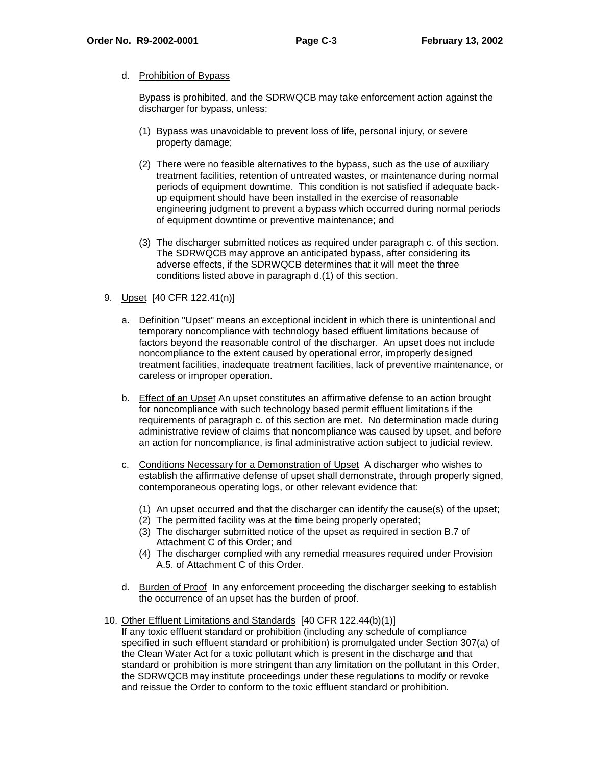d. Prohibition of Bypass

Bypass is prohibited, and the SDRWQCB may take enforcement action against the discharger for bypass, unless:

(1) Bypass was unavoidable to prevent loss of life, personal injury, or severe property damage;

(2) There were no feasible alternatives to the bypass, such as the use of auxiliary treatment facilities, retention of untreated wastes, or maintenance during normal periods of equipment downtime. This condition is not satisfied if adequate back-up equipment should have been installed in the exercise of reasonable engineering judgment to prevent a bypass which occurred during normal periods of equipment downtime or preventive maintenance; and

(3) The discharger submitted notices as required under paragraph c. of this section. The SDRWQCB may approve an anticipated bypass, after considering its adverse effects, if the SDRWQCB determines that it will meet the three conditions listed above in paragraph d.(1) of this section.

9. Upset [40 CFR 122.41(n)]

a. Definition "Upset" means an exceptional incident in which there is unintentional and temporary noncompliance with technology based effluent limitations because of factors beyond the reasonable control of the discharger. An upset does not include noncompliance to the extent caused by operational error, improperly designed treatment facilities, inadequate treatment facilities, lack of preventive maintenance, or careless or improper operation.

b. Effect of an Upset An upset constitutes an affirmative defense to an action brought for noncompliance with such technology based permit effluent limitations if the requirements of paragraph c. of this section are met. No determination made during administrative review of claims that noncompliance was caused by upset, and before an action for noncompliance, is final administrative action subject to judicial review.

c. Conditions Necessary for a Demonstration of Upset A discharger who wishes to establish the affirmative defense of upset shall demonstrate, through properly signed, contemporaneous operating logs, or other relevant evidence that:

(1) An upset occurred and that the discharger can identify the cause(s) of the upset;
(2) The permitted facility was at the time being properly operated;
(3) The discharger submitted notice of the upset as required in section B.7 of Attachment C of this Order; and
(4) The discharger complied with any remedial measures required under Provision A.5. of Attachment C of this Order.

d. Burden of Proof In any enforcement proceeding the discharger seeking to establish the occurrence of an upset has the burden of proof.

10. Other Effluent Limitations and Standards [40 CFR 122.44(b)(1)]
If any toxic effluent standard or prohibition (including any schedule of compliance specified in such effluent standard or prohibition) is promulgated under Section 307(a) of the Clean Water Act for a toxic pollutant which is present in the discharge and that standard or prohibition is more stringent than any limitation on the pollutant in this Order, the SDRWQCB may institute proceedings under these regulations to modify or revoke and reissue the Order to conform to the toxic effluent standard or prohibition.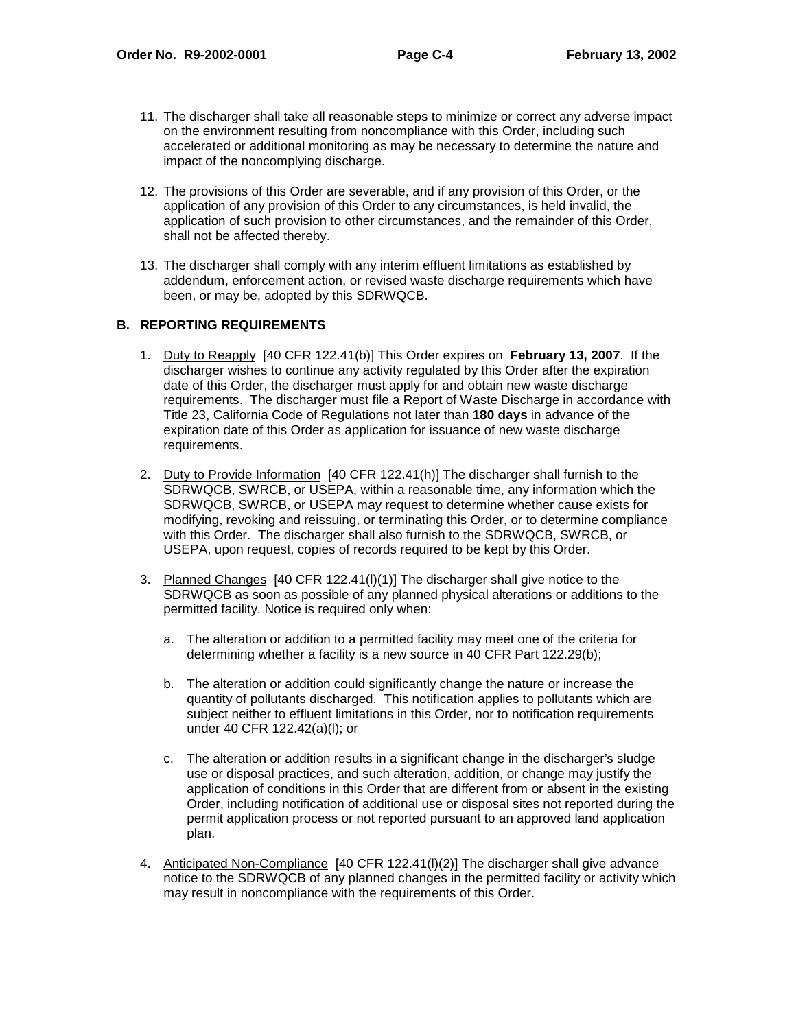11. The discharger shall take all reasonable steps to minimize or correct any adverse impact on the environment resulting from noncompliance with this Order, including such accelerated or additional monitoring as may be necessary to determine the nature and impact of the noncomplying discharge.

12. The provisions of this Order are severable, and if any provision of this Order, or the application of any provision of this Order to any circumstances, is held invalid, the application of such provision to other circumstances, and the remainder of this Order, shall not be affected thereby.

13. The discharger shall comply with any interim effluent limitations as established by addendum, enforcement action, or revised waste discharge requirements which have been, or may be, adopted by this SDRWQCB.

## B. REPORTING REQUIREMENTS

1. Duty to Reapply [40 CFR 122.41(b)] This Order expires on **February 13, 2007**. If the discharger wishes to continue any activity regulated by this Order after the expiration date of this Order, the discharger must apply for and obtain new waste discharge requirements. The discharger must file a Report of Waste Discharge in accordance with Title 23, California Code of Regulations not later than **180 days** in advance of the expiration date of this Order as application for issuance of new waste discharge requirements.

2. Duty to Provide Information [40 CFR 122.41(h)] The discharger shall furnish to the SDRWQCB, SWRCB, or USEPA, within a reasonable time, any information which the SDRWQCB, SWRCB, or USEPA may request to determine whether cause exists for modifying, revoking and reissuing, or terminating this Order, or to determine compliance with this Order. The discharger shall also furnish to the SDRWQCB, SWRCB, or USEPA, upon request, copies of records required to be kept by this Order.

3. Planned Changes [40 CFR 122.41(l)(1)] The discharger shall give notice to the SDRWQCB as soon as possible of any planned physical alterations or additions to the permitted facility. Notice is required only when:

   a. The alteration or addition to a permitted facility may meet one of the criteria for determining whether a facility is a new source in 40 CFR Part 122.29(b);

   b. The alteration or addition could significantly change the nature or increase the quantity of pollutants discharged. This notification applies to pollutants which are subject neither to effluent limitations in this Order, nor to notification requirements under 40 CFR 122.42(a)(l); or

   c. The alteration or addition results in a significant change in the discharger's sludge use or disposal practices, and such alteration, addition, or change may justify the application of conditions in this Order that are different from or absent in the existing Order, including notification of additional use or disposal sites not reported during the permit application process or not reported pursuant to an approved land application plan.

4. Anticipated Non-Compliance [40 CFR 122.41(l)(2)] The discharger shall give advance notice to the SDRWQCB of any planned changes in the permitted facility or activity which may result in noncompliance with the requirements of this Order.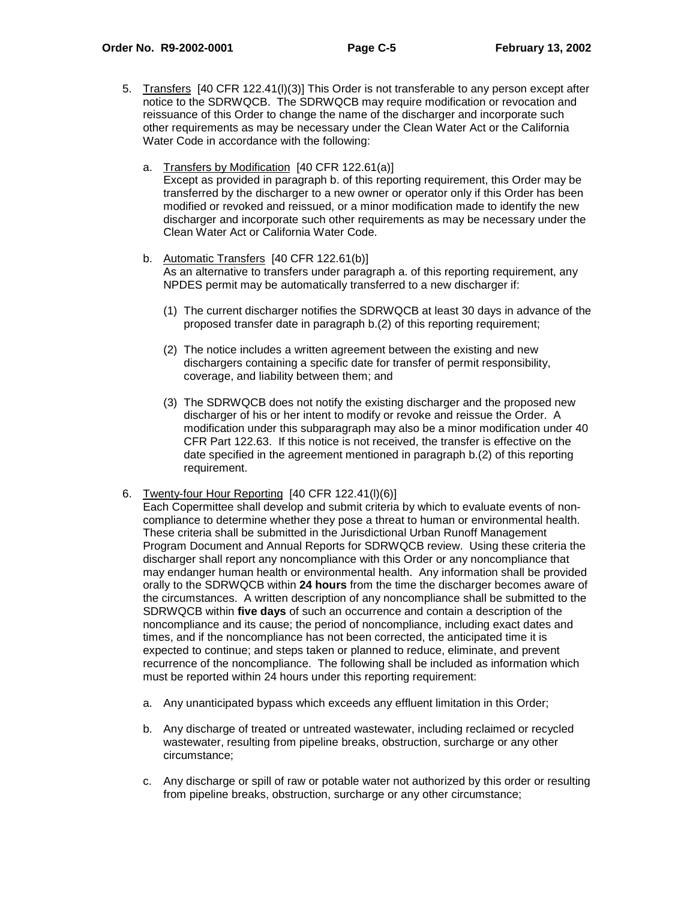5. Transfers [40 CFR 122.41(l)(3)] This Order is not transferable to any person except after notice to the SDRWQCB. The SDRWQCB may require modification or revocation and reissuance of this Order to change the name of the discharger and incorporate such other requirements as may be necessary under the Clean Water Act or the California Water Code in accordance with the following:

   a. Transfers by Modification [40 CFR 122.61(a)]
   Except as provided in paragraph b. of this reporting requirement, this Order may be transferred by the discharger to a new owner or operator only if this Order has been modified or revoked and reissued, or a minor modification made to identify the new discharger and incorporate such other requirements as may be necessary under the Clean Water Act or California Water Code.

   b. Automatic Transfers [40 CFR 122.61(b)]
   As an alternative to transfers under paragraph a. of this reporting requirement, any NPDES permit may be automatically transferred to a new discharger if:

      (1) The current discharger notifies the SDRWQCB at least 30 days in advance of the proposed transfer date in paragraph b.(2) of this reporting requirement;

      (2) The notice includes a written agreement between the existing and new dischargers containing a specific date for transfer of permit responsibility, coverage, and liability between them; and

      (3) The SDRWQCB does not notify the existing discharger and the proposed new discharger of his or her intent to modify or revoke and reissue the Order. A modification under this subparagraph may also be a minor modification under 40 CFR Part 122.63. If this notice is not received, the transfer is effective on the date specified in the agreement mentioned in paragraph b.(2) of this reporting requirement.

6. Twenty-four Hour Reporting [40 CFR 122.41(l)(6)]
Each Copermittee shall develop and submit criteria by which to evaluate events of non-compliance to determine whether they pose a threat to human or environmental health. These criteria shall be submitted in the Jurisdictional Urban Runoff Management Program Document and Annual Reports for SDRWQCB review. Using these criteria the discharger shall report any noncompliance with this Order or any noncompliance that may endanger human health or environmental health. Any information shall be provided orally to the SDRWQCB within **24 hours** from the time the discharger becomes aware of the circumstances. A written description of any noncompliance shall be submitted to the SDRWQCB within **five days** of such an occurrence and contain a description of the noncompliance and its cause; the period of noncompliance, including exact dates and times, and if the noncompliance has not been corrected, the anticipated time it is expected to continue; and steps taken or planned to reduce, eliminate, and prevent recurrence of the noncompliance. The following shall be included as information which must be reported within 24 hours under this reporting requirement:

   a. Any unanticipated bypass which exceeds any effluent limitation in this Order;

   b. Any discharge of treated or untreated wastewater, including reclaimed or recycled wastewater, resulting from pipeline breaks, obstruction, surcharge or any other circumstance;

   c. Any discharge or spill of raw or potable water not authorized by this order or resulting from pipeline breaks, obstruction, surcharge or any other circumstance;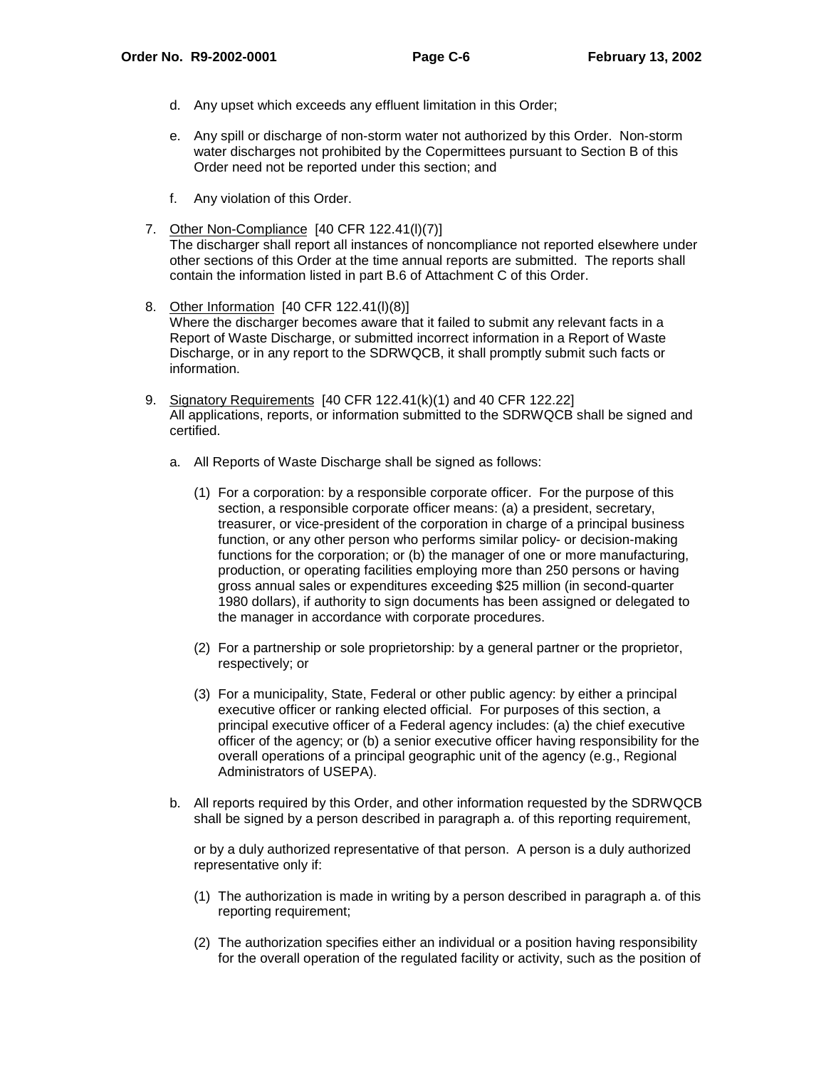d. Any upset which exceeds any effluent limitation in this Order;

e. Any spill or discharge of non-storm water not authorized by this Order. Non-storm water discharges not prohibited by the Copermittees pursuant to Section B of this Order need not be reported under this section; and

f. Any violation of this Order.

7. Other Non-Compliance [40 CFR 122.41(l)(7)]
The discharger shall report all instances of noncompliance not reported elsewhere under other sections of this Order at the time annual reports are submitted. The reports shall contain the information listed in part B.6 of Attachment C of this Order.

8. Other Information [40 CFR 122.41(l)(8)]
Where the discharger becomes aware that it failed to submit any relevant facts in a Report of Waste Discharge, or submitted incorrect information in a Report of Waste Discharge, or in any report to the SDRWQCB, it shall promptly submit such facts or information.

9. Signatory Requirements [40 CFR 122.41(k)(1) and 40 CFR 122.22]
All applications, reports, or information submitted to the SDRWQCB shall be signed and certified.

   a. All Reports of Waste Discharge shall be signed as follows:

      (1) For a corporation: by a responsible corporate officer. For the purpose of this section, a responsible corporate officer means: (a) a president, secretary, treasurer, or vice-president of the corporation in charge of a principal business function, or any other person who performs similar policy- or decision-making functions for the corporation; or (b) the manager of one or more manufacturing, production, or operating facilities employing more than 250 persons or having gross annual sales or expenditures exceeding $25 million (in second-quarter 1980 dollars), if authority to sign documents has been assigned or delegated to the manager in accordance with corporate procedures.

      (2) For a partnership or sole proprietorship: by a general partner or the proprietor, respectively; or

      (3) For a municipality, State, Federal or other public agency: by either a principal executive officer or ranking elected official. For purposes of this section, a principal executive officer of a Federal agency includes: (a) the chief executive officer of the agency; or (b) a senior executive officer having responsibility for the overall operations of a principal geographic unit of the agency (e.g., Regional Administrators of USEPA).

   b. All reports required by this Order, and other information requested by the SDRWQCB shall be signed by a person described in paragraph a. of this reporting requirement, or by a duly authorized representative of that person. A person is a duly authorized representative only if:

      (1) The authorization is made in writing by a person described in paragraph a. of this reporting requirement;

      (2) The authorization specifies either an individual or a position having responsibility for the overall operation of the regulated facility or activity, such as the position of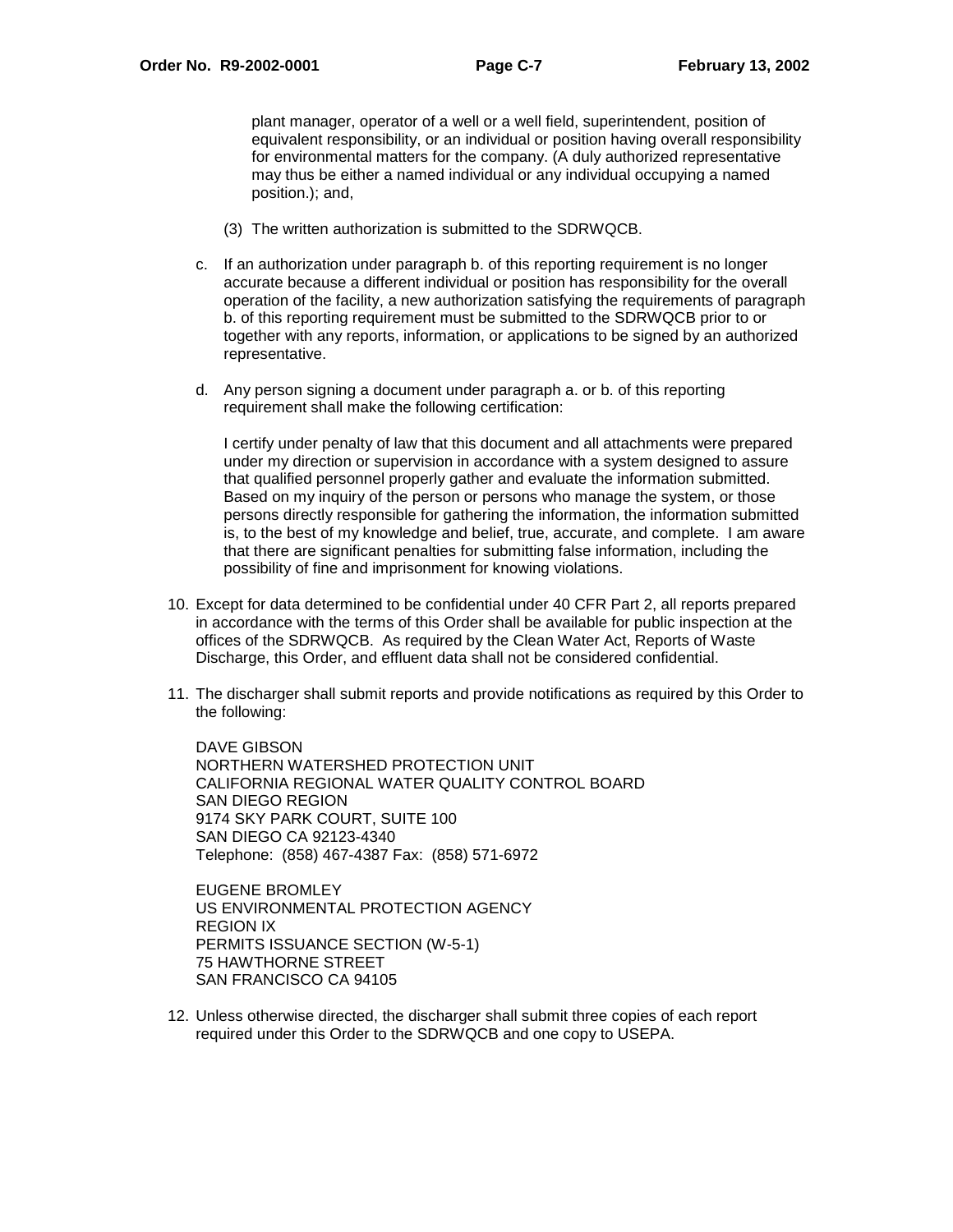plant manager, operator of a well or a well field, superintendent, position of equivalent responsibility, or an individual or position having overall responsibility for environmental matters for the company. (A duly authorized representative may thus be either a named individual or any individual occupying a named position.); and,

(3) The written authorization is submitted to the SDRWQCB.

c. If an authorization under paragraph b. of this reporting requirement is no longer accurate because a different individual or position has responsibility for the overall operation of the facility, a new authorization satisfying the requirements of paragraph b. of this reporting requirement must be submitted to the SDRWQCB prior to or together with any reports, information, or applications to be signed by an authorized representative.

d. Any person signing a document under paragraph a. or b. of this reporting requirement shall make the following certification:

I certify under penalty of law that this document and all attachments were prepared under my direction or supervision in accordance with a system designed to assure that qualified personnel properly gather and evaluate the information submitted. Based on my inquiry of the person or persons who manage the system, or those persons directly responsible for gathering the information, the information submitted is, to the best of my knowledge and belief, true, accurate, and complete. I am aware that there are significant penalties for submitting false information, including the possibility of fine and imprisonment for knowing violations.

10. Except for data determined to be confidential under 40 CFR Part 2, all reports prepared in accordance with the terms of this Order shall be available for public inspection at the offices of the SDRWQCB. As required by the Clean Water Act, Reports of Waste Discharge, this Order, and effluent data shall not be considered confidential.

11. The discharger shall submit reports and provide notifications as required by this Order to the following:

DAVE GIBSON
NORTHERN WATERSHED PROTECTION UNIT
CALIFORNIA REGIONAL WATER QUALITY CONTROL BOARD
SAN DIEGO REGION
9174 SKY PARK COURT, SUITE 100
SAN DIEGO CA 92123-4340
Telephone: (858) 467-4387 Fax: (858) 571-6972

EUGENE BROMLEY
US ENVIRONMENTAL PROTECTION AGENCY
REGION IX
PERMITS ISSUANCE SECTION (W-5-1)
75 HAWTHORNE STREET
SAN FRANCISCO CA 94105

12. Unless otherwise directed, the discharger shall submit three copies of each report required under this Order to the SDRWQCB and one copy to USEPA.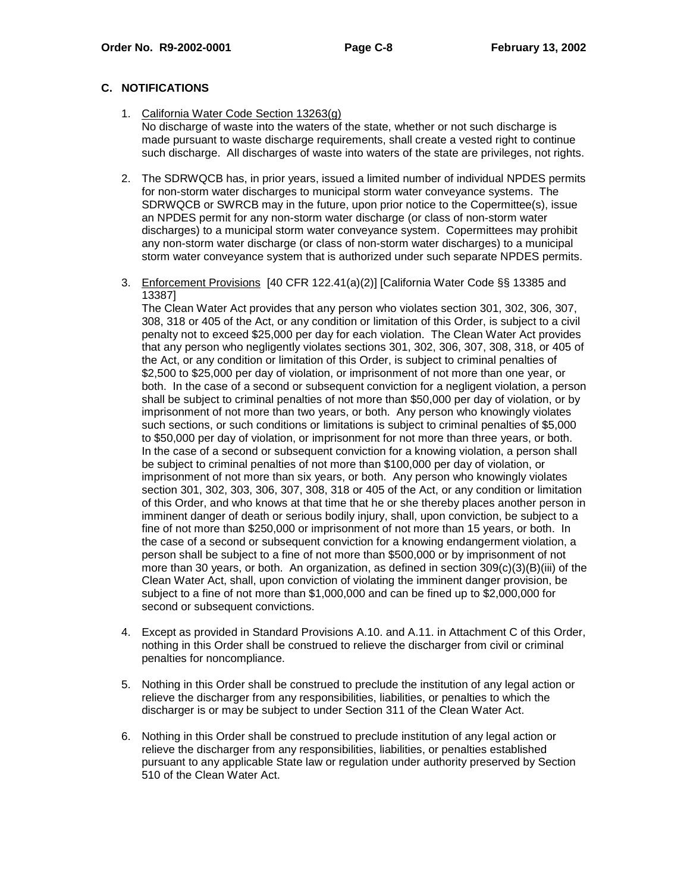## C. NOTIFICATIONS

1. California Water Code Section 13263(g)
   No discharge of waste into the waters of the state, whether or not such discharge is made pursuant to waste discharge requirements, shall create a vested right to continue such discharge. All discharges of waste into waters of the state are privileges, not rights.

2. The SDRWQCB has, in prior years, issued a limited number of individual NPDES permits for non-storm water discharges to municipal storm water conveyance systems. The SDRWQCB or SWRCB may in the future, upon prior notice to the Copermittee(s), issue an NPDES permit for any non-storm water discharge (or class of non-storm water discharges) to a municipal storm water conveyance system. Copermittees may prohibit any non-storm water discharge (or class of non-storm water discharges) to a municipal storm water conveyance system that is authorized under such separate NPDES permits.

3. Enforcement Provisions [40 CFR 122.41(a)(2)] [California Water Code §§ 13385 and 13387]
   The Clean Water Act provides that any person who violates section 301, 302, 306, 307, 308, 318 or 405 of the Act, or any condition or limitation of this Order, is subject to a civil penalty not to exceed $25,000 per day for each violation. The Clean Water Act provides that any person who negligently violates sections 301, 302, 306, 307, 308, 318, or 405 of the Act, or any condition or limitation of this Order, is subject to criminal penalties of $2,500 to $25,000 per day of violation, or imprisonment for not more than one year, or both. In the case of a second or subsequent conviction for a negligent violation, a person shall be subject to criminal penalties of not more than $50,000 per day of violation, or by imprisonment of not more than two years, or both. Any person who knowingly violates such sections, or such conditions or limitations is subject to criminal penalties of $5,000 to $50,000 per day of violation, or imprisonment for not more than three years, or both. In the case of a second or subsequent conviction for a knowing violation, a person shall be subject to criminal penalties of not more than $100,000 per day of violation, or imprisonment of not more than six years, or both. Any person who knowingly violates section 301, 302, 303, 306, 307, 308, 318 or 405 of the Act, or any condition or limitation of this Order, and who knows at that time that he or she thereby places another person in imminent danger of death or serious bodily injury, shall, upon conviction, be subject to a fine of not more than $250,000 or imprisonment of not more than 15 years, or both. In the case of a second or subsequent conviction for a knowing endangerment violation, a person shall be subject to a fine of not more than $500,000 or by imprisonment of not more than 30 years, or both. An organization, as defined in section 309(c)(3)(B)(iii) of the Clean Water Act, shall, upon conviction of violating the imminent danger provision, be subject to a fine of not more than $1,000,000 and can be fined up to $2,000,000 for second or subsequent convictions.

4. Except as provided in Standard Provisions A.10. and A.11. in Attachment C of this Order, nothing in this Order shall be construed to relieve the discharger from civil or criminal penalties for noncompliance.

5. Nothing in this Order shall be construed to preclude the institution of any legal action or relieve the discharger from any responsibilities, liabilities, or penalties to which the discharger is or may be subject to under Section 311 of the Clean Water Act.

6. Nothing in this Order shall be construed to preclude institution of any legal action or relieve the discharger from any responsibilities, liabilities, or penalties established pursuant to any applicable State law or regulation under authority preserved by Section 510 of the Clean Water Act.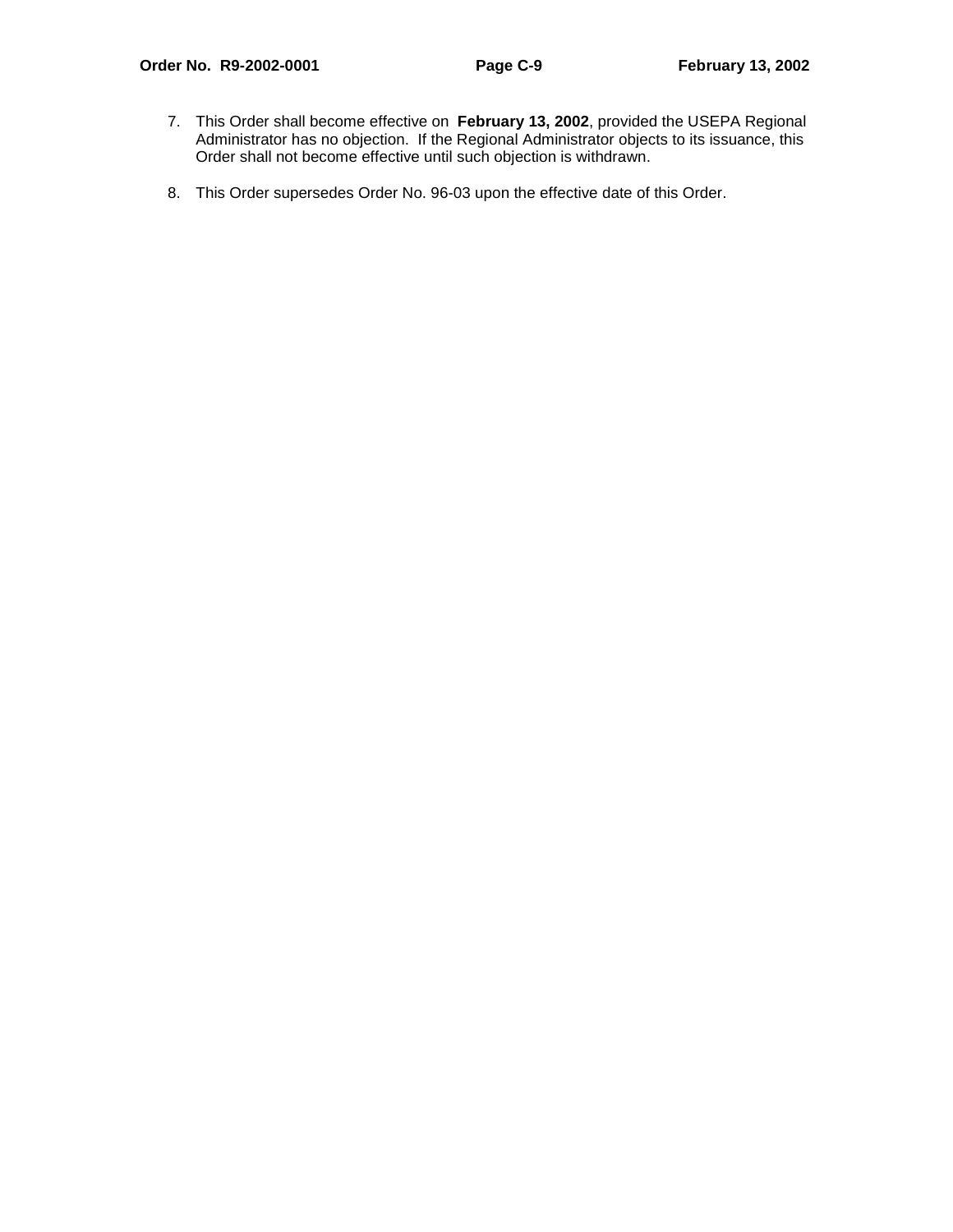7. This Order shall become effective on **February 13, 2002**, provided the USEPA Regional Administrator has no objection. If the Regional Administrator objects to its issuance, this Order shall not become effective until such objection is withdrawn.

8. This Order supersedes Order No. 96-03 upon the effective date of this Order.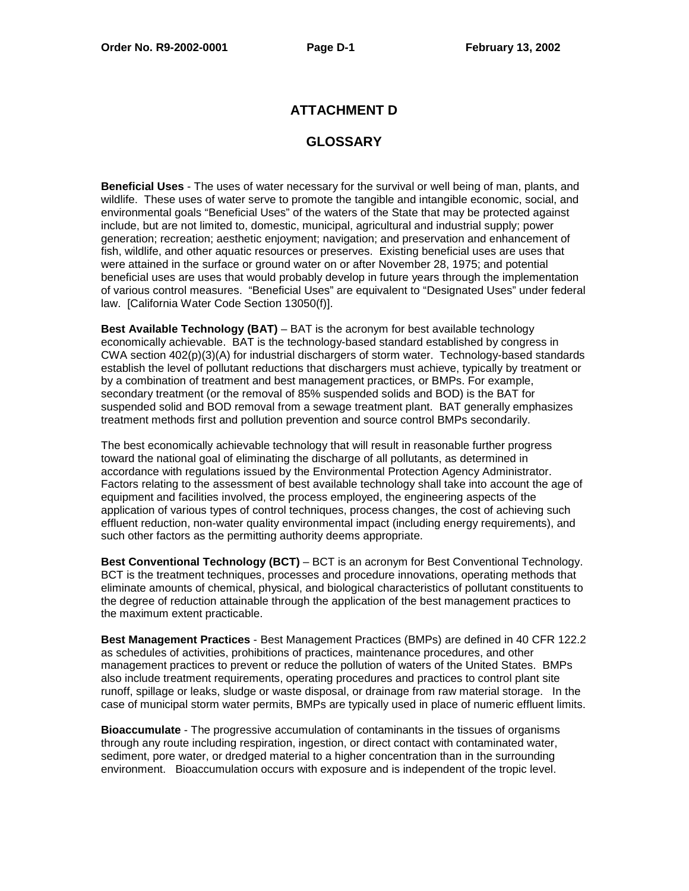# ATTACHMENT D

# GLOSSARY

**Beneficial Uses** - The uses of water necessary for the survival or well being of man, plants, and wildlife. These uses of water serve to promote the tangible and intangible economic, social, and environmental goals "Beneficial Uses" of the waters of the State that may be protected against include, but are not limited to, domestic, municipal, agricultural and industrial supply; power generation; recreation; aesthetic enjoyment; navigation; and preservation and enhancement of fish, wildlife, and other aquatic resources or preserves. Existing beneficial uses are uses that were attained in the surface or ground water on or after November 28, 1975; and potential beneficial uses are uses that would probably develop in future years through the implementation of various control measures. "Beneficial Uses" are equivalent to "Designated Uses" under federal law. [California Water Code Section 13050(f)].

**Best Available Technology (BAT)** – BAT is the acronym for best available technology economically achievable. BAT is the technology-based standard established by congress in CWA section 402(p)(3)(A) for industrial dischargers of storm water. Technology-based standards establish the level of pollutant reductions that dischargers must achieve, typically by treatment or by a combination of treatment and best management practices, or BMPs. For example, secondary treatment (or the removal of 85% suspended solids and BOD) is the BAT for suspended solid and BOD removal from a sewage treatment plant. BAT generally emphasizes treatment methods first and pollution prevention and source control BMPs secondarily.

The best economically achievable technology that will result in reasonable further progress toward the national goal of eliminating the discharge of all pollutants, as determined in accordance with regulations issued by the Environmental Protection Agency Administrator. Factors relating to the assessment of best available technology shall take into account the age of equipment and facilities involved, the process employed, the engineering aspects of the application of various types of control techniques, process changes, the cost of achieving such effluent reduction, non-water quality environmental impact (including energy requirements), and such other factors as the permitting authority deems appropriate.

**Best Conventional Technology (BCT)** – BCT is an acronym for Best Conventional Technology. BCT is the treatment techniques, processes and procedure innovations, operating methods that eliminate amounts of chemical, physical, and biological characteristics of pollutant constituents to the degree of reduction attainable through the application of the best management practices to the maximum extent practicable.

**Best Management Practices** - Best Management Practices (BMPs) are defined in 40 CFR 122.2 as schedules of activities, prohibitions of practices, maintenance procedures, and other management practices to prevent or reduce the pollution of waters of the United States. BMPs also include treatment requirements, operating procedures and practices to control plant site runoff, spillage or leaks, sludge or waste disposal, or drainage from raw material storage. In the case of municipal storm water permits, BMPs are typically used in place of numeric effluent limits.

**Bioaccumulate** - The progressive accumulation of contaminants in the tissues of organisms through any route including respiration, ingestion, or direct contact with contaminated water, sediment, pore water, or dredged material to a higher concentration than in the surrounding environment. Bioaccumulation occurs with exposure and is independent of the tropic level.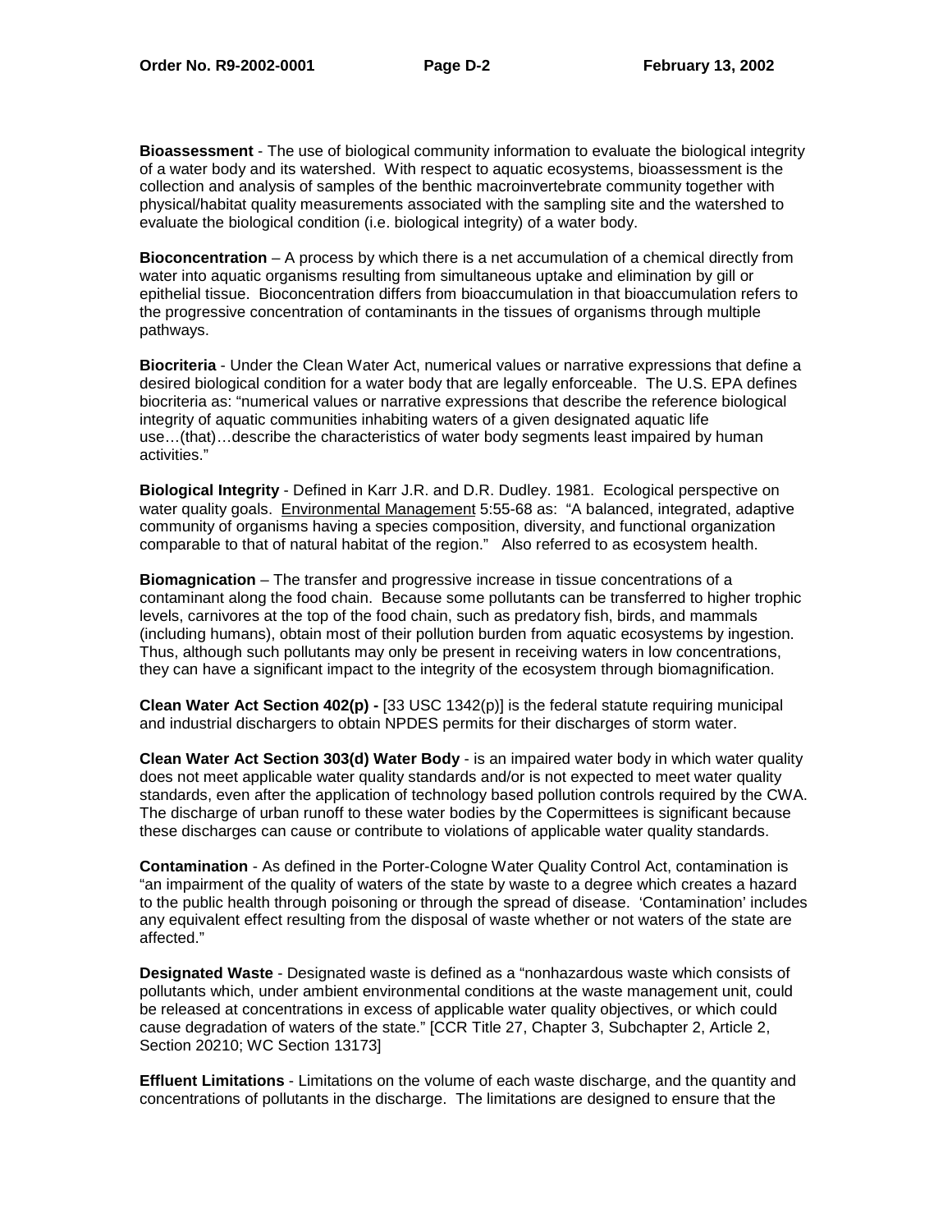**Bioassessment** - The use of biological community information to evaluate the biological integrity of a water body and its watershed. With respect to aquatic ecosystems, bioassessment is the collection and analysis of samples of the benthic macroinvertebrate community together with physical/habitat quality measurements associated with the sampling site and the watershed to evaluate the biological condition (i.e. biological integrity) of a water body.

**Bioconcentration** – A process by which there is a net accumulation of a chemical directly from water into aquatic organisms resulting from simultaneous uptake and elimination by gill or epithelial tissue. Bioconcentration differs from bioaccumulation in that bioaccumulation refers to the progressive concentration of contaminants in the tissues of organisms through multiple pathways.

**Biocriteria** - Under the Clean Water Act, numerical values or narrative expressions that define a desired biological condition for a water body that are legally enforceable. The U.S. EPA defines biocriteria as: "numerical values or narrative expressions that describe the reference biological integrity of aquatic communities inhabiting waters of a given designated aquatic life use…(that)…describe the characteristics of water body segments least impaired by human activities."

**Biological Integrity** - Defined in Karr J.R. and D.R. Dudley. 1981. Ecological perspective on water quality goals. Environmental Management 5:55-68 as: "A balanced, integrated, adaptive community of organisms having a species composition, diversity, and functional organization comparable to that of natural habitat of the region." Also referred to as ecosystem health.

**Biomagnication** – The transfer and progressive increase in tissue concentrations of a contaminant along the food chain. Because some pollutants can be transferred to higher trophic levels, carnivores at the top of the food chain, such as predatory fish, birds, and mammals (including humans), obtain most of their pollution burden from aquatic ecosystems by ingestion. Thus, although such pollutants may only be present in receiving waters in low concentrations, they can have a significant impact to the integrity of the ecosystem through biomagnification.

**Clean Water Act Section 402(p) -** [33 USC 1342(p)] is the federal statute requiring municipal and industrial dischargers to obtain NPDES permits for their discharges of storm water.

**Clean Water Act Section 303(d) Water Body** - is an impaired water body in which water quality does not meet applicable water quality standards and/or is not expected to meet water quality standards, even after the application of technology based pollution controls required by the CWA. The discharge of urban runoff to these water bodies by the Copermittees is significant because these discharges can cause or contribute to violations of applicable water quality standards.

**Contamination** - As defined in the Porter-Cologne Water Quality Control Act, contamination is "an impairment of the quality of waters of the state by waste to a degree which creates a hazard to the public health through poisoning or through the spread of disease. 'Contamination' includes any equivalent effect resulting from the disposal of waste whether or not waters of the state are affected."

**Designated Waste** - Designated waste is defined as a "nonhazardous waste which consists of pollutants which, under ambient environmental conditions at the waste management unit, could be released at concentrations in excess of applicable water quality objectives, or which could cause degradation of waters of the state." [CCR Title 27, Chapter 3, Subchapter 2, Article 2, Section 20210; WC Section 13173]

**Effluent Limitations** - Limitations on the volume of each waste discharge, and the quantity and concentrations of pollutants in the discharge. The limitations are designed to ensure that the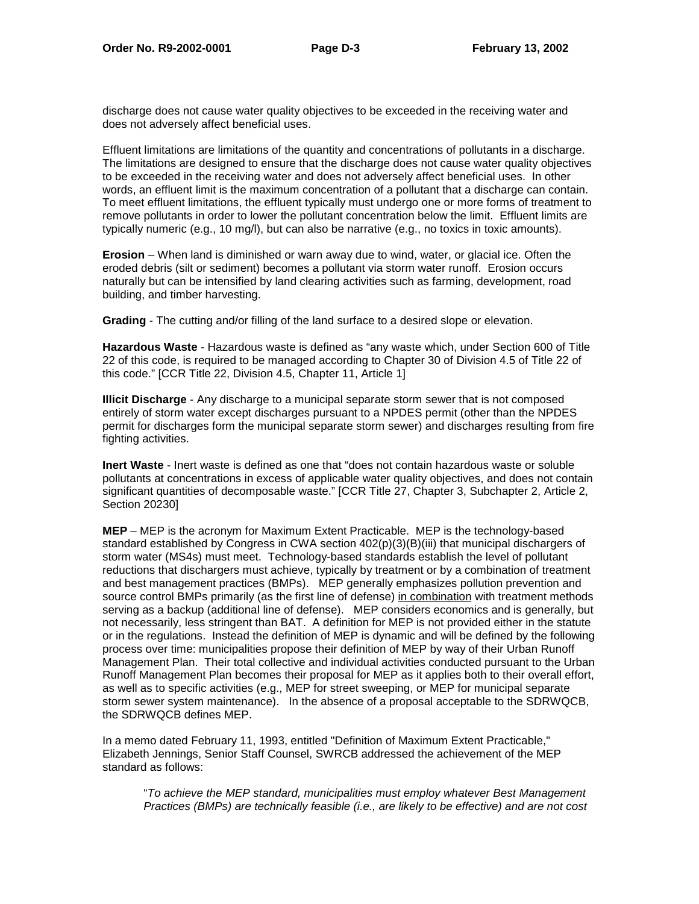discharge does not cause water quality objectives to be exceeded in the receiving water and does not adversely affect beneficial uses.

Effluent limitations are limitations of the quantity and concentrations of pollutants in a discharge. The limitations are designed to ensure that the discharge does not cause water quality objectives to be exceeded in the receiving water and does not adversely affect beneficial uses. In other words, an effluent limit is the maximum concentration of a pollutant that a discharge can contain. To meet effluent limitations, the effluent typically must undergo one or more forms of treatment to remove pollutants in order to lower the pollutant concentration below the limit. Effluent limits are typically numeric (e.g., 10 mg/l), but can also be narrative (e.g., no toxics in toxic amounts).

**Erosion** – When land is diminished or warn away due to wind, water, or glacial ice. Often the eroded debris (silt or sediment) becomes a pollutant via storm water runoff. Erosion occurs naturally but can be intensified by land clearing activities such as farming, development, road building, and timber harvesting.

**Grading** - The cutting and/or filling of the land surface to a desired slope or elevation.

**Hazardous Waste** - Hazardous waste is defined as "any waste which, under Section 600 of Title 22 of this code, is required to be managed according to Chapter 30 of Division 4.5 of Title 22 of this code." [CCR Title 22, Division 4.5, Chapter 11, Article 1]

**Illicit Discharge** - Any discharge to a municipal separate storm sewer that is not composed entirely of storm water except discharges pursuant to a NPDES permit (other than the NPDES permit for discharges form the municipal separate storm sewer) and discharges resulting from fire fighting activities.

**Inert Waste** - Inert waste is defined as one that "does not contain hazardous waste or soluble pollutants at concentrations in excess of applicable water quality objectives, and does not contain significant quantities of decomposable waste." [CCR Title 27, Chapter 3, Subchapter 2, Article 2, Section 20230]

**MEP** – MEP is the acronym for Maximum Extent Practicable. MEP is the technology-based standard established by Congress in CWA section 402(p)(3)(B)(iii) that municipal dischargers of storm water (MS4s) must meet. Technology-based standards establish the level of pollutant reductions that dischargers must achieve, typically by treatment or by a combination of treatment and best management practices (BMPs). MEP generally emphasizes pollution prevention and source control BMPs primarily (as the first line of defense) <u>in combination</u> with treatment methods serving as a backup (additional line of defense). MEP considers economics and is generally, but not necessarily, less stringent than BAT. A definition for MEP is not provided either in the statute or in the regulations. Instead the definition of MEP is dynamic and will be defined by the following process over time: municipalities propose their definition of MEP by way of their Urban Runoff Management Plan. Their total collective and individual activities conducted pursuant to the Urban Runoff Management Plan becomes their proposal for MEP as it applies both to their overall effort, as well as to specific activities (e.g., MEP for street sweeping, or MEP for municipal separate storm sewer system maintenance). In the absence of a proposal acceptable to the SDRWQCB, the SDRWQCB defines MEP.

In a memo dated February 11, 1993, entitled "Definition of Maximum Extent Practicable," Elizabeth Jennings, Senior Staff Counsel, SWRCB addressed the achievement of the MEP standard as follows:

> "*To achieve the MEP standard, municipalities must employ whatever Best Management Practices (BMPs) are technically feasible (i.e., are likely to be effective) and are not cost*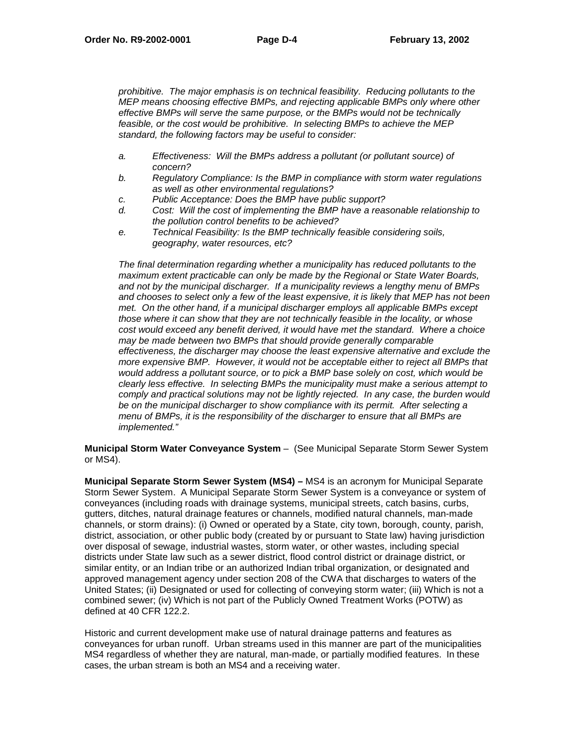*prohibitive. The major emphasis is on technical feasibility. Reducing pollutants to the MEP means choosing effective BMPs, and rejecting applicable BMPs only where other effective BMPs will serve the same purpose, or the BMPs would not be technically feasible, or the cost would be prohibitive. In selecting BMPs to achieve the MEP standard, the following factors may be useful to consider:*

*a. Effectiveness: Will the BMPs address a pollutant (or pollutant source) of concern?*

*b. Regulatory Compliance: Is the BMP in compliance with storm water regulations as well as other environmental regulations?*

*c. Public Acceptance: Does the BMP have public support?*

*d. Cost: Will the cost of implementing the BMP have a reasonable relationship to the pollution control benefits to be achieved?*

*e. Technical Feasibility: Is the BMP technically feasible considering soils, geography, water resources, etc?*

*The final determination regarding whether a municipality has reduced pollutants to the maximum extent practicable can only be made by the Regional or State Water Boards, and not by the municipal discharger. If a municipality reviews a lengthy menu of BMPs and chooses to select only a few of the least expensive, it is likely that MEP has not been met. On the other hand, if a municipal discharger employs all applicable BMPs except those where it can show that they are not technically feasible in the locality, or whose cost would exceed any benefit derived, it would have met the standard. Where a choice may be made between two BMPs that should provide generally comparable effectiveness, the discharger may choose the least expensive alternative and exclude the more expensive BMP. However, it would not be acceptable either to reject all BMPs that would address a pollutant source, or to pick a BMP base solely on cost, which would be clearly less effective. In selecting BMPs the municipality must make a serious attempt to comply and practical solutions may not be lightly rejected. In any case, the burden would be on the municipal discharger to show compliance with its permit. After selecting a menu of BMPs, it is the responsibility of the discharger to ensure that all BMPs are implemented."*

**Municipal Storm Water Conveyance System** – (See Municipal Separate Storm Sewer System or MS4).

**Municipal Separate Storm Sewer System (MS4) –** MS4 is an acronym for Municipal Separate Storm Sewer System. A Municipal Separate Storm Sewer System is a conveyance or system of conveyances (including roads with drainage systems, municipal streets, catch basins, curbs, gutters, ditches, natural drainage features or channels, modified natural channels, man-made channels, or storm drains): (i) Owned or operated by a State, city town, borough, county, parish, district, association, or other public body (created by or pursuant to State law) having jurisdiction over disposal of sewage, industrial wastes, storm water, or other wastes, including special districts under State law such as a sewer district, flood control district or drainage district, or similar entity, or an Indian tribe or an authorized Indian tribal organization, or designated and approved management agency under section 208 of the CWA that discharges to waters of the United States; (ii) Designated or used for collecting of conveying storm water; (iii) Which is not a combined sewer; (iv) Which is not part of the Publicly Owned Treatment Works (POTW) as defined at 40 CFR 122.2.

Historic and current development make use of natural drainage patterns and features as conveyances for urban runoff. Urban streams used in this manner are part of the municipalities MS4 regardless of whether they are natural, man-made, or partially modified features. In these cases, the urban stream is both an MS4 and a receiving water.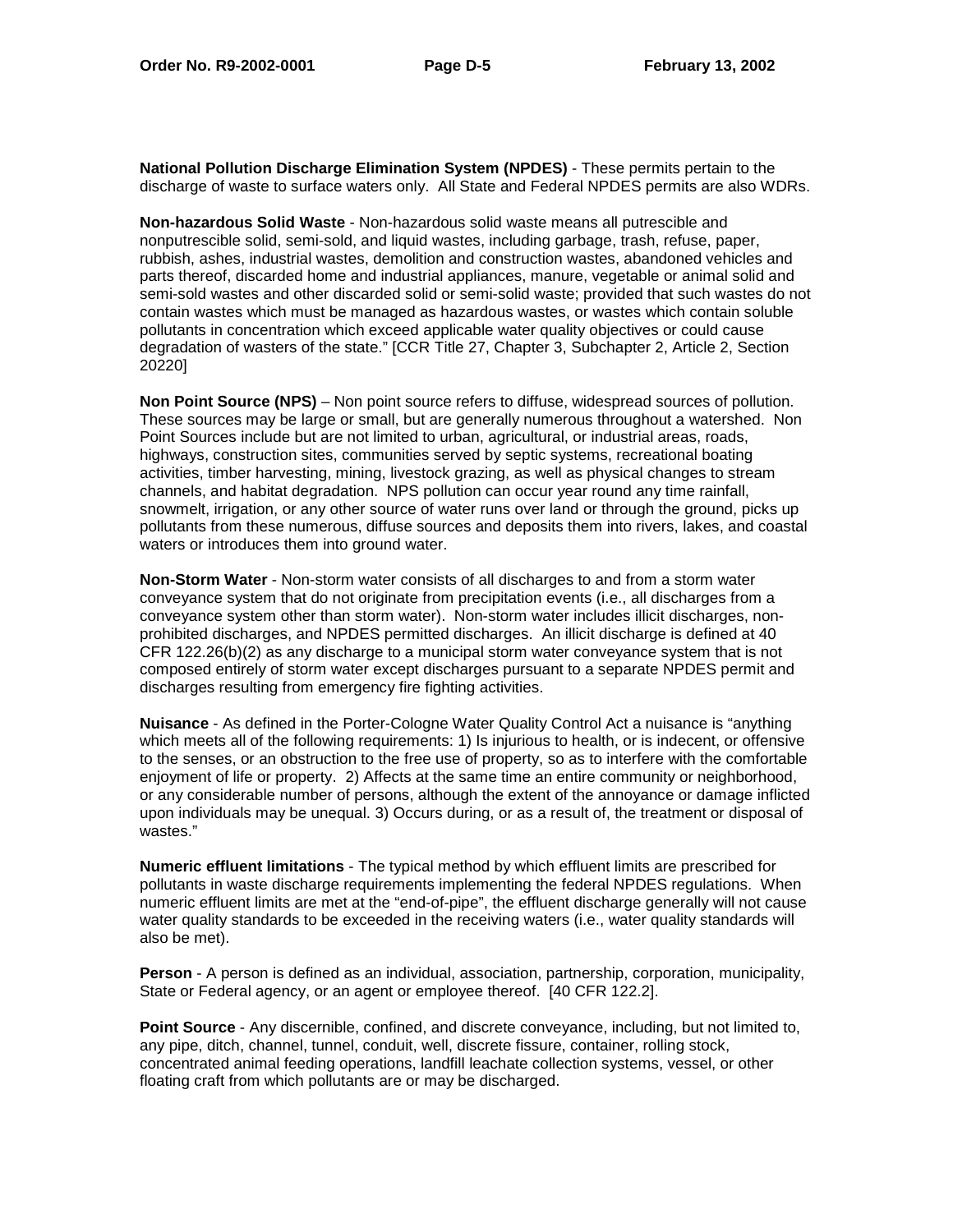**National Pollution Discharge Elimination System (NPDES)** - These permits pertain to the discharge of waste to surface waters only. All State and Federal NPDES permits are also WDRs.

**Non-hazardous Solid Waste** - Non-hazardous solid waste means all putrescible and nonputrescible solid, semi-sold, and liquid wastes, including garbage, trash, refuse, paper, rubbish, ashes, industrial wastes, demolition and construction wastes, abandoned vehicles and parts thereof, discarded home and industrial appliances, manure, vegetable or animal solid and semi-sold wastes and other discarded solid or semi-solid waste; provided that such wastes do not contain wastes which must be managed as hazardous wastes, or wastes which contain soluble pollutants in concentration which exceed applicable water quality objectives or could cause degradation of wasters of the state." [CCR Title 27, Chapter 3, Subchapter 2, Article 2, Section 20220]

**Non Point Source (NPS)** – Non point source refers to diffuse, widespread sources of pollution. These sources may be large or small, but are generally numerous throughout a watershed. Non Point Sources include but are not limited to urban, agricultural, or industrial areas, roads, highways, construction sites, communities served by septic systems, recreational boating activities, timber harvesting, mining, livestock grazing, as well as physical changes to stream channels, and habitat degradation. NPS pollution can occur year round any time rainfall, snowmelt, irrigation, or any other source of water runs over land or through the ground, picks up pollutants from these numerous, diffuse sources and deposits them into rivers, lakes, and coastal waters or introduces them into ground water.

**Non-Storm Water** - Non-storm water consists of all discharges to and from a storm water conveyance system that do not originate from precipitation events (i.e., all discharges from a conveyance system other than storm water). Non-storm water includes illicit discharges, non-prohibited discharges, and NPDES permitted discharges. An illicit discharge is defined at 40 CFR 122.26(b)(2) as any discharge to a municipal storm water conveyance system that is not composed entirely of storm water except discharges pursuant to a separate NPDES permit and discharges resulting from emergency fire fighting activities.

**Nuisance** - As defined in the Porter-Cologne Water Quality Control Act a nuisance is "anything which meets all of the following requirements: 1) Is injurious to health, or is indecent, or offensive to the senses, or an obstruction to the free use of property, so as to interfere with the comfortable enjoyment of life or property. 2) Affects at the same time an entire community or neighborhood, or any considerable number of persons, although the extent of the annoyance or damage inflicted upon individuals may be unequal. 3) Occurs during, or as a result of, the treatment or disposal of wastes."

**Numeric effluent limitations** - The typical method by which effluent limits are prescribed for pollutants in waste discharge requirements implementing the federal NPDES regulations. When numeric effluent limits are met at the "end-of-pipe", the effluent discharge generally will not cause water quality standards to be exceeded in the receiving waters (i.e., water quality standards will also be met).

**Person** - A person is defined as an individual, association, partnership, corporation, municipality, State or Federal agency, or an agent or employee thereof. [40 CFR 122.2].

**Point Source** - Any discernible, confined, and discrete conveyance, including, but not limited to, any pipe, ditch, channel, tunnel, conduit, well, discrete fissure, container, rolling stock, concentrated animal feeding operations, landfill leachate collection systems, vessel, or other floating craft from which pollutants are or may be discharged.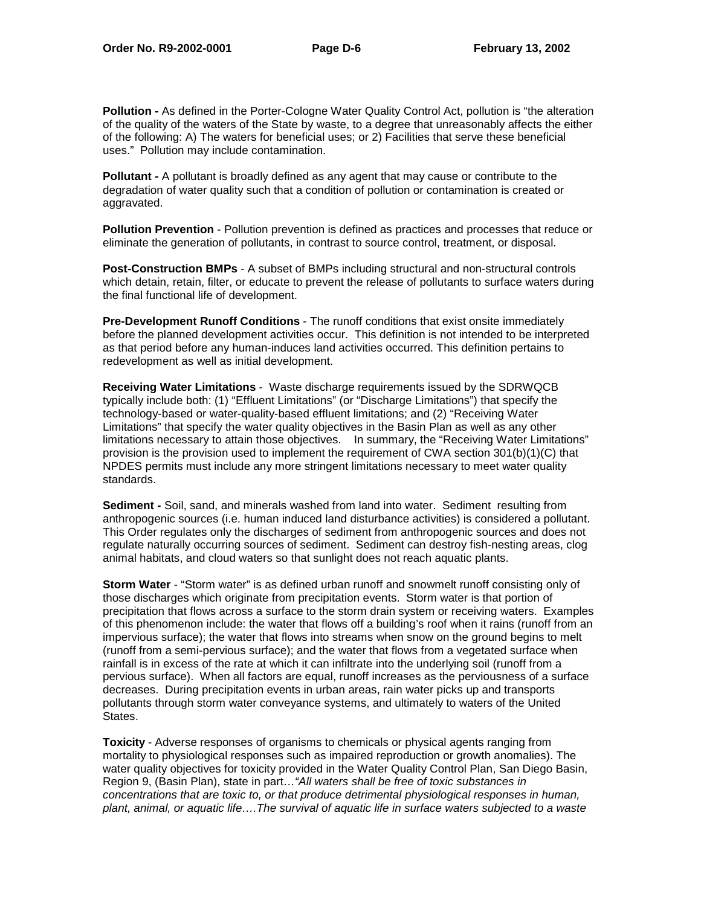**Pollution -** As defined in the Porter-Cologne Water Quality Control Act, pollution is "the alteration of the quality of the waters of the State by waste, to a degree that unreasonably affects the either of the following: A) The waters for beneficial uses; or 2) Facilities that serve these beneficial uses." Pollution may include contamination.

**Pollutant -** A pollutant is broadly defined as any agent that may cause or contribute to the degradation of water quality such that a condition of pollution or contamination is created or aggravated.

**Pollution Prevention** - Pollution prevention is defined as practices and processes that reduce or eliminate the generation of pollutants, in contrast to source control, treatment, or disposal.

**Post-Construction BMPs** - A subset of BMPs including structural and non-structural controls which detain, retain, filter, or educate to prevent the release of pollutants to surface waters during the final functional life of development.

**Pre-Development Runoff Conditions** - The runoff conditions that exist onsite immediately before the planned development activities occur. This definition is not intended to be interpreted as that period before any human-induces land activities occurred. This definition pertains to redevelopment as well as initial development.

**Receiving Water Limitations** - Waste discharge requirements issued by the SDRWQCB typically include both: (1) "Effluent Limitations" (or "Discharge Limitations") that specify the technology-based or water-quality-based effluent limitations; and (2) "Receiving Water Limitations" that specify the water quality objectives in the Basin Plan as well as any other limitations necessary to attain those objectives. In summary, the "Receiving Water Limitations" provision is the provision used to implement the requirement of CWA section 301(b)(1)(C) that NPDES permits must include any more stringent limitations necessary to meet water quality standards.

**Sediment -** Soil, sand, and minerals washed from land into water. Sediment resulting from anthropogenic sources (i.e. human induced land disturbance activities) is considered a pollutant. This Order regulates only the discharges of sediment from anthropogenic sources and does not regulate naturally occurring sources of sediment. Sediment can destroy fish-nesting areas, clog animal habitats, and cloud waters so that sunlight does not reach aquatic plants.

**Storm Water** - "Storm water" is as defined urban runoff and snowmelt runoff consisting only of those discharges which originate from precipitation events. Storm water is that portion of precipitation that flows across a surface to the storm drain system or receiving waters. Examples of this phenomenon include: the water that flows off a building's roof when it rains (runoff from an impervious surface); the water that flows into streams when snow on the ground begins to melt (runoff from a semi-pervious surface); and the water that flows from a vegetated surface when rainfall is in excess of the rate at which it can infiltrate into the underlying soil (runoff from a pervious surface). When all factors are equal, runoff increases as the perviousness of a surface decreases. During precipitation events in urban areas, rain water picks up and transports pollutants through storm water conveyance systems, and ultimately to waters of the United States.

**Toxicity** - Adverse responses of organisms to chemicals or physical agents ranging from mortality to physiological responses such as impaired reproduction or growth anomalies). The water quality objectives for toxicity provided in the Water Quality Control Plan, San Diego Basin, Region 9, (Basin Plan), state in part…*"All waters shall be free of toxic substances in concentrations that are toxic to, or that produce detrimental physiological responses in human, plant, animal, or aquatic life….The survival of aquatic life in surface waters subjected to a waste*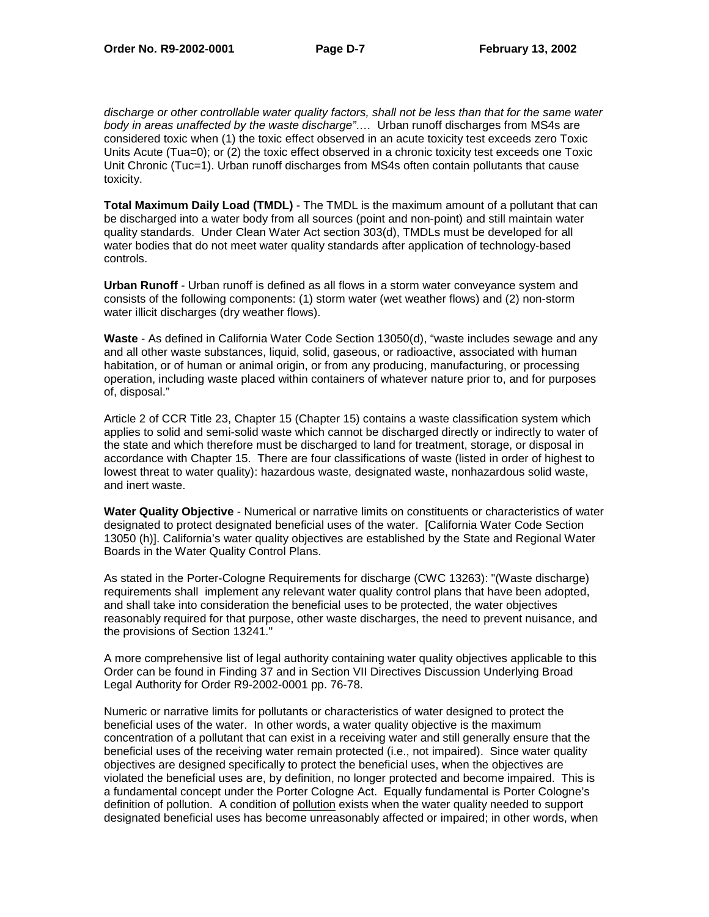*discharge or other controllable water quality factors, shall not be less than that for the same water body in areas unaffected by the waste discharge"….* Urban runoff discharges from MS4s are considered toxic when (1) the toxic effect observed in an acute toxicity test exceeds zero Toxic Units Acute (Tua=0); or (2) the toxic effect observed in a chronic toxicity test exceeds one Toxic Unit Chronic (Tuc=1). Urban runoff discharges from MS4s often contain pollutants that cause toxicity.

**Total Maximum Daily Load (TMDL)** - The TMDL is the maximum amount of a pollutant that can be discharged into a water body from all sources (point and non-point) and still maintain water quality standards. Under Clean Water Act section 303(d), TMDLs must be developed for all water bodies that do not meet water quality standards after application of technology-based controls.

**Urban Runoff** - Urban runoff is defined as all flows in a storm water conveyance system and consists of the following components: (1) storm water (wet weather flows) and (2) non-storm water illicit discharges (dry weather flows).

**Waste** - As defined in California Water Code Section 13050(d), "waste includes sewage and any and all other waste substances, liquid, solid, gaseous, or radioactive, associated with human habitation, or of human or animal origin, or from any producing, manufacturing, or processing operation, including waste placed within containers of whatever nature prior to, and for purposes of, disposal."

Article 2 of CCR Title 23, Chapter 15 (Chapter 15) contains a waste classification system which applies to solid and semi-solid waste which cannot be discharged directly or indirectly to water of the state and which therefore must be discharged to land for treatment, storage, or disposal in accordance with Chapter 15. There are four classifications of waste (listed in order of highest to lowest threat to water quality): hazardous waste, designated waste, nonhazardous solid waste, and inert waste.

**Water Quality Objective** - Numerical or narrative limits on constituents or characteristics of water designated to protect designated beneficial uses of the water. [California Water Code Section 13050 (h)]. California's water quality objectives are established by the State and Regional Water Boards in the Water Quality Control Plans.

As stated in the Porter-Cologne Requirements for discharge (CWC 13263): "(Waste discharge) requirements shall implement any relevant water quality control plans that have been adopted, and shall take into consideration the beneficial uses to be protected, the water objectives reasonably required for that purpose, other waste discharges, the need to prevent nuisance, and the provisions of Section 13241."

A more comprehensive list of legal authority containing water quality objectives applicable to this Order can be found in Finding 37 and in Section VII Directives Discussion Underlying Broad Legal Authority for Order R9-2002-0001 pp. 76-78.

Numeric or narrative limits for pollutants or characteristics of water designed to protect the beneficial uses of the water. In other words, a water quality objective is the maximum concentration of a pollutant that can exist in a receiving water and still generally ensure that the beneficial uses of the receiving water remain protected (i.e., not impaired). Since water quality objectives are designed specifically to protect the beneficial uses, when the objectives are violated the beneficial uses are, by definition, no longer protected and become impaired. This is a fundamental concept under the Porter Cologne Act. Equally fundamental is Porter Cologne's definition of pollution. A condition of pollution exists when the water quality needed to support designated beneficial uses has become unreasonably affected or impaired; in other words, when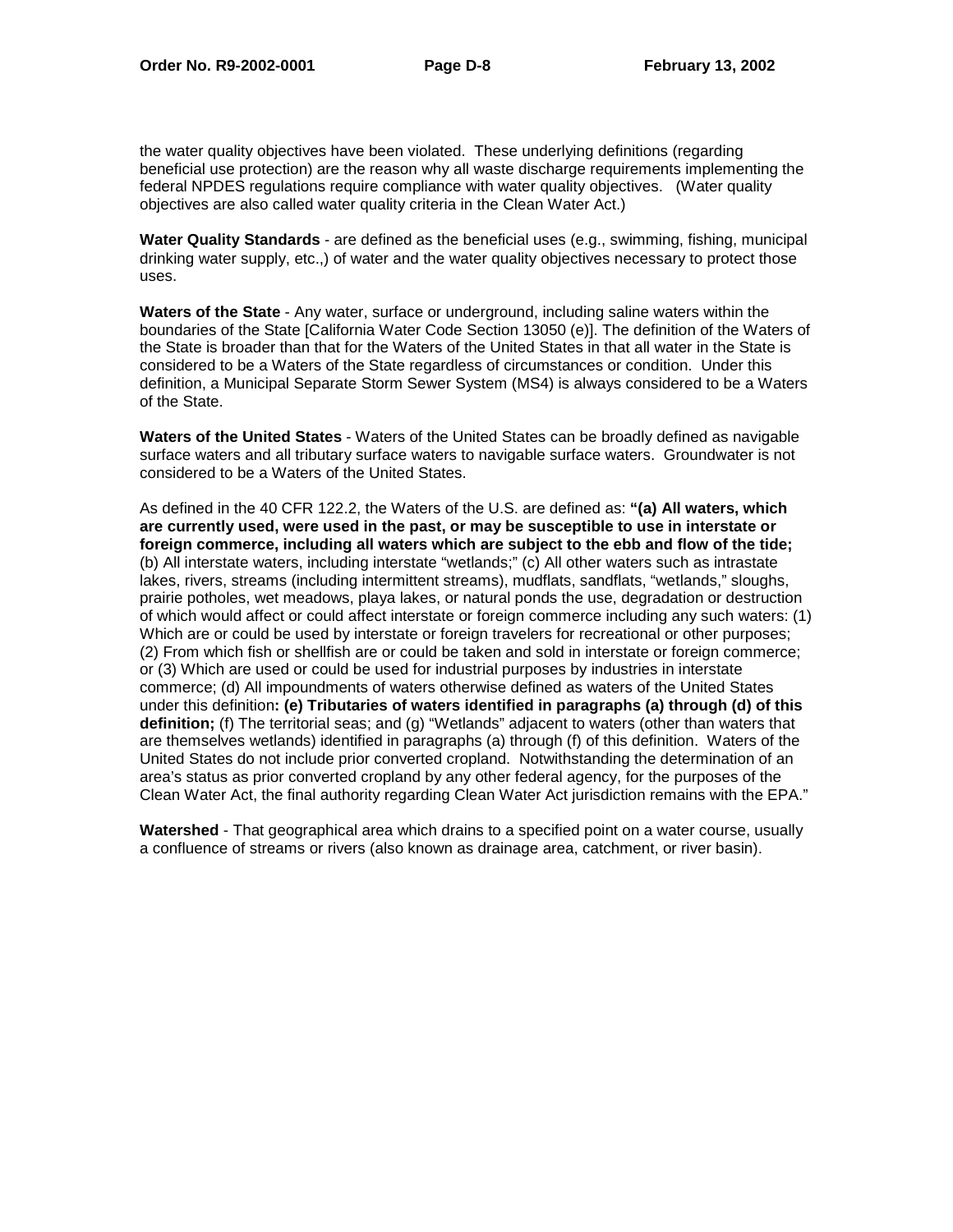the water quality objectives have been violated. These underlying definitions (regarding beneficial use protection) are the reason why all waste discharge requirements implementing the federal NPDES regulations require compliance with water quality objectives. (Water quality objectives are also called water quality criteria in the Clean Water Act.)

**Water Quality Standards** - are defined as the beneficial uses (e.g., swimming, fishing, municipal drinking water supply, etc.,) of water and the water quality objectives necessary to protect those uses.

**Waters of the State** - Any water, surface or underground, including saline waters within the boundaries of the State [California Water Code Section 13050 (e)]. The definition of the Waters of the State is broader than that for the Waters of the United States in that all water in the State is considered to be a Waters of the State regardless of circumstances or condition. Under this definition, a Municipal Separate Storm Sewer System (MS4) is always considered to be a Waters of the State.

**Waters of the United States** - Waters of the United States can be broadly defined as navigable surface waters and all tributary surface waters to navigable surface waters. Groundwater is not considered to be a Waters of the United States.

As defined in the 40 CFR 122.2, the Waters of the U.S. are defined as: **"(a) All waters, which are currently used, were used in the past, or may be susceptible to use in interstate or foreign commerce, including all waters which are subject to the ebb and flow of the tide;** (b) All interstate waters, including interstate "wetlands;" (c) All other waters such as intrastate lakes, rivers, streams (including intermittent streams), mudflats, sandflats, "wetlands," sloughs, prairie potholes, wet meadows, playa lakes, or natural ponds the use, degradation or destruction of which would affect or could affect interstate or foreign commerce including any such waters: (1) Which are or could be used by interstate or foreign travelers for recreational or other purposes; (2) From which fish or shellfish are or could be taken and sold in interstate or foreign commerce; or (3) Which are used or could be used for industrial purposes by industries in interstate commerce; (d) All impoundments of waters otherwise defined as waters of the United States under this definition**: (e) Tributaries of waters identified in paragraphs (a) through (d) of this definition;** (f) The territorial seas; and (g) "Wetlands" adjacent to waters (other than waters that are themselves wetlands) identified in paragraphs (a) through (f) of this definition. Waters of the United States do not include prior converted cropland. Notwithstanding the determination of an area's status as prior converted cropland by any other federal agency, for the purposes of the Clean Water Act, the final authority regarding Clean Water Act jurisdiction remains with the EPA."

**Watershed** - That geographical area which drains to a specified point on a water course, usually a confluence of streams or rivers (also known as drainage area, catchment, or river basin).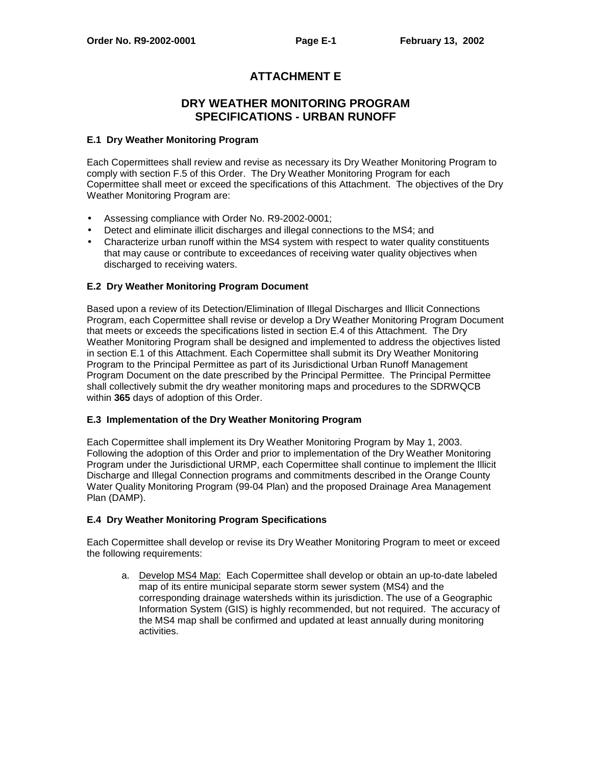# ATTACHMENT E

## DRY WEATHER MONITORING PROGRAM SPECIFICATIONS - URBAN RUNOFF

### E.1 Dry Weather Monitoring Program

Each Copermittees shall review and revise as necessary its Dry Weather Monitoring Program to comply with section F.5 of this Order. The Dry Weather Monitoring Program for each Copermittee shall meet or exceed the specifications of this Attachment. The objectives of the Dry Weather Monitoring Program are:

- Assessing compliance with Order No. R9-2002-0001;
- Detect and eliminate illicit discharges and illegal connections to the MS4; and
- Characterize urban runoff within the MS4 system with respect to water quality constituents that may cause or contribute to exceedances of receiving water quality objectives when discharged to receiving waters.

### E.2 Dry Weather Monitoring Program Document

Based upon a review of its Detection/Elimination of Illegal Discharges and Illicit Connections Program, each Copermittee shall revise or develop a Dry Weather Monitoring Program Document that meets or exceeds the specifications listed in section E.4 of this Attachment. The Dry Weather Monitoring Program shall be designed and implemented to address the objectives listed in section E.1 of this Attachment. Each Copermittee shall submit its Dry Weather Monitoring Program to the Principal Permittee as part of its Jurisdictional Urban Runoff Management Program Document on the date prescribed by the Principal Permittee. The Principal Permittee shall collectively submit the dry weather monitoring maps and procedures to the SDRWQCB within **365** days of adoption of this Order.

### E.3 Implementation of the Dry Weather Monitoring Program

Each Copermittee shall implement its Dry Weather Monitoring Program by May 1, 2003. Following the adoption of this Order and prior to implementation of the Dry Weather Monitoring Program under the Jurisdictional URMP, each Copermittee shall continue to implement the Illicit Discharge and Illegal Connection programs and commitments described in the Orange County Water Quality Monitoring Program (99-04 Plan) and the proposed Drainage Area Management Plan (DAMP).

### E.4 Dry Weather Monitoring Program Specifications

Each Copermittee shall develop or revise its Dry Weather Monitoring Program to meet or exceed the following requirements:

a. Develop MS4 Map: Each Copermittee shall develop or obtain an up-to-date labeled map of its entire municipal separate storm sewer system (MS4) and the corresponding drainage watersheds within its jurisdiction. The use of a Geographic Information System (GIS) is highly recommended, but not required. The accuracy of the MS4 map shall be confirmed and updated at least annually during monitoring activities.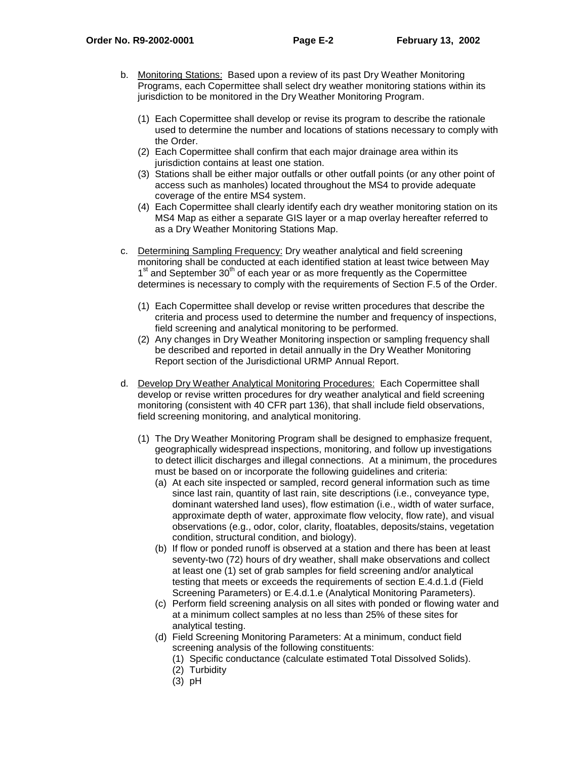b. Monitoring Stations: Based upon a review of its past Dry Weather Monitoring Programs, each Copermittee shall select dry weather monitoring stations within its jurisdiction to be monitored in the Dry Weather Monitoring Program.

   (1) Each Copermittee shall develop or revise its program to describe the rationale used to determine the number and locations of stations necessary to comply with the Order.
   (2) Each Copermittee shall confirm that each major drainage area within its jurisdiction contains at least one station.
   (3) Stations shall be either major outfalls or other outfall points (or any other point of access such as manholes) located throughout the MS4 to provide adequate coverage of the entire MS4 system.
   (4) Each Copermittee shall clearly identify each dry weather monitoring station on its MS4 Map as either a separate GIS layer or a map overlay hereafter referred to as a Dry Weather Monitoring Stations Map.

c. Determining Sampling Frequency: Dry weather analytical and field screening monitoring shall be conducted at each identified station at least twice between May 1st and September 30th of each year or as more frequently as the Copermittee determines is necessary to comply with the requirements of Section F.5 of the Order.

   (1) Each Copermittee shall develop or revise written procedures that describe the criteria and process used to determine the number and frequency of inspections, field screening and analytical monitoring to be performed.
   (2) Any changes in Dry Weather Monitoring inspection or sampling frequency shall be described and reported in detail annually in the Dry Weather Monitoring Report section of the Jurisdictional URMP Annual Report.

d. Develop Dry Weather Analytical Monitoring Procedures: Each Copermittee shall develop or revise written procedures for dry weather analytical and field screening monitoring (consistent with 40 CFR part 136), that shall include field observations, field screening monitoring, and analytical monitoring.

   (1) The Dry Weather Monitoring Program shall be designed to emphasize frequent, geographically widespread inspections, monitoring, and follow up investigations to detect illicit discharges and illegal connections. At a minimum, the procedures must be based on or incorporate the following guidelines and criteria:
      (a) At each site inspected or sampled, record general information such as time since last rain, quantity of last rain, site descriptions (i.e., conveyance type, dominant watershed land uses), flow estimation (i.e., width of water surface, approximate depth of water, approximate flow velocity, flow rate), and visual observations (e.g., odor, color, clarity, floatables, deposits/stains, vegetation condition, structural condition, and biology).
      (b) If flow or ponded runoff is observed at a station and there has been at least seventy-two (72) hours of dry weather, shall make observations and collect at least one (1) set of grab samples for field screening and/or analytical testing that meets or exceeds the requirements of section E.4.d.1.d (Field Screening Parameters) or E.4.d.1.e (Analytical Monitoring Parameters).
      (c) Perform field screening analysis on all sites with ponded or flowing water and at a minimum collect samples at no less than 25% of these sites for analytical testing.
      (d) Field Screening Monitoring Parameters: At a minimum, conduct field screening analysis of the following constituents:
         (1) Specific conductance (calculate estimated Total Dissolved Solids).
         (2) Turbidity
         (3) pH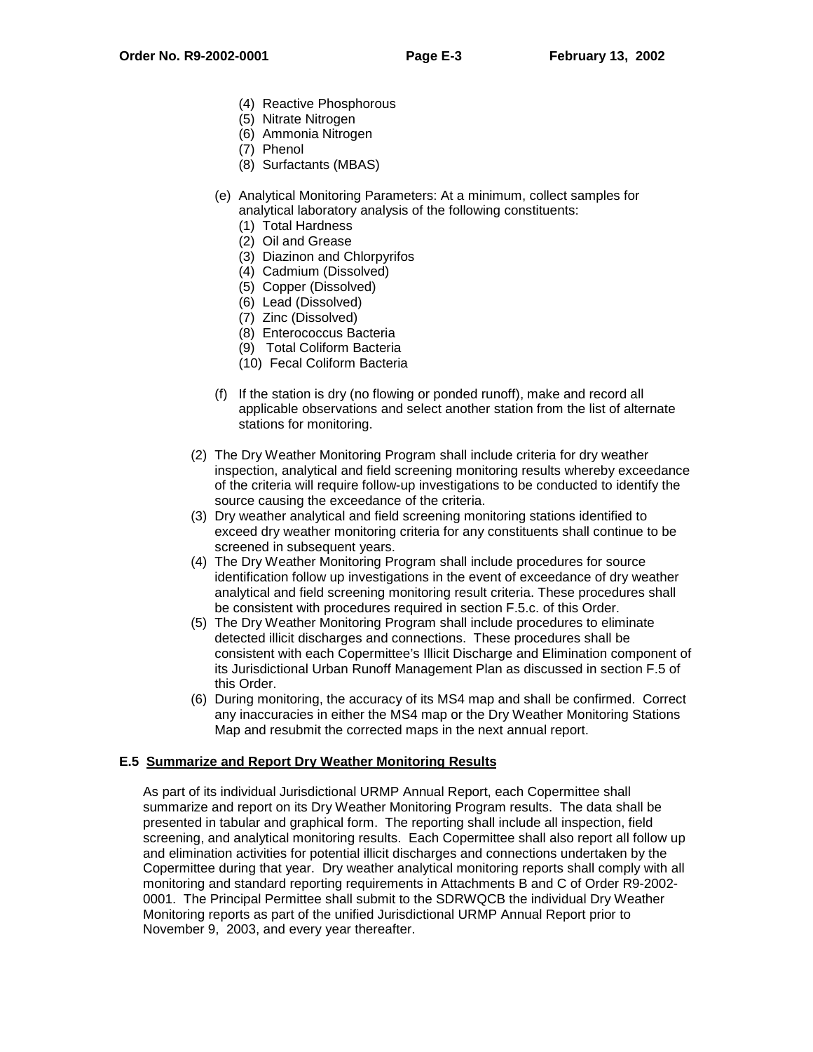(4) Reactive Phosphorous
(5) Nitrate Nitrogen
(6) Ammonia Nitrogen
(7) Phenol
(8) Surfactants (MBAS)

(e) Analytical Monitoring Parameters: At a minimum, collect samples for analytical laboratory analysis of the following constituents:
(1) Total Hardness
(2) Oil and Grease
(3) Diazinon and Chlorpyrifos
(4) Cadmium (Dissolved)
(5) Copper (Dissolved)
(6) Lead (Dissolved)
(7) Zinc (Dissolved)
(8) Enterococcus Bacteria
(9) Total Coliform Bacteria
(10) Fecal Coliform Bacteria

(f) If the station is dry (no flowing or ponded runoff), make and record all applicable observations and select another station from the list of alternate stations for monitoring.

(2) The Dry Weather Monitoring Program shall include criteria for dry weather inspection, analytical and field screening monitoring results whereby exceedance of the criteria will require follow-up investigations to be conducted to identify the source causing the exceedance of the criteria.
(3) Dry weather analytical and field screening monitoring stations identified to exceed dry weather monitoring criteria for any constituents shall continue to be screened in subsequent years.
(4) The Dry Weather Monitoring Program shall include procedures for source identification follow up investigations in the event of exceedance of dry weather analytical and field screening monitoring result criteria. These procedures shall be consistent with procedures required in section F.5.c. of this Order.
(5) The Dry Weather Monitoring Program shall include procedures to eliminate detected illicit discharges and connections. These procedures shall be consistent with each Copermittee's Illicit Discharge and Elimination component of its Jurisdictional Urban Runoff Management Plan as discussed in section F.5 of this Order.
(6) During monitoring, the accuracy of its MS4 map and shall be confirmed. Correct any inaccuracies in either the MS4 map or the Dry Weather Monitoring Stations Map and resubmit the corrected maps in the next annual report.

### E.5 Summarize and Report Dry Weather Monitoring Results

As part of its individual Jurisdictional URMP Annual Report, each Copermittee shall summarize and report on its Dry Weather Monitoring Program results. The data shall be presented in tabular and graphical form. The reporting shall include all inspection, field screening, and analytical monitoring results. Each Copermittee shall also report all follow up and elimination activities for potential illicit discharges and connections undertaken by the Copermittee during that year. Dry weather analytical monitoring reports shall comply with all monitoring and standard reporting requirements in Attachments B and C of Order R9-2002-0001. The Principal Permittee shall submit to the SDRWQCB the individual Dry Weather Monitoring reports as part of the unified Jurisdictional URMP Annual Report prior to November 9, 2003, and every year thereafter.